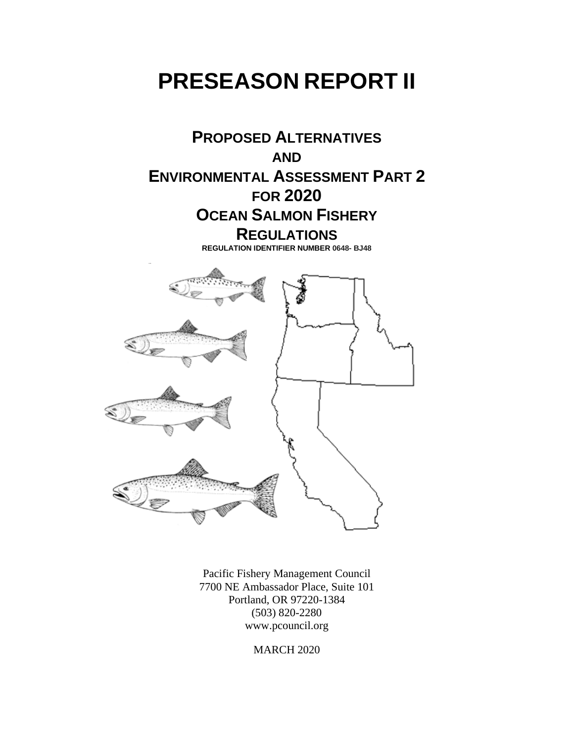# PRESEASON REPORT II

## PROPOSED ALTERNATIVES AND ENVIRONMENTAL ASSESSMENT PART 2 FOR 2020 OCEAN SALMON FISHERY REGULATIONS

**REGULATION IDENTIFIER NUMBER 0648- BJ48**

Pacific Fishery Management Council
7700 NE Ambassador Place, Suite 101
Portland, OR 97220-1384
(503) 820-2280
www.pcouncil.org

MARCH 2020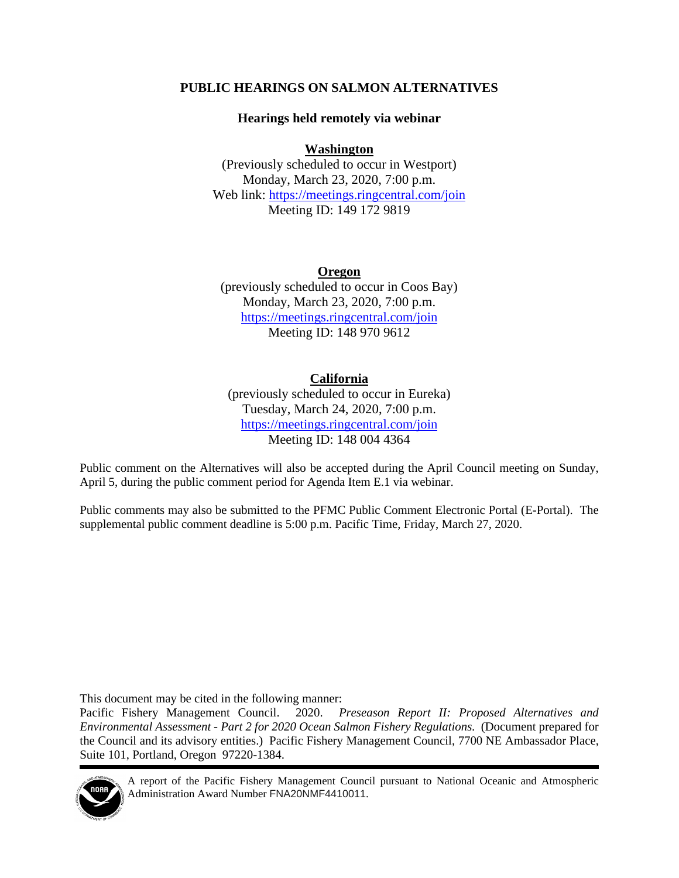**PUBLIC HEARINGS ON SALMON ALTERNATIVES**

**Hearings held remotely via webinar**

**Washington**
(Previously scheduled to occur in Westport)
Monday, March 23, 2020, 7:00 p.m.
Web link: https://meetings.ringcentral.com/join
Meeting ID: 149 172 9819

**Oregon**
(previously scheduled to occur in Coos Bay)
Monday, March 23, 2020, 7:00 p.m.
https://meetings.ringcentral.com/join
Meeting ID: 148 970 9612

**California**
(previously scheduled to occur in Eureka)
Tuesday, March 24, 2020, 7:00 p.m.
https://meetings.ringcentral.com/join
Meeting ID: 148 004 4364

Public comment on the Alternatives will also be accepted during the April Council meeting on Sunday, April 5, during the public comment period for Agenda Item E.1 via webinar.

Public comments may also be submitted to the PFMC Public Comment Electronic Portal (E-Portal). The supplemental public comment deadline is 5:00 p.m. Pacific Time, Friday, March 27, 2020.

This document may be cited in the following manner:
Pacific Fishery Management Council. 2020. *Preseason Report II: Proposed Alternatives and Environmental Assessment - Part 2 for 2020 Ocean Salmon Fishery Regulations.* (Document prepared for the Council and its advisory entities.) Pacific Fishery Management Council, 7700 NE Ambassador Place, Suite 101, Portland, Oregon 97220-1384.

A report of the Pacific Fishery Management Council pursuant to National Oceanic and Atmospheric Administration Award Number FNA20NMF4410011.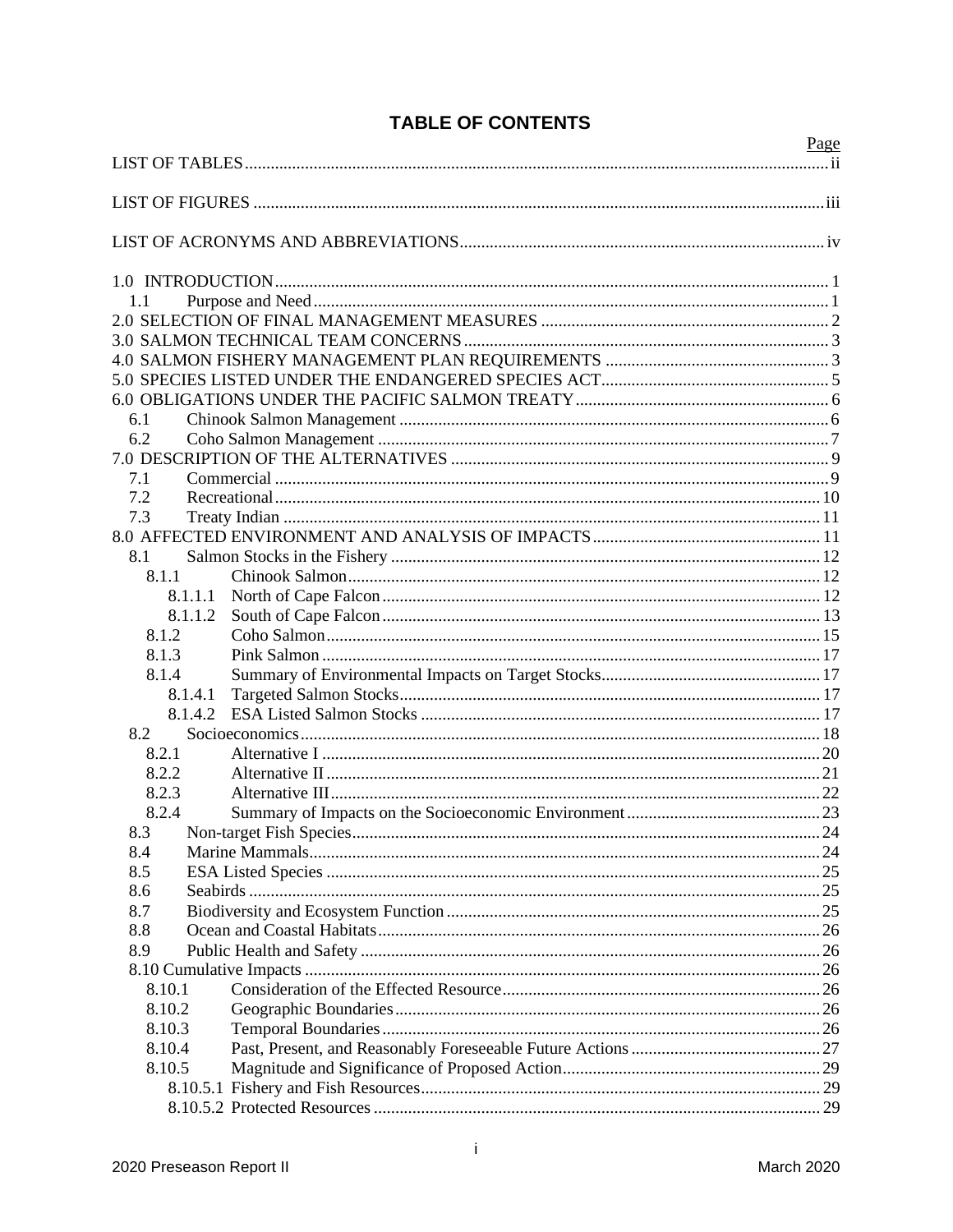# TABLE OF CONTENTS

| | Page |
|---|---|
| LIST OF TABLES | ii |
| LIST OF FIGURES | iii |
| LIST OF ACRONYMS AND ABBREVIATIONS | iv |
| 1.0 INTRODUCTION | 1 |
| 1.1 Purpose and Need | 1 |
| 2.0 SELECTION OF FINAL MANAGEMENT MEASURES | 2 |
| 3.0 SALMON TECHNICAL TEAM CONCERNS | 3 |
| 4.0 SALMON FISHERY MANAGEMENT PLAN REQUIREMENTS | 3 |
| 5.0 SPECIES LISTED UNDER THE ENDANGERED SPECIES ACT | 5 |
| 6.0 OBLIGATIONS UNDER THE PACIFIC SALMON TREATY | 6 |
| 6.1 Chinook Salmon Management | 6 |
| 6.2 Coho Salmon Management | 7 |
| 7.0 DESCRIPTION OF THE ALTERNATIVES | 9 |
| 7.1 Commercial | 9 |
| 7.2 Recreational | 10 |
| 7.3 Treaty Indian | 11 |
| 8.0 AFFECTED ENVIRONMENT AND ANALYSIS OF IMPACTS | 11 |
| 8.1 Salmon Stocks in the Fishery | 12 |
| 8.1.1 Chinook Salmon | 12 |
| 8.1.1.1 North of Cape Falcon | 12 |
| 8.1.1.2 South of Cape Falcon | 13 |
| 8.1.2 Coho Salmon | 15 |
| 8.1.3 Pink Salmon | 17 |
| 8.1.4 Summary of Environmental Impacts on Target Stocks | 17 |
| 8.1.4.1 Targeted Salmon Stocks | 17 |
| 8.1.4.2 ESA Listed Salmon Stocks | 17 |
| 8.2 Socioeconomics | 18 |
| 8.2.1 Alternative I | 20 |
| 8.2.2 Alternative II | 21 |
| 8.2.3 Alternative III | 22 |
| 8.2.4 Summary of Impacts on the Socioeconomic Environment | 23 |
| 8.3 Non-target Fish Species | 24 |
| 8.4 Marine Mammals | 24 |
| 8.5 ESA Listed Species | 25 |
| 8.6 Seabirds | 25 |
| 8.7 Biodiversity and Ecosystem Function | 25 |
| 8.8 Ocean and Coastal Habitats | 26 |
| 8.9 Public Health and Safety | 26 |
| 8.10 Cumulative Impacts | 26 |
| 8.10.1 Consideration of the Effected Resource | 26 |
| 8.10.2 Geographic Boundaries | 26 |
| 8.10.3 Temporal Boundaries | 26 |
| 8.10.4 Past, Present, and Reasonably Foreseeable Future Actions | 27 |
| 8.10.5 Magnitude and Significance of Proposed Action | 29 |
| 8.10.5.1 Fishery and Fish Resources | 29 |
| 8.10.5.2 Protected Resources | 29 |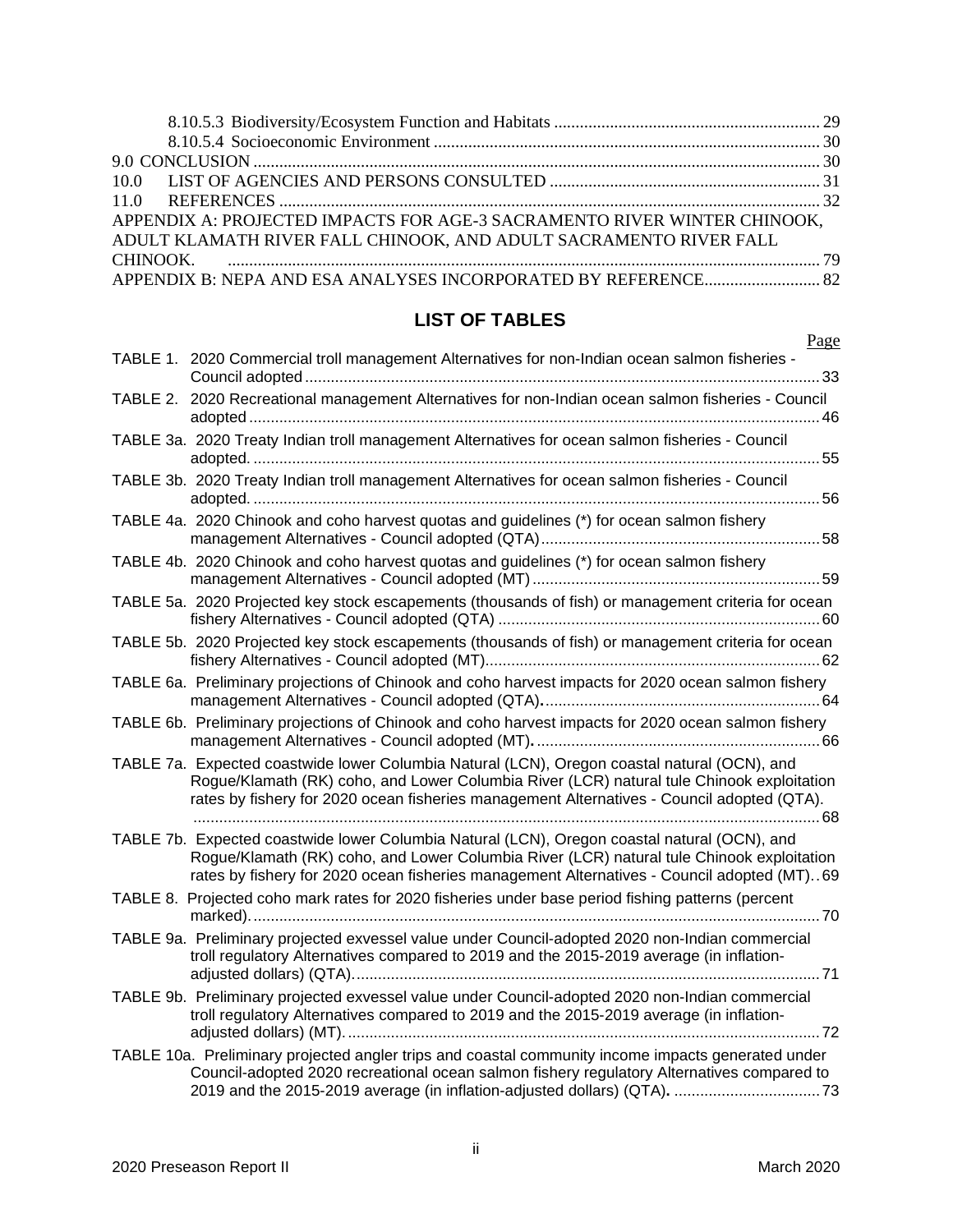8.10.5.3 Biodiversity/Ecosystem Function and Habitats ..... 29
8.10.5.4 Socioeconomic Environment ..... 30
9.0 CONCLUSION ..... 30
10.0 LIST OF AGENCIES AND PERSONS CONSULTED ..... 31
11.0 REFERENCES ..... 32
APPENDIX A: PROJECTED IMPACTS FOR AGE-3 SACRAMENTO RIVER WINTER CHINOOK, ADULT KLAMATH RIVER FALL CHINOOK, AND ADULT SACRAMENTO RIVER FALL CHINOOK. ..... 79
APPENDIX B: NEPA AND ESA ANALYSES INCORPORATED BY REFERENCE ..... 82

## LIST OF TABLES

Page

TABLE 1. 2020 Commercial troll management Alternatives for non-Indian ocean salmon fisheries - Council adopted ..... 33

TABLE 2. 2020 Recreational management Alternatives for non-Indian ocean salmon fisheries - Council adopted ..... 46

TABLE 3a. 2020 Treaty Indian troll management Alternatives for ocean salmon fisheries - Council adopted. ..... 55

TABLE 3b. 2020 Treaty Indian troll management Alternatives for ocean salmon fisheries - Council adopted. ..... 56

TABLE 4a. 2020 Chinook and coho harvest quotas and guidelines (*) for ocean salmon fishery management Alternatives - Council adopted (QTA) ..... 58

TABLE 4b. 2020 Chinook and coho harvest quotas and guidelines (*) for ocean salmon fishery management Alternatives - Council adopted (MT) ..... 59

TABLE 5a. 2020 Projected key stock escapements (thousands of fish) or management criteria for ocean fishery Alternatives - Council adopted (QTA) ..... 60

TABLE 5b. 2020 Projected key stock escapements (thousands of fish) or management criteria for ocean fishery Alternatives - Council adopted (MT) ..... 62

TABLE 6a. Preliminary projections of Chinook and coho harvest impacts for 2020 ocean salmon fishery management Alternatives - Council adopted (QTA). ..... 64

TABLE 6b. Preliminary projections of Chinook and coho harvest impacts for 2020 ocean salmon fishery management Alternatives - Council adopted (MT). ..... 66

TABLE 7a. Expected coastwide lower Columbia Natural (LCN), Oregon coastal natural (OCN), and Rogue/Klamath (RK) coho, and Lower Columbia River (LCR) natural tule Chinook exploitation rates by fishery for 2020 ocean fisheries management Alternatives - Council adopted (QTA). ..... 68

TABLE 7b. Expected coastwide lower Columbia Natural (LCN), Oregon coastal natural (OCN), and Rogue/Klamath (RK) coho, and Lower Columbia River (LCR) natural tule Chinook exploitation rates by fishery for 2020 ocean fisheries management Alternatives - Council adopted (MT) ..... 69

TABLE 8. Projected coho mark rates for 2020 fisheries under base period fishing patterns (percent marked). ..... 70

TABLE 9a. Preliminary projected exvessel value under Council-adopted 2020 non-Indian commercial troll regulatory Alternatives compared to 2019 and the 2015-2019 average (in inflation-adjusted dollars) (QTA). ..... 71

TABLE 9b. Preliminary projected exvessel value under Council-adopted 2020 non-Indian commercial troll regulatory Alternatives compared to 2019 and the 2015-2019 average (in inflation-adjusted dollars) (MT). ..... 72

TABLE 10a. Preliminary projected angler trips and coastal community income impacts generated under Council-adopted 2020 recreational ocean salmon fishery regulatory Alternatives compared to 2019 and the 2015-2019 average (in inflation-adjusted dollars) (QTA). ..... 73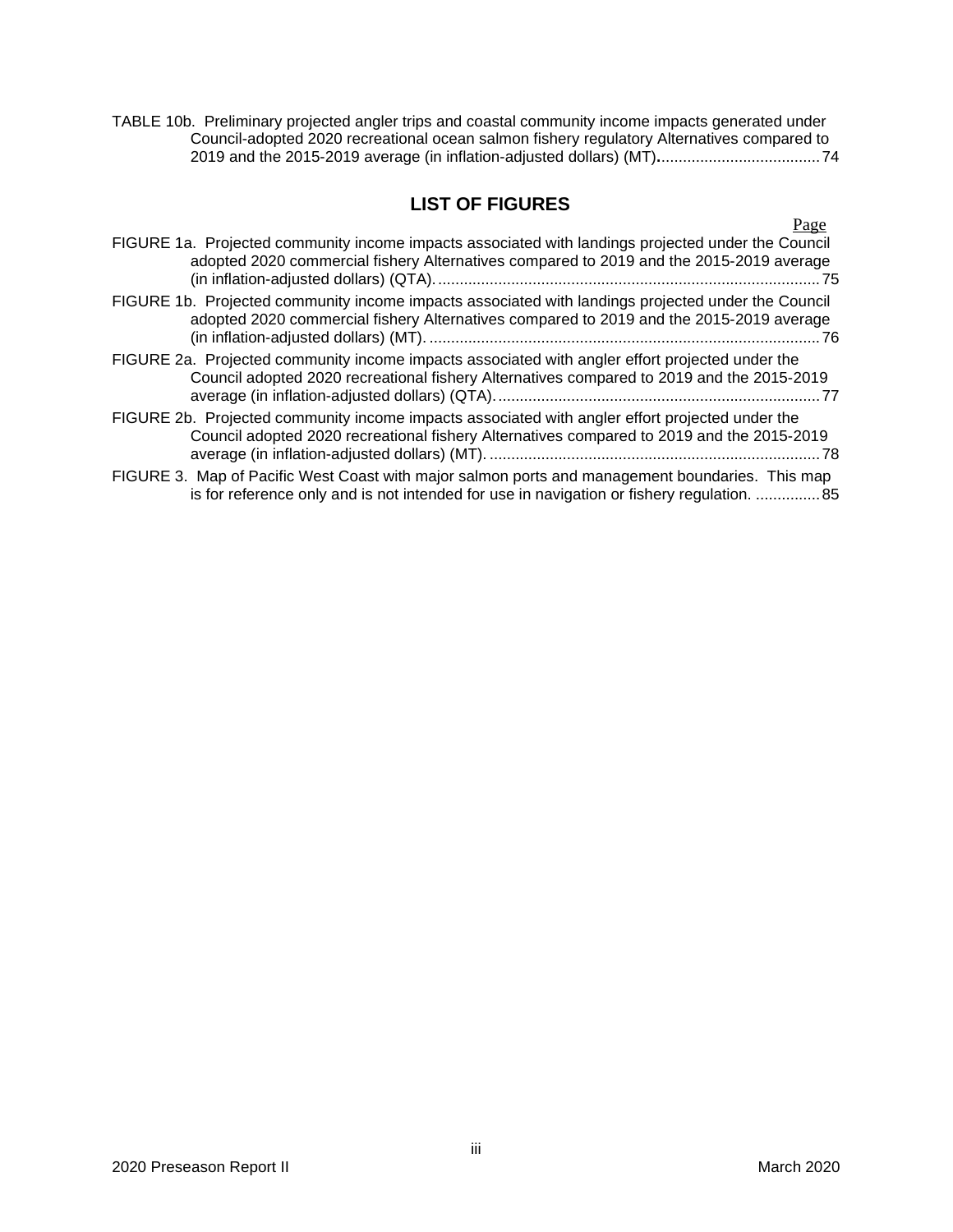TABLE 10b. Preliminary projected angler trips and coastal community income impacts generated under Council-adopted 2020 recreational ocean salmon fishery regulatory Alternatives compared to 2019 and the 2015-2019 average (in inflation-adjusted dollars) (MT)......................................74

## LIST OF FIGURES

Page

FIGURE 1a. Projected community income impacts associated with landings projected under the Council adopted 2020 commercial fishery Alternatives compared to 2019 and the 2015-2019 average (in inflation-adjusted dollars) (QTA)..........................................................................................75

FIGURE 1b. Projected community income impacts associated with landings projected under the Council adopted 2020 commercial fishery Alternatives compared to 2019 and the 2015-2019 average (in inflation-adjusted dollars) (MT)............................................................................................76

FIGURE 2a. Projected community income impacts associated with angler effort projected under the Council adopted 2020 recreational fishery Alternatives compared to 2019 and the 2015-2019 average (in inflation-adjusted dollars) (QTA)............................................................................77

FIGURE 2b. Projected community income impacts associated with angler effort projected under the Council adopted 2020 recreational fishery Alternatives compared to 2019 and the 2015-2019 average (in inflation-adjusted dollars) (MT)..............................................................................78

FIGURE 3. Map of Pacific West Coast with major salmon ports and management boundaries. This map is for reference only and is not intended for use in navigation or fishery regulation. ...............85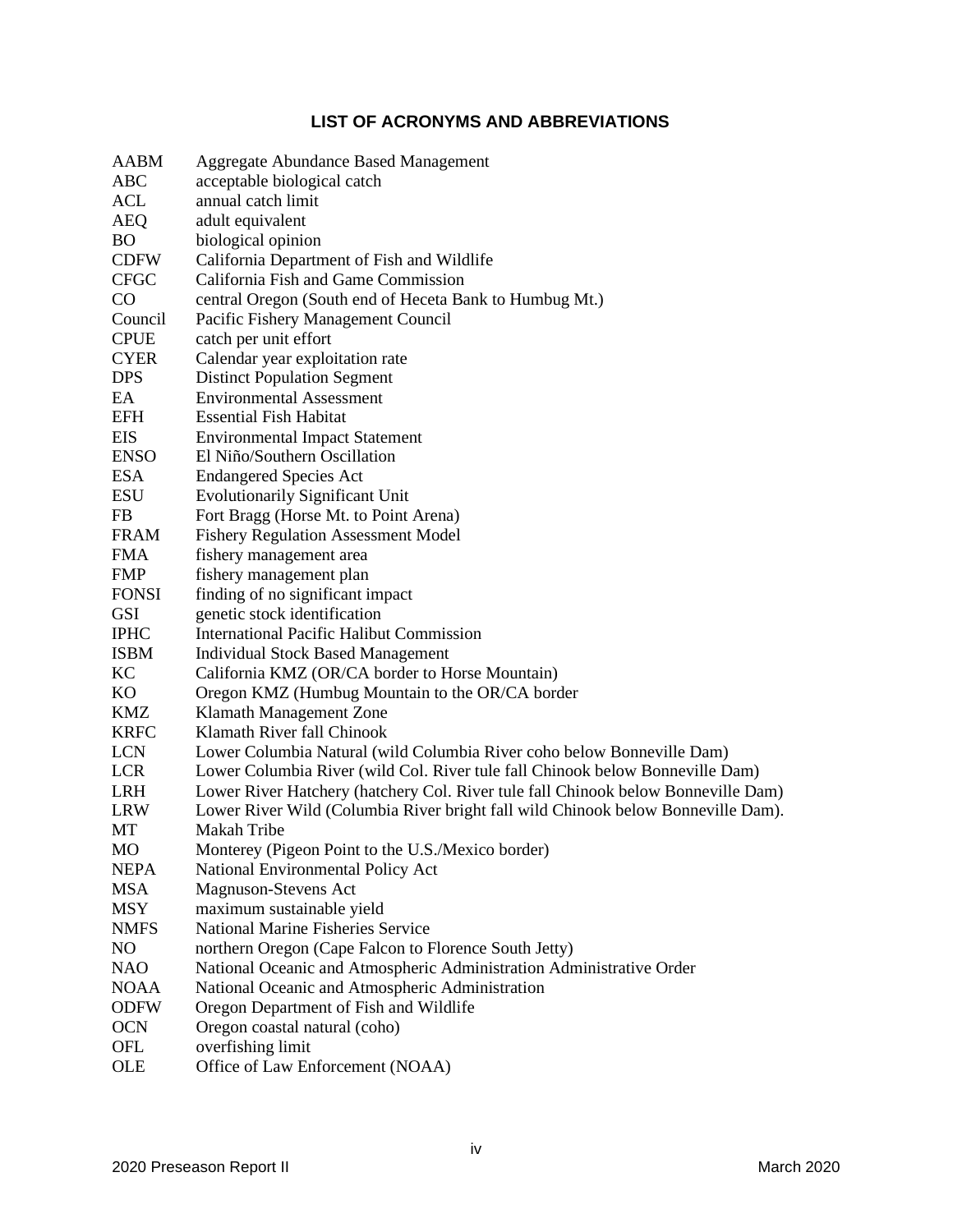## LIST OF ACRONYMS AND ABBREVIATIONS

| | |
|---|---|
| AABM | Aggregate Abundance Based Management |
| ABC | acceptable biological catch |
| ACL | annual catch limit |
| AEQ | adult equivalent |
| BO | biological opinion |
| CDFW | California Department of Fish and Wildlife |
| CFGC | California Fish and Game Commission |
| CO | central Oregon (South end of Heceta Bank to Humbug Mt.) |
| Council | Pacific Fishery Management Council |
| CPUE | catch per unit effort |
| CYER | Calendar year exploitation rate |
| DPS | Distinct Population Segment |
| EA | Environmental Assessment |
| EFH | Essential Fish Habitat |
| EIS | Environmental Impact Statement |
| ENSO | El Niño/Southern Oscillation |
| ESA | Endangered Species Act |
| ESU | Evolutionarily Significant Unit |
| FB | Fort Bragg (Horse Mt. to Point Arena) |
| FRAM | Fishery Regulation Assessment Model |
| FMA | fishery management area |
| FMP | fishery management plan |
| FONSI | finding of no significant impact |
| GSI | genetic stock identification |
| IPHC | International Pacific Halibut Commission |
| ISBM | Individual Stock Based Management |
| KC | California KMZ (OR/CA border to Horse Mountain) |
| KO | Oregon KMZ (Humbug Mountain to the OR/CA border |
| KMZ | Klamath Management Zone |
| KRFC | Klamath River fall Chinook |
| LCN | Lower Columbia Natural (wild Columbia River coho below Bonneville Dam) |
| LCR | Lower Columbia River (wild Col. River tule fall Chinook below Bonneville Dam) |
| LRH | Lower River Hatchery (hatchery Col. River tule fall Chinook below Bonneville Dam) |
| LRW | Lower River Wild (Columbia River bright fall wild Chinook below Bonneville Dam). |
| MT | Makah Tribe |
| MO | Monterey (Pigeon Point to the U.S./Mexico border) |
| NEPA | National Environmental Policy Act |
| MSA | Magnuson-Stevens Act |
| MSY | maximum sustainable yield |
| NMFS | National Marine Fisheries Service |
| NO | northern Oregon (Cape Falcon to Florence South Jetty) |
| NAO | National Oceanic and Atmospheric Administration Administrative Order |
| NOAA | National Oceanic and Atmospheric Administration |
| ODFW | Oregon Department of Fish and Wildlife |
| OCN | Oregon coastal natural (coho) |
| OFL | overfishing limit |
| OLE | Office of Law Enforcement (NOAA) |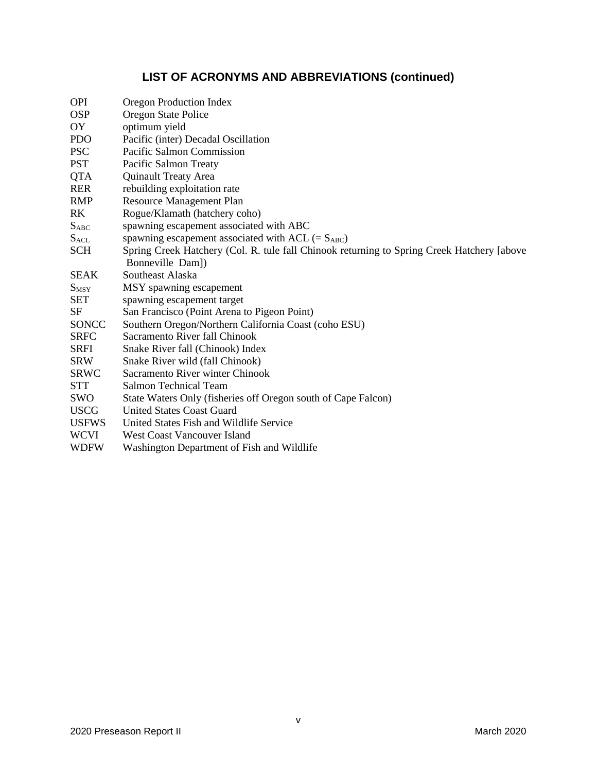## LIST OF ACRONYMS AND ABBREVIATIONS (continued)

| | |
|---|---|
| OPI | Oregon Production Index |
| OSP | Oregon State Police |
| OY | optimum yield |
| PDO | Pacific (inter) Decadal Oscillation |
| PSC | Pacific Salmon Commission |
| PST | Pacific Salmon Treaty |
| QTA | Quinault Treaty Area |
| RER | rebuilding exploitation rate |
| RMP | Resource Management Plan |
| RK | Rogue/Klamath (hatchery coho) |
| $S_{ABC}$ | spawning escapement associated with ABC |
| $S_{ACL}$ | spawning escapement associated with ACL (= $S_{ABC}$) |
| SCH | Spring Creek Hatchery (Col. R. tule fall Chinook returning to Spring Creek Hatchery [above Bonneville Dam]) |
| SEAK | Southeast Alaska |
| $S_{MSY}$ | MSY spawning escapement |
| SET | spawning escapement target |
| SF | San Francisco (Point Arena to Pigeon Point) |
| SONCC | Southern Oregon/Northern California Coast (coho ESU) |
| SRFC | Sacramento River fall Chinook |
| SRFI | Snake River fall (Chinook) Index |
| SRW | Snake River wild (fall Chinook) |
| SRWC | Sacramento River winter Chinook |
| STT | Salmon Technical Team |
| SWO | State Waters Only (fisheries off Oregon south of Cape Falcon) |
| USCG | United States Coast Guard |
| USFWS | United States Fish and Wildlife Service |
| WCVI | West Coast Vancouver Island |
| WDFW | Washington Department of Fish and Wildlife |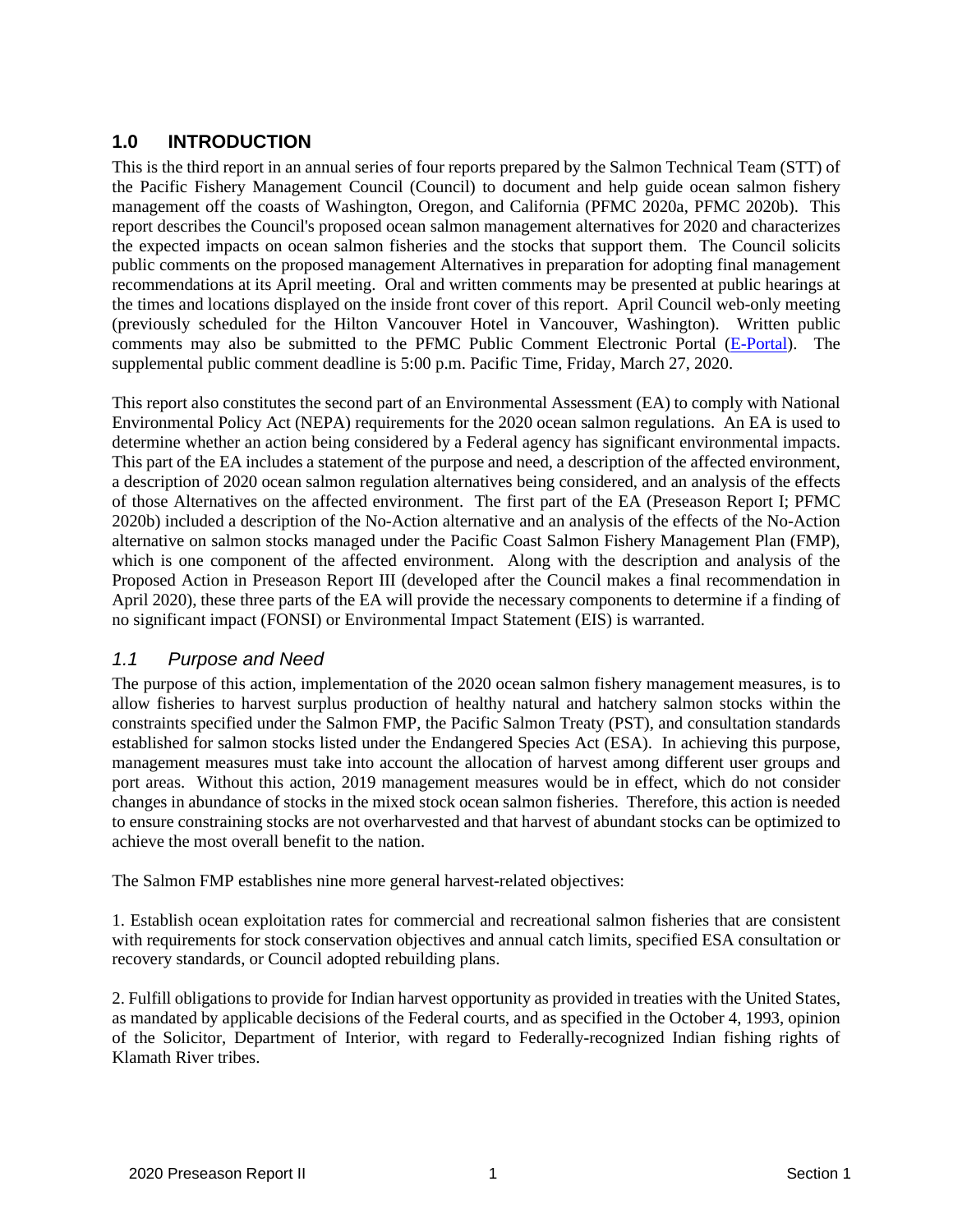## 1.0 INTRODUCTION

This is the third report in an annual series of four reports prepared by the Salmon Technical Team (STT) of the Pacific Fishery Management Council (Council) to document and help guide ocean salmon fishery management off the coasts of Washington, Oregon, and California (PFMC 2020a, PFMC 2020b). This report describes the Council's proposed ocean salmon management alternatives for 2020 and characterizes the expected impacts on ocean salmon fisheries and the stocks that support them. The Council solicits public comments on the proposed management Alternatives in preparation for adopting final management recommendations at its April meeting. Oral and written comments may be presented at public hearings at the times and locations displayed on the inside front cover of this report. April Council web-only meeting (previously scheduled for the Hilton Vancouver Hotel in Vancouver, Washington). Written public comments may also be submitted to the PFMC Public Comment Electronic Portal (E-Portal). The supplemental public comment deadline is 5:00 p.m. Pacific Time, Friday, March 27, 2020.

This report also constitutes the second part of an Environmental Assessment (EA) to comply with National Environmental Policy Act (NEPA) requirements for the 2020 ocean salmon regulations. An EA is used to determine whether an action being considered by a Federal agency has significant environmental impacts. This part of the EA includes a statement of the purpose and need, a description of the affected environment, a description of 2020 ocean salmon regulation alternatives being considered, and an analysis of the effects of those Alternatives on the affected environment. The first part of the EA (Preseason Report I; PFMC 2020b) included a description of the No-Action alternative and an analysis of the effects of the No-Action alternative on salmon stocks managed under the Pacific Coast Salmon Fishery Management Plan (FMP), which is one component of the affected environment. Along with the description and analysis of the Proposed Action in Preseason Report III (developed after the Council makes a final recommendation in April 2020), these three parts of the EA will provide the necessary components to determine if a finding of no significant impact (FONSI) or Environmental Impact Statement (EIS) is warranted.

### *1.1 Purpose and Need*

The purpose of this action, implementation of the 2020 ocean salmon fishery management measures, is to allow fisheries to harvest surplus production of healthy natural and hatchery salmon stocks within the constraints specified under the Salmon FMP, the Pacific Salmon Treaty (PST), and consultation standards established for salmon stocks listed under the Endangered Species Act (ESA). In achieving this purpose, management measures must take into account the allocation of harvest among different user groups and port areas. Without this action, 2019 management measures would be in effect, which do not consider changes in abundance of stocks in the mixed stock ocean salmon fisheries. Therefore, this action is needed to ensure constraining stocks are not overharvested and that harvest of abundant stocks can be optimized to achieve the most overall benefit to the nation.

The Salmon FMP establishes nine more general harvest-related objectives:

1. Establish ocean exploitation rates for commercial and recreational salmon fisheries that are consistent with requirements for stock conservation objectives and annual catch limits, specified ESA consultation or recovery standards, or Council adopted rebuilding plans.

2. Fulfill obligations to provide for Indian harvest opportunity as provided in treaties with the United States, as mandated by applicable decisions of the Federal courts, and as specified in the October 4, 1993, opinion of the Solicitor, Department of Interior, with regard to Federally-recognized Indian fishing rights of Klamath River tribes.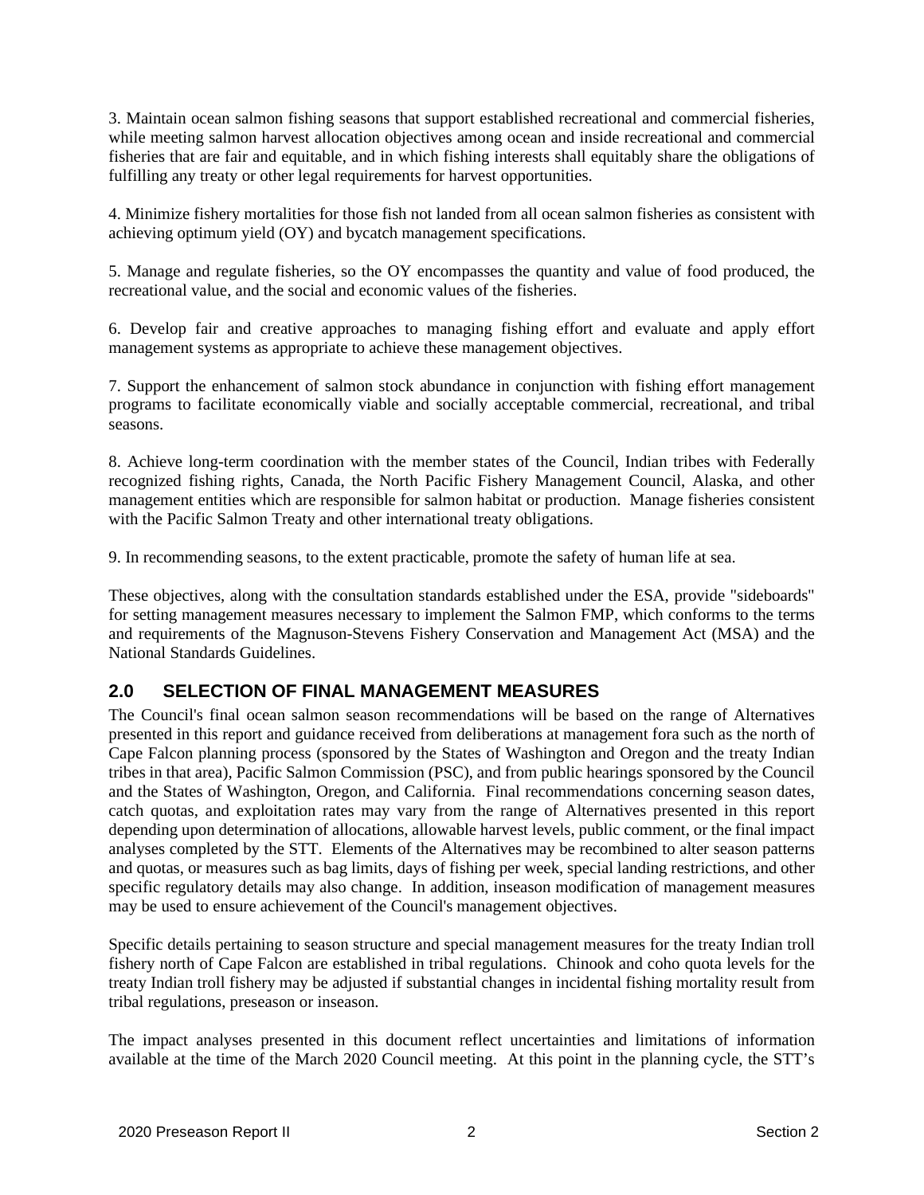3. Maintain ocean salmon fishing seasons that support established recreational and commercial fisheries, while meeting salmon harvest allocation objectives among ocean and inside recreational and commercial fisheries that are fair and equitable, and in which fishing interests shall equitably share the obligations of fulfilling any treaty or other legal requirements for harvest opportunities.

4. Minimize fishery mortalities for those fish not landed from all ocean salmon fisheries as consistent with achieving optimum yield (OY) and bycatch management specifications.

5. Manage and regulate fisheries, so the OY encompasses the quantity and value of food produced, the recreational value, and the social and economic values of the fisheries.

6. Develop fair and creative approaches to managing fishing effort and evaluate and apply effort management systems as appropriate to achieve these management objectives.

7. Support the enhancement of salmon stock abundance in conjunction with fishing effort management programs to facilitate economically viable and socially acceptable commercial, recreational, and tribal seasons.

8. Achieve long-term coordination with the member states of the Council, Indian tribes with Federally recognized fishing rights, Canada, the North Pacific Fishery Management Council, Alaska, and other management entities which are responsible for salmon habitat or production. Manage fisheries consistent with the Pacific Salmon Treaty and other international treaty obligations.

9. In recommending seasons, to the extent practicable, promote the safety of human life at sea.

These objectives, along with the consultation standards established under the ESA, provide "sideboards" for setting management measures necessary to implement the Salmon FMP, which conforms to the terms and requirements of the Magnuson-Stevens Fishery Conservation and Management Act (MSA) and the National Standards Guidelines.

## 2.0 SELECTION OF FINAL MANAGEMENT MEASURES

The Council's final ocean salmon season recommendations will be based on the range of Alternatives presented in this report and guidance received from deliberations at management fora such as the north of Cape Falcon planning process (sponsored by the States of Washington and Oregon and the treaty Indian tribes in that area), Pacific Salmon Commission (PSC), and from public hearings sponsored by the Council and the States of Washington, Oregon, and California. Final recommendations concerning season dates, catch quotas, and exploitation rates may vary from the range of Alternatives presented in this report depending upon determination of allocations, allowable harvest levels, public comment, or the final impact analyses completed by the STT. Elements of the Alternatives may be recombined to alter season patterns and quotas, or measures such as bag limits, days of fishing per week, special landing restrictions, and other specific regulatory details may also change. In addition, inseason modification of management measures may be used to ensure achievement of the Council's management objectives.

Specific details pertaining to season structure and special management measures for the treaty Indian troll fishery north of Cape Falcon are established in tribal regulations. Chinook and coho quota levels for the treaty Indian troll fishery may be adjusted if substantial changes in incidental fishing mortality result from tribal regulations, preseason or inseason.

The impact analyses presented in this document reflect uncertainties and limitations of information available at the time of the March 2020 Council meeting. At this point in the planning cycle, the STT's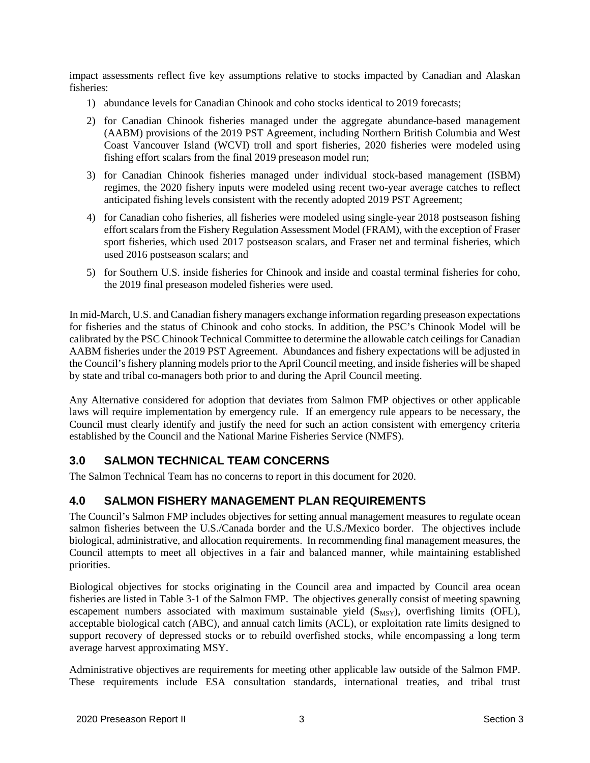impact assessments reflect five key assumptions relative to stocks impacted by Canadian and Alaskan fisheries:

1) abundance levels for Canadian Chinook and coho stocks identical to 2019 forecasts;
2) for Canadian Chinook fisheries managed under the aggregate abundance-based management (AABM) provisions of the 2019 PST Agreement, including Northern British Columbia and West Coast Vancouver Island (WCVI) troll and sport fisheries, 2020 fisheries were modeled using fishing effort scalars from the final 2019 preseason model run;
3) for Canadian Chinook fisheries managed under individual stock-based management (ISBM) regimes, the 2020 fishery inputs were modeled using recent two-year average catches to reflect anticipated fishing levels consistent with the recently adopted 2019 PST Agreement;
4) for Canadian coho fisheries, all fisheries were modeled using single-year 2018 postseason fishing effort scalars from the Fishery Regulation Assessment Model (FRAM), with the exception of Fraser sport fisheries, which used 2017 postseason scalars, and Fraser net and terminal fisheries, which used 2016 postseason scalars; and
5) for Southern U.S. inside fisheries for Chinook and inside and coastal terminal fisheries for coho, the 2019 final preseason modeled fisheries were used.

In mid-March, U.S. and Canadian fishery managers exchange information regarding preseason expectations for fisheries and the status of Chinook and coho stocks. In addition, the PSC's Chinook Model will be calibrated by the PSC Chinook Technical Committee to determine the allowable catch ceilings for Canadian AABM fisheries under the 2019 PST Agreement. Abundances and fishery expectations will be adjusted in the Council's fishery planning models prior to the April Council meeting, and inside fisheries will be shaped by state and tribal co-managers both prior to and during the April Council meeting.

Any Alternative considered for adoption that deviates from Salmon FMP objectives or other applicable laws will require implementation by emergency rule. If an emergency rule appears to be necessary, the Council must clearly identify and justify the need for such an action consistent with emergency criteria established by the Council and the National Marine Fisheries Service (NMFS).

## 3.0 SALMON TECHNICAL TEAM CONCERNS

The Salmon Technical Team has no concerns to report in this document for 2020.

## 4.0 SALMON FISHERY MANAGEMENT PLAN REQUIREMENTS

The Council's Salmon FMP includes objectives for setting annual management measures to regulate ocean salmon fisheries between the U.S./Canada border and the U.S./Mexico border. The objectives include biological, administrative, and allocation requirements. In recommending final management measures, the Council attempts to meet all objectives in a fair and balanced manner, while maintaining established priorities.

Biological objectives for stocks originating in the Council area and impacted by Council area ocean fisheries are listed in Table 3-1 of the Salmon FMP. The objectives generally consist of meeting spawning escapement numbers associated with maximum sustainable yield ($S_{MSY}$), overfishing limits (OFL), acceptable biological catch (ABC), and annual catch limits (ACL), or exploitation rate limits designed to support recovery of depressed stocks or to rebuild overfished stocks, while encompassing a long term average harvest approximating MSY.

Administrative objectives are requirements for meeting other applicable law outside of the Salmon FMP. These requirements include ESA consultation standards, international treaties, and tribal trust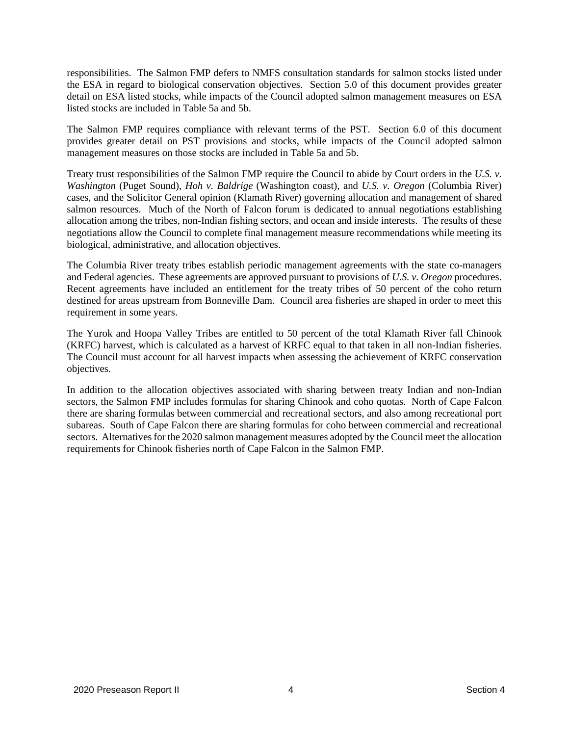responsibilities. The Salmon FMP defers to NMFS consultation standards for salmon stocks listed under the ESA in regard to biological conservation objectives. Section 5.0 of this document provides greater detail on ESA listed stocks, while impacts of the Council adopted salmon management measures on ESA listed stocks are included in Table 5a and 5b.

The Salmon FMP requires compliance with relevant terms of the PST. Section 6.0 of this document provides greater detail on PST provisions and stocks, while impacts of the Council adopted salmon management measures on those stocks are included in Table 5a and 5b.

Treaty trust responsibilities of the Salmon FMP require the Council to abide by Court orders in the *U.S. v. Washington* (Puget Sound), *Hoh v. Baldrige* (Washington coast), and *U.S. v. Oregon* (Columbia River) cases, and the Solicitor General opinion (Klamath River) governing allocation and management of shared salmon resources. Much of the North of Falcon forum is dedicated to annual negotiations establishing allocation among the tribes, non-Indian fishing sectors, and ocean and inside interests. The results of these negotiations allow the Council to complete final management measure recommendations while meeting its biological, administrative, and allocation objectives.

The Columbia River treaty tribes establish periodic management agreements with the state co-managers and Federal agencies. These agreements are approved pursuant to provisions of *U.S. v. Oregon* procedures. Recent agreements have included an entitlement for the treaty tribes of 50 percent of the coho return destined for areas upstream from Bonneville Dam. Council area fisheries are shaped in order to meet this requirement in some years.

The Yurok and Hoopa Valley Tribes are entitled to 50 percent of the total Klamath River fall Chinook (KRFC) harvest, which is calculated as a harvest of KRFC equal to that taken in all non-Indian fisheries. The Council must account for all harvest impacts when assessing the achievement of KRFC conservation objectives.

In addition to the allocation objectives associated with sharing between treaty Indian and non-Indian sectors, the Salmon FMP includes formulas for sharing Chinook and coho quotas. North of Cape Falcon there are sharing formulas between commercial and recreational sectors, and also among recreational port subareas. South of Cape Falcon there are sharing formulas for coho between commercial and recreational sectors. Alternatives for the 2020 salmon management measures adopted by the Council meet the allocation requirements for Chinook fisheries north of Cape Falcon in the Salmon FMP.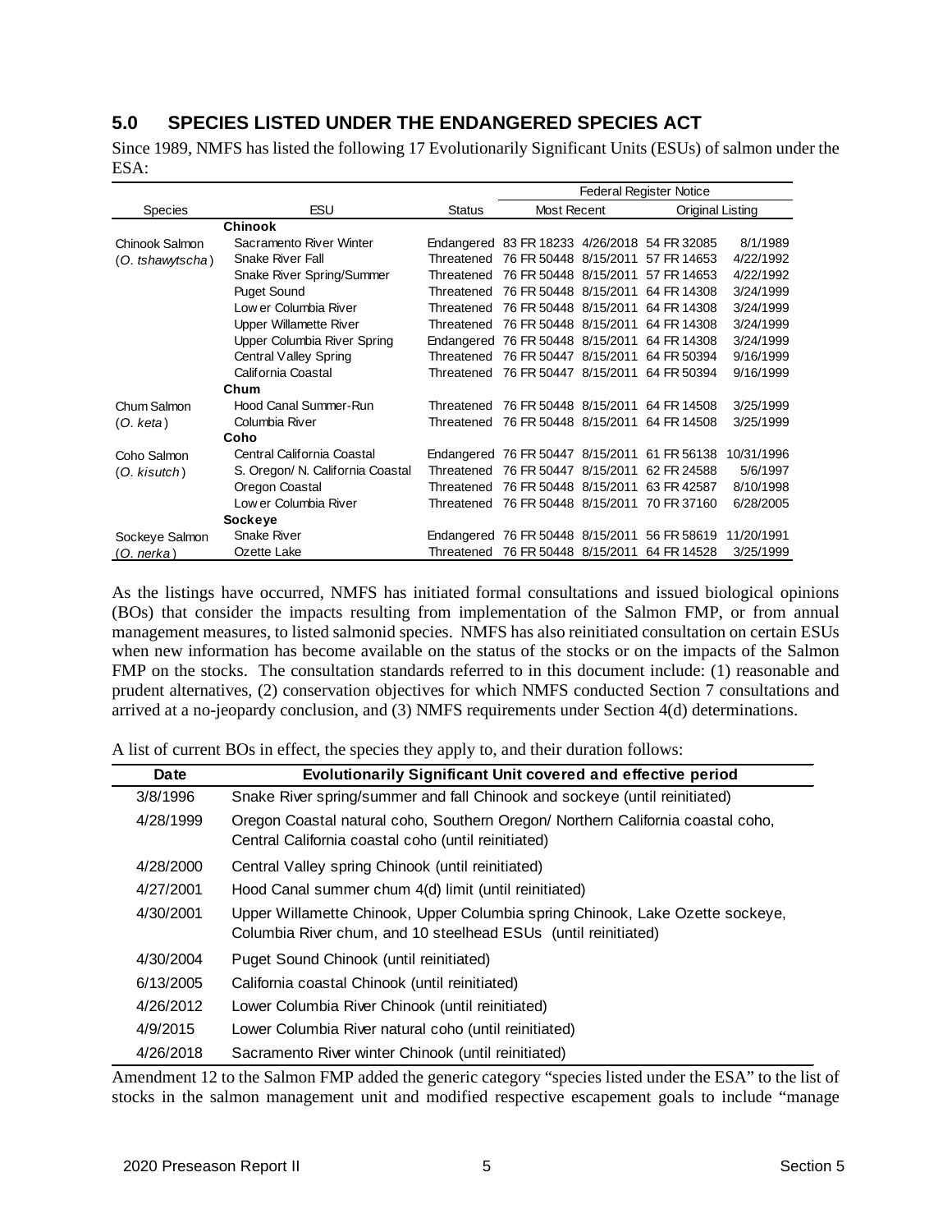## 5.0 SPECIES LISTED UNDER THE ENDANGERED SPECIES ACT

Since 1989, NMFS has listed the following 17 Evolutionarily Significant Units (ESUs) of salmon under the ESA:

| Species | ESU | Status | Federal Register Notice | | | |
|---|---|---|---|---|---|---|
| | | | Most Recent | | Original Listing | |
| | **Chinook** | | | | | |
| Chinook Salmon | Sacramento River Winter | Endangered | 83 FR 18233 | 4/26/2018 | 54 FR 32085 | 8/1/1989 |
| (*O. tshawytscha*) | Snake River Fall | Threatened | 76 FR 50448 | 8/15/2011 | 57 FR 14653 | 4/22/1992 |
| | Snake River Spring/Summer | Threatened | 76 FR 50448 | 8/15/2011 | 57 FR 14653 | 4/22/1992 |
| | Puget Sound | Threatened | 76 FR 50448 | 8/15/2011 | 64 FR 14308 | 3/24/1999 |
| | Lower Columbia River | Threatened | 76 FR 50448 | 8/15/2011 | 64 FR 14308 | 3/24/1999 |
| | Upper Willamette River | Threatened | 76 FR 50448 | 8/15/2011 | 64 FR 14308 | 3/24/1999 |
| | Upper Columbia River Spring | Endangered | 76 FR 50448 | 8/15/2011 | 64 FR 14308 | 3/24/1999 |
| | Central Valley Spring | Threatened | 76 FR 50447 | 8/15/2011 | 64 FR 50394 | 9/16/1999 |
| | California Coastal | Threatened | 76 FR 50447 | 8/15/2011 | 64 FR 50394 | 9/16/1999 |
| | **Chum** | | | | | |
| Chum Salmon | Hood Canal Summer-Run | Threatened | 76 FR 50448 | 8/15/2011 | 64 FR 14508 | 3/25/1999 |
| (*O. keta*) | Columbia River | Threatened | 76 FR 50448 | 8/15/2011 | 64 FR 14508 | 3/25/1999 |
| | **Coho** | | | | | |
| Coho Salmon | Central California Coastal | Endangered | 76 FR 50447 | 8/15/2011 | 61 FR 56138 | 10/31/1996 |
| (*O. kisutch*) | S. Oregon/ N. California Coastal | Threatened | 76 FR 50447 | 8/15/2011 | 62 FR 24588 | 5/6/1997 |
| | Oregon Coastal | Threatened | 76 FR 50448 | 8/15/2011 | 63 FR 42587 | 8/10/1998 |
| | Lower Columbia River | Threatened | 76 FR 50448 | 8/15/2011 | 70 FR 37160 | 6/28/2005 |
| | **Sockeye** | | | | | |
| Sockeye Salmon | Snake River | Endangered | 76 FR 50448 | 8/15/2011 | 56 FR 58619 | 11/20/1991 |
| (*O. nerka*) | Ozette Lake | Threatened | 76 FR 50448 | 8/15/2011 | 64 FR 14528 | 3/25/1999 |

As the listings have occurred, NMFS has initiated formal consultations and issued biological opinions (BOs) that consider the impacts resulting from implementation of the Salmon FMP, or from annual management measures, to listed salmonid species. NMFS has also reinitiated consultation on certain ESUs when new information has become available on the status of the stocks or on the impacts of the Salmon FMP on the stocks. The consultation standards referred to in this document include: (1) reasonable and prudent alternatives, (2) conservation objectives for which NMFS conducted Section 7 consultations and arrived at a no-jeopardy conclusion, and (3) NMFS requirements under Section 4(d) determinations.

A list of current BOs in effect, the species they apply to, and their duration follows:

| Date | Evolutionarily Significant Unit covered and effective period |
|---|---|
| 3/8/1996 | Snake River spring/summer and fall Chinook and sockeye (until reinitiated) |
| 4/28/1999 | Oregon Coastal natural coho, Southern Oregon/ Northern California coastal coho, Central California coastal coho (until reinitiated) |
| 4/28/2000 | Central Valley spring Chinook (until reinitiated) |
| 4/27/2001 | Hood Canal summer chum 4(d) limit (until reinitiated) |
| 4/30/2001 | Upper Willamette Chinook, Upper Columbia spring Chinook, Lake Ozette sockeye, Columbia River chum, and 10 steelhead ESUs (until reinitiated) |
| 4/30/2004 | Puget Sound Chinook (until reinitiated) |
| 6/13/2005 | California coastal Chinook (until reinitiated) |
| 4/26/2012 | Lower Columbia River Chinook (until reinitiated) |
| 4/9/2015 | Lower Columbia River natural coho (until reinitiated) |
| 4/26/2018 | Sacramento River winter Chinook (until reinitiated) |

Amendment 12 to the Salmon FMP added the generic category "species listed under the ESA" to the list of stocks in the salmon management unit and modified respective escapement goals to include "manage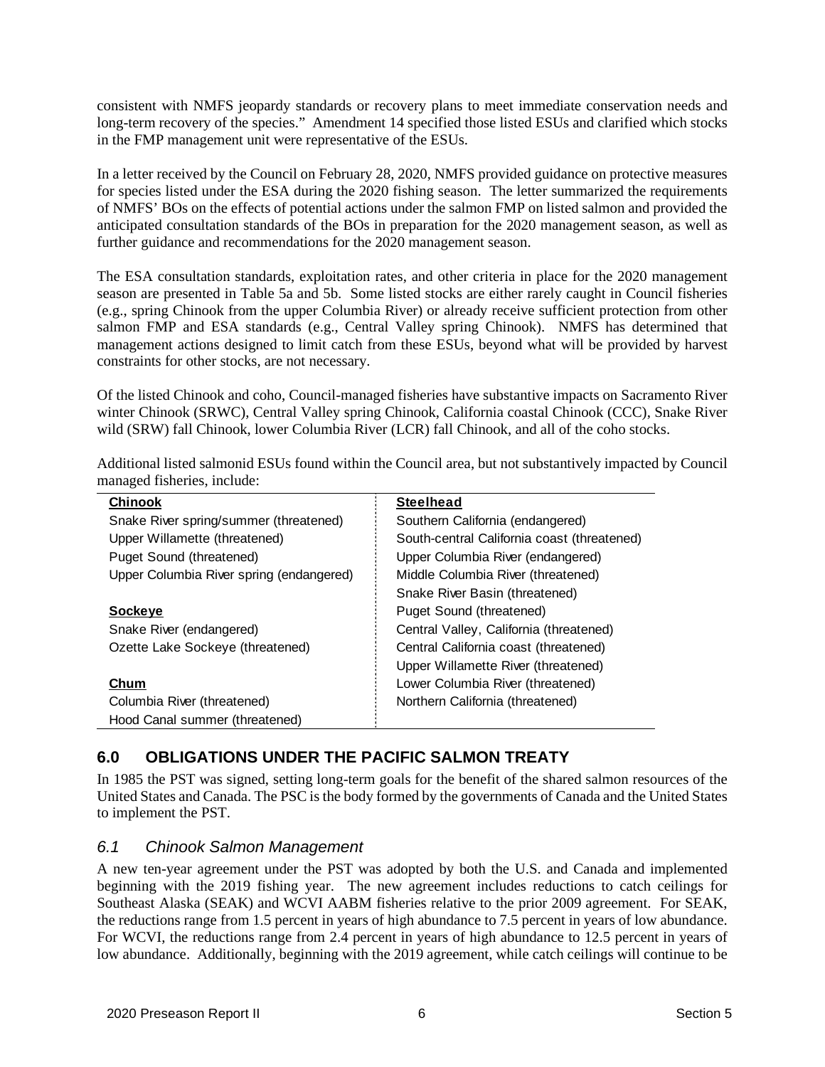consistent with NMFS jeopardy standards or recovery plans to meet immediate conservation needs and long-term recovery of the species." Amendment 14 specified those listed ESUs and clarified which stocks in the FMP management unit were representative of the ESUs.

In a letter received by the Council on February 28, 2020, NMFS provided guidance on protective measures for species listed under the ESA during the 2020 fishing season. The letter summarized the requirements of NMFS' BOs on the effects of potential actions under the salmon FMP on listed salmon and provided the anticipated consultation standards of the BOs in preparation for the 2020 management season, as well as further guidance and recommendations for the 2020 management season.

The ESA consultation standards, exploitation rates, and other criteria in place for the 2020 management season are presented in Table 5a and 5b. Some listed stocks are either rarely caught in Council fisheries (e.g., spring Chinook from the upper Columbia River) or already receive sufficient protection from other salmon FMP and ESA standards (e.g., Central Valley spring Chinook). NMFS has determined that management actions designed to limit catch from these ESUs, beyond what will be provided by harvest constraints for other stocks, are not necessary.

Of the listed Chinook and coho, Council-managed fisheries have substantive impacts on Sacramento River winter Chinook (SRWC), Central Valley spring Chinook, California coastal Chinook (CCC), Snake River wild (SRW) fall Chinook, lower Columbia River (LCR) fall Chinook, and all of the coho stocks.

Additional listed salmonid ESUs found within the Council area, but not substantively impacted by Council managed fisheries, include:

| **Chinook** | **Steelhead** |
|---|---|
| Snake River spring/summer (threatened) | Southern California (endangered) |
| Upper Willamette (threatened) | South-central California coast (threatened) |
| Puget Sound (threatened) | Upper Columbia River (endangered) |
| Upper Columbia River spring (endangered) | Middle Columbia River (threatened) |
| | Snake River Basin (threatened) |
| **Sockeye** | Puget Sound (threatened) |
| Snake River (endangered) | Central Valley, California (threatened) |
| Ozette Lake Sockeye (threatened) | Central California coast (threatened) |
| | Upper Willamette River (threatened) |
| **Chum** | Lower Columbia River (threatened) |
| Columbia River (threatened) | Northern California (threatened) |
| Hood Canal summer (threatened) | |

## 6.0 OBLIGATIONS UNDER THE PACIFIC SALMON TREATY

In 1985 the PST was signed, setting long-term goals for the benefit of the shared salmon resources of the United States and Canada. The PSC is the body formed by the governments of Canada and the United States to implement the PST.

### *6.1 Chinook Salmon Management*

A new ten-year agreement under the PST was adopted by both the U.S. and Canada and implemented beginning with the 2019 fishing year. The new agreement includes reductions to catch ceilings for Southeast Alaska (SEAK) and WCVI AABM fisheries relative to the prior 2009 agreement. For SEAK, the reductions range from 1.5 percent in years of high abundance to 7.5 percent in years of low abundance. For WCVI, the reductions range from 2.4 percent in years of high abundance to 12.5 percent in years of low abundance. Additionally, beginning with the 2019 agreement, while catch ceilings will continue to be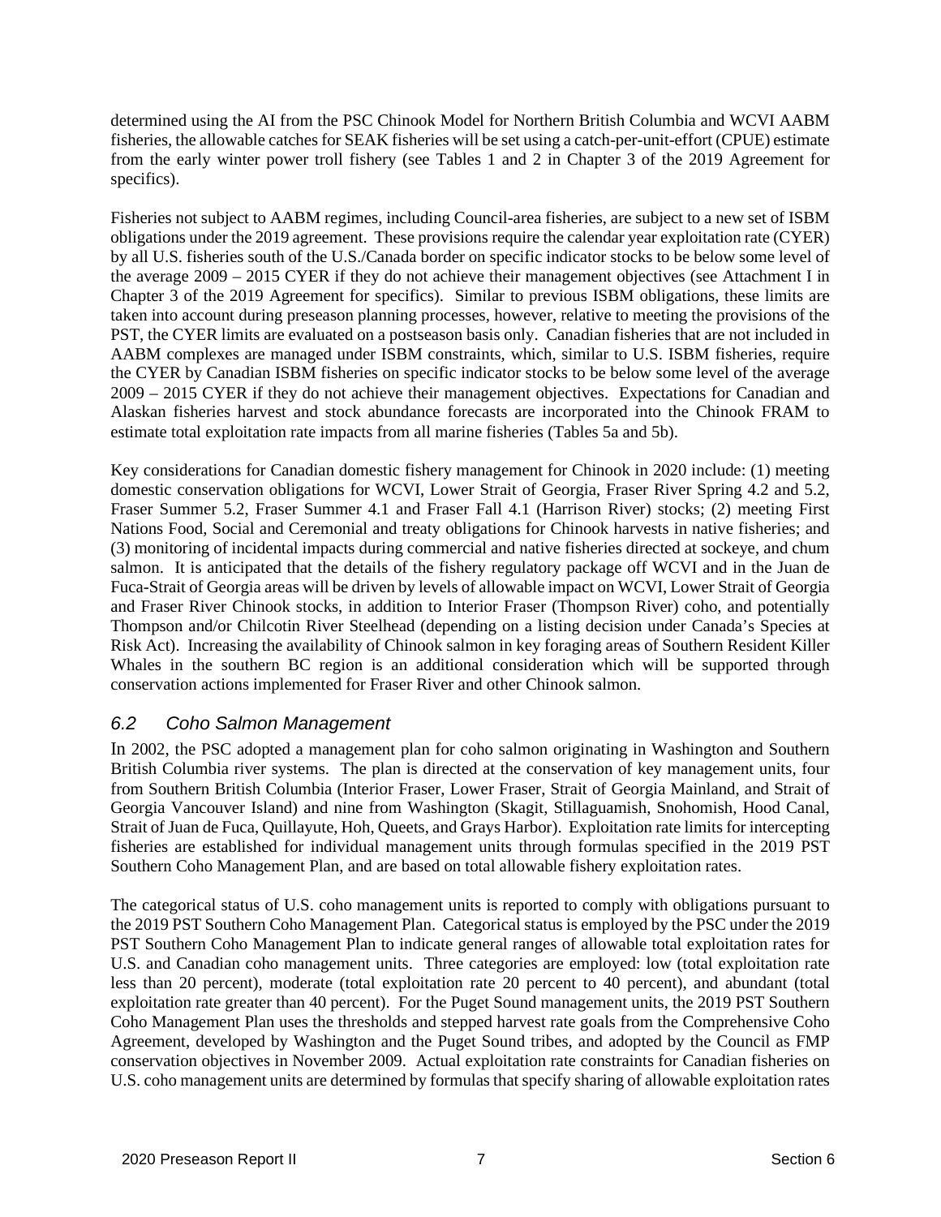determined using the AI from the PSC Chinook Model for Northern British Columbia and WCVI AABM fisheries, the allowable catches for SEAK fisheries will be set using a catch-per-unit-effort (CPUE) estimate from the early winter power troll fishery (see Tables 1 and 2 in Chapter 3 of the 2019 Agreement for specifics).

Fisheries not subject to AABM regimes, including Council-area fisheries, are subject to a new set of ISBM obligations under the 2019 agreement. These provisions require the calendar year exploitation rate (CYER) by all U.S. fisheries south of the U.S./Canada border on specific indicator stocks to be below some level of the average 2009 – 2015 CYER if they do not achieve their management objectives (see Attachment I in Chapter 3 of the 2019 Agreement for specifics). Similar to previous ISBM obligations, these limits are taken into account during preseason planning processes, however, relative to meeting the provisions of the PST, the CYER limits are evaluated on a postseason basis only. Canadian fisheries that are not included in AABM complexes are managed under ISBM constraints, which, similar to U.S. ISBM fisheries, require the CYER by Canadian ISBM fisheries on specific indicator stocks to be below some level of the average 2009 – 2015 CYER if they do not achieve their management objectives. Expectations for Canadian and Alaskan fisheries harvest and stock abundance forecasts are incorporated into the Chinook FRAM to estimate total exploitation rate impacts from all marine fisheries (Tables 5a and 5b).

Key considerations for Canadian domestic fishery management for Chinook in 2020 include: (1) meeting domestic conservation obligations for WCVI, Lower Strait of Georgia, Fraser River Spring 4.2 and 5.2, Fraser Summer 5.2, Fraser Summer 4.1 and Fraser Fall 4.1 (Harrison River) stocks; (2) meeting First Nations Food, Social and Ceremonial and treaty obligations for Chinook harvests in native fisheries; and (3) monitoring of incidental impacts during commercial and native fisheries directed at sockeye, and chum salmon. It is anticipated that the details of the fishery regulatory package off WCVI and in the Juan de Fuca-Strait of Georgia areas will be driven by levels of allowable impact on WCVI, Lower Strait of Georgia and Fraser River Chinook stocks, in addition to Interior Fraser (Thompson River) coho, and potentially Thompson and/or Chilcotin River Steelhead (depending on a listing decision under Canada's Species at Risk Act). Increasing the availability of Chinook salmon in key foraging areas of Southern Resident Killer Whales in the southern BC region is an additional consideration which will be supported through conservation actions implemented for Fraser River and other Chinook salmon.

## *6.2 Coho Salmon Management*

In 2002, the PSC adopted a management plan for coho salmon originating in Washington and Southern British Columbia river systems. The plan is directed at the conservation of key management units, four from Southern British Columbia (Interior Fraser, Lower Fraser, Strait of Georgia Mainland, and Strait of Georgia Vancouver Island) and nine from Washington (Skagit, Stillaguamish, Snohomish, Hood Canal, Strait of Juan de Fuca, Quillayute, Hoh, Queets, and Grays Harbor). Exploitation rate limits for intercepting fisheries are established for individual management units through formulas specified in the 2019 PST Southern Coho Management Plan, and are based on total allowable fishery exploitation rates.

The categorical status of U.S. coho management units is reported to comply with obligations pursuant to the 2019 PST Southern Coho Management Plan. Categorical status is employed by the PSC under the 2019 PST Southern Coho Management Plan to indicate general ranges of allowable total exploitation rates for U.S. and Canadian coho management units. Three categories are employed: low (total exploitation rate less than 20 percent), moderate (total exploitation rate 20 percent to 40 percent), and abundant (total exploitation rate greater than 40 percent). For the Puget Sound management units, the 2019 PST Southern Coho Management Plan uses the thresholds and stepped harvest rate goals from the Comprehensive Coho Agreement, developed by Washington and the Puget Sound tribes, and adopted by the Council as FMP conservation objectives in November 2009. Actual exploitation rate constraints for Canadian fisheries on U.S. coho management units are determined by formulas that specify sharing of allowable exploitation rates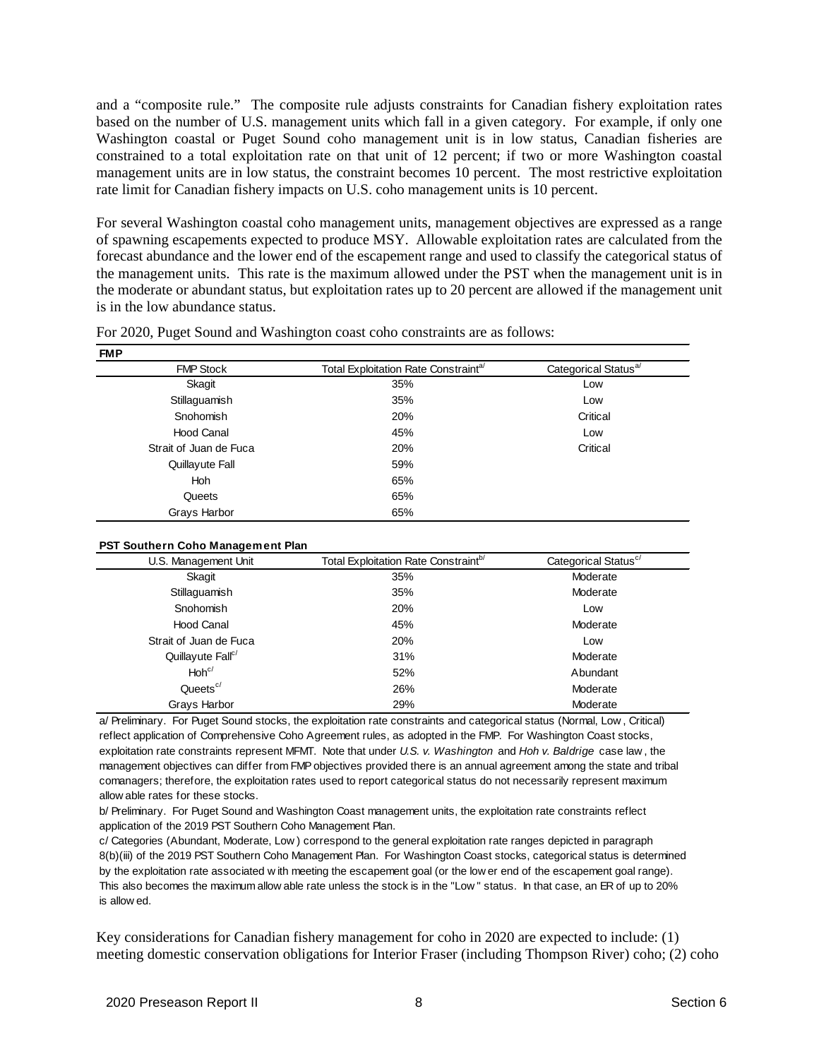and a "composite rule." The composite rule adjusts constraints for Canadian fishery exploitation rates based on the number of U.S. management units which fall in a given category. For example, if only one Washington coastal or Puget Sound coho management unit is in low status, Canadian fisheries are constrained to a total exploitation rate on that unit of 12 percent; if two or more Washington coastal management units are in low status, the constraint becomes 10 percent. The most restrictive exploitation rate limit for Canadian fishery impacts on U.S. coho management units is 10 percent.

For several Washington coastal coho management units, management objectives are expressed as a range of spawning escapements expected to produce MSY. Allowable exploitation rates are calculated from the forecast abundance and the lower end of the escapement range and used to classify the categorical status of the management units. This rate is the maximum allowed under the PST when the management unit is in the moderate or abundant status, but exploitation rates up to 20 percent are allowed if the management unit is in the low abundance status.

For 2020, Puget Sound and Washington coast coho constraints are as follows:

**FMP**

| FMP Stock | Total Exploitation Rate Constraint[a/] | Categorical Status[a/] |
|---|---|---|
| Skagit | 35% | Low |
| Stillaguamish | 35% | Low |
| Snohomish | 20% | Critical |
| Hood Canal | 45% | Low |
| Strait of Juan de Fuca | 20% | Critical |
| Quillayute Fall | 59% | |
| Hoh | 65% | |
| Queets | 65% | |
| Grays Harbor | 65% | |

**PST Southern Coho Management Plan**

| U.S. Management Unit | Total Exploitation Rate Constraint[b/] | Categorical Status[c/] |
|---|---|---|
| Skagit | 35% | Moderate |
| Stillaguamish | 35% | Moderate |
| Snohomish | 20% | Low |
| Hood Canal | 45% | Moderate |
| Strait of Juan de Fuca | 20% | Low |
| Quillayute Fall[c/] | 31% | Moderate |
| Hoh[c/] | 52% | Abundant |
| Queets[c/] | 26% | Moderate |
| Grays Harbor | 29% | Moderate |

a/ Preliminary. For Puget Sound stocks, the exploitation rate constraints and categorical status (Normal, Low, Critical) reflect application of Comprehensive Coho Agreement rules, as adopted in the FMP. For Washington Coast stocks, exploitation rate constraints represent MFMT. Note that under *U.S. v. Washington* and *Hoh v. Baldrige* case law, the management objectives can differ from FMP objectives provided there is an annual agreement among the state and tribal comanagers; therefore, the exploitation rates used to report categorical status do not necessarily represent maximum allowable rates for these stocks.

b/ Preliminary. For Puget Sound and Washington Coast management units, the exploitation rate constraints reflect application of the 2019 PST Southern Coho Management Plan.

c/ Categories (Abundant, Moderate, Low) correspond to the general exploitation rate ranges depicted in paragraph 8(b)(iii) of the 2019 PST Southern Coho Management Plan. For Washington Coast stocks, categorical status is determined by the exploitation rate associated with meeting the escapement goal (or the lower end of the escapement goal range). This also becomes the maximum allowable rate unless the stock is in the "Low" status. In that case, an ER of up to 20% is allowed.

Key considerations for Canadian fishery management for coho in 2020 are expected to include: (1) meeting domestic conservation obligations for Interior Fraser (including Thompson River) coho; (2) coho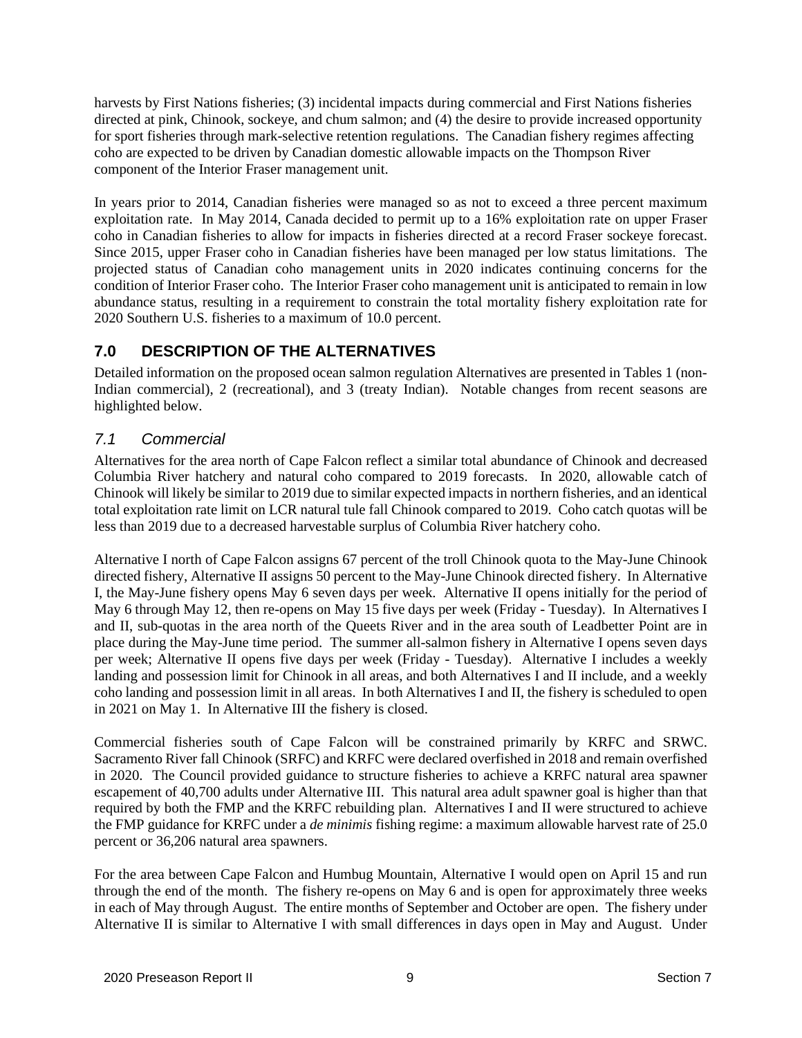harvests by First Nations fisheries; (3) incidental impacts during commercial and First Nations fisheries directed at pink, Chinook, sockeye, and chum salmon; and (4) the desire to provide increased opportunity for sport fisheries through mark-selective retention regulations. The Canadian fishery regimes affecting coho are expected to be driven by Canadian domestic allowable impacts on the Thompson River component of the Interior Fraser management unit.

In years prior to 2014, Canadian fisheries were managed so as not to exceed a three percent maximum exploitation rate. In May 2014, Canada decided to permit up to a 16% exploitation rate on upper Fraser coho in Canadian fisheries to allow for impacts in fisheries directed at a record Fraser sockeye forecast. Since 2015, upper Fraser coho in Canadian fisheries have been managed per low status limitations. The projected status of Canadian coho management units in 2020 indicates continuing concerns for the condition of Interior Fraser coho. The Interior Fraser coho management unit is anticipated to remain in low abundance status, resulting in a requirement to constrain the total mortality fishery exploitation rate for 2020 Southern U.S. fisheries to a maximum of 10.0 percent.

## 7.0 DESCRIPTION OF THE ALTERNATIVES

Detailed information on the proposed ocean salmon regulation Alternatives are presented in Tables 1 (non-Indian commercial), 2 (recreational), and 3 (treaty Indian). Notable changes from recent seasons are highlighted below.

### *7.1 Commercial*

Alternatives for the area north of Cape Falcon reflect a similar total abundance of Chinook and decreased Columbia River hatchery and natural coho compared to 2019 forecasts. In 2020, allowable catch of Chinook will likely be similar to 2019 due to similar expected impacts in northern fisheries, and an identical total exploitation rate limit on LCR natural tule fall Chinook compared to 2019. Coho catch quotas will be less than 2019 due to a decreased harvestable surplus of Columbia River hatchery coho.

Alternative I north of Cape Falcon assigns 67 percent of the troll Chinook quota to the May-June Chinook directed fishery, Alternative II assigns 50 percent to the May-June Chinook directed fishery. In Alternative I, the May-June fishery opens May 6 seven days per week. Alternative II opens initially for the period of May 6 through May 12, then re-opens on May 15 five days per week (Friday - Tuesday). In Alternatives I and II, sub-quotas in the area north of the Queets River and in the area south of Leadbetter Point are in place during the May-June time period. The summer all-salmon fishery in Alternative I opens seven days per week; Alternative II opens five days per week (Friday - Tuesday). Alternative I includes a weekly landing and possession limit for Chinook in all areas, and both Alternatives I and II include, and a weekly coho landing and possession limit in all areas. In both Alternatives I and II, the fishery is scheduled to open in 2021 on May 1. In Alternative III the fishery is closed.

Commercial fisheries south of Cape Falcon will be constrained primarily by KRFC and SRWC. Sacramento River fall Chinook (SRFC) and KRFC were declared overfished in 2018 and remain overfished in 2020. The Council provided guidance to structure fisheries to achieve a KRFC natural area spawner escapement of 40,700 adults under Alternative III. This natural area adult spawner goal is higher than that required by both the FMP and the KRFC rebuilding plan. Alternatives I and II were structured to achieve the FMP guidance for KRFC under a *de minimis* fishing regime: a maximum allowable harvest rate of 25.0 percent or 36,206 natural area spawners.

For the area between Cape Falcon and Humbug Mountain, Alternative I would open on April 15 and run through the end of the month. The fishery re-opens on May 6 and is open for approximately three weeks in each of May through August. The entire months of September and October are open. The fishery under Alternative II is similar to Alternative I with small differences in days open in May and August. Under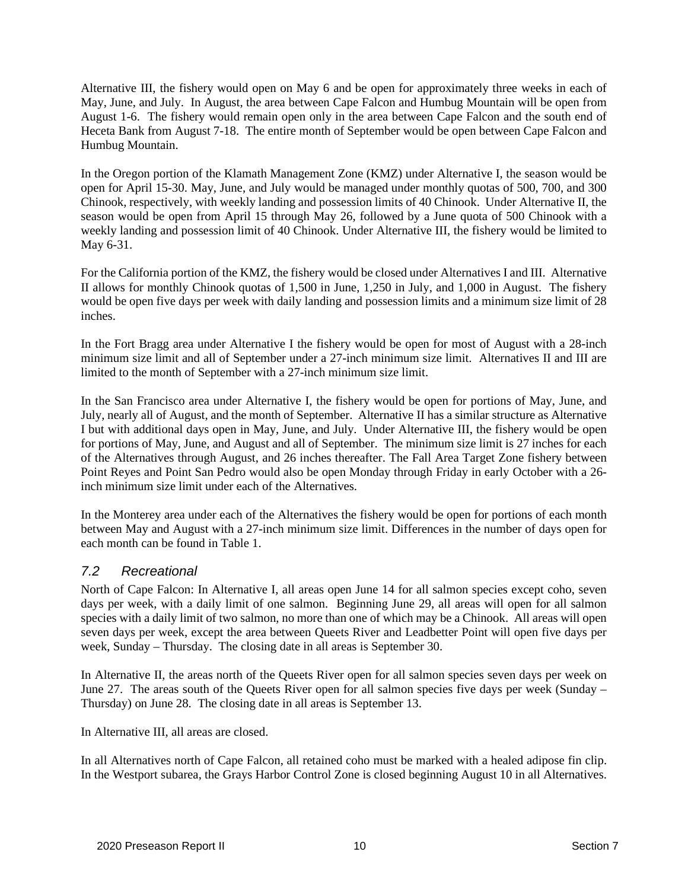Alternative III, the fishery would open on May 6 and be open for approximately three weeks in each of May, June, and July. In August, the area between Cape Falcon and Humbug Mountain will be open from August 1-6. The fishery would remain open only in the area between Cape Falcon and the south end of Heceta Bank from August 7-18. The entire month of September would be open between Cape Falcon and Humbug Mountain.

In the Oregon portion of the Klamath Management Zone (KMZ) under Alternative I, the season would be open for April 15-30. May, June, and July would be managed under monthly quotas of 500, 700, and 300 Chinook, respectively, with weekly landing and possession limits of 40 Chinook. Under Alternative II, the season would be open from April 15 through May 26, followed by a June quota of 500 Chinook with a weekly landing and possession limit of 40 Chinook. Under Alternative III, the fishery would be limited to May 6-31.

For the California portion of the KMZ, the fishery would be closed under Alternatives I and III. Alternative II allows for monthly Chinook quotas of 1,500 in June, 1,250 in July, and 1,000 in August. The fishery would be open five days per week with daily landing and possession limits and a minimum size limit of 28 inches.

In the Fort Bragg area under Alternative I the fishery would be open for most of August with a 28-inch minimum size limit and all of September under a 27-inch minimum size limit. Alternatives II and III are limited to the month of September with a 27-inch minimum size limit.

In the San Francisco area under Alternative I, the fishery would be open for portions of May, June, and July, nearly all of August, and the month of September. Alternative II has a similar structure as Alternative I but with additional days open in May, June, and July. Under Alternative III, the fishery would be open for portions of May, June, and August and all of September. The minimum size limit is 27 inches for each of the Alternatives through August, and 26 inches thereafter. The Fall Area Target Zone fishery between Point Reyes and Point San Pedro would also be open Monday through Friday in early October with a 26-inch minimum size limit under each of the Alternatives.

In the Monterey area under each of the Alternatives the fishery would be open for portions of each month between May and August with a 27-inch minimum size limit. Differences in the number of days open for each month can be found in Table 1.

## *7.2 Recreational*

North of Cape Falcon: In Alternative I, all areas open June 14 for all salmon species except coho, seven days per week, with a daily limit of one salmon. Beginning June 29, all areas will open for all salmon species with a daily limit of two salmon, no more than one of which may be a Chinook. All areas will open seven days per week, except the area between Queets River and Leadbetter Point will open five days per week, Sunday – Thursday. The closing date in all areas is September 30.

In Alternative II, the areas north of the Queets River open for all salmon species seven days per week on June 27. The areas south of the Queets River open for all salmon species five days per week (Sunday – Thursday) on June 28. The closing date in all areas is September 13.

In Alternative III, all areas are closed.

In all Alternatives north of Cape Falcon, all retained coho must be marked with a healed adipose fin clip. In the Westport subarea, the Grays Harbor Control Zone is closed beginning August 10 in all Alternatives.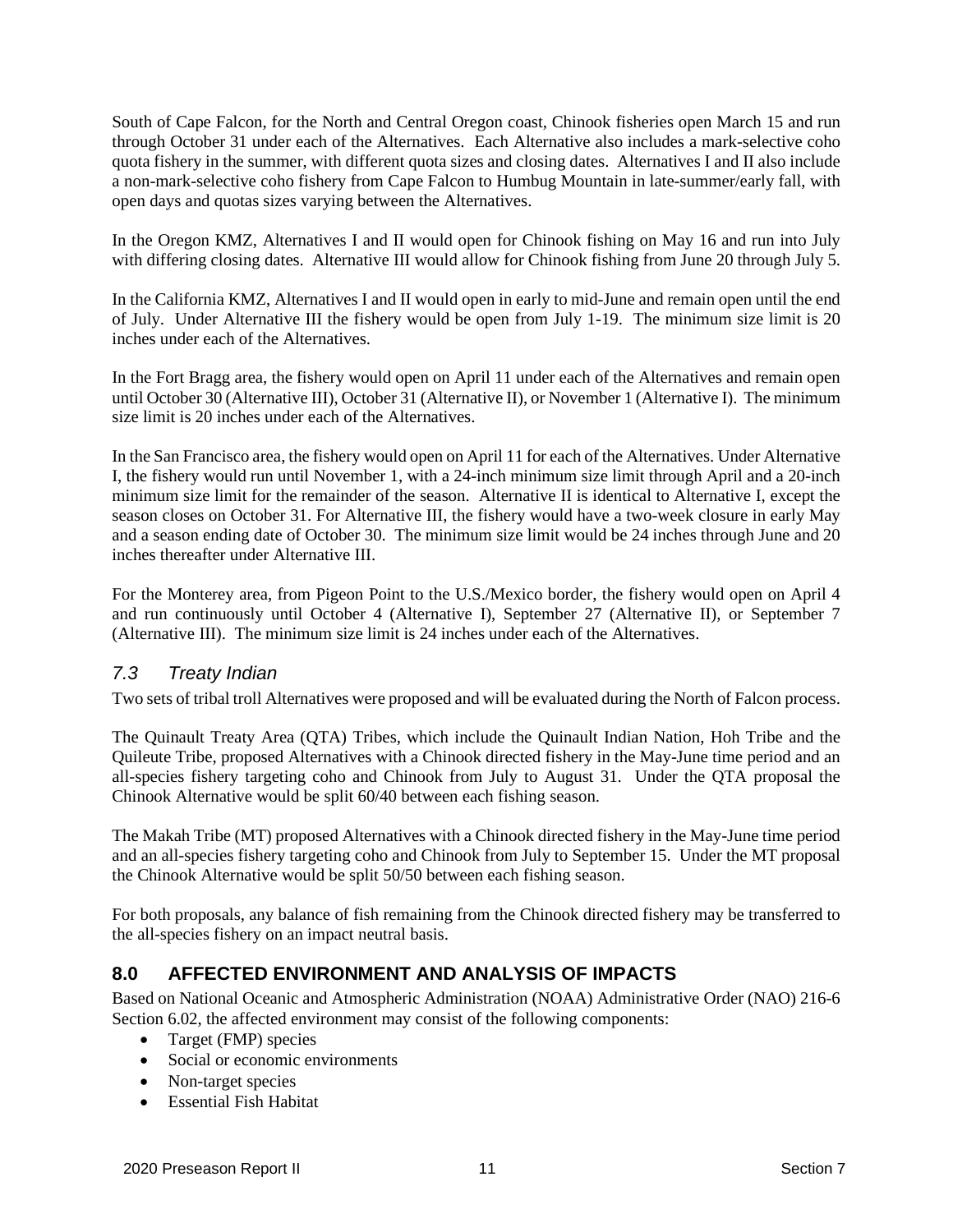South of Cape Falcon, for the North and Central Oregon coast, Chinook fisheries open March 15 and run through October 31 under each of the Alternatives. Each Alternative also includes a mark-selective coho quota fishery in the summer, with different quota sizes and closing dates. Alternatives I and II also include a non-mark-selective coho fishery from Cape Falcon to Humbug Mountain in late-summer/early fall, with open days and quotas sizes varying between the Alternatives.

In the Oregon KMZ, Alternatives I and II would open for Chinook fishing on May 16 and run into July with differing closing dates. Alternative III would allow for Chinook fishing from June 20 through July 5.

In the California KMZ, Alternatives I and II would open in early to mid-June and remain open until the end of July. Under Alternative III the fishery would be open from July 1-19. The minimum size limit is 20 inches under each of the Alternatives.

In the Fort Bragg area, the fishery would open on April 11 under each of the Alternatives and remain open until October 30 (Alternative III), October 31 (Alternative II), or November 1 (Alternative I). The minimum size limit is 20 inches under each of the Alternatives.

In the San Francisco area, the fishery would open on April 11 for each of the Alternatives. Under Alternative I, the fishery would run until November 1, with a 24-inch minimum size limit through April and a 20-inch minimum size limit for the remainder of the season. Alternative II is identical to Alternative I, except the season closes on October 31. For Alternative III, the fishery would have a two-week closure in early May and a season ending date of October 30. The minimum size limit would be 24 inches through June and 20 inches thereafter under Alternative III.

For the Monterey area, from Pigeon Point to the U.S./Mexico border, the fishery would open on April 4 and run continuously until October 4 (Alternative I), September 27 (Alternative II), or September 7 (Alternative III). The minimum size limit is 24 inches under each of the Alternatives.

### *7.3 Treaty Indian*

Two sets of tribal troll Alternatives were proposed and will be evaluated during the North of Falcon process.

The Quinault Treaty Area (QTA) Tribes, which include the Quinault Indian Nation, Hoh Tribe and the Quileute Tribe, proposed Alternatives with a Chinook directed fishery in the May-June time period and an all-species fishery targeting coho and Chinook from July to August 31. Under the QTA proposal the Chinook Alternative would be split 60/40 between each fishing season.

The Makah Tribe (MT) proposed Alternatives with a Chinook directed fishery in the May-June time period and an all-species fishery targeting coho and Chinook from July to September 15. Under the MT proposal the Chinook Alternative would be split 50/50 between each fishing season.

For both proposals, any balance of fish remaining from the Chinook directed fishery may be transferred to the all-species fishery on an impact neutral basis.

## **8.0 AFFECTED ENVIRONMENT AND ANALYSIS OF IMPACTS**

Based on National Oceanic and Atmospheric Administration (NOAA) Administrative Order (NAO) 216-6 Section 6.02, the affected environment may consist of the following components:

- Target (FMP) species
- Social or economic environments
- Non-target species
- Essential Fish Habitat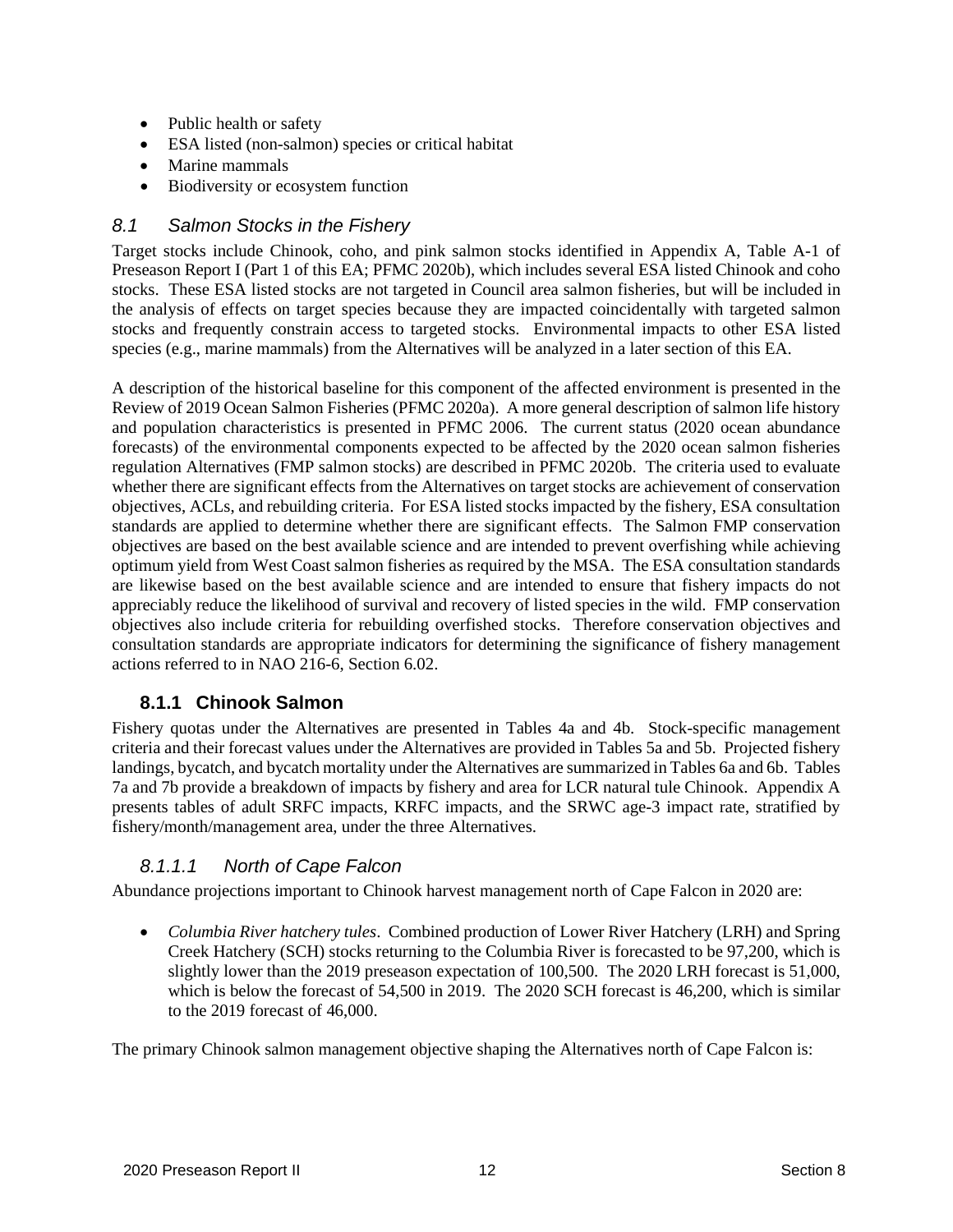- Public health or safety
- ESA listed (non-salmon) species or critical habitat
- Marine mammals
- Biodiversity or ecosystem function

## *8.1 Salmon Stocks in the Fishery*

Target stocks include Chinook, coho, and pink salmon stocks identified in Appendix A, Table A-1 of Preseason Report I (Part 1 of this EA; PFMC 2020b), which includes several ESA listed Chinook and coho stocks. These ESA listed stocks are not targeted in Council area salmon fisheries, but will be included in the analysis of effects on target species because they are impacted coincidentally with targeted salmon stocks and frequently constrain access to targeted stocks. Environmental impacts to other ESA listed species (e.g., marine mammals) from the Alternatives will be analyzed in a later section of this EA.

A description of the historical baseline for this component of the affected environment is presented in the Review of 2019 Ocean Salmon Fisheries (PFMC 2020a). A more general description of salmon life history and population characteristics is presented in PFMC 2006. The current status (2020 ocean abundance forecasts) of the environmental components expected to be affected by the 2020 ocean salmon fisheries regulation Alternatives (FMP salmon stocks) are described in PFMC 2020b. The criteria used to evaluate whether there are significant effects from the Alternatives on target stocks are achievement of conservation objectives, ACLs, and rebuilding criteria. For ESA listed stocks impacted by the fishery, ESA consultation standards are applied to determine whether there are significant effects. The Salmon FMP conservation objectives are based on the best available science and are intended to prevent overfishing while achieving optimum yield from West Coast salmon fisheries as required by the MSA. The ESA consultation standards are likewise based on the best available science and are intended to ensure that fishery impacts do not appreciably reduce the likelihood of survival and recovery of listed species in the wild. FMP conservation objectives also include criteria for rebuilding overfished stocks. Therefore conservation objectives and consultation standards are appropriate indicators for determining the significance of fishery management actions referred to in NAO 216-6, Section 6.02.

### 8.1.1 Chinook Salmon

Fishery quotas under the Alternatives are presented in Tables 4a and 4b. Stock-specific management criteria and their forecast values under the Alternatives are provided in Tables 5a and 5b. Projected fishery landings, bycatch, and bycatch mortality under the Alternatives are summarized in Tables 6a and 6b. Tables 7a and 7b provide a breakdown of impacts by fishery and area for LCR natural tule Chinook. Appendix A presents tables of adult SRFC impacts, KRFC impacts, and the SRWC age-3 impact rate, stratified by fishery/month/management area, under the three Alternatives.

#### *8.1.1.1 North of Cape Falcon*

Abundance projections important to Chinook harvest management north of Cape Falcon in 2020 are:

- *Columbia River hatchery tules*. Combined production of Lower River Hatchery (LRH) and Spring Creek Hatchery (SCH) stocks returning to the Columbia River is forecasted to be 97,200, which is slightly lower than the 2019 preseason expectation of 100,500. The 2020 LRH forecast is 51,000, which is below the forecast of 54,500 in 2019. The 2020 SCH forecast is 46,200, which is similar to the 2019 forecast of 46,000.

The primary Chinook salmon management objective shaping the Alternatives north of Cape Falcon is: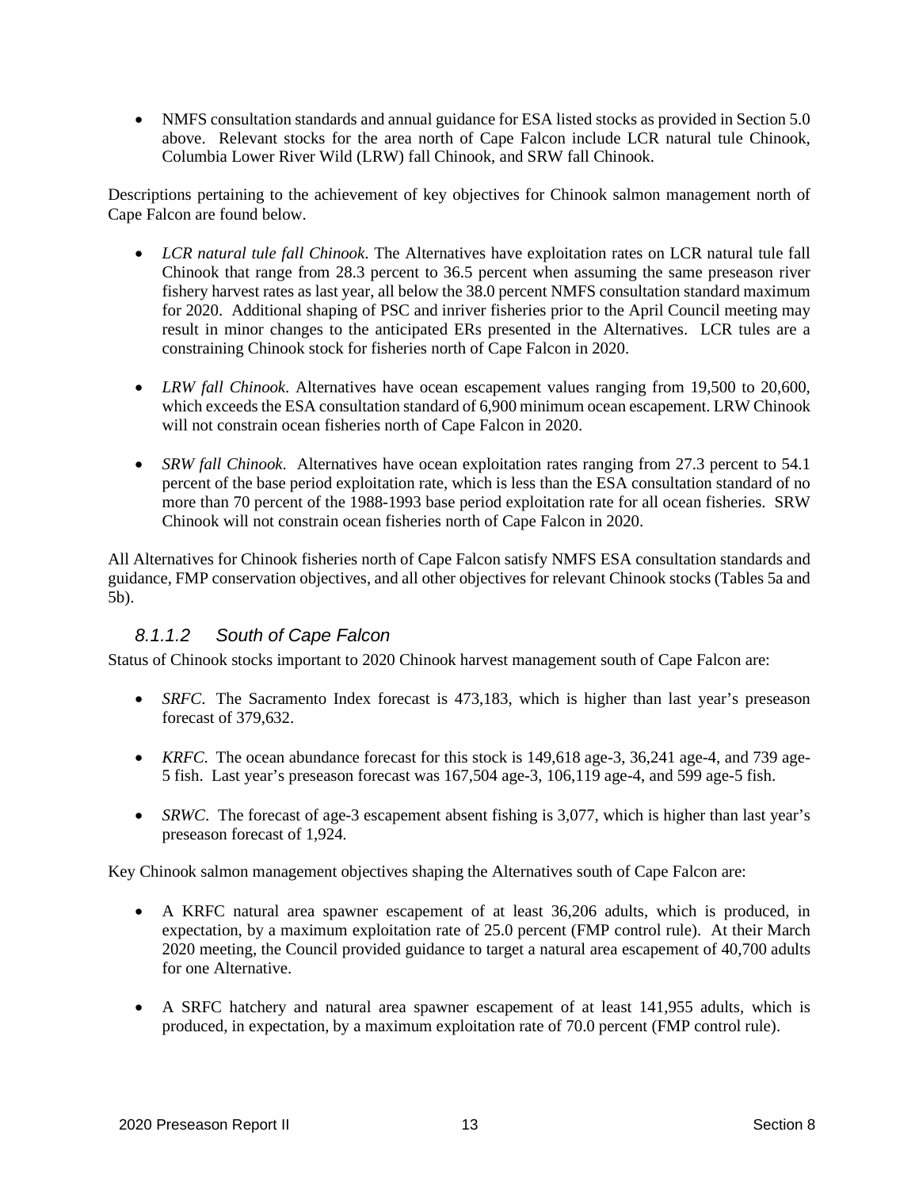- NMFS consultation standards and annual guidance for ESA listed stocks as provided in Section 5.0 above. Relevant stocks for the area north of Cape Falcon include LCR natural tule Chinook, Columbia Lower River Wild (LRW) fall Chinook, and SRW fall Chinook.

Descriptions pertaining to the achievement of key objectives for Chinook salmon management north of Cape Falcon are found below.

- *LCR natural tule fall Chinook*. The Alternatives have exploitation rates on LCR natural tule fall Chinook that range from 28.3 percent to 36.5 percent when assuming the same preseason river fishery harvest rates as last year, all below the 38.0 percent NMFS consultation standard maximum for 2020. Additional shaping of PSC and inriver fisheries prior to the April Council meeting may result in minor changes to the anticipated ERs presented in the Alternatives. LCR tules are a constraining Chinook stock for fisheries north of Cape Falcon in 2020.

- *LRW fall Chinook*. Alternatives have ocean escapement values ranging from 19,500 to 20,600, which exceeds the ESA consultation standard of 6,900 minimum ocean escapement. LRW Chinook will not constrain ocean fisheries north of Cape Falcon in 2020.

- *SRW fall Chinook*. Alternatives have ocean exploitation rates ranging from 27.3 percent to 54.1 percent of the base period exploitation rate, which is less than the ESA consultation standard of no more than 70 percent of the 1988-1993 base period exploitation rate for all ocean fisheries. SRW Chinook will not constrain ocean fisheries north of Cape Falcon in 2020.

All Alternatives for Chinook fisheries north of Cape Falcon satisfy NMFS ESA consultation standards and guidance, FMP conservation objectives, and all other objectives for relevant Chinook stocks (Tables 5a and 5b).

#### *8.1.1.2 South of Cape Falcon*

Status of Chinook stocks important to 2020 Chinook harvest management south of Cape Falcon are:

- *SRFC*. The Sacramento Index forecast is 473,183, which is higher than last year's preseason forecast of 379,632.

- *KRFC*. The ocean abundance forecast for this stock is 149,618 age-3, 36,241 age-4, and 739 age-5 fish. Last year's preseason forecast was 167,504 age-3, 106,119 age-4, and 599 age-5 fish.

- *SRWC*. The forecast of age-3 escapement absent fishing is 3,077, which is higher than last year's preseason forecast of 1,924.

Key Chinook salmon management objectives shaping the Alternatives south of Cape Falcon are:

- A KRFC natural area spawner escapement of at least 36,206 adults, which is produced, in expectation, by a maximum exploitation rate of 25.0 percent (FMP control rule). At their March 2020 meeting, the Council provided guidance to target a natural area escapement of 40,700 adults for one Alternative.

- A SRFC hatchery and natural area spawner escapement of at least 141,955 adults, which is produced, in expectation, by a maximum exploitation rate of 70.0 percent (FMP control rule).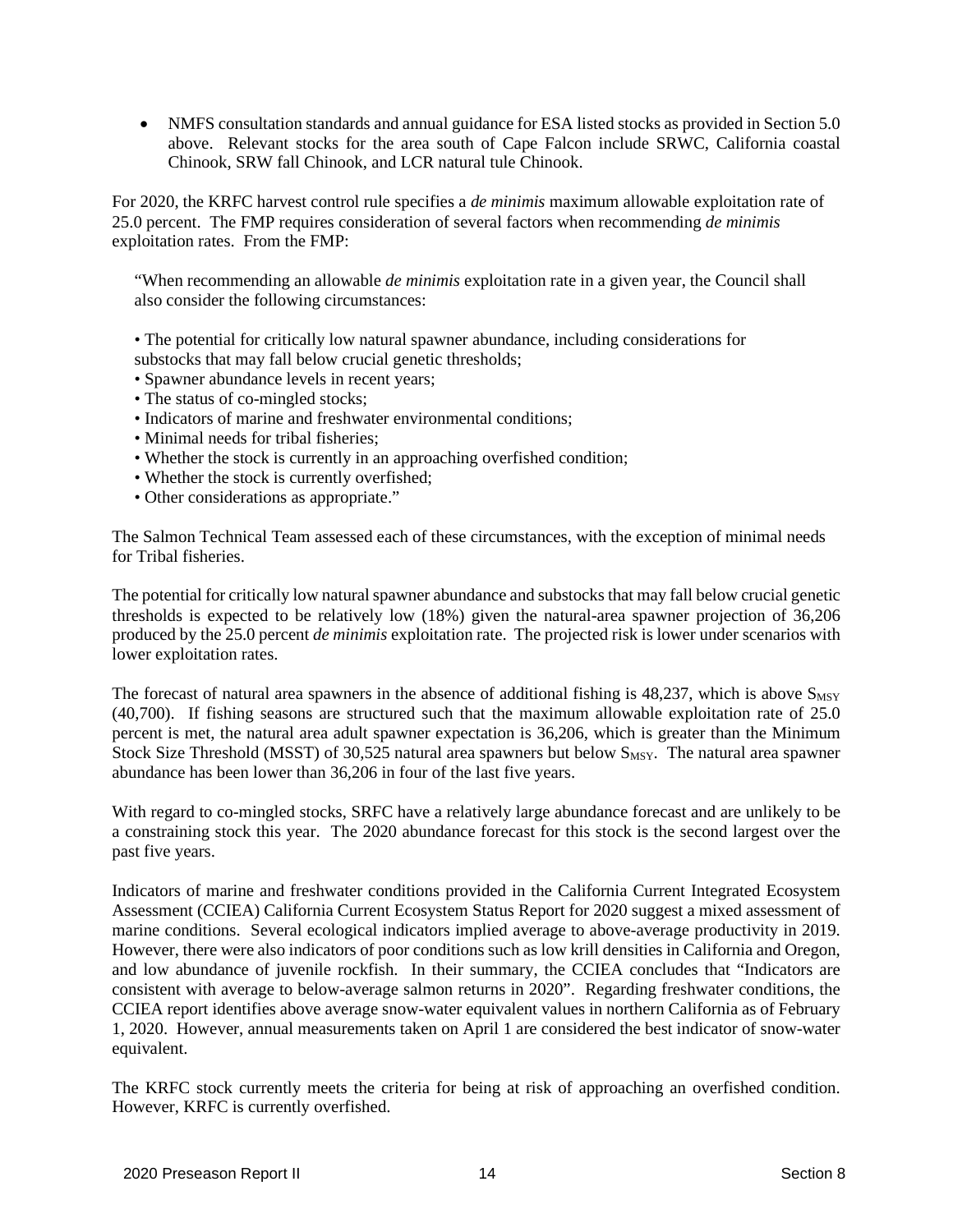- NMFS consultation standards and annual guidance for ESA listed stocks as provided in Section 5.0 above. Relevant stocks for the area south of Cape Falcon include SRWC, California coastal Chinook, SRW fall Chinook, and LCR natural tule Chinook.

For 2020, the KRFC harvest control rule specifies a *de minimis* maximum allowable exploitation rate of 25.0 percent. The FMP requires consideration of several factors when recommending *de minimis* exploitation rates. From the FMP:

> "When recommending an allowable *de minimis* exploitation rate in a given year, the Council shall also consider the following circumstances:
>
> • The potential for critically low natural spawner abundance, including considerations for substocks that may fall below crucial genetic thresholds;
> • Spawner abundance levels in recent years;
> • The status of co-mingled stocks;
> • Indicators of marine and freshwater environmental conditions;
> • Minimal needs for tribal fisheries;
> • Whether the stock is currently in an approaching overfished condition;
> • Whether the stock is currently overfished;
> • Other considerations as appropriate."

The Salmon Technical Team assessed each of these circumstances, with the exception of minimal needs for Tribal fisheries.

The potential for critically low natural spawner abundance and substocks that may fall below crucial genetic thresholds is expected to be relatively low (18%) given the natural-area spawner projection of 36,206 produced by the 25.0 percent *de minimis* exploitation rate. The projected risk is lower under scenarios with lower exploitation rates.

The forecast of natural area spawners in the absence of additional fishing is 48,237, which is above $S_{MSY}$ (40,700). If fishing seasons are structured such that the maximum allowable exploitation rate of 25.0 percent is met, the natural area adult spawner expectation is 36,206, which is greater than the Minimum Stock Size Threshold (MSST) of 30,525 natural area spawners but below $S_{MSY}$. The natural area spawner abundance has been lower than 36,206 in four of the last five years.

With regard to co-mingled stocks, SRFC have a relatively large abundance forecast and are unlikely to be a constraining stock this year. The 2020 abundance forecast for this stock is the second largest over the past five years.

Indicators of marine and freshwater conditions provided in the California Current Integrated Ecosystem Assessment (CCIEA) California Current Ecosystem Status Report for 2020 suggest a mixed assessment of marine conditions. Several ecological indicators implied average to above-average productivity in 2019. However, there were also indicators of poor conditions such as low krill densities in California and Oregon, and low abundance of juvenile rockfish. In their summary, the CCIEA concludes that "Indicators are consistent with average to below-average salmon returns in 2020". Regarding freshwater conditions, the CCIEA report identifies above average snow-water equivalent values in northern California as of February 1, 2020. However, annual measurements taken on April 1 are considered the best indicator of snow-water equivalent.

The KRFC stock currently meets the criteria for being at risk of approaching an overfished condition. However, KRFC is currently overfished.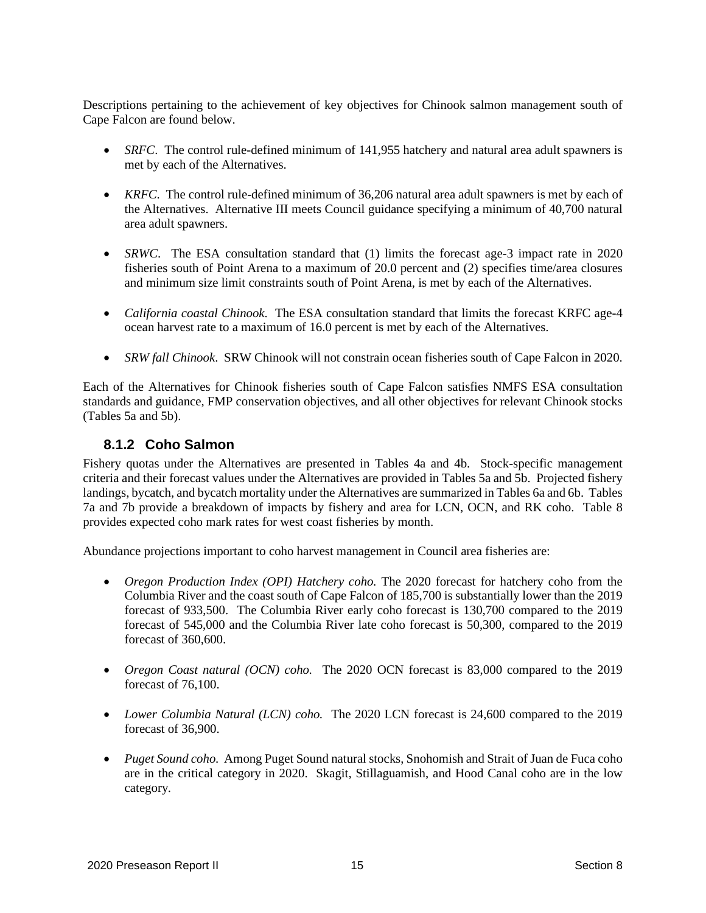Descriptions pertaining to the achievement of key objectives for Chinook salmon management south of Cape Falcon are found below.

- *SRFC*. The control rule-defined minimum of 141,955 hatchery and natural area adult spawners is met by each of the Alternatives.
- *KRFC*. The control rule-defined minimum of 36,206 natural area adult spawners is met by each of the Alternatives. Alternative III meets Council guidance specifying a minimum of 40,700 natural area adult spawners.
- *SRWC*. The ESA consultation standard that (1) limits the forecast age-3 impact rate in 2020 fisheries south of Point Arena to a maximum of 20.0 percent and (2) specifies time/area closures and minimum size limit constraints south of Point Arena, is met by each of the Alternatives.
- *California coastal Chinook*. The ESA consultation standard that limits the forecast KRFC age-4 ocean harvest rate to a maximum of 16.0 percent is met by each of the Alternatives.
- *SRW fall Chinook*. SRW Chinook will not constrain ocean fisheries south of Cape Falcon in 2020.

Each of the Alternatives for Chinook fisheries south of Cape Falcon satisfies NMFS ESA consultation standards and guidance, FMP conservation objectives, and all other objectives for relevant Chinook stocks (Tables 5a and 5b).

### 8.1.2 Coho Salmon

Fishery quotas under the Alternatives are presented in Tables 4a and 4b. Stock-specific management criteria and their forecast values under the Alternatives are provided in Tables 5a and 5b. Projected fishery landings, bycatch, and bycatch mortality under the Alternatives are summarized in Tables 6a and 6b. Tables 7a and 7b provide a breakdown of impacts by fishery and area for LCN, OCN, and RK coho. Table 8 provides expected coho mark rates for west coast fisheries by month.

Abundance projections important to coho harvest management in Council area fisheries are:

- *Oregon Production Index (OPI) Hatchery coho.* The 2020 forecast for hatchery coho from the Columbia River and the coast south of Cape Falcon of 185,700 is substantially lower than the 2019 forecast of 933,500. The Columbia River early coho forecast is 130,700 compared to the 2019 forecast of 545,000 and the Columbia River late coho forecast is 50,300, compared to the 2019 forecast of 360,600.
- *Oregon Coast natural (OCN) coho.* The 2020 OCN forecast is 83,000 compared to the 2019 forecast of 76,100.
- *Lower Columbia Natural (LCN) coho.* The 2020 LCN forecast is 24,600 compared to the 2019 forecast of 36,900.
- *Puget Sound coho.* Among Puget Sound natural stocks, Snohomish and Strait of Juan de Fuca coho are in the critical category in 2020. Skagit, Stillaguamish, and Hood Canal coho are in the low category.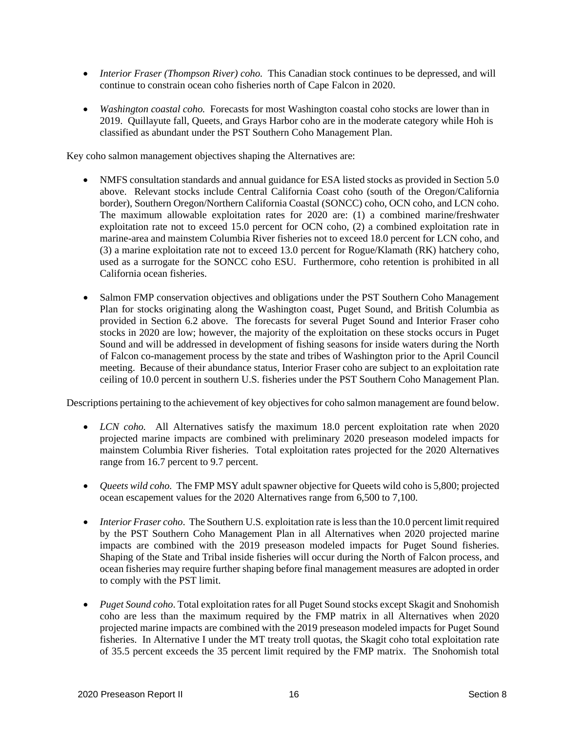- *Interior Fraser (Thompson River) coho.* This Canadian stock continues to be depressed, and will continue to constrain ocean coho fisheries north of Cape Falcon in 2020.

- *Washington coastal coho.* Forecasts for most Washington coastal coho stocks are lower than in 2019. Quillayute fall, Queets, and Grays Harbor coho are in the moderate category while Hoh is classified as abundant under the PST Southern Coho Management Plan.

Key coho salmon management objectives shaping the Alternatives are:

- NMFS consultation standards and annual guidance for ESA listed stocks as provided in Section 5.0 above. Relevant stocks include Central California Coast coho (south of the Oregon/California border), Southern Oregon/Northern California Coastal (SONCC) coho, OCN coho, and LCN coho. The maximum allowable exploitation rates for 2020 are: (1) a combined marine/freshwater exploitation rate not to exceed 15.0 percent for OCN coho, (2) a combined exploitation rate in marine-area and mainstem Columbia River fisheries not to exceed 18.0 percent for LCN coho, and (3) a marine exploitation rate not to exceed 13.0 percent for Rogue/Klamath (RK) hatchery coho, used as a surrogate for the SONCC coho ESU. Furthermore, coho retention is prohibited in all California ocean fisheries.

- Salmon FMP conservation objectives and obligations under the PST Southern Coho Management Plan for stocks originating along the Washington coast, Puget Sound, and British Columbia as provided in Section 6.2 above. The forecasts for several Puget Sound and Interior Fraser coho stocks in 2020 are low; however, the majority of the exploitation on these stocks occurs in Puget Sound and will be addressed in development of fishing seasons for inside waters during the North of Falcon co-management process by the state and tribes of Washington prior to the April Council meeting. Because of their abundance status, Interior Fraser coho are subject to an exploitation rate ceiling of 10.0 percent in southern U.S. fisheries under the PST Southern Coho Management Plan.

Descriptions pertaining to the achievement of key objectives for coho salmon management are found below.

- *LCN coho.* All Alternatives satisfy the maximum 18.0 percent exploitation rate when 2020 projected marine impacts are combined with preliminary 2020 preseason modeled impacts for mainstem Columbia River fisheries. Total exploitation rates projected for the 2020 Alternatives range from 16.7 percent to 9.7 percent.

- *Queets wild coho.* The FMP MSY adult spawner objective for Queets wild coho is 5,800; projected ocean escapement values for the 2020 Alternatives range from 6,500 to 7,100.

- *Interior Fraser coho*. The Southern U.S. exploitation rate is less than the 10.0 percent limit required by the PST Southern Coho Management Plan in all Alternatives when 2020 projected marine impacts are combined with the 2019 preseason modeled impacts for Puget Sound fisheries. Shaping of the State and Tribal inside fisheries will occur during the North of Falcon process, and ocean fisheries may require further shaping before final management measures are adopted in order to comply with the PST limit.

- *Puget Sound coho*. Total exploitation rates for all Puget Sound stocks except Skagit and Snohomish coho are less than the maximum required by the FMP matrix in all Alternatives when 2020 projected marine impacts are combined with the 2019 preseason modeled impacts for Puget Sound fisheries. In Alternative I under the MT treaty troll quotas, the Skagit coho total exploitation rate of 35.5 percent exceeds the 35 percent limit required by the FMP matrix. The Snohomish total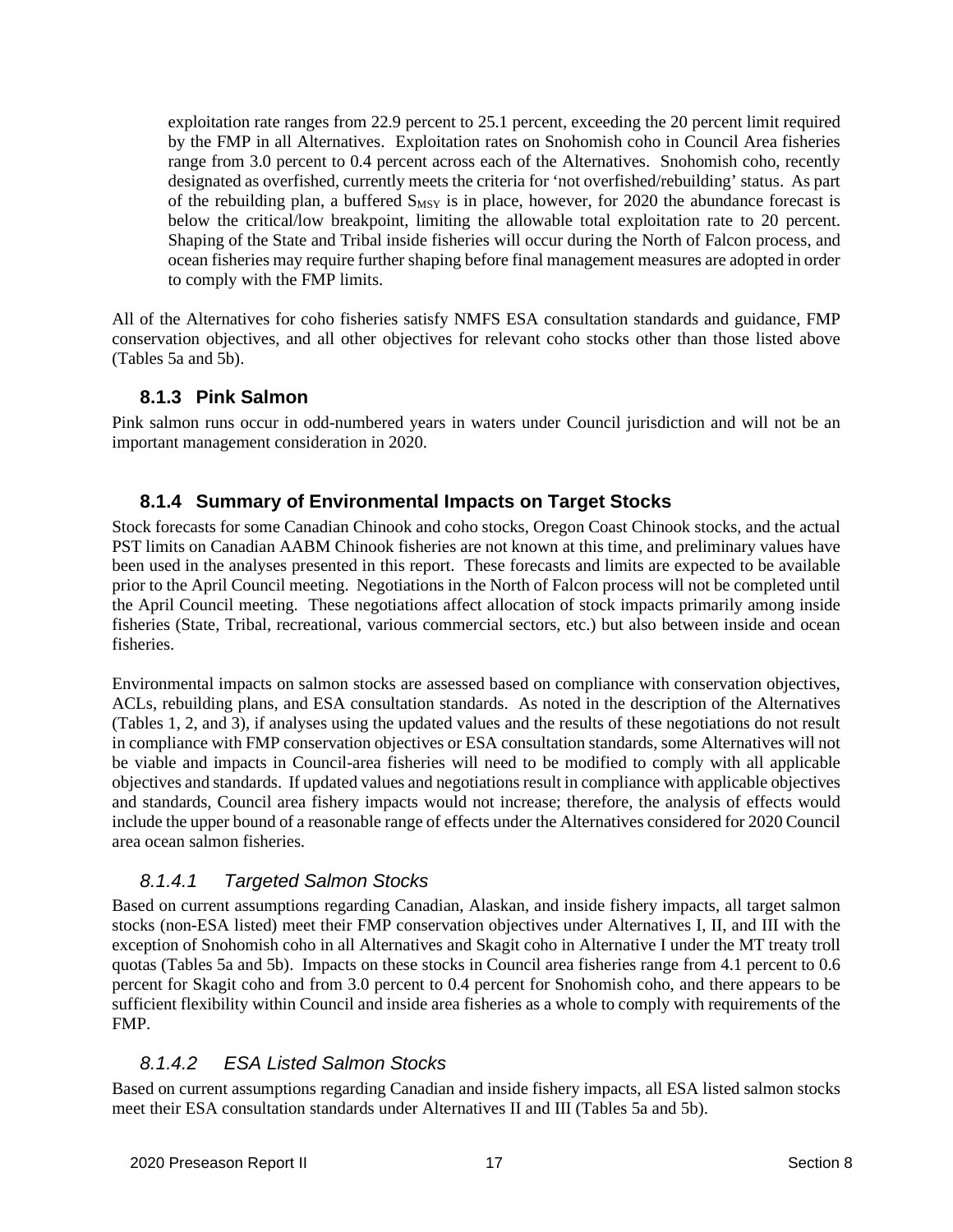exploitation rate ranges from 22.9 percent to 25.1 percent, exceeding the 20 percent limit required by the FMP in all Alternatives. Exploitation rates on Snohomish coho in Council Area fisheries range from 3.0 percent to 0.4 percent across each of the Alternatives. Snohomish coho, recently designated as overfished, currently meets the criteria for 'not overfished/rebuilding' status. As part of the rebuilding plan, a buffered $S_{MSY}$ is in place, however, for 2020 the abundance forecast is below the critical/low breakpoint, limiting the allowable total exploitation rate to 20 percent. Shaping of the State and Tribal inside fisheries will occur during the North of Falcon process, and ocean fisheries may require further shaping before final management measures are adopted in order to comply with the FMP limits.

All of the Alternatives for coho fisheries satisfy NMFS ESA consultation standards and guidance, FMP conservation objectives, and all other objectives for relevant coho stocks other than those listed above (Tables 5a and 5b).

### 8.1.3 Pink Salmon

Pink salmon runs occur in odd-numbered years in waters under Council jurisdiction and will not be an important management consideration in 2020.

### 8.1.4 Summary of Environmental Impacts on Target Stocks

Stock forecasts for some Canadian Chinook and coho stocks, Oregon Coast Chinook stocks, and the actual PST limits on Canadian AABM Chinook fisheries are not known at this time, and preliminary values have been used in the analyses presented in this report. These forecasts and limits are expected to be available prior to the April Council meeting. Negotiations in the North of Falcon process will not be completed until the April Council meeting. These negotiations affect allocation of stock impacts primarily among inside fisheries (State, Tribal, recreational, various commercial sectors, etc.) but also between inside and ocean fisheries.

Environmental impacts on salmon stocks are assessed based on compliance with conservation objectives, ACLs, rebuilding plans, and ESA consultation standards. As noted in the description of the Alternatives (Tables 1, 2, and 3), if analyses using the updated values and the results of these negotiations do not result in compliance with FMP conservation objectives or ESA consultation standards, some Alternatives will not be viable and impacts in Council-area fisheries will need to be modified to comply with all applicable objectives and standards. If updated values and negotiations result in compliance with applicable objectives and standards, Council area fishery impacts would not increase; therefore, the analysis of effects would include the upper bound of a reasonable range of effects under the Alternatives considered for 2020 Council area ocean salmon fisheries.

#### *8.1.4.1 Targeted Salmon Stocks*

Based on current assumptions regarding Canadian, Alaskan, and inside fishery impacts, all target salmon stocks (non-ESA listed) meet their FMP conservation objectives under Alternatives I, II, and III with the exception of Snohomish coho in all Alternatives and Skagit coho in Alternative I under the MT treaty troll quotas (Tables 5a and 5b). Impacts on these stocks in Council area fisheries range from 4.1 percent to 0.6 percent for Skagit coho and from 3.0 percent to 0.4 percent for Snohomish coho, and there appears to be sufficient flexibility within Council and inside area fisheries as a whole to comply with requirements of the FMP.

#### *8.1.4.2 ESA Listed Salmon Stocks*

Based on current assumptions regarding Canadian and inside fishery impacts, all ESA listed salmon stocks meet their ESA consultation standards under Alternatives II and III (Tables 5a and 5b).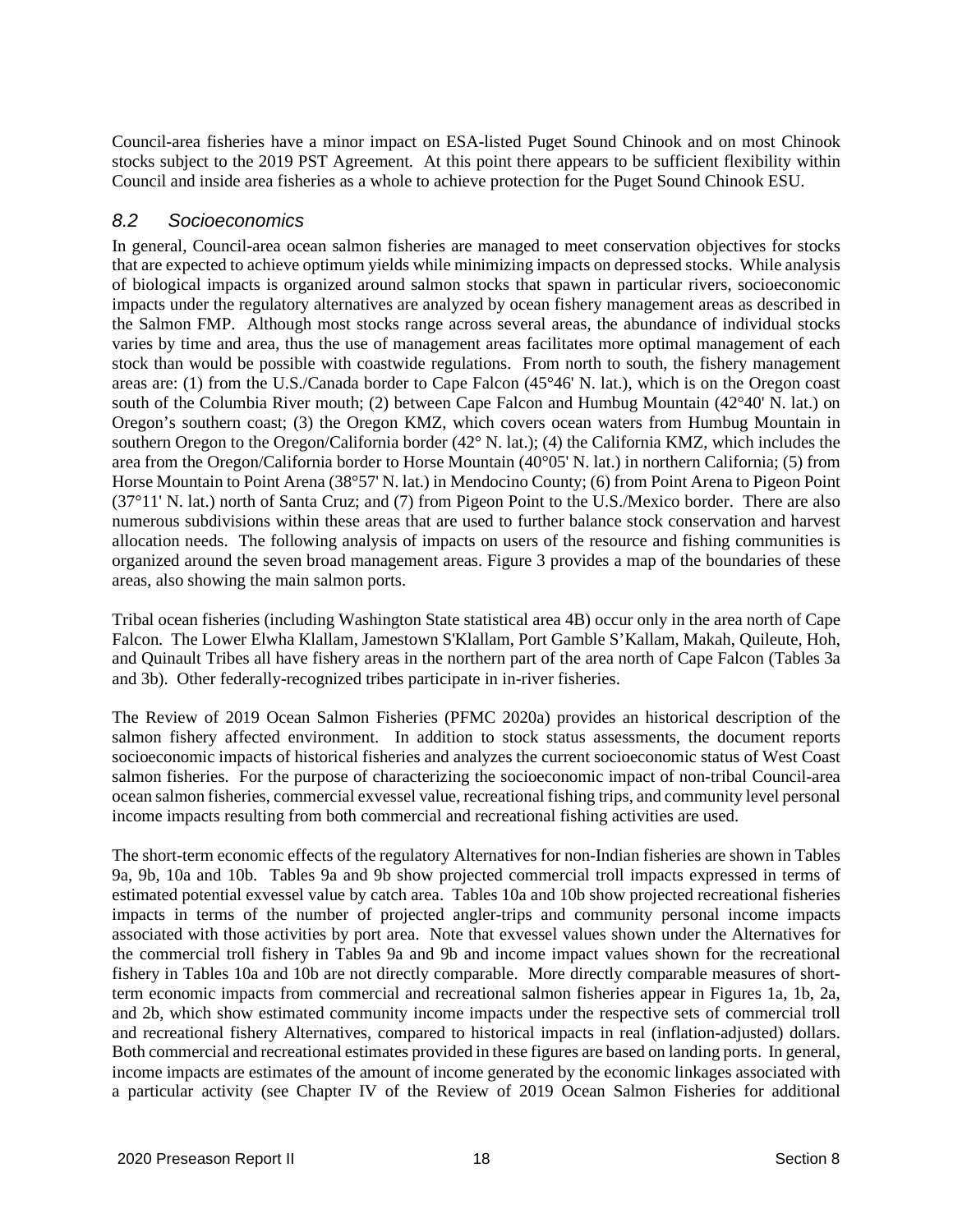Council-area fisheries have a minor impact on ESA-listed Puget Sound Chinook and on most Chinook stocks subject to the 2019 PST Agreement. At this point there appears to be sufficient flexibility within Council and inside area fisheries as a whole to achieve protection for the Puget Sound Chinook ESU.

## *8.2 Socioeconomics*

In general, Council-area ocean salmon fisheries are managed to meet conservation objectives for stocks that are expected to achieve optimum yields while minimizing impacts on depressed stocks. While analysis of biological impacts is organized around salmon stocks that spawn in particular rivers, socioeconomic impacts under the regulatory alternatives are analyzed by ocean fishery management areas as described in the Salmon FMP. Although most stocks range across several areas, the abundance of individual stocks varies by time and area, thus the use of management areas facilitates more optimal management of each stock than would be possible with coastwide regulations. From north to south, the fishery management areas are: (1) from the U.S./Canada border to Cape Falcon (45°46' N. lat.), which is on the Oregon coast south of the Columbia River mouth; (2) between Cape Falcon and Humbug Mountain (42°40' N. lat.) on Oregon's southern coast; (3) the Oregon KMZ, which covers ocean waters from Humbug Mountain in southern Oregon to the Oregon/California border (42° N. lat.); (4) the California KMZ, which includes the area from the Oregon/California border to Horse Mountain (40°05' N. lat.) in northern California; (5) from Horse Mountain to Point Arena (38°57' N. lat.) in Mendocino County; (6) from Point Arena to Pigeon Point (37°11' N. lat.) north of Santa Cruz; and (7) from Pigeon Point to the U.S./Mexico border. There are also numerous subdivisions within these areas that are used to further balance stock conservation and harvest allocation needs. The following analysis of impacts on users of the resource and fishing communities is organized around the seven broad management areas. Figure 3 provides a map of the boundaries of these areas, also showing the main salmon ports.

Tribal ocean fisheries (including Washington State statistical area 4B) occur only in the area north of Cape Falcon. The Lower Elwha Klallam, Jamestown S'Klallam, Port Gamble S'Kallam, Makah, Quileute, Hoh, and Quinault Tribes all have fishery areas in the northern part of the area north of Cape Falcon (Tables 3a and 3b). Other federally-recognized tribes participate in in-river fisheries.

The Review of 2019 Ocean Salmon Fisheries (PFMC 2020a) provides an historical description of the salmon fishery affected environment. In addition to stock status assessments, the document reports socioeconomic impacts of historical fisheries and analyzes the current socioeconomic status of West Coast salmon fisheries. For the purpose of characterizing the socioeconomic impact of non-tribal Council-area ocean salmon fisheries, commercial exvessel value, recreational fishing trips, and community level personal income impacts resulting from both commercial and recreational fishing activities are used.

The short-term economic effects of the regulatory Alternatives for non-Indian fisheries are shown in Tables 9a, 9b, 10a and 10b. Tables 9a and 9b show projected commercial troll impacts expressed in terms of estimated potential exvessel value by catch area. Tables 10a and 10b show projected recreational fisheries impacts in terms of the number of projected angler-trips and community personal income impacts associated with those activities by port area. Note that exvessel values shown under the Alternatives for the commercial troll fishery in Tables 9a and 9b and income impact values shown for the recreational fishery in Tables 10a and 10b are not directly comparable. More directly comparable measures of short-term economic impacts from commercial and recreational salmon fisheries appear in Figures 1a, 1b, 2a, and 2b, which show estimated community income impacts under the respective sets of commercial troll and recreational fishery Alternatives, compared to historical impacts in real (inflation-adjusted) dollars. Both commercial and recreational estimates provided in these figures are based on landing ports. In general, income impacts are estimates of the amount of income generated by the economic linkages associated with a particular activity (see Chapter IV of the Review of 2019 Ocean Salmon Fisheries for additional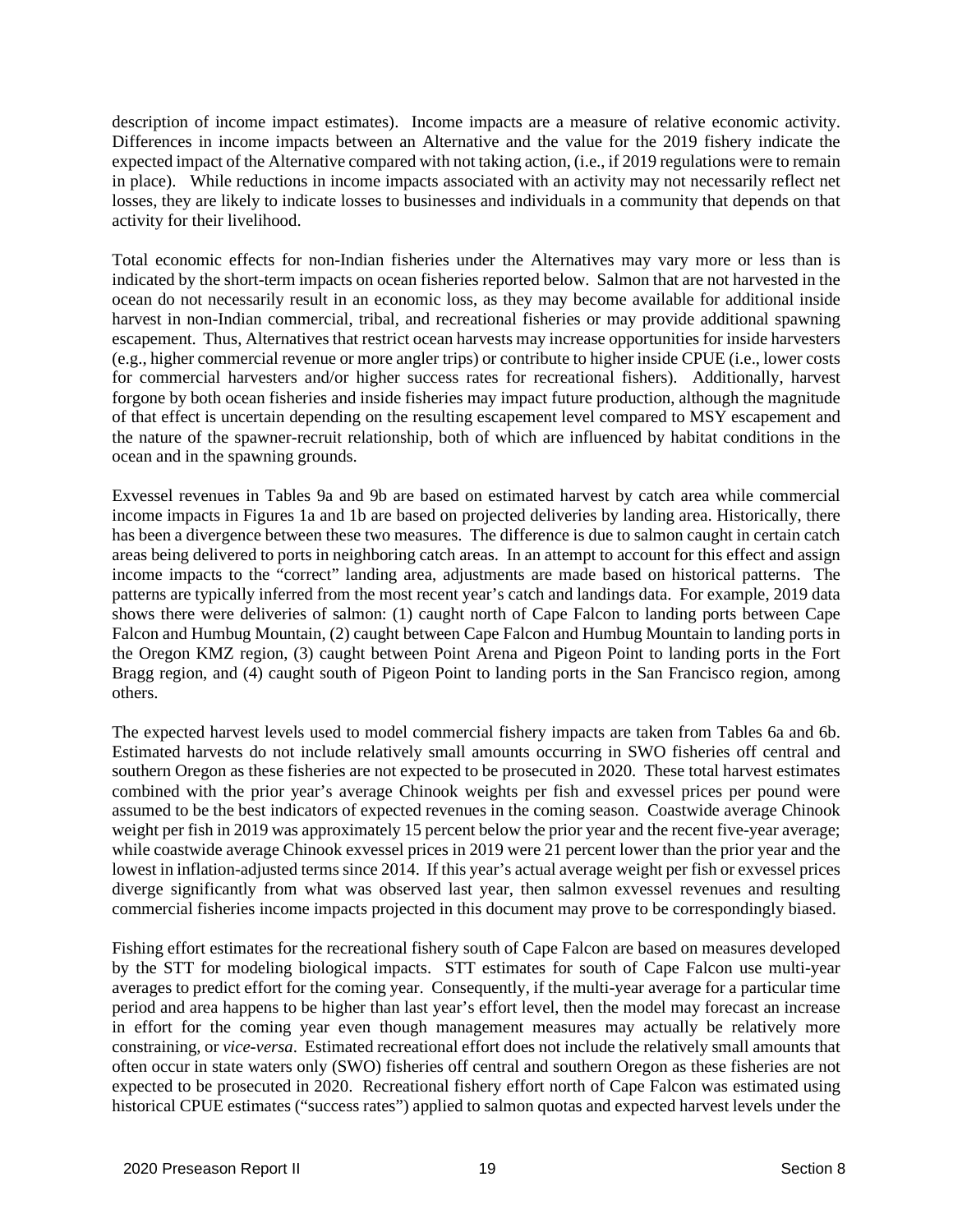description of income impact estimates). Income impacts are a measure of relative economic activity. Differences in income impacts between an Alternative and the value for the 2019 fishery indicate the expected impact of the Alternative compared with not taking action, (i.e., if 2019 regulations were to remain in place). While reductions in income impacts associated with an activity may not necessarily reflect net losses, they are likely to indicate losses to businesses and individuals in a community that depends on that activity for their livelihood.

Total economic effects for non-Indian fisheries under the Alternatives may vary more or less than is indicated by the short-term impacts on ocean fisheries reported below. Salmon that are not harvested in the ocean do not necessarily result in an economic loss, as they may become available for additional inside harvest in non-Indian commercial, tribal, and recreational fisheries or may provide additional spawning escapement. Thus, Alternatives that restrict ocean harvests may increase opportunities for inside harvesters (e.g., higher commercial revenue or more angler trips) or contribute to higher inside CPUE (i.e., lower costs for commercial harvesters and/or higher success rates for recreational fishers). Additionally, harvest forgone by both ocean fisheries and inside fisheries may impact future production, although the magnitude of that effect is uncertain depending on the resulting escapement level compared to MSY escapement and the nature of the spawner-recruit relationship, both of which are influenced by habitat conditions in the ocean and in the spawning grounds.

Exvessel revenues in Tables 9a and 9b are based on estimated harvest by catch area while commercial income impacts in Figures 1a and 1b are based on projected deliveries by landing area. Historically, there has been a divergence between these two measures. The difference is due to salmon caught in certain catch areas being delivered to ports in neighboring catch areas. In an attempt to account for this effect and assign income impacts to the "correct" landing area, adjustments are made based on historical patterns. The patterns are typically inferred from the most recent year's catch and landings data. For example, 2019 data shows there were deliveries of salmon: (1) caught north of Cape Falcon to landing ports between Cape Falcon and Humbug Mountain, (2) caught between Cape Falcon and Humbug Mountain to landing ports in the Oregon KMZ region, (3) caught between Point Arena and Pigeon Point to landing ports in the Fort Bragg region, and (4) caught south of Pigeon Point to landing ports in the San Francisco region, among others.

The expected harvest levels used to model commercial fishery impacts are taken from Tables 6a and 6b. Estimated harvests do not include relatively small amounts occurring in SWO fisheries off central and southern Oregon as these fisheries are not expected to be prosecuted in 2020. These total harvest estimates combined with the prior year's average Chinook weights per fish and exvessel prices per pound were assumed to be the best indicators of expected revenues in the coming season. Coastwide average Chinook weight per fish in 2019 was approximately 15 percent below the prior year and the recent five-year average; while coastwide average Chinook exvessel prices in 2019 were 21 percent lower than the prior year and the lowest in inflation-adjusted terms since 2014. If this year's actual average weight per fish or exvessel prices diverge significantly from what was observed last year, then salmon exvessel revenues and resulting commercial fisheries income impacts projected in this document may prove to be correspondingly biased.

Fishing effort estimates for the recreational fishery south of Cape Falcon are based on measures developed by the STT for modeling biological impacts. STT estimates for south of Cape Falcon use multi-year averages to predict effort for the coming year. Consequently, if the multi-year average for a particular time period and area happens to be higher than last year's effort level, then the model may forecast an increase in effort for the coming year even though management measures may actually be relatively more constraining, or *vice-versa*. Estimated recreational effort does not include the relatively small amounts that often occur in state waters only (SWO) fisheries off central and southern Oregon as these fisheries are not expected to be prosecuted in 2020. Recreational fishery effort north of Cape Falcon was estimated using historical CPUE estimates ("success rates") applied to salmon quotas and expected harvest levels under the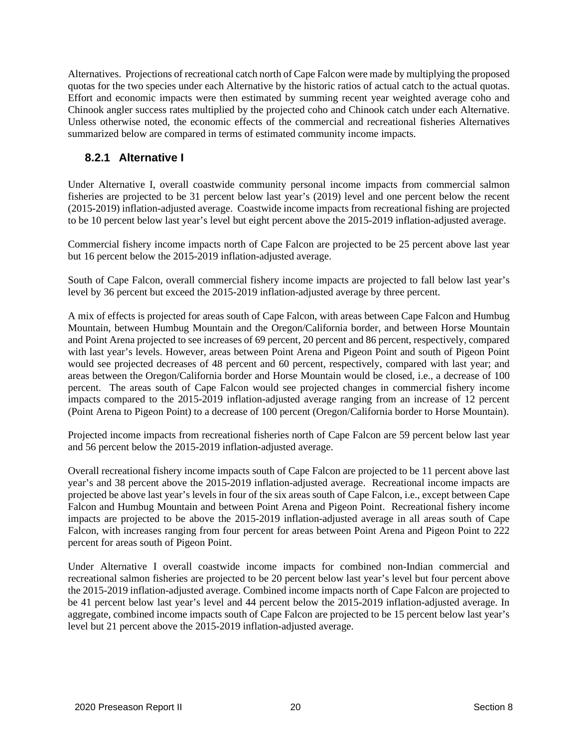Alternatives. Projections of recreational catch north of Cape Falcon were made by multiplying the proposed quotas for the two species under each Alternative by the historic ratios of actual catch to the actual quotas. Effort and economic impacts were then estimated by summing recent year weighted average coho and Chinook angler success rates multiplied by the projected coho and Chinook catch under each Alternative. Unless otherwise noted, the economic effects of the commercial and recreational fisheries Alternatives summarized below are compared in terms of estimated community income impacts.

### 8.2.1 Alternative I

Under Alternative I, overall coastwide community personal income impacts from commercial salmon fisheries are projected to be 31 percent below last year's (2019) level and one percent below the recent (2015-2019) inflation-adjusted average. Coastwide income impacts from recreational fishing are projected to be 10 percent below last year's level but eight percent above the 2015-2019 inflation-adjusted average.

Commercial fishery income impacts north of Cape Falcon are projected to be 25 percent above last year but 16 percent below the 2015-2019 inflation-adjusted average.

South of Cape Falcon, overall commercial fishery income impacts are projected to fall below last year's level by 36 percent but exceed the 2015-2019 inflation-adjusted average by three percent.

A mix of effects is projected for areas south of Cape Falcon, with areas between Cape Falcon and Humbug Mountain, between Humbug Mountain and the Oregon/California border, and between Horse Mountain and Point Arena projected to see increases of 69 percent, 20 percent and 86 percent, respectively, compared with last year's levels. However, areas between Point Arena and Pigeon Point and south of Pigeon Point would see projected decreases of 48 percent and 60 percent, respectively, compared with last year; and areas between the Oregon/California border and Horse Mountain would be closed, i.e., a decrease of 100 percent. The areas south of Cape Falcon would see projected changes in commercial fishery income impacts compared to the 2015-2019 inflation-adjusted average ranging from an increase of 12 percent (Point Arena to Pigeon Point) to a decrease of 100 percent (Oregon/California border to Horse Mountain).

Projected income impacts from recreational fisheries north of Cape Falcon are 59 percent below last year and 56 percent below the 2015-2019 inflation-adjusted average.

Overall recreational fishery income impacts south of Cape Falcon are projected to be 11 percent above last year's and 38 percent above the 2015-2019 inflation-adjusted average. Recreational income impacts are projected be above last year's levels in four of the six areas south of Cape Falcon, i.e., except between Cape Falcon and Humbug Mountain and between Point Arena and Pigeon Point. Recreational fishery income impacts are projected to be above the 2015-2019 inflation-adjusted average in all areas south of Cape Falcon, with increases ranging from four percent for areas between Point Arena and Pigeon Point to 222 percent for areas south of Pigeon Point.

Under Alternative I overall coastwide income impacts for combined non-Indian commercial and recreational salmon fisheries are projected to be 20 percent below last year's level but four percent above the 2015-2019 inflation-adjusted average. Combined income impacts north of Cape Falcon are projected to be 41 percent below last year's level and 44 percent below the 2015-2019 inflation-adjusted average. In aggregate, combined income impacts south of Cape Falcon are projected to be 15 percent below last year's level but 21 percent above the 2015-2019 inflation-adjusted average.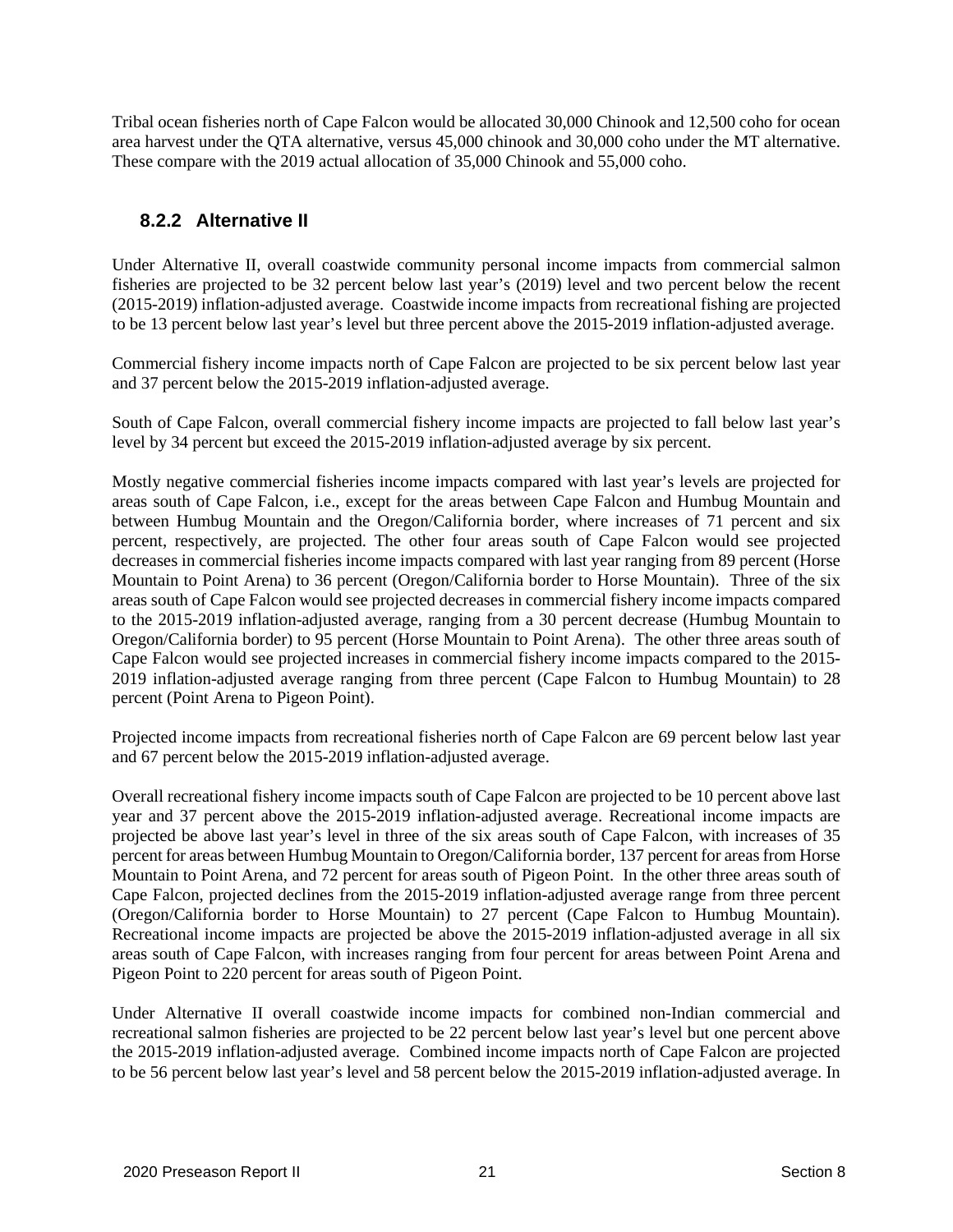Tribal ocean fisheries north of Cape Falcon would be allocated 30,000 Chinook and 12,500 coho for ocean area harvest under the QTA alternative, versus 45,000 chinook and 30,000 coho under the MT alternative. These compare with the 2019 actual allocation of 35,000 Chinook and 55,000 coho.

### 8.2.2 Alternative II

Under Alternative II, overall coastwide community personal income impacts from commercial salmon fisheries are projected to be 32 percent below last year's (2019) level and two percent below the recent (2015-2019) inflation-adjusted average. Coastwide income impacts from recreational fishing are projected to be 13 percent below last year's level but three percent above the 2015-2019 inflation-adjusted average.

Commercial fishery income impacts north of Cape Falcon are projected to be six percent below last year and 37 percent below the 2015-2019 inflation-adjusted average.

South of Cape Falcon, overall commercial fishery income impacts are projected to fall below last year's level by 34 percent but exceed the 2015-2019 inflation-adjusted average by six percent.

Mostly negative commercial fisheries income impacts compared with last year's levels are projected for areas south of Cape Falcon, i.e., except for the areas between Cape Falcon and Humbug Mountain and between Humbug Mountain and the Oregon/California border, where increases of 71 percent and six percent, respectively, are projected. The other four areas south of Cape Falcon would see projected decreases in commercial fisheries income impacts compared with last year ranging from 89 percent (Horse Mountain to Point Arena) to 36 percent (Oregon/California border to Horse Mountain). Three of the six areas south of Cape Falcon would see projected decreases in commercial fishery income impacts compared to the 2015-2019 inflation-adjusted average, ranging from a 30 percent decrease (Humbug Mountain to Oregon/California border) to 95 percent (Horse Mountain to Point Arena). The other three areas south of Cape Falcon would see projected increases in commercial fishery income impacts compared to the 2015-2019 inflation-adjusted average ranging from three percent (Cape Falcon to Humbug Mountain) to 28 percent (Point Arena to Pigeon Point).

Projected income impacts from recreational fisheries north of Cape Falcon are 69 percent below last year and 67 percent below the 2015-2019 inflation-adjusted average.

Overall recreational fishery income impacts south of Cape Falcon are projected to be 10 percent above last year and 37 percent above the 2015-2019 inflation-adjusted average. Recreational income impacts are projected be above last year's level in three of the six areas south of Cape Falcon, with increases of 35 percent for areas between Humbug Mountain to Oregon/California border, 137 percent for areas from Horse Mountain to Point Arena, and 72 percent for areas south of Pigeon Point. In the other three areas south of Cape Falcon, projected declines from the 2015-2019 inflation-adjusted average range from three percent (Oregon/California border to Horse Mountain) to 27 percent (Cape Falcon to Humbug Mountain). Recreational income impacts are projected be above the 2015-2019 inflation-adjusted average in all six areas south of Cape Falcon, with increases ranging from four percent for areas between Point Arena and Pigeon Point to 220 percent for areas south of Pigeon Point.

Under Alternative II overall coastwide income impacts for combined non-Indian commercial and recreational salmon fisheries are projected to be 22 percent below last year's level but one percent above the 2015-2019 inflation-adjusted average. Combined income impacts north of Cape Falcon are projected to be 56 percent below last year's level and 58 percent below the 2015-2019 inflation-adjusted average. In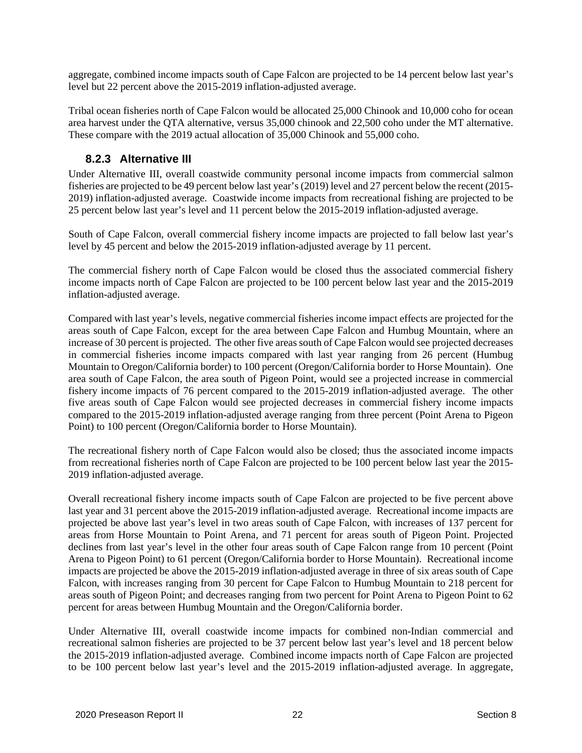aggregate, combined income impacts south of Cape Falcon are projected to be 14 percent below last year's level but 22 percent above the 2015-2019 inflation-adjusted average.

Tribal ocean fisheries north of Cape Falcon would be allocated 25,000 Chinook and 10,000 coho for ocean area harvest under the QTA alternative, versus 35,000 chinook and 22,500 coho under the MT alternative. These compare with the 2019 actual allocation of 35,000 Chinook and 55,000 coho.

### 8.2.3 Alternative III

Under Alternative III, overall coastwide community personal income impacts from commercial salmon fisheries are projected to be 49 percent below last year's (2019) level and 27 percent below the recent (2015-2019) inflation-adjusted average. Coastwide income impacts from recreational fishing are projected to be 25 percent below last year's level and 11 percent below the 2015-2019 inflation-adjusted average.

South of Cape Falcon, overall commercial fishery income impacts are projected to fall below last year's level by 45 percent and below the 2015-2019 inflation-adjusted average by 11 percent.

The commercial fishery north of Cape Falcon would be closed thus the associated commercial fishery income impacts north of Cape Falcon are projected to be 100 percent below last year and the 2015-2019 inflation-adjusted average.

Compared with last year's levels, negative commercial fisheries income impact effects are projected for the areas south of Cape Falcon, except for the area between Cape Falcon and Humbug Mountain, where an increase of 30 percent is projected. The other five areas south of Cape Falcon would see projected decreases in commercial fisheries income impacts compared with last year ranging from 26 percent (Humbug Mountain to Oregon/California border) to 100 percent (Oregon/California border to Horse Mountain). One area south of Cape Falcon, the area south of Pigeon Point, would see a projected increase in commercial fishery income impacts of 76 percent compared to the 2015-2019 inflation-adjusted average. The other five areas south of Cape Falcon would see projected decreases in commercial fishery income impacts compared to the 2015-2019 inflation-adjusted average ranging from three percent (Point Arena to Pigeon Point) to 100 percent (Oregon/California border to Horse Mountain).

The recreational fishery north of Cape Falcon would also be closed; thus the associated income impacts from recreational fisheries north of Cape Falcon are projected to be 100 percent below last year the 2015-2019 inflation-adjusted average.

Overall recreational fishery income impacts south of Cape Falcon are projected to be five percent above last year and 31 percent above the 2015-2019 inflation-adjusted average. Recreational income impacts are projected be above last year's level in two areas south of Cape Falcon, with increases of 137 percent for areas from Horse Mountain to Point Arena, and 71 percent for areas south of Pigeon Point. Projected declines from last year's level in the other four areas south of Cape Falcon range from 10 percent (Point Arena to Pigeon Point) to 61 percent (Oregon/California border to Horse Mountain). Recreational income impacts are projected be above the 2015-2019 inflation-adjusted average in three of six areas south of Cape Falcon, with increases ranging from 30 percent for Cape Falcon to Humbug Mountain to 218 percent for areas south of Pigeon Point; and decreases ranging from two percent for Point Arena to Pigeon Point to 62 percent for areas between Humbug Mountain and the Oregon/California border.

Under Alternative III, overall coastwide income impacts for combined non-Indian commercial and recreational salmon fisheries are projected to be 37 percent below last year's level and 18 percent below the 2015-2019 inflation-adjusted average. Combined income impacts north of Cape Falcon are projected to be 100 percent below last year's level and the 2015-2019 inflation-adjusted average. In aggregate,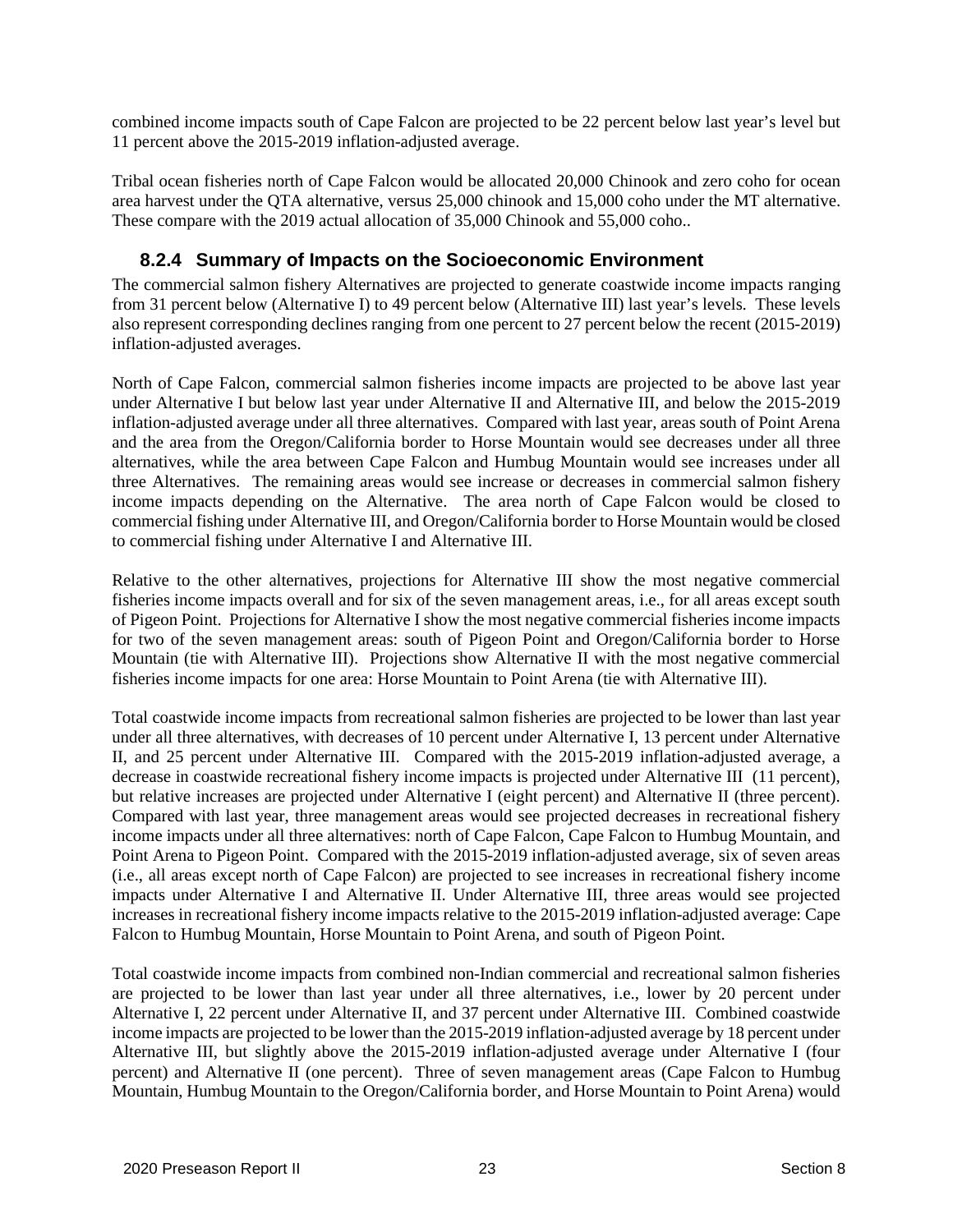combined income impacts south of Cape Falcon are projected to be 22 percent below last year's level but 11 percent above the 2015-2019 inflation-adjusted average.

Tribal ocean fisheries north of Cape Falcon would be allocated 20,000 Chinook and zero coho for ocean area harvest under the QTA alternative, versus 25,000 chinook and 15,000 coho under the MT alternative. These compare with the 2019 actual allocation of 35,000 Chinook and 55,000 coho..

### 8.2.4 Summary of Impacts on the Socioeconomic Environment

The commercial salmon fishery Alternatives are projected to generate coastwide income impacts ranging from 31 percent below (Alternative I) to 49 percent below (Alternative III) last year's levels. These levels also represent corresponding declines ranging from one percent to 27 percent below the recent (2015-2019) inflation-adjusted averages.

North of Cape Falcon, commercial salmon fisheries income impacts are projected to be above last year under Alternative I but below last year under Alternative II and Alternative III, and below the 2015-2019 inflation-adjusted average under all three alternatives. Compared with last year, areas south of Point Arena and the area from the Oregon/California border to Horse Mountain would see decreases under all three alternatives, while the area between Cape Falcon and Humbug Mountain would see increases under all three Alternatives. The remaining areas would see increase or decreases in commercial salmon fishery income impacts depending on the Alternative. The area north of Cape Falcon would be closed to commercial fishing under Alternative III, and Oregon/California border to Horse Mountain would be closed to commercial fishing under Alternative I and Alternative III.

Relative to the other alternatives, projections for Alternative III show the most negative commercial fisheries income impacts overall and for six of the seven management areas, i.e., for all areas except south of Pigeon Point. Projections for Alternative I show the most negative commercial fisheries income impacts for two of the seven management areas: south of Pigeon Point and Oregon/California border to Horse Mountain (tie with Alternative III). Projections show Alternative II with the most negative commercial fisheries income impacts for one area: Horse Mountain to Point Arena (tie with Alternative III).

Total coastwide income impacts from recreational salmon fisheries are projected to be lower than last year under all three alternatives, with decreases of 10 percent under Alternative I, 13 percent under Alternative II, and 25 percent under Alternative III. Compared with the 2015-2019 inflation-adjusted average, a decrease in coastwide recreational fishery income impacts is projected under Alternative III (11 percent), but relative increases are projected under Alternative I (eight percent) and Alternative II (three percent). Compared with last year, three management areas would see projected decreases in recreational fishery income impacts under all three alternatives: north of Cape Falcon, Cape Falcon to Humbug Mountain, and Point Arena to Pigeon Point. Compared with the 2015-2019 inflation-adjusted average, six of seven areas (i.e., all areas except north of Cape Falcon) are projected to see increases in recreational fishery income impacts under Alternative I and Alternative II. Under Alternative III, three areas would see projected increases in recreational fishery income impacts relative to the 2015-2019 inflation-adjusted average: Cape Falcon to Humbug Mountain, Horse Mountain to Point Arena, and south of Pigeon Point.

Total coastwide income impacts from combined non-Indian commercial and recreational salmon fisheries are projected to be lower than last year under all three alternatives, i.e., lower by 20 percent under Alternative I, 22 percent under Alternative II, and 37 percent under Alternative III. Combined coastwide income impacts are projected to be lower than the 2015-2019 inflation-adjusted average by 18 percent under Alternative III, but slightly above the 2015-2019 inflation-adjusted average under Alternative I (four percent) and Alternative II (one percent). Three of seven management areas (Cape Falcon to Humbug Mountain, Humbug Mountain to the Oregon/California border, and Horse Mountain to Point Arena) would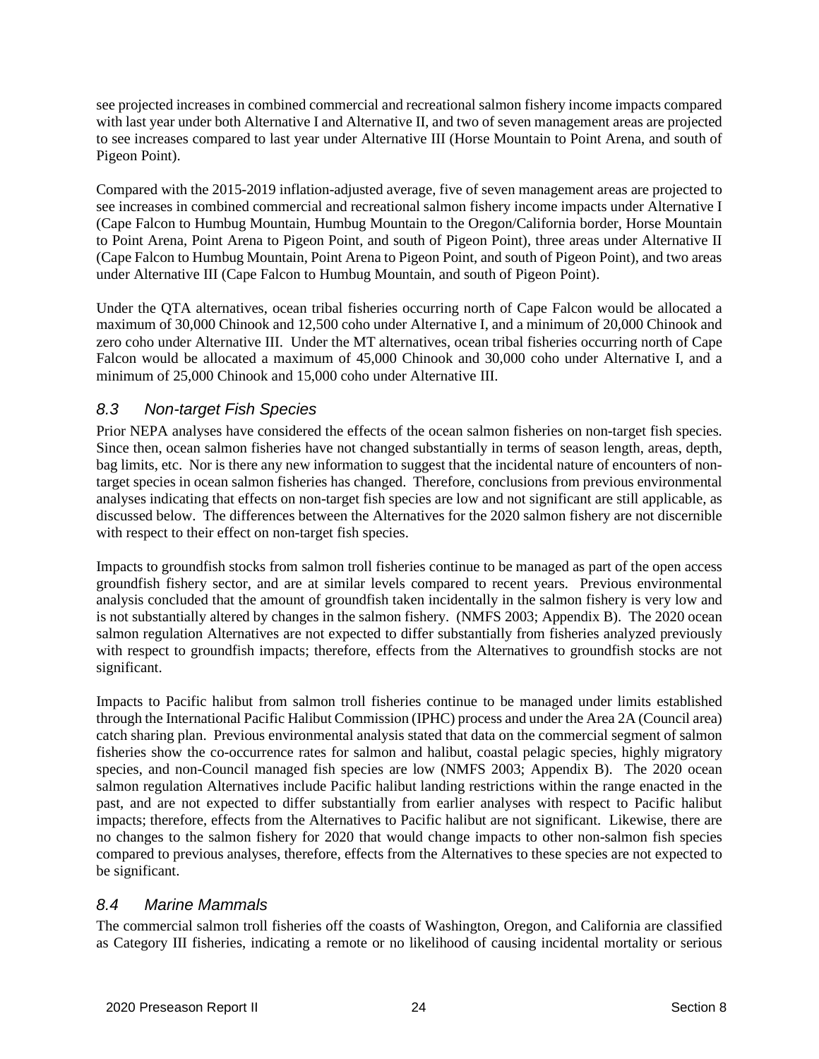see projected increases in combined commercial and recreational salmon fishery income impacts compared with last year under both Alternative I and Alternative II, and two of seven management areas are projected to see increases compared to last year under Alternative III (Horse Mountain to Point Arena, and south of Pigeon Point).

Compared with the 2015-2019 inflation-adjusted average, five of seven management areas are projected to see increases in combined commercial and recreational salmon fishery income impacts under Alternative I (Cape Falcon to Humbug Mountain, Humbug Mountain to the Oregon/California border, Horse Mountain to Point Arena, Point Arena to Pigeon Point, and south of Pigeon Point), three areas under Alternative II (Cape Falcon to Humbug Mountain, Point Arena to Pigeon Point, and south of Pigeon Point), and two areas under Alternative III (Cape Falcon to Humbug Mountain, and south of Pigeon Point).

Under the QTA alternatives, ocean tribal fisheries occurring north of Cape Falcon would be allocated a maximum of 30,000 Chinook and 12,500 coho under Alternative I, and a minimum of 20,000 Chinook and zero coho under Alternative III. Under the MT alternatives, ocean tribal fisheries occurring north of Cape Falcon would be allocated a maximum of 45,000 Chinook and 30,000 coho under Alternative I, and a minimum of 25,000 Chinook and 15,000 coho under Alternative III.

## *8.3 Non-target Fish Species*

Prior NEPA analyses have considered the effects of the ocean salmon fisheries on non-target fish species. Since then, ocean salmon fisheries have not changed substantially in terms of season length, areas, depth, bag limits, etc. Nor is there any new information to suggest that the incidental nature of encounters of non-target species in ocean salmon fisheries has changed. Therefore, conclusions from previous environmental analyses indicating that effects on non-target fish species are low and not significant are still applicable, as discussed below. The differences between the Alternatives for the 2020 salmon fishery are not discernible with respect to their effect on non-target fish species.

Impacts to groundfish stocks from salmon troll fisheries continue to be managed as part of the open access groundfish fishery sector, and are at similar levels compared to recent years. Previous environmental analysis concluded that the amount of groundfish taken incidentally in the salmon fishery is very low and is not substantially altered by changes in the salmon fishery. (NMFS 2003; Appendix B). The 2020 ocean salmon regulation Alternatives are not expected to differ substantially from fisheries analyzed previously with respect to groundfish impacts; therefore, effects from the Alternatives to groundfish stocks are not significant.

Impacts to Pacific halibut from salmon troll fisheries continue to be managed under limits established through the International Pacific Halibut Commission (IPHC) process and under the Area 2A (Council area) catch sharing plan. Previous environmental analysis stated that data on the commercial segment of salmon fisheries show the co-occurrence rates for salmon and halibut, coastal pelagic species, highly migratory species, and non-Council managed fish species are low (NMFS 2003; Appendix B). The 2020 ocean salmon regulation Alternatives include Pacific halibut landing restrictions within the range enacted in the past, and are not expected to differ substantially from earlier analyses with respect to Pacific halibut impacts; therefore, effects from the Alternatives to Pacific halibut are not significant. Likewise, there are no changes to the salmon fishery for 2020 that would change impacts to other non-salmon fish species compared to previous analyses, therefore, effects from the Alternatives to these species are not expected to be significant.

## *8.4 Marine Mammals*

The commercial salmon troll fisheries off the coasts of Washington, Oregon, and California are classified as Category III fisheries, indicating a remote or no likelihood of causing incidental mortality or serious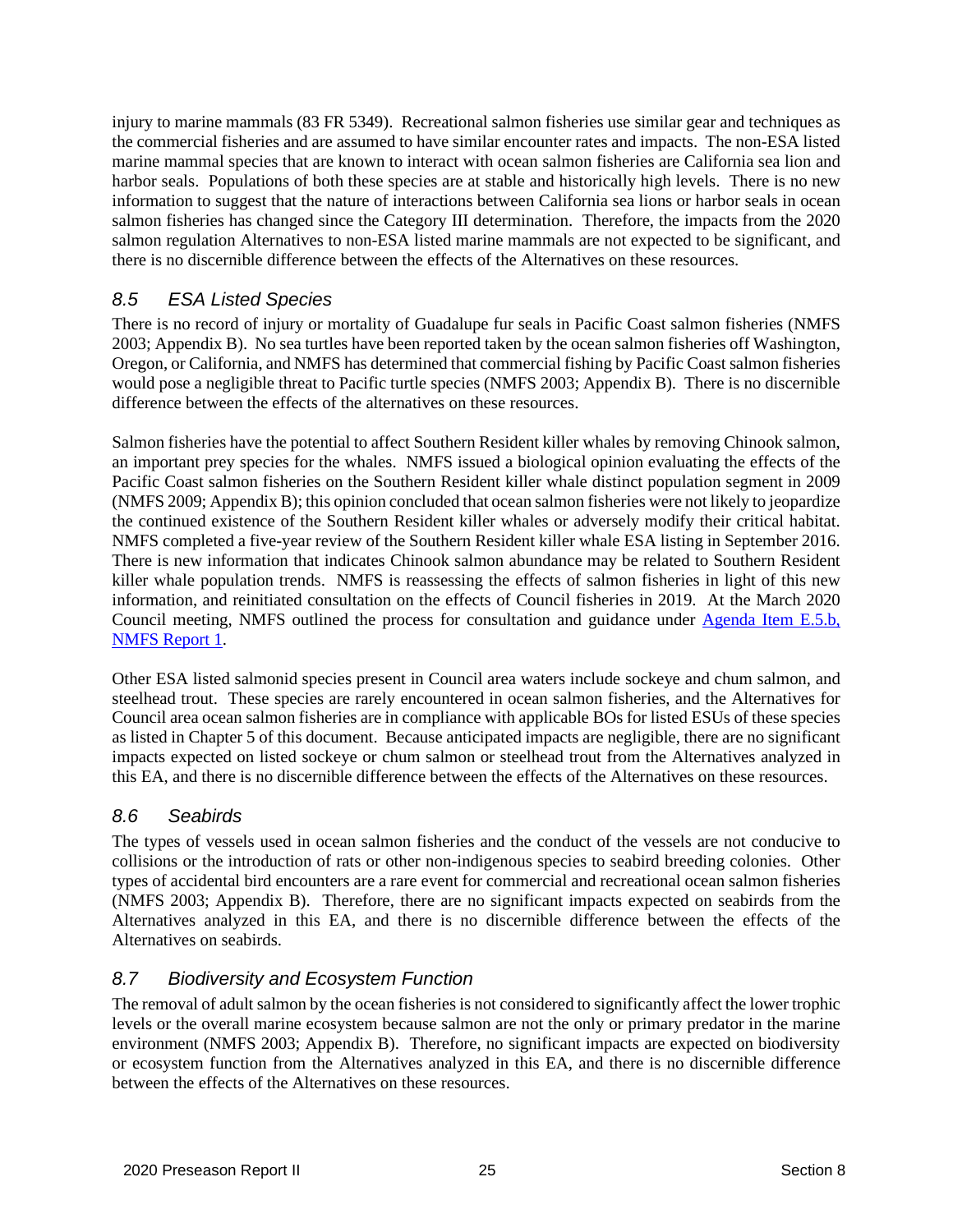injury to marine mammals (83 FR 5349). Recreational salmon fisheries use similar gear and techniques as the commercial fisheries and are assumed to have similar encounter rates and impacts. The non-ESA listed marine mammal species that are known to interact with ocean salmon fisheries are California sea lion and harbor seals. Populations of both these species are at stable and historically high levels. There is no new information to suggest that the nature of interactions between California sea lions or harbor seals in ocean salmon fisheries has changed since the Category III determination. Therefore, the impacts from the 2020 salmon regulation Alternatives to non-ESA listed marine mammals are not expected to be significant, and there is no discernible difference between the effects of the Alternatives on these resources.

## *8.5 ESA Listed Species*

There is no record of injury or mortality of Guadalupe fur seals in Pacific Coast salmon fisheries (NMFS 2003; Appendix B). No sea turtles have been reported taken by the ocean salmon fisheries off Washington, Oregon, or California, and NMFS has determined that commercial fishing by Pacific Coast salmon fisheries would pose a negligible threat to Pacific turtle species (NMFS 2003; Appendix B). There is no discernible difference between the effects of the alternatives on these resources.

Salmon fisheries have the potential to affect Southern Resident killer whales by removing Chinook salmon, an important prey species for the whales. NMFS issued a biological opinion evaluating the effects of the Pacific Coast salmon fisheries on the Southern Resident killer whale distinct population segment in 2009 (NMFS 2009; Appendix B); this opinion concluded that ocean salmon fisheries were not likely to jeopardize the continued existence of the Southern Resident killer whales or adversely modify their critical habitat. NMFS completed a five-year review of the Southern Resident killer whale ESA listing in September 2016. There is new information that indicates Chinook salmon abundance may be related to Southern Resident killer whale population trends. NMFS is reassessing the effects of salmon fisheries in light of this new information, and reinitiated consultation on the effects of Council fisheries in 2019. At the March 2020 Council meeting, NMFS outlined the process for consultation and guidance under Agenda Item E.5.b, NMFS Report 1.

Other ESA listed salmonid species present in Council area waters include sockeye and chum salmon, and steelhead trout. These species are rarely encountered in ocean salmon fisheries, and the Alternatives for Council area ocean salmon fisheries are in compliance with applicable BOs for listed ESUs of these species as listed in Chapter 5 of this document. Because anticipated impacts are negligible, there are no significant impacts expected on listed sockeye or chum salmon or steelhead trout from the Alternatives analyzed in this EA, and there is no discernible difference between the effects of the Alternatives on these resources.

## *8.6 Seabirds*

The types of vessels used in ocean salmon fisheries and the conduct of the vessels are not conducive to collisions or the introduction of rats or other non-indigenous species to seabird breeding colonies. Other types of accidental bird encounters are a rare event for commercial and recreational ocean salmon fisheries (NMFS 2003; Appendix B). Therefore, there are no significant impacts expected on seabirds from the Alternatives analyzed in this EA, and there is no discernible difference between the effects of the Alternatives on seabirds.

## *8.7 Biodiversity and Ecosystem Function*

The removal of adult salmon by the ocean fisheries is not considered to significantly affect the lower trophic levels or the overall marine ecosystem because salmon are not the only or primary predator in the marine environment (NMFS 2003; Appendix B). Therefore, no significant impacts are expected on biodiversity or ecosystem function from the Alternatives analyzed in this EA, and there is no discernible difference between the effects of the Alternatives on these resources.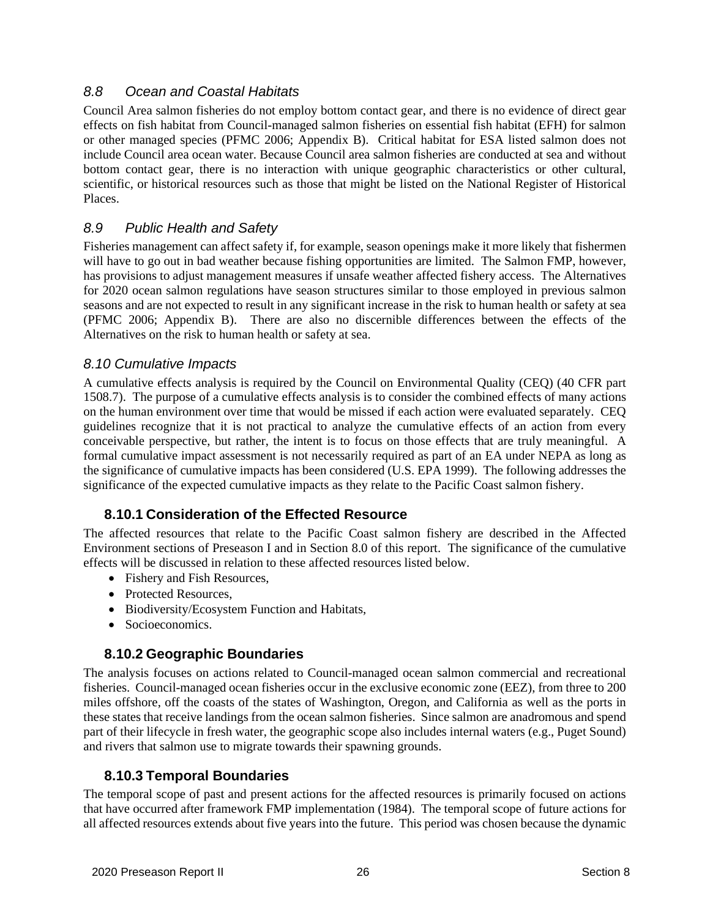## 8.8 Ocean and Coastal Habitats

Council Area salmon fisheries do not employ bottom contact gear, and there is no evidence of direct gear effects on fish habitat from Council-managed salmon fisheries on essential fish habitat (EFH) for salmon or other managed species (PFMC 2006; Appendix B). Critical habitat for ESA listed salmon does not include Council area ocean water. Because Council area salmon fisheries are conducted at sea and without bottom contact gear, there is no interaction with unique geographic characteristics or other cultural, scientific, or historical resources such as those that might be listed on the National Register of Historical Places.

## 8.9 Public Health and Safety

Fisheries management can affect safety if, for example, season openings make it more likely that fishermen will have to go out in bad weather because fishing opportunities are limited. The Salmon FMP, however, has provisions to adjust management measures if unsafe weather affected fishery access. The Alternatives for 2020 ocean salmon regulations have season structures similar to those employed in previous salmon seasons and are not expected to result in any significant increase in the risk to human health or safety at sea (PFMC 2006; Appendix B). There are also no discernible differences between the effects of the Alternatives on the risk to human health or safety at sea.

## 8.10 Cumulative Impacts

A cumulative effects analysis is required by the Council on Environmental Quality (CEQ) (40 CFR part 1508.7). The purpose of a cumulative effects analysis is to consider the combined effects of many actions on the human environment over time that would be missed if each action were evaluated separately. CEQ guidelines recognize that it is not practical to analyze the cumulative effects of an action from every conceivable perspective, but rather, the intent is to focus on those effects that are truly meaningful. A formal cumulative impact assessment is not necessarily required as part of an EA under NEPA as long as the significance of cumulative impacts has been considered (U.S. EPA 1999). The following addresses the significance of the expected cumulative impacts as they relate to the Pacific Coast salmon fishery.

### 8.10.1 Consideration of the Effected Resource

The affected resources that relate to the Pacific Coast salmon fishery are described in the Affected Environment sections of Preseason I and in Section 8.0 of this report. The significance of the cumulative effects will be discussed in relation to these affected resources listed below.

- Fishery and Fish Resources,
- Protected Resources,
- Biodiversity/Ecosystem Function and Habitats,
- Socioeconomics.

### 8.10.2 Geographic Boundaries

The analysis focuses on actions related to Council-managed ocean salmon commercial and recreational fisheries. Council-managed ocean fisheries occur in the exclusive economic zone (EEZ), from three to 200 miles offshore, off the coasts of the states of Washington, Oregon, and California as well as the ports in these states that receive landings from the ocean salmon fisheries. Since salmon are anadromous and spend part of their lifecycle in fresh water, the geographic scope also includes internal waters (e.g., Puget Sound) and rivers that salmon use to migrate towards their spawning grounds.

### 8.10.3 Temporal Boundaries

The temporal scope of past and present actions for the affected resources is primarily focused on actions that have occurred after framework FMP implementation (1984). The temporal scope of future actions for all affected resources extends about five years into the future. This period was chosen because the dynamic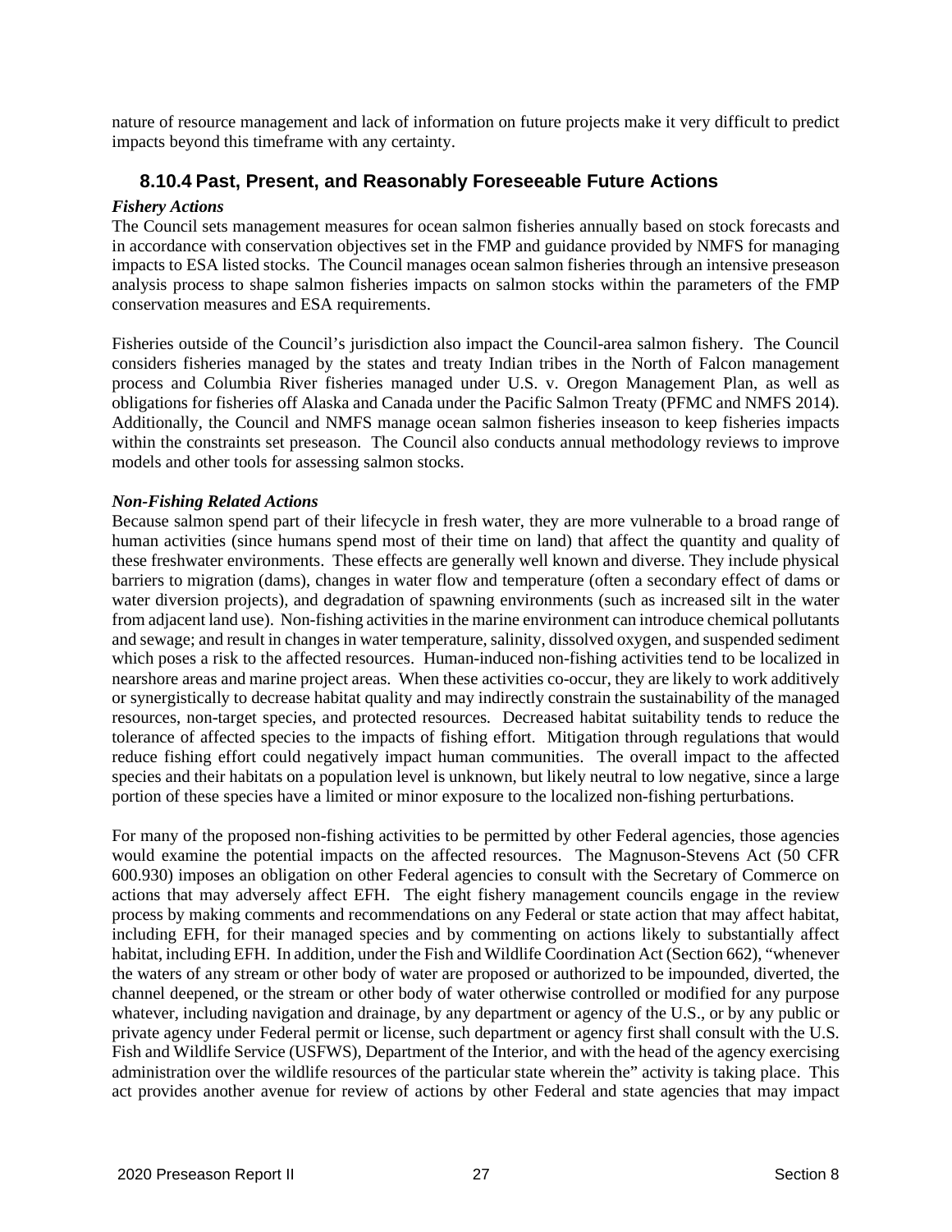nature of resource management and lack of information on future projects make it very difficult to predict impacts beyond this timeframe with any certainty.

### 8.10.4 Past, Present, and Reasonably Foreseeable Future Actions

***Fishery Actions***

The Council sets management measures for ocean salmon fisheries annually based on stock forecasts and in accordance with conservation objectives set in the FMP and guidance provided by NMFS for managing impacts to ESA listed stocks. The Council manages ocean salmon fisheries through an intensive preseason analysis process to shape salmon fisheries impacts on salmon stocks within the parameters of the FMP conservation measures and ESA requirements.

Fisheries outside of the Council's jurisdiction also impact the Council-area salmon fishery. The Council considers fisheries managed by the states and treaty Indian tribes in the North of Falcon management process and Columbia River fisheries managed under U.S. v. Oregon Management Plan, as well as obligations for fisheries off Alaska and Canada under the Pacific Salmon Treaty (PFMC and NMFS 2014). Additionally, the Council and NMFS manage ocean salmon fisheries inseason to keep fisheries impacts within the constraints set preseason. The Council also conducts annual methodology reviews to improve models and other tools for assessing salmon stocks.

***Non-Fishing Related Actions***

Because salmon spend part of their lifecycle in fresh water, they are more vulnerable to a broad range of human activities (since humans spend most of their time on land) that affect the quantity and quality of these freshwater environments. These effects are generally well known and diverse. They include physical barriers to migration (dams), changes in water flow and temperature (often a secondary effect of dams or water diversion projects), and degradation of spawning environments (such as increased silt in the water from adjacent land use). Non-fishing activities in the marine environment can introduce chemical pollutants and sewage; and result in changes in water temperature, salinity, dissolved oxygen, and suspended sediment which poses a risk to the affected resources. Human-induced non-fishing activities tend to be localized in nearshore areas and marine project areas. When these activities co-occur, they are likely to work additively or synergistically to decrease habitat quality and may indirectly constrain the sustainability of the managed resources, non-target species, and protected resources. Decreased habitat suitability tends to reduce the tolerance of affected species to the impacts of fishing effort. Mitigation through regulations that would reduce fishing effort could negatively impact human communities. The overall impact to the affected species and their habitats on a population level is unknown, but likely neutral to low negative, since a large portion of these species have a limited or minor exposure to the localized non-fishing perturbations.

For many of the proposed non-fishing activities to be permitted by other Federal agencies, those agencies would examine the potential impacts on the affected resources. The Magnuson-Stevens Act (50 CFR 600.930) imposes an obligation on other Federal agencies to consult with the Secretary of Commerce on actions that may adversely affect EFH. The eight fishery management councils engage in the review process by making comments and recommendations on any Federal or state action that may affect habitat, including EFH, for their managed species and by commenting on actions likely to substantially affect habitat, including EFH. In addition, under the Fish and Wildlife Coordination Act (Section 662), "whenever the waters of any stream or other body of water are proposed or authorized to be impounded, diverted, the channel deepened, or the stream or other body of water otherwise controlled or modified for any purpose whatever, including navigation and drainage, by any department or agency of the U.S., or by any public or private agency under Federal permit or license, such department or agency first shall consult with the U.S. Fish and Wildlife Service (USFWS), Department of the Interior, and with the head of the agency exercising administration over the wildlife resources of the particular state wherein the" activity is taking place. This act provides another avenue for review of actions by other Federal and state agencies that may impact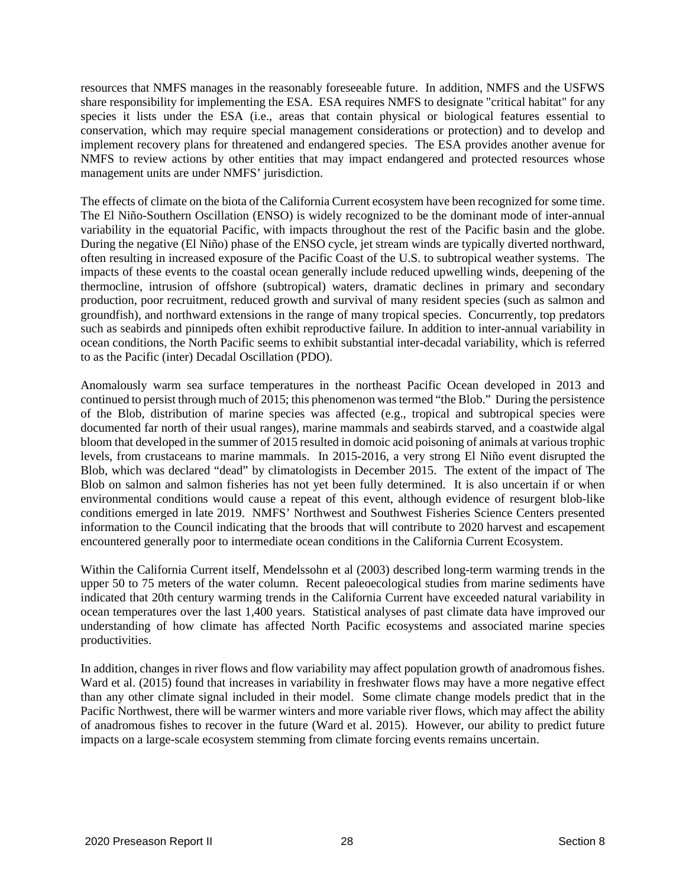resources that NMFS manages in the reasonably foreseeable future. In addition, NMFS and the USFWS share responsibility for implementing the ESA. ESA requires NMFS to designate "critical habitat" for any species it lists under the ESA (i.e., areas that contain physical or biological features essential to conservation, which may require special management considerations or protection) and to develop and implement recovery plans for threatened and endangered species. The ESA provides another avenue for NMFS to review actions by other entities that may impact endangered and protected resources whose management units are under NMFS' jurisdiction.

The effects of climate on the biota of the California Current ecosystem have been recognized for some time. The El Niño-Southern Oscillation (ENSO) is widely recognized to be the dominant mode of inter-annual variability in the equatorial Pacific, with impacts throughout the rest of the Pacific basin and the globe. During the negative (El Niño) phase of the ENSO cycle, jet stream winds are typically diverted northward, often resulting in increased exposure of the Pacific Coast of the U.S. to subtropical weather systems. The impacts of these events to the coastal ocean generally include reduced upwelling winds, deepening of the thermocline, intrusion of offshore (subtropical) waters, dramatic declines in primary and secondary production, poor recruitment, reduced growth and survival of many resident species (such as salmon and groundfish), and northward extensions in the range of many tropical species. Concurrently, top predators such as seabirds and pinnipeds often exhibit reproductive failure. In addition to inter-annual variability in ocean conditions, the North Pacific seems to exhibit substantial inter-decadal variability, which is referred to as the Pacific (inter) Decadal Oscillation (PDO).

Anomalously warm sea surface temperatures in the northeast Pacific Ocean developed in 2013 and continued to persist through much of 2015; this phenomenon was termed "the Blob." During the persistence of the Blob, distribution of marine species was affected (e.g., tropical and subtropical species were documented far north of their usual ranges), marine mammals and seabirds starved, and a coastwide algal bloom that developed in the summer of 2015 resulted in domoic acid poisoning of animals at various trophic levels, from crustaceans to marine mammals. In 2015-2016, a very strong El Niño event disrupted the Blob, which was declared "dead" by climatologists in December 2015. The extent of the impact of The Blob on salmon and salmon fisheries has not yet been fully determined. It is also uncertain if or when environmental conditions would cause a repeat of this event, although evidence of resurgent blob-like conditions emerged in late 2019. NMFS' Northwest and Southwest Fisheries Science Centers presented information to the Council indicating that the broods that will contribute to 2020 harvest and escapement encountered generally poor to intermediate ocean conditions in the California Current Ecosystem.

Within the California Current itself, Mendelssohn et al (2003) described long-term warming trends in the upper 50 to 75 meters of the water column. Recent paleoecological studies from marine sediments have indicated that 20th century warming trends in the California Current have exceeded natural variability in ocean temperatures over the last 1,400 years. Statistical analyses of past climate data have improved our understanding of how climate has affected North Pacific ecosystems and associated marine species productivities.

In addition, changes in river flows and flow variability may affect population growth of anadromous fishes. Ward et al. (2015) found that increases in variability in freshwater flows may have a more negative effect than any other climate signal included in their model. Some climate change models predict that in the Pacific Northwest, there will be warmer winters and more variable river flows, which may affect the ability of anadromous fishes to recover in the future (Ward et al. 2015). However, our ability to predict future impacts on a large-scale ecosystem stemming from climate forcing events remains uncertain.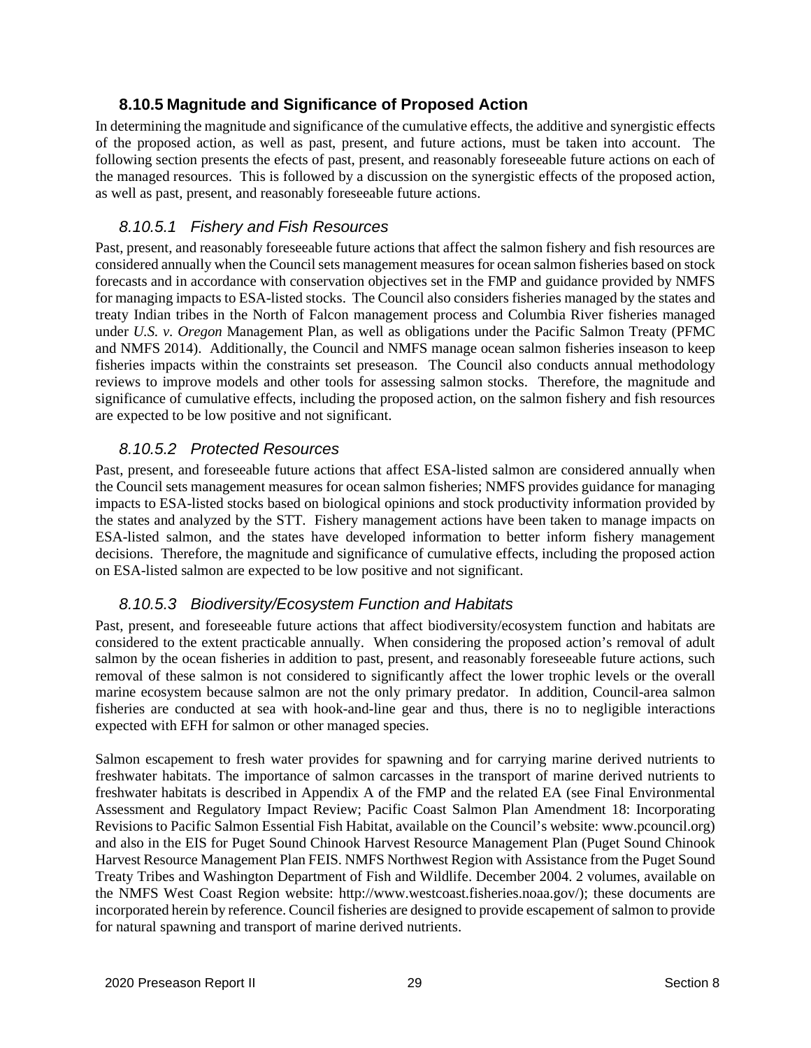### 8.10.5 Magnitude and Significance of Proposed Action

In determining the magnitude and significance of the cumulative effects, the additive and synergistic effects of the proposed action, as well as past, present, and future actions, must be taken into account. The following section presents the effects of past, present, and reasonably foreseeable future actions on each of the managed resources. This is followed by a discussion on the synergistic effects of the proposed action, as well as past, present, and reasonably foreseeable future actions.

#### *8.10.5.1 Fishery and Fish Resources*

Past, present, and reasonably foreseeable future actions that affect the salmon fishery and fish resources are considered annually when the Council sets management measures for ocean salmon fisheries based on stock forecasts and in accordance with conservation objectives set in the FMP and guidance provided by NMFS for managing impacts to ESA-listed stocks. The Council also considers fisheries managed by the states and treaty Indian tribes in the North of Falcon management process and Columbia River fisheries managed under *U.S. v. Oregon* Management Plan, as well as obligations under the Pacific Salmon Treaty (PFMC and NMFS 2014). Additionally, the Council and NMFS manage ocean salmon fisheries inseason to keep fisheries impacts within the constraints set preseason. The Council also conducts annual methodology reviews to improve models and other tools for assessing salmon stocks. Therefore, the magnitude and significance of cumulative effects, including the proposed action, on the salmon fishery and fish resources are expected to be low positive and not significant.

#### *8.10.5.2 Protected Resources*

Past, present, and foreseeable future actions that affect ESA-listed salmon are considered annually when the Council sets management measures for ocean salmon fisheries; NMFS provides guidance for managing impacts to ESA-listed stocks based on biological opinions and stock productivity information provided by the states and analyzed by the STT. Fishery management actions have been taken to manage impacts on ESA-listed salmon, and the states have developed information to better inform fishery management decisions. Therefore, the magnitude and significance of cumulative effects, including the proposed action on ESA-listed salmon are expected to be low positive and not significant.

#### *8.10.5.3 Biodiversity/Ecosystem Function and Habitats*

Past, present, and foreseeable future actions that affect biodiversity/ecosystem function and habitats are considered to the extent practicable annually. When considering the proposed action's removal of adult salmon by the ocean fisheries in addition to past, present, and reasonably foreseeable future actions, such removal of these salmon is not considered to significantly affect the lower trophic levels or the overall marine ecosystem because salmon are not the only primary predator. In addition, Council-area salmon fisheries are conducted at sea with hook-and-line gear and thus, there is no to negligible interactions expected with EFH for salmon or other managed species.

Salmon escapement to fresh water provides for spawning and for carrying marine derived nutrients to freshwater habitats. The importance of salmon carcasses in the transport of marine derived nutrients to freshwater habitats is described in Appendix A of the FMP and the related EA (see Final Environmental Assessment and Regulatory Impact Review; Pacific Coast Salmon Plan Amendment 18: Incorporating Revisions to Pacific Salmon Essential Fish Habitat, available on the Council's website: www.pcouncil.org) and also in the EIS for Puget Sound Chinook Harvest Resource Management Plan (Puget Sound Chinook Harvest Resource Management Plan FEIS. NMFS Northwest Region with Assistance from the Puget Sound Treaty Tribes and Washington Department of Fish and Wildlife. December 2004. 2 volumes, available on the NMFS West Coast Region website: http://www.westcoast.fisheries.noaa.gov/); these documents are incorporated herein by reference. Council fisheries are designed to provide escapement of salmon to provide for natural spawning and transport of marine derived nutrients.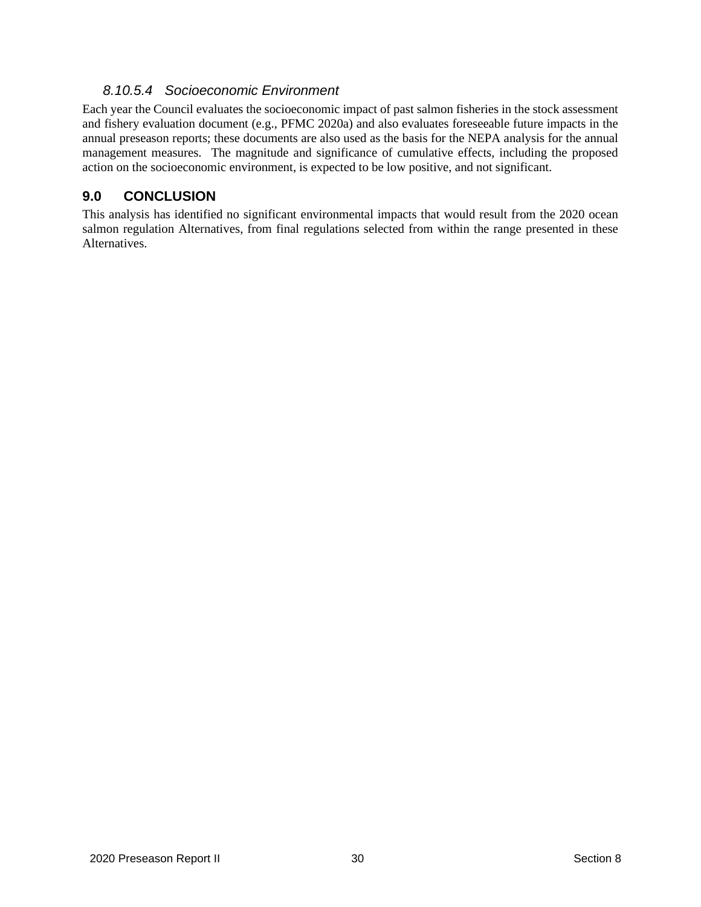#### *8.10.5.4 Socioeconomic Environment*

Each year the Council evaluates the socioeconomic impact of past salmon fisheries in the stock assessment and fishery evaluation document (e.g., PFMC 2020a) and also evaluates foreseeable future impacts in the annual preseason reports; these documents are also used as the basis for the NEPA analysis for the annual management measures. The magnitude and significance of cumulative effects, including the proposed action on the socioeconomic environment, is expected to be low positive, and not significant.

## 9.0 CONCLUSION

This analysis has identified no significant environmental impacts that would result from the 2020 ocean salmon regulation Alternatives, from final regulations selected from within the range presented in these Alternatives.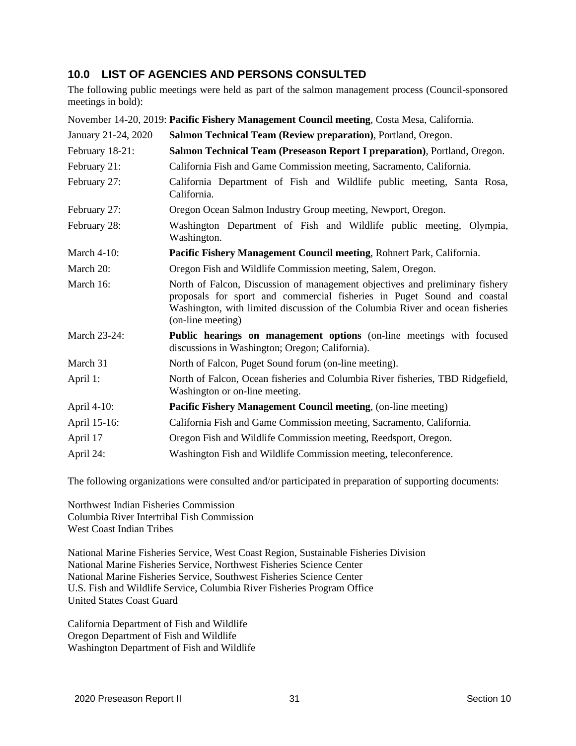## 10.0 LIST OF AGENCIES AND PERSONS CONSULTED

The following public meetings were held as part of the salmon management process (Council-sponsored meetings in bold):

| | |
|---|---|
| November 14-20, 2019: | **Pacific Fishery Management Council meeting**, Costa Mesa, California. |
| January 21-24, 2020 | **Salmon Technical Team (Review preparation)**, Portland, Oregon. |
| February 18-21: | **Salmon Technical Team (Preseason Report I preparation)**, Portland, Oregon. |
| February 21: | California Fish and Game Commission meeting, Sacramento, California. |
| February 27: | California Department of Fish and Wildlife public meeting, Santa Rosa, California. |
| February 27: | Oregon Ocean Salmon Industry Group meeting, Newport, Oregon. |
| February 28: | Washington Department of Fish and Wildlife public meeting, Olympia, Washington. |
| March 4-10: | **Pacific Fishery Management Council meeting**, Rohnert Park, California. |
| March 20: | Oregon Fish and Wildlife Commission meeting, Salem, Oregon. |
| March 16: | North of Falcon, Discussion of management objectives and preliminary fishery proposals for sport and commercial fisheries in Puget Sound and coastal Washington, with limited discussion of the Columbia River and ocean fisheries (on-line meeting) |
| March 23-24: | **Public hearings on management options** (on-line meetings with focused discussions in Washington; Oregon; California). |
| March 31 | North of Falcon, Puget Sound forum (on-line meeting). |
| April 1: | North of Falcon, Ocean fisheries and Columbia River fisheries, TBD Ridgefield, Washington or on-line meeting. |
| April 4-10: | **Pacific Fishery Management Council meeting**, (on-line meeting) |
| April 15-16: | California Fish and Game Commission meeting, Sacramento, California. |
| April 17 | Oregon Fish and Wildlife Commission meeting, Reedsport, Oregon. |
| April 24: | Washington Fish and Wildlife Commission meeting, teleconference. |

The following organizations were consulted and/or participated in preparation of supporting documents:

Northwest Indian Fisheries Commission
Columbia River Intertribal Fish Commission
West Coast Indian Tribes

National Marine Fisheries Service, West Coast Region, Sustainable Fisheries Division
National Marine Fisheries Service, Northwest Fisheries Science Center
National Marine Fisheries Service, Southwest Fisheries Science Center
U.S. Fish and Wildlife Service, Columbia River Fisheries Program Office
United States Coast Guard

California Department of Fish and Wildlife
Oregon Department of Fish and Wildlife
Washington Department of Fish and Wildlife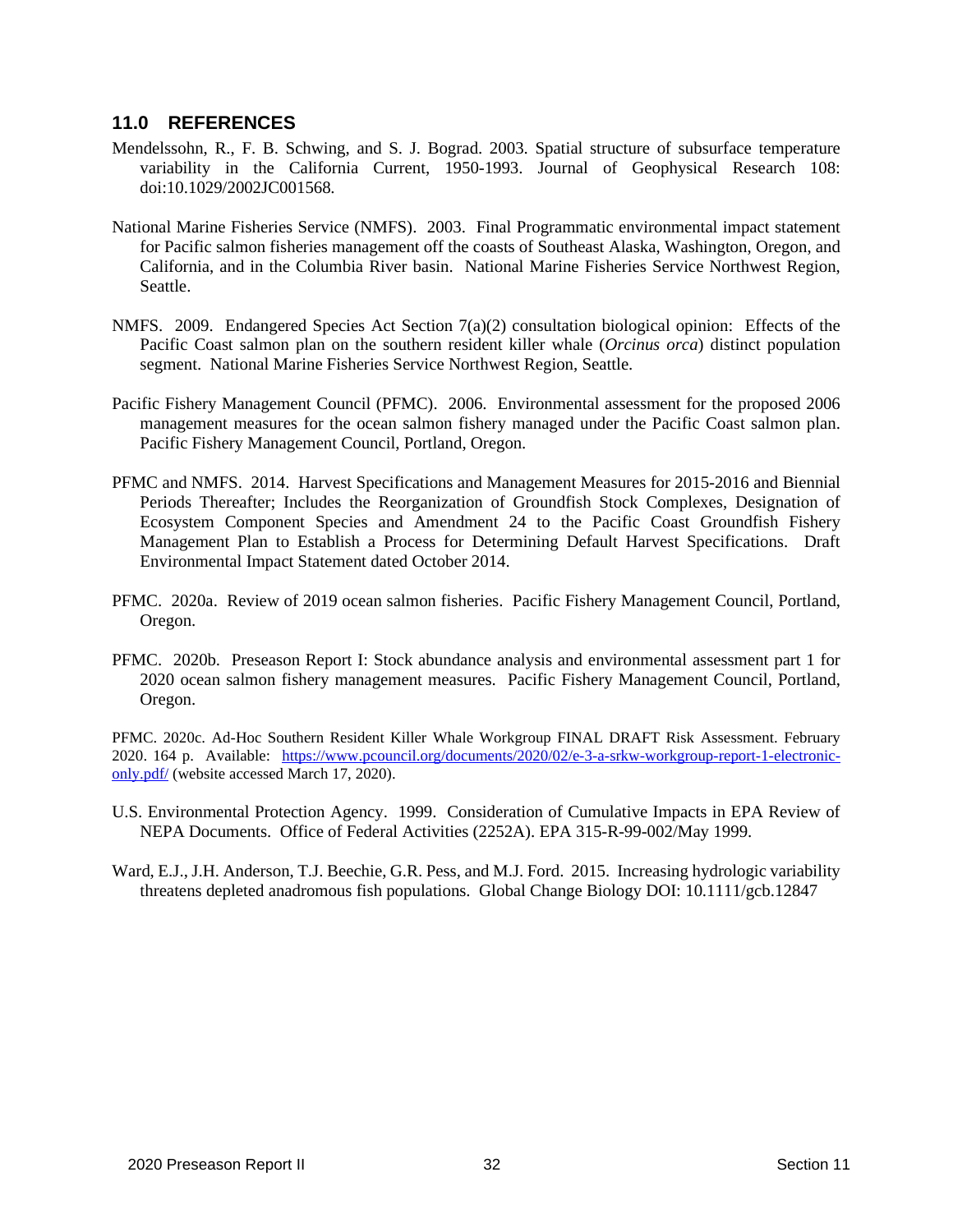## 11.0 REFERENCES

Mendelssohn, R., F. B. Schwing, and S. J. Bograd. 2003. Spatial structure of subsurface temperature variability in the California Current, 1950-1993. Journal of Geophysical Research 108: doi:10.1029/2002JC001568.

National Marine Fisheries Service (NMFS). 2003. Final Programmatic environmental impact statement for Pacific salmon fisheries management off the coasts of Southeast Alaska, Washington, Oregon, and California, and in the Columbia River basin. National Marine Fisheries Service Northwest Region, Seattle.

NMFS. 2009. Endangered Species Act Section 7(a)(2) consultation biological opinion: Effects of the Pacific Coast salmon plan on the southern resident killer whale (*Orcinus orca*) distinct population segment. National Marine Fisheries Service Northwest Region, Seattle.

Pacific Fishery Management Council (PFMC). 2006. Environmental assessment for the proposed 2006 management measures for the ocean salmon fishery managed under the Pacific Coast salmon plan. Pacific Fishery Management Council, Portland, Oregon.

PFMC and NMFS. 2014. Harvest Specifications and Management Measures for 2015-2016 and Biennial Periods Thereafter; Includes the Reorganization of Groundfish Stock Complexes, Designation of Ecosystem Component Species and Amendment 24 to the Pacific Coast Groundfish Fishery Management Plan to Establish a Process for Determining Default Harvest Specifications. Draft Environmental Impact Statement dated October 2014.

PFMC. 2020a. Review of 2019 ocean salmon fisheries. Pacific Fishery Management Council, Portland, Oregon.

PFMC. 2020b. Preseason Report I: Stock abundance analysis and environmental assessment part 1 for 2020 ocean salmon fishery management measures. Pacific Fishery Management Council, Portland, Oregon.

PFMC. 2020c. Ad-Hoc Southern Resident Killer Whale Workgroup FINAL DRAFT Risk Assessment. February 2020. 164 p. Available: [https://www.pcouncil.org/documents/2020/02/e-3-a-srkw-workgroup-report-1-electronic-only.pdf/](https://www.pcouncil.org/documents/2020/02/e-3-a-srkw-workgroup-report-1-electronic-only.pdf/) (website accessed March 17, 2020).

U.S. Environmental Protection Agency. 1999. Consideration of Cumulative Impacts in EPA Review of NEPA Documents. Office of Federal Activities (2252A). EPA 315-R-99-002/May 1999.

Ward, E.J., J.H. Anderson, T.J. Beechie, G.R. Pess, and M.J. Ford. 2015. Increasing hydrologic variability threatens depleted anadromous fish populations. Global Change Biology DOI: 10.1111/gcb.12847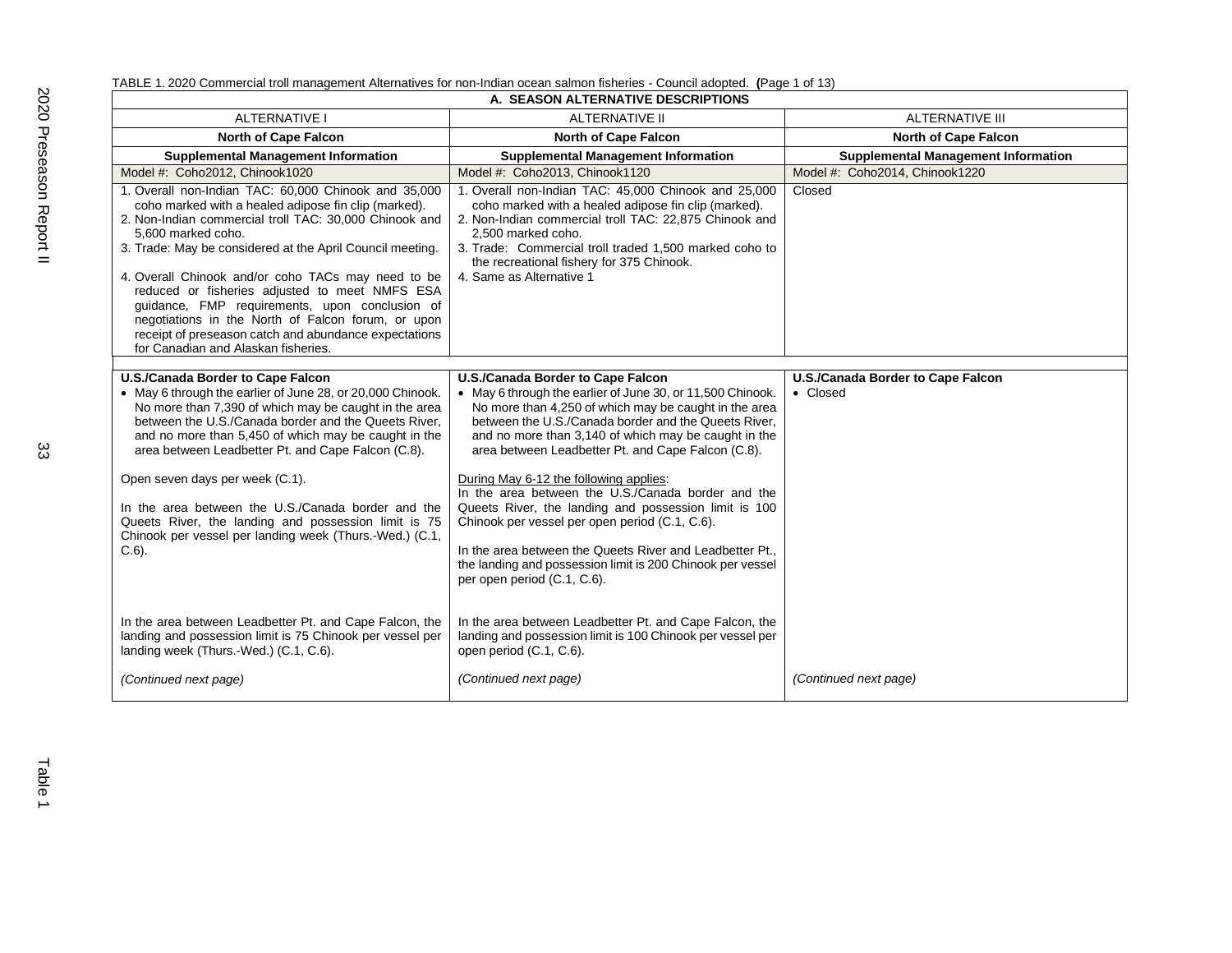TABLE 1. 2020 Commercial troll management Alternatives for non-Indian ocean salmon fisheries - Council adopted. **(**Page 1 of 13)

| **A. SEASON ALTERNATIVE DESCRIPTIONS** | | |
|---|---|---|
| ALTERNATIVE I | ALTERNATIVE II | ALTERNATIVE III |
| **North of Cape Falcon** | **North of Cape Falcon** | **North of Cape Falcon** |
| **Supplemental Management Information** | **Supplemental Management Information** | **Supplemental Management Information** |
| Model #: Coho2012, Chinook1020 | Model #: Coho2013, Chinook1120 | Model #: Coho2014, Chinook1220 |
| 1. Overall non-Indian TAC: 60,000 Chinook and 35,000 coho marked with a healed adipose fin clip (marked).<br>2. Non-Indian commercial troll TAC: 30,000 Chinook and 5,600 marked coho.<br>3. Trade: May be considered at the April Council meeting.<br>4. Overall Chinook and/or coho TACs may need to be reduced or fisheries adjusted to meet NMFS ESA guidance, FMP requirements, upon conclusion of negotiations in the North of Falcon forum, or upon receipt of preseason catch and abundance expectations for Canadian and Alaskan fisheries. | 1. Overall non-Indian TAC: 45,000 Chinook and 25,000 coho marked with a healed adipose fin clip (marked).<br>2. Non-Indian commercial troll TAC: 22,875 Chinook and 2,500 marked coho.<br>3. Trade: Commercial troll traded 1,500 marked coho to the recreational fishery for 375 Chinook.<br>4. Same as Alternative 1 | Closed |
| | | |
| **U.S./Canada Border to Cape Falcon**<br>• May 6 through the earlier of June 28, or 20,000 Chinook. No more than 7,390 of which may be caught in the area between the U.S./Canada border and the Queets River, and no more than 5,450 of which may be caught in the area between Leadbetter Pt. and Cape Falcon (C.8).<br><br>Open seven days per week (C.1).<br><br>In the area between the U.S./Canada border and the Queets River, the landing and possession limit is 75 Chinook per vessel per landing week (Thurs.-Wed.) (C.1, C.6).<br><br>In the area between Leadbetter Pt. and Cape Falcon, the landing and possession limit is 75 Chinook per vessel per landing week (Thurs.-Wed.) (C.1, C.6).<br><br>*(Continued next page)* | **U.S./Canada Border to Cape Falcon**<br>• May 6 through the earlier of June 30, or 11,500 Chinook. No more than 4,250 of which may be caught in the area between the U.S./Canada border and the Queets River, and no more than 3,140 of which may be caught in the area between Leadbetter Pt. and Cape Falcon (C.8).<br><br>During May 6-12 the following applies:<br>In the area between the U.S./Canada border and the Queets River, the landing and possession limit is 100 Chinook per vessel per open period (C.1, C.6).<br><br>In the area between the Queets River and Leadbetter Pt., the landing and possession limit is 200 Chinook per vessel per open period (C.1, C.6).<br><br>In the area between Leadbetter Pt. and Cape Falcon, the landing and possession limit is 100 Chinook per vessel per open period (C.1, C.6).<br><br>*(Continued next page)* | **U.S./Canada Border to Cape Falcon**<br>• Closed<br><br>*(Continued next page)* |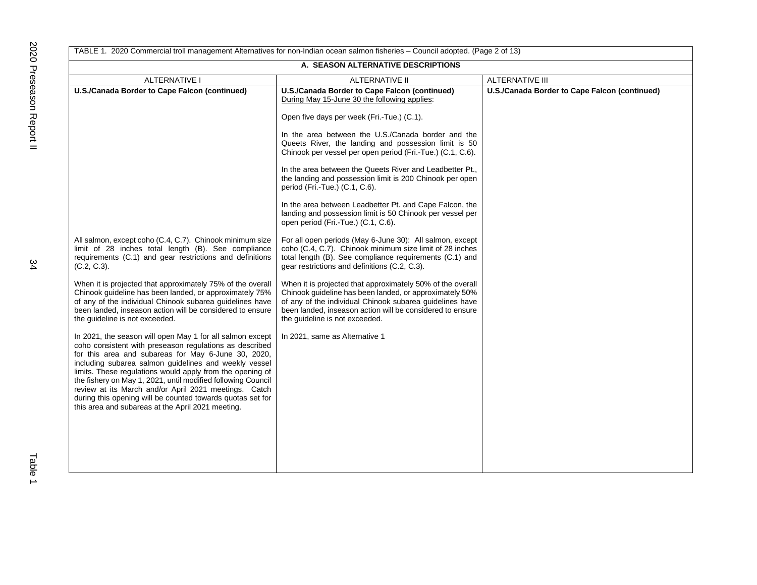TABLE 1. 2020 Commercial troll management Alternatives for non-Indian ocean salmon fisheries – Council adopted. (Page 2 of 13)

| A. SEASON ALTERNATIVE DESCRIPTIONS | | |
|---|---|---|
| ALTERNATIVE I | ALTERNATIVE II | ALTERNATIVE III |
| **U.S./Canada Border to Cape Falcon (continued)** | **U.S./Canada Border to Cape Falcon (continued)**<br>During May 15-June 30 the following applies:<br><br>Open five days per week (Fri.-Tue.) (C.1).<br><br>In the area between the U.S./Canada border and the Queets River, the landing and possession limit is 50 Chinook per vessel per open period (Fri.-Tue.) (C.1, C.6).<br><br>In the area between the Queets River and Leadbetter Pt., the landing and possession limit is 200 Chinook per open period (Fri.-Tue.) (C.1, C.6).<br><br>In the area between Leadbetter Pt. and Cape Falcon, the landing and possession limit is 50 Chinook per vessel per open period (Fri.-Tue.) (C.1, C.6). | **U.S./Canada Border to Cape Falcon (continued)** |
| All salmon, except coho (C.4, C.7). Chinook minimum size limit of 28 inches total length (B). See compliance requirements (C.1) and gear restrictions and definitions (C.2, C.3).<br><br>When it is projected that approximately 75% of the overall Chinook guideline has been landed, or approximately 75% of any of the individual Chinook subarea guidelines have been landed, inseason action will be considered to ensure the guideline is not exceeded.<br><br>In 2021, the season will open May 1 for all salmon except coho consistent with preseason regulations as described for this area and subareas for May 6-June 30, 2020, including subarea salmon guidelines and weekly vessel limits. These regulations would apply from the opening of the fishery on May 1, 2021, until modified following Council review at its March and/or April 2021 meetings. Catch during this opening will be counted towards quotas set for this area and subareas at the April 2021 meeting. | For all open periods (May 6-June 30): All salmon, except coho (C.4, C.7). Chinook minimum size limit of 28 inches total length (B). See compliance requirements (C.1) and gear restrictions and definitions (C.2, C.3).<br><br>When it is projected that approximately 50% of the overall Chinook guideline has been landed, or approximately 50% of any of the individual Chinook subarea guidelines have been landed, inseason action will be considered to ensure the guideline is not exceeded.<br><br>In 2021, same as Alternative 1 | |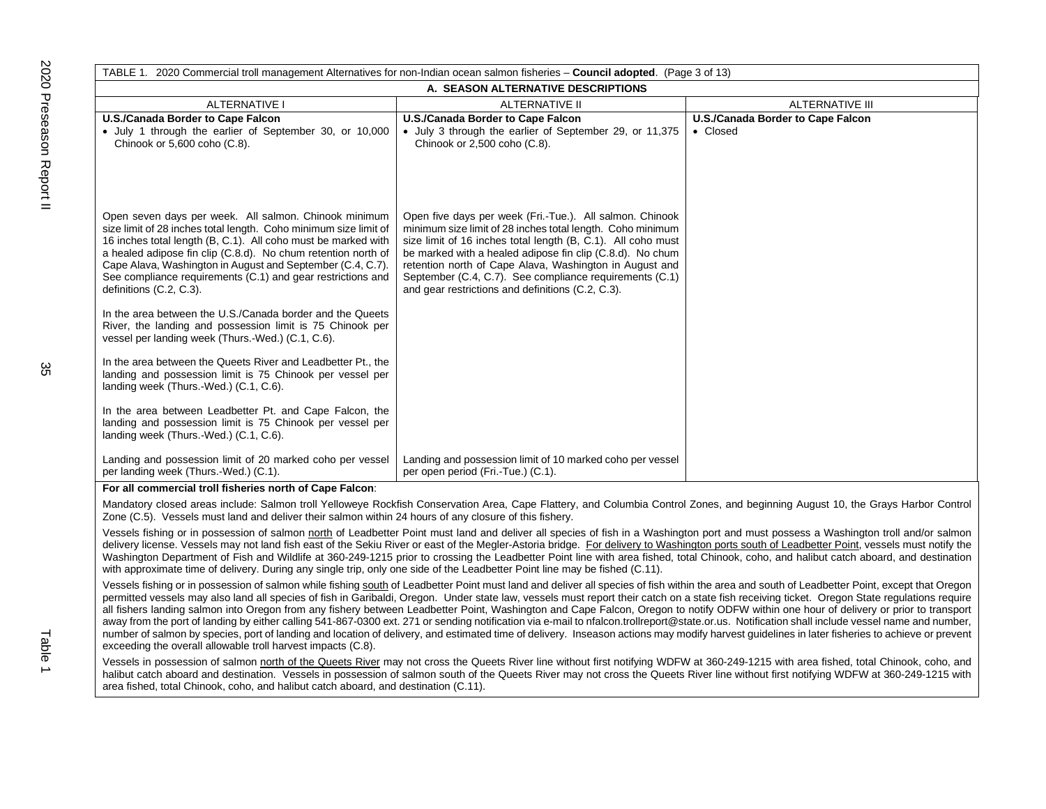TABLE 1. 2020 Commercial troll management Alternatives for non-Indian ocean salmon fisheries – **Council adopted**. (Page 3 of 13)

| A. SEASON ALTERNATIVE DESCRIPTIONS | | |
|---|---|---|
| ALTERNATIVE I | ALTERNATIVE II | ALTERNATIVE III |
| **U.S./Canada Border to Cape Falcon**<br>• July 1 through the earlier of September 30, or 10,000 Chinook or 5,600 coho (C.8). | **U.S./Canada Border to Cape Falcon**<br>• July 3 through the earlier of September 29, or 11,375 Chinook or 2,500 coho (C.8). | **U.S./Canada Border to Cape Falcon**<br>• Closed |
| Open seven days per week. All salmon. Chinook minimum size limit of 28 inches total length. Coho minimum size limit of 16 inches total length (B, C.1). All coho must be marked with a healed adipose fin clip (C.8.d). No chum retention north of Cape Alava, Washington in August and September (C.4, C.7). See compliance requirements (C.1) and gear restrictions and definitions (C.2, C.3). | Open five days per week (Fri.-Tue.). All salmon. Chinook minimum size limit of 28 inches total length. Coho minimum size limit of 16 inches total length (B, C.1). All coho must be marked with a healed adipose fin clip (C.8.d). No chum retention north of Cape Alava, Washington in August and September (C.4, C.7). See compliance requirements (C.1) and gear restrictions and definitions (C.2, C.3). | |
| In the area between the U.S./Canada border and the Queets River, the landing and possession limit is 75 Chinook per vessel per landing week (Thurs.-Wed.) (C.1, C.6). | | |
| In the area between the Queets River and Leadbetter Pt., the landing and possession limit is 75 Chinook per vessel per landing week (Thurs.-Wed.) (C.1, C.6). | | |
| In the area between Leadbetter Pt. and Cape Falcon, the landing and possession limit is 75 Chinook per vessel per landing week (Thurs.-Wed.) (C.1, C.6). | | |
| Landing and possession limit of 20 marked coho per vessel per landing week (Thurs.-Wed.) (C.1). | Landing and possession limit of 10 marked coho per vessel per open period (Fri.-Tue.) (C.1). | |

**For all commercial troll fisheries north of Cape Falcon**:

Mandatory closed areas include: Salmon troll Yelloweye Rockfish Conservation Area, Cape Flattery, and Columbia Control Zones, and beginning August 10, the Grays Harbor Control Zone (C.5). Vessels must land and deliver their salmon within 24 hours of any closure of this fishery.

Vessels fishing or in possession of salmon north of Leadbetter Point must land and deliver all species of fish in a Washington port and must possess a Washington troll and/or salmon delivery license. Vessels may not land fish east of the Sekiu River or east of the Megler-Astoria bridge. For delivery to Washington ports south of Leadbetter Point, vessels must notify the Washington Department of Fish and Wildlife at 360-249-1215 prior to crossing the Leadbetter Point line with area fished, total Chinook, coho, and halibut catch aboard, and destination with approximate time of delivery. During any single trip, only one side of the Leadbetter Point line may be fished (C.11).

Vessels fishing or in possession of salmon while fishing south of Leadbetter Point must land and deliver all species of fish within the area and south of Leadbetter Point, except that Oregon permitted vessels may also land all species of fish in Garibaldi, Oregon. Under state law, vessels must report their catch on a state fish receiving ticket. Oregon State regulations require all fishers landing salmon into Oregon from any fishery between Leadbetter Point, Washington and Cape Falcon, Oregon to notify ODFW within one hour of delivery or prior to transport away from the port of landing by either calling 541-867-0300 ext. 271 or sending notification via e-mail to nfalcon.trollreport@state.or.us. Notification shall include vessel name and number, number of salmon by species, port of landing and location of delivery, and estimated time of delivery. Inseason actions may modify harvest guidelines in later fisheries to achieve or prevent exceeding the overall allowable troll harvest impacts (C.8).

Vessels in possession of salmon north of the Queets River may not cross the Queets River line without first notifying WDFW at 360-249-1215 with area fished, total Chinook, coho, and halibut catch aboard and destination. Vessels in possession of salmon south of the Queets River may not cross the Queets River line without first notifying WDFW at 360-249-1215 with area fished, total Chinook, coho, and halibut catch aboard, and destination (C.11).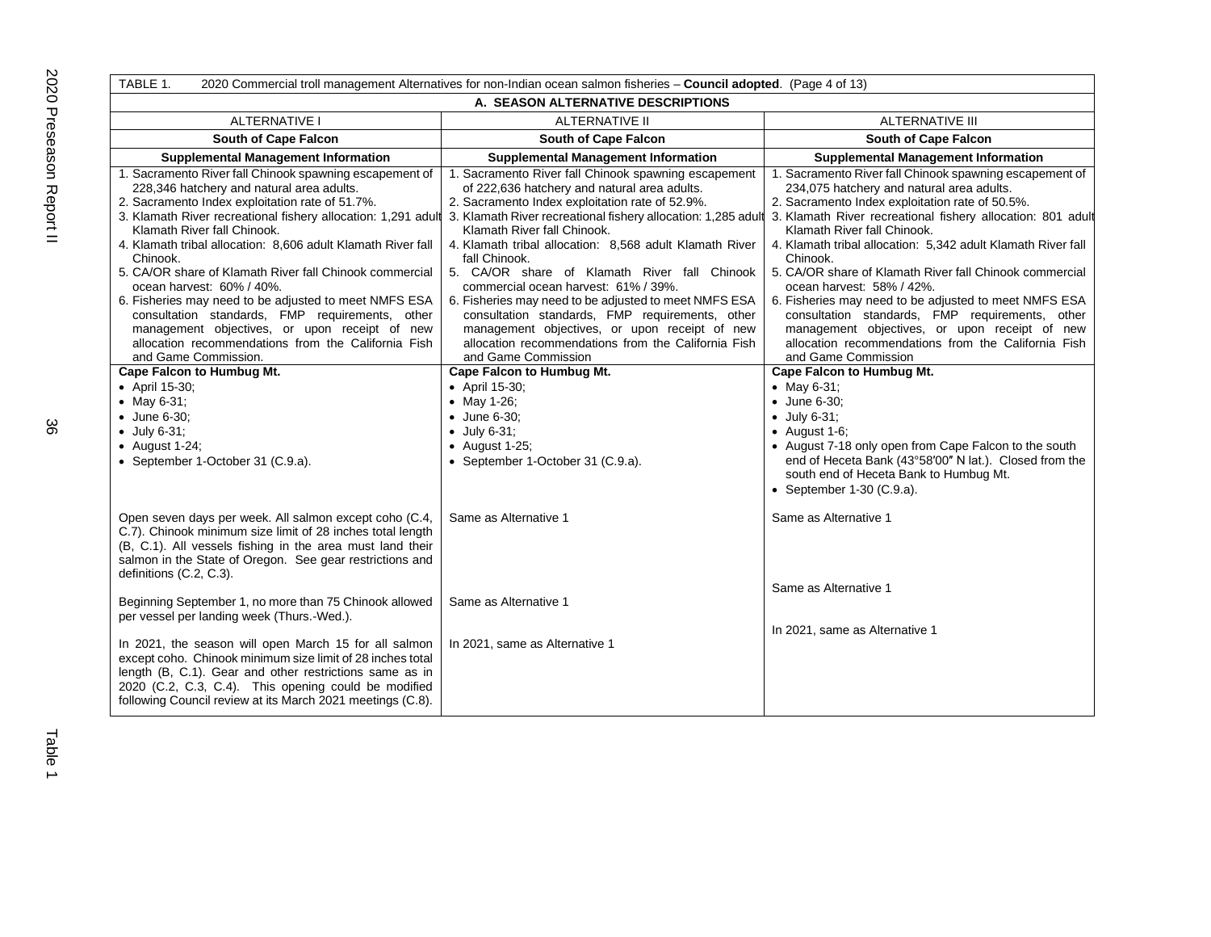TABLE 1. 2020 Commercial troll management Alternatives for non-Indian ocean salmon fisheries – **Council adopted**. (Page 4 of 13)

| A. SEASON ALTERNATIVE DESCRIPTIONS | | |
|---|---|---|
| ALTERNATIVE I | ALTERNATIVE II | ALTERNATIVE III |
| **South of Cape Falcon** | **South of Cape Falcon** | **South of Cape Falcon** |
| **Supplemental Management Information** | **Supplemental Management Information** | **Supplemental Management Information** |
| 1. Sacramento River fall Chinook spawning escapement of 228,346 hatchery and natural area adults.<br>2. Sacramento Index exploitation rate of 51.7%.<br>3. Klamath River recreational fishery allocation: 1,291 adult Klamath River fall Chinook.<br>4. Klamath tribal allocation: 8,606 adult Klamath River fall Chinook.<br>5. CA/OR share of Klamath River fall Chinook commercial ocean harvest: 60% / 40%.<br>6. Fisheries may need to be adjusted to meet NMFS ESA consultation standards, FMP requirements, other management objectives, or upon receipt of new allocation recommendations from the California Fish and Game Commission. | 1. Sacramento River fall Chinook spawning escapement of 222,636 hatchery and natural area adults.<br>2. Sacramento Index exploitation rate of 52.9%.<br>3. Klamath River recreational fishery allocation: 1,285 adult Klamath River fall Chinook.<br>4. Klamath tribal allocation: 8,568 adult Klamath River fall Chinook.<br>5. CA/OR share of Klamath River fall Chinook commercial ocean harvest: 61% / 39%.<br>6. Fisheries may need to be adjusted to meet NMFS ESA consultation standards, FMP requirements, other management objectives, or upon receipt of new allocation recommendations from the California Fish and Game Commission | 1. Sacramento River fall Chinook spawning escapement of 234,075 hatchery and natural area adults.<br>2. Sacramento Index exploitation rate of 50.5%.<br>3. Klamath River recreational fishery allocation: 801 adult Klamath River fall Chinook.<br>4. Klamath tribal allocation: 5,342 adult Klamath River fall Chinook.<br>5. CA/OR share of Klamath River fall Chinook commercial ocean harvest: 58% / 42%.<br>6. Fisheries may need to be adjusted to meet NMFS ESA consultation standards, FMP requirements, other management objectives, or upon receipt of new allocation recommendations from the California Fish and Game Commission |
| **Cape Falcon to Humbug Mt.**<br>• April 15-30;<br>• May 6-31;<br>• June 6-30;<br>• July 6-31;<br>• August 1-24;<br>• September 1-October 31 (C.9.a). | **Cape Falcon to Humbug Mt.**<br>• April 15-30;<br>• May 1-26;<br>• June 6-30;<br>• July 6-31;<br>• August 1-25;<br>• September 1-October 31 (C.9.a). | **Cape Falcon to Humbug Mt.**<br>• May 6-31;<br>• June 6-30;<br>• July 6-31;<br>• August 1-6;<br>• August 7-18 only open from Cape Falcon to the south end of Heceta Bank (43°58′00″ N lat.). Closed from the south end of Heceta Bank to Humbug Mt.<br>• September 1-30 (C.9.a). |
| Open seven days per week. All salmon except coho (C.4, C.7). Chinook minimum size limit of 28 inches total length (B, C.1). All vessels fishing in the area must land their salmon in the State of Oregon. See gear restrictions and definitions (C.2, C.3). | Same as Alternative 1 | Same as Alternative 1 |
| Beginning September 1, no more than 75 Chinook allowed per vessel per landing week (Thurs.-Wed.). | Same as Alternative 1 | Same as Alternative 1 |
| In 2021, the season will open March 15 for all salmon except coho. Chinook minimum size limit of 28 inches total length (B, C.1). Gear and other restrictions same as in 2020 (C.2, C.3, C.4). This opening could be modified following Council review at its March 2021 meetings (C.8). | In 2021, same as Alternative 1 | In 2021, same as Alternative 1 |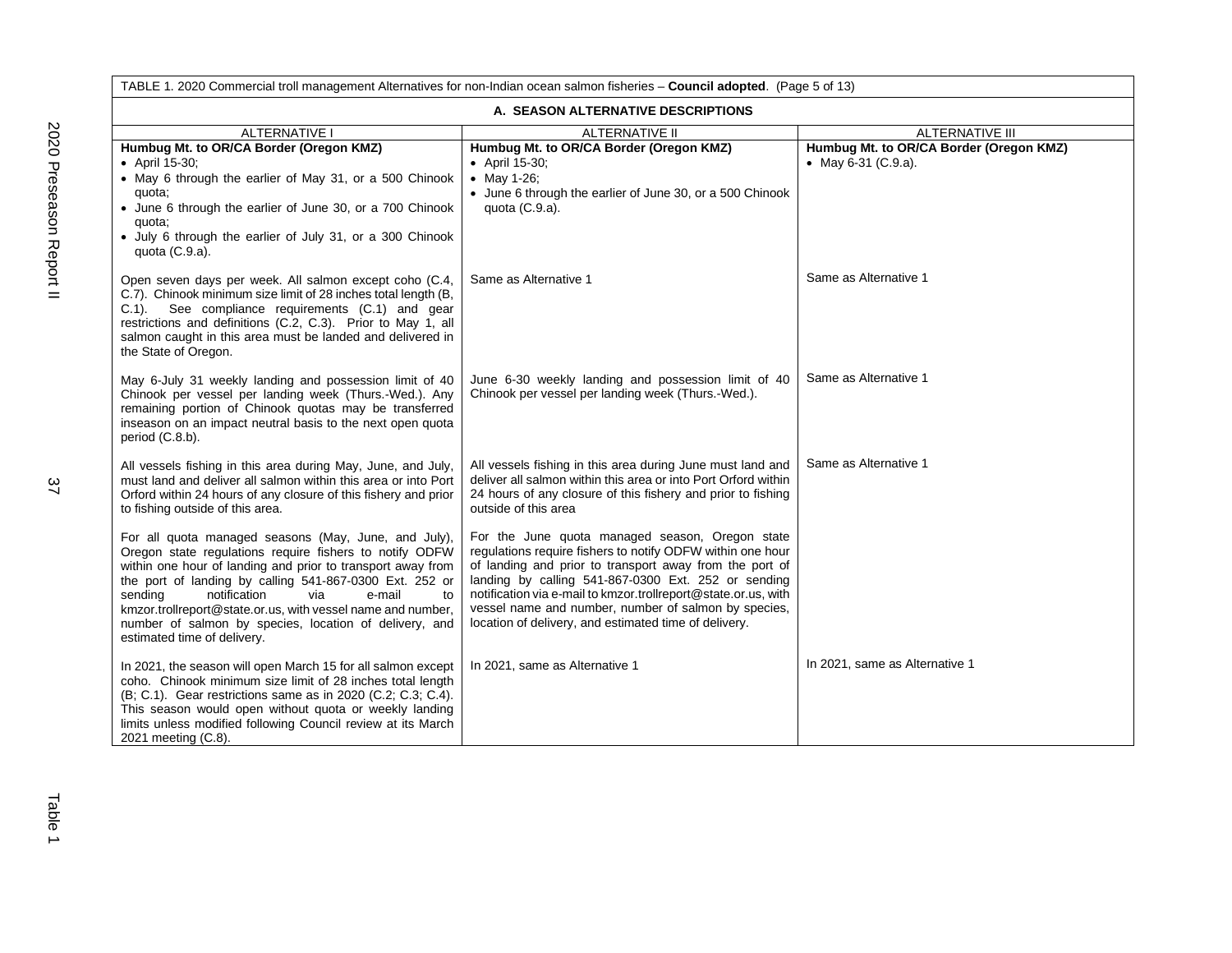TABLE 1. 2020 Commercial troll management Alternatives for non-Indian ocean salmon fisheries – **Council adopted**. (Page 5 of 13)

| A. SEASON ALTERNATIVE DESCRIPTIONS | | |
|---|---|---|
| ALTERNATIVE I | ALTERNATIVE II | ALTERNATIVE III |
| **Humbug Mt. to OR/CA Border (Oregon KMZ)**<br>• April 15-30;<br>• May 6 through the earlier of May 31, or a 500 Chinook quota;<br>• June 6 through the earlier of June 30, or a 700 Chinook quota;<br>• July 6 through the earlier of July 31, or a 300 Chinook quota (C.9.a). | **Humbug Mt. to OR/CA Border (Oregon KMZ)**<br>• April 15-30;<br>• May 1-26;<br>• June 6 through the earlier of June 30, or a 500 Chinook quota (C.9.a). | **Humbug Mt. to OR/CA Border (Oregon KMZ)**<br>• May 6-31 (C.9.a). |
| Open seven days per week. All salmon except coho (C.4, C.7). Chinook minimum size limit of 28 inches total length (B, C.1). See compliance requirements (C.1) and gear restrictions and definitions (C.2, C.3). Prior to May 1, all salmon caught in this area must be landed and delivered in the State of Oregon. | Same as Alternative 1 | Same as Alternative 1 |
| May 6-July 31 weekly landing and possession limit of 40 Chinook per vessel per landing week (Thurs.-Wed.). Any remaining portion of Chinook quotas may be transferred inseason on an impact neutral basis to the next open quota period (C.8.b). | June 6-30 weekly landing and possession limit of 40 Chinook per vessel per landing week (Thurs.-Wed.). | Same as Alternative 1 |
| All vessels fishing in this area during May, June, and July, must land and deliver all salmon within this area or into Port Orford within 24 hours of any closure of this fishery and prior to fishing outside of this area. | All vessels fishing in this area during June must land and deliver all salmon within this area or into Port Orford within 24 hours of any closure of this fishery and prior to fishing outside of this area | Same as Alternative 1 |
| For all quota managed seasons (May, June, and July), Oregon state regulations require fishers to notify ODFW within one hour of landing and prior to transport away from the port of landing by calling 541-867-0300 Ext. 252 or sending notification via e-mail to kmzor.trollreport@state.or.us, with vessel name and number, number of salmon by species, location of delivery, and estimated time of delivery. | For the June quota managed season, Oregon state regulations require fishers to notify ODFW within one hour of landing and prior to transport away from the port of landing by calling 541-867-0300 Ext. 252 or sending notification via e-mail to kmzor.trollreport@state.or.us, with vessel name and number, number of salmon by species, location of delivery, and estimated time of delivery. | |
| In 2021, the season will open March 15 for all salmon except coho. Chinook minimum size limit of 28 inches total length (B; C.1). Gear restrictions same as in 2020 (C.2; C.3; C.4). This season would open without quota or weekly landing limits unless modified following Council review at its March 2021 meeting (C.8). | In 2021, same as Alternative 1 | In 2021, same as Alternative 1 |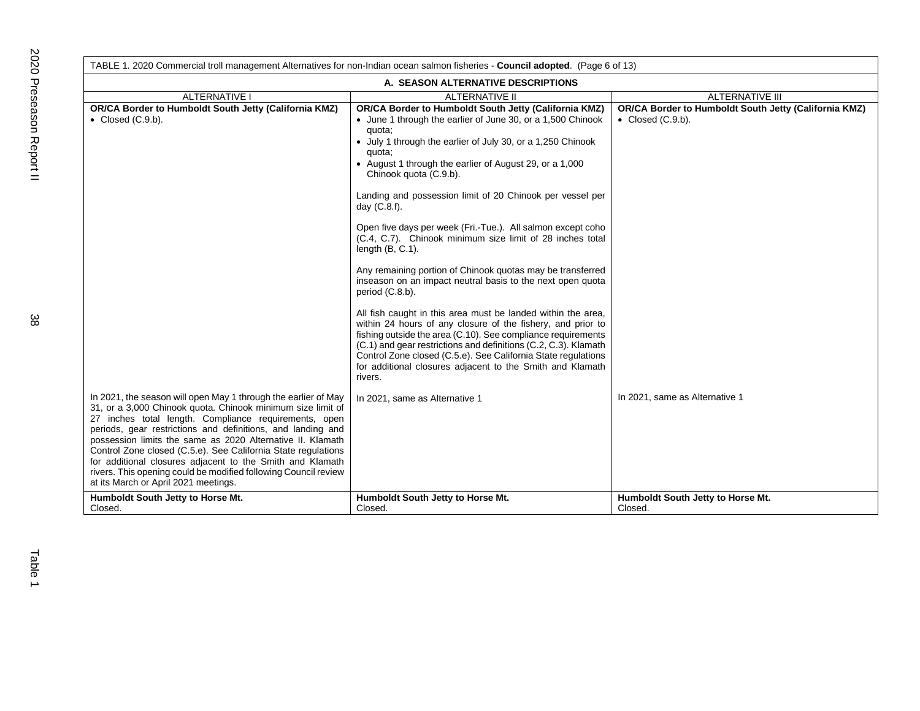TABLE 1. 2020 Commercial troll management Alternatives for non-Indian ocean salmon fisheries - **Council adopted**. (Page 6 of 13)

| A. SEASON ALTERNATIVE DESCRIPTIONS | | |
|---|---|---|
| ALTERNATIVE I | ALTERNATIVE II | ALTERNATIVE III |
| **OR/CA Border to Humboldt South Jetty (California KMZ)**<br>• Closed (C.9.b). | **OR/CA Border to Humboldt South Jetty (California KMZ)**<br>• June 1 through the earlier of June 30, or a 1,500 Chinook quota;<br>• July 1 through the earlier of July 30, or a 1,250 Chinook quota;<br>• August 1 through the earlier of August 29, or a 1,000 Chinook quota (C.9.b).<br><br>Landing and possession limit of 20 Chinook per vessel per day (C.8.f).<br><br>Open five days per week (Fri.-Tue.). All salmon except coho (C.4, C.7). Chinook minimum size limit of 28 inches total length (B, C.1).<br><br>Any remaining portion of Chinook quotas may be transferred inseason on an impact neutral basis to the next open quota period (C.8.b).<br><br>All fish caught in this area must be landed within the area, within 24 hours of any closure of the fishery, and prior to fishing outside the area (C.10). See compliance requirements (C.1) and gear restrictions and definitions (C.2, C.3). Klamath Control Zone closed (C.5.e). See California State regulations for additional closures adjacent to the Smith and Klamath rivers. | **OR/CA Border to Humboldt South Jetty (California KMZ)**<br>• Closed (C.9.b). |
| In 2021, the season will open May 1 through the earlier of May 31, or a 3,000 Chinook quota. Chinook minimum size limit of 27 inches total length. Compliance requirements, open periods, gear restrictions and definitions, and landing and possession limits the same as 2020 Alternative II. Klamath Control Zone closed (C.5.e). See California State regulations for additional closures adjacent to the Smith and Klamath rivers. This opening could be modified following Council review at its March or April 2021 meetings. | In 2021, same as Alternative 1 | In 2021, same as Alternative 1 |
| **Humboldt South Jetty to Horse Mt.**<br>Closed. | **Humboldt South Jetty to Horse Mt.**<br>Closed. | **Humboldt South Jetty to Horse Mt.**<br>Closed. |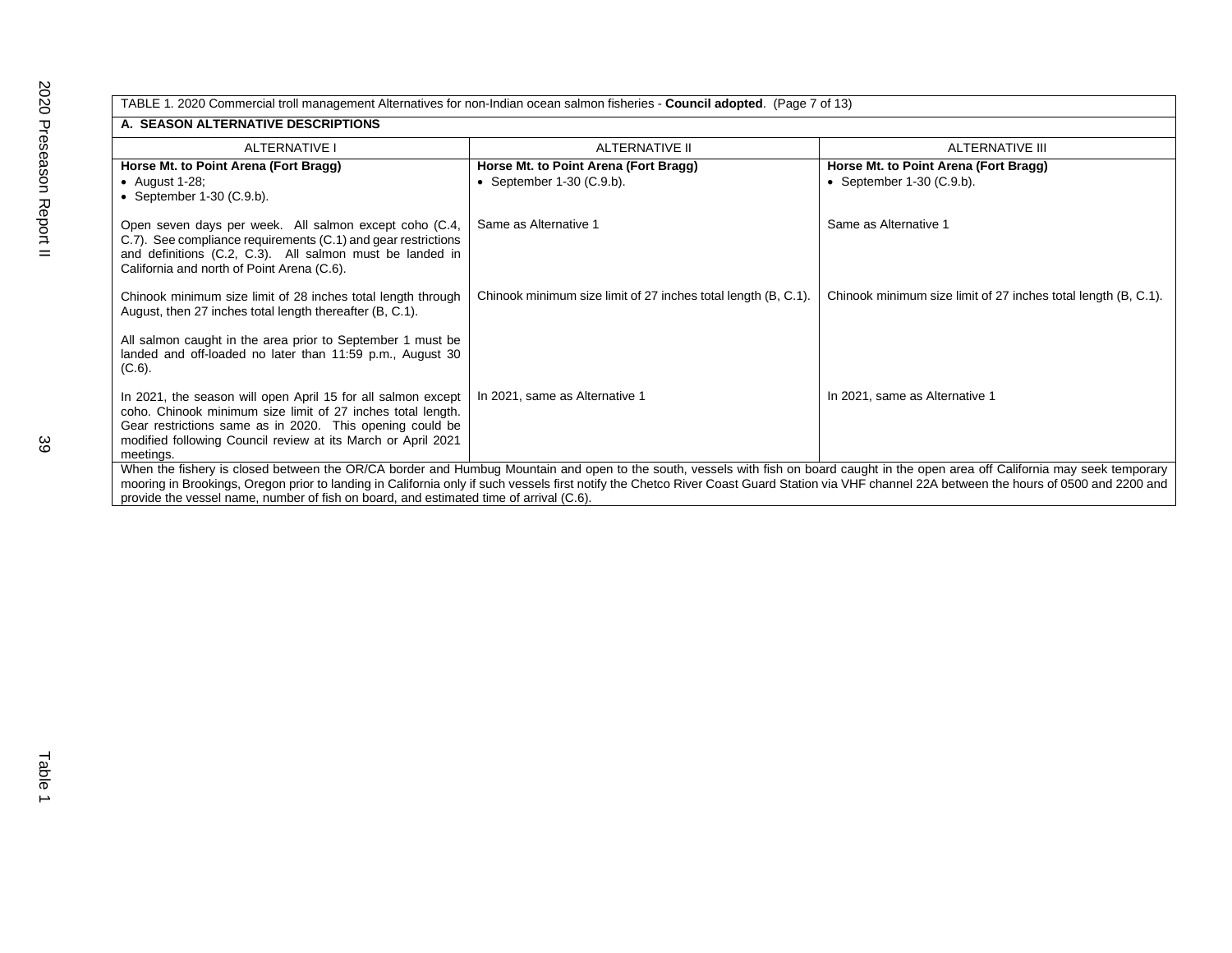TABLE 1. 2020 Commercial troll management Alternatives for non-Indian ocean salmon fisheries - **Council adopted**. (Page 7 of 13)

**A. SEASON ALTERNATIVE DESCRIPTIONS**

| ALTERNATIVE I | ALTERNATIVE II | ALTERNATIVE III |
|---|---|---|
| **Horse Mt. to Point Arena (Fort Bragg)**<br>• August 1-28;<br>• September 1-30 (C.9.b). | **Horse Mt. to Point Arena (Fort Bragg)**<br>• September 1-30 (C.9.b). | **Horse Mt. to Point Arena (Fort Bragg)**<br>• September 1-30 (C.9.b). |
| Open seven days per week. All salmon except coho (C.4, C.7). See compliance requirements (C.1) and gear restrictions and definitions (C.2, C.3). All salmon must be landed in California and north of Point Arena (C.6). | Same as Alternative 1 | Same as Alternative 1 |
| Chinook minimum size limit of 28 inches total length through August, then 27 inches total length thereafter (B, C.1). | Chinook minimum size limit of 27 inches total length (B, C.1). | Chinook minimum size limit of 27 inches total length (B, C.1). |
| All salmon caught in the area prior to September 1 must be landed and off-loaded no later than 11:59 p.m., August 30 (C.6). | | |
| In 2021, the season will open April 15 for all salmon except coho. Chinook minimum size limit of 27 inches total length. Gear restrictions same as in 2020. This opening could be modified following Council review at its March or April 2021 meetings. | In 2021, same as Alternative 1 | In 2021, same as Alternative 1 |

When the fishery is closed between the OR/CA border and Humbug Mountain and open to the south, vessels with fish on board caught in the open area off California may seek temporary mooring in Brookings, Oregon prior to landing in California only if such vessels first notify the Chetco River Coast Guard Station via VHF channel 22A between the hours of 0500 and 2200 and provide the vessel name, number of fish on board, and estimated time of arrival (C.6).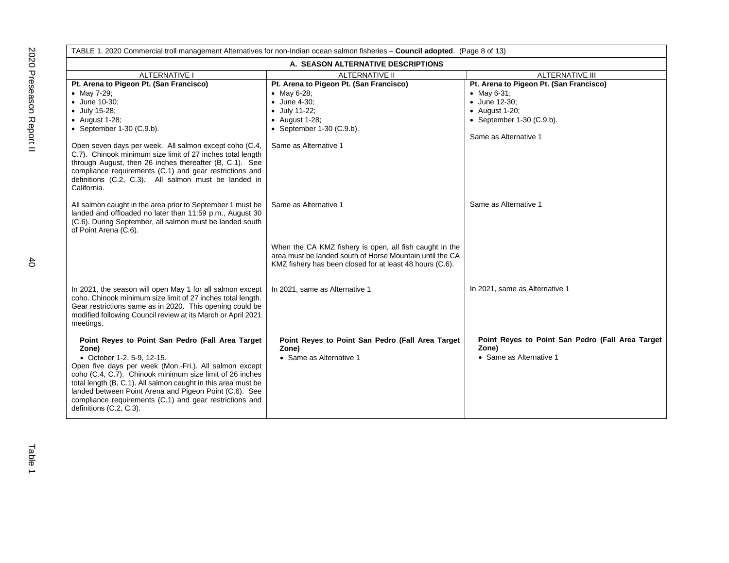TABLE 1. 2020 Commercial troll management Alternatives for non-Indian ocean salmon fisheries – **Council adopted**. (Page 8 of 13)

| A. SEASON ALTERNATIVE DESCRIPTIONS | | |
|---|---|---|
| ALTERNATIVE I | ALTERNATIVE II | ALTERNATIVE III |
| **Pt. Arena to Pigeon Pt. (San Francisco)**<br>• May 7-29;<br>• June 10-30;<br>• July 15-28;<br>• August 1-28;<br>• September 1-30 (C.9.b). | **Pt. Arena to Pigeon Pt. (San Francisco)**<br>• May 6-28;<br>• June 4-30;<br>• July 11-22;<br>• August 1-28;<br>• September 1-30 (C.9.b). | **Pt. Arena to Pigeon Pt. (San Francisco)**<br>• May 6-31;<br>• June 12-30;<br>• August 1-20;<br>• September 1-30 (C.9.b). |
| Open seven days per week. All salmon except coho (C.4, C.7). Chinook minimum size limit of 27 inches total length through August, then 26 inches thereafter (B, C.1). See compliance requirements (C.1) and gear restrictions and definitions (C.2, C.3). All salmon must be landed in California. | Same as Alternative 1 | Same as Alternative 1 |
| All salmon caught in the area prior to September 1 must be landed and offloaded no later than 11:59 p.m., August 30 (C.6). During September, all salmon must be landed south of Point Arena (C.6). | Same as Alternative 1 | Same as Alternative 1 |
| | When the CA KMZ fishery is open, all fish caught in the area must be landed south of Horse Mountain until the CA KMZ fishery has been closed for at least 48 hours (C.6). | |
| In 2021, the season will open May 1 for all salmon except coho. Chinook minimum size limit of 27 inches total length. Gear restrictions same as in 2020. This opening could be modified following Council review at its March or April 2021 meetings. | In 2021, same as Alternative 1 | In 2021, same as Alternative 1 |
| **Point Reyes to Point San Pedro (Fall Area Target Zone)**<br>• October 1-2, 5-9, 12-15.<br>Open five days per week (Mon.-Fri.). All salmon except coho (C.4, C.7). Chinook minimum size limit of 26 inches total length (B, C.1). All salmon caught in this area must be landed between Point Arena and Pigeon Point (C.6). See compliance requirements (C.1) and gear restrictions and definitions (C.2, C.3). | **Point Reyes to Point San Pedro (Fall Area Target Zone)**<br>• Same as Alternative 1 | **Point Reyes to Point San Pedro (Fall Area Target Zone)**<br>• Same as Alternative 1 |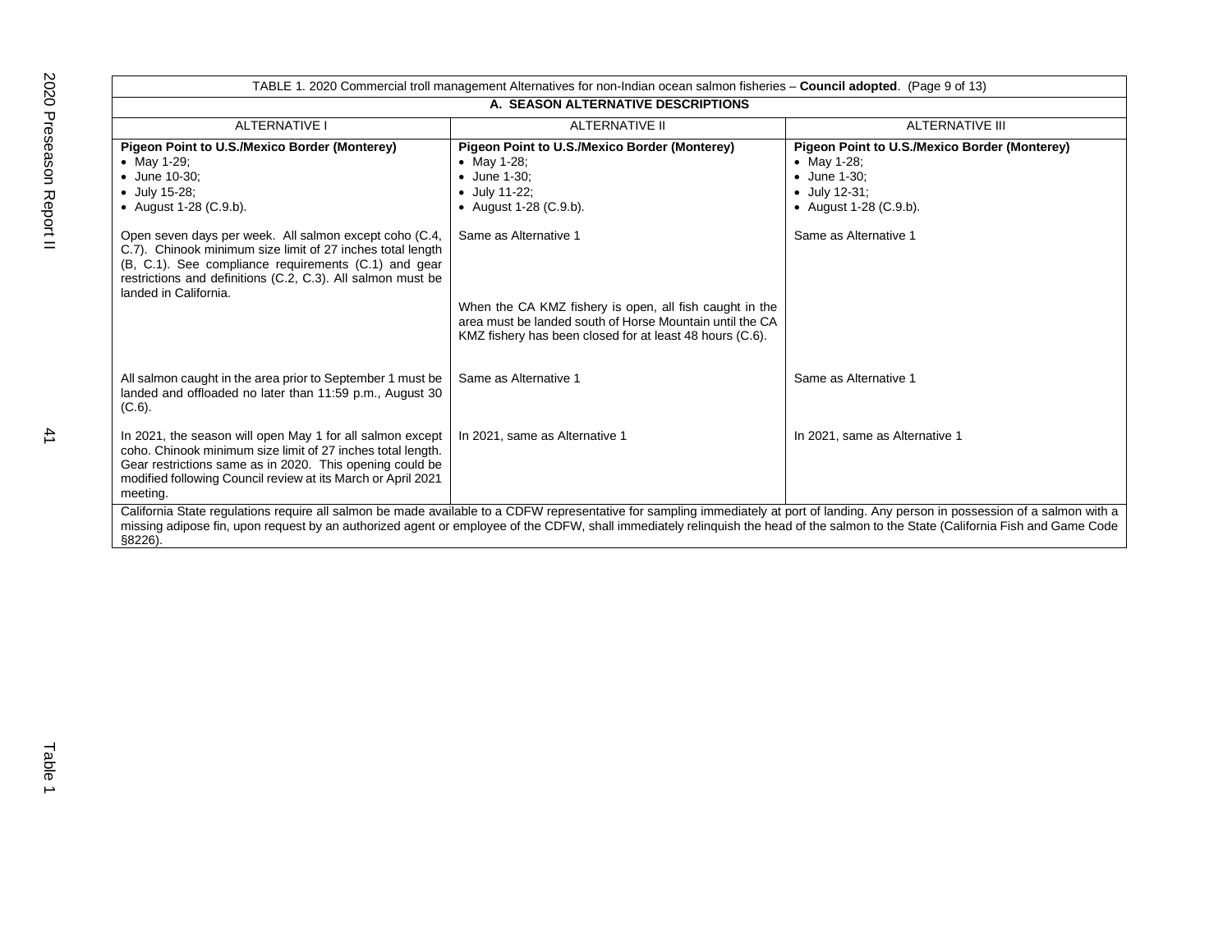| TABLE 1. 2020 Commercial troll management Alternatives for non-Indian ocean salmon fisheries – **Council adopted**. (Page 9 of 13) | | |
|---|---|---|
| **A. SEASON ALTERNATIVE DESCRIPTIONS** | | |
| ALTERNATIVE I | ALTERNATIVE II | ALTERNATIVE III |
| **Pigeon Point to U.S./Mexico Border (Monterey)**<br>• May 1-29;<br>• June 10-30;<br>• July 15-28;<br>• August 1-28 (C.9.b). | **Pigeon Point to U.S./Mexico Border (Monterey)**<br>• May 1-28;<br>• June 1-30;<br>• July 11-22;<br>• August 1-28 (C.9.b). | **Pigeon Point to U.S./Mexico Border (Monterey)**<br>• May 1-28;<br>• June 1-30;<br>• July 12-31;<br>• August 1-28 (C.9.b). |
| Open seven days per week. All salmon except coho (C.4, C.7). Chinook minimum size limit of 27 inches total length (B, C.1). See compliance requirements (C.1) and gear restrictions and definitions (C.2, C.3). All salmon must be landed in California. | Same as Alternative 1<br><br>When the CA KMZ fishery is open, all fish caught in the area must be landed south of Horse Mountain until the CA KMZ fishery has been closed for at least 48 hours (C.6). | Same as Alternative 1 |
| All salmon caught in the area prior to September 1 must be landed and offloaded no later than 11:59 p.m., August 30 (C.6). | Same as Alternative 1 | Same as Alternative 1 |
| In 2021, the season will open May 1 for all salmon except coho. Chinook minimum size limit of 27 inches total length. Gear restrictions same as in 2020. This opening could be modified following Council review at its March or April 2021 meeting. | In 2021, same as Alternative 1 | In 2021, same as Alternative 1 |
| California State regulations require all salmon be made available to a CDFW representative for sampling immediately at port of landing. Any person in possession of a salmon with a missing adipose fin, upon request by an authorized agent or employee of the CDFW, shall immediately relinquish the head of the salmon to the State (California Fish and Game Code §8226). | | |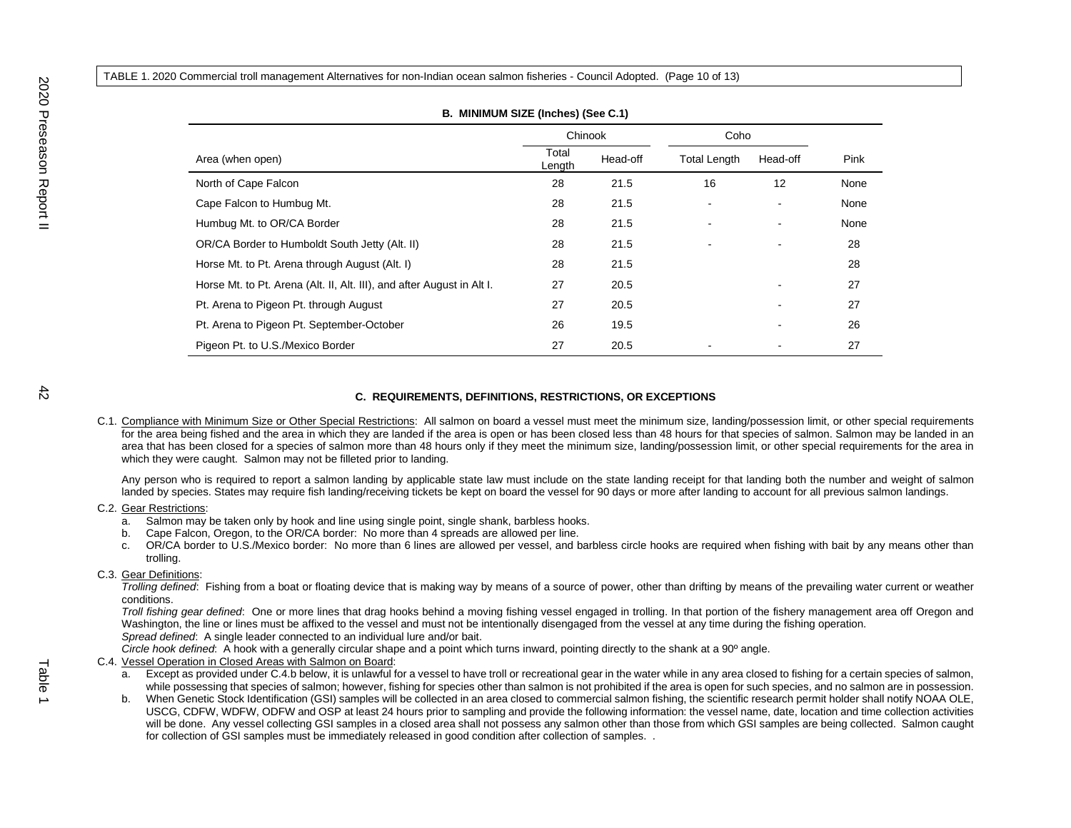TABLE 1. 2020 Commercial troll management Alternatives for non-Indian ocean salmon fisheries - Council Adopted. (Page 10 of 13)

**B. MINIMUM SIZE (Inches) (See C.1)**

| | Chinook | | Coho | | |
|---|---|---|---|---|---|
| Area (when open) | Total Length | Head-off | Total Length | Head-off | Pink |
| North of Cape Falcon | 28 | 21.5 | 16 | 12 | None |
| Cape Falcon to Humbug Mt. | 28 | 21.5 | - | - | None |
| Humbug Mt. to OR/CA Border | 28 | 21.5 | - | - | None |
| OR/CA Border to Humboldt South Jetty (Alt. II) | 28 | 21.5 | - | - | 28 |
| Horse Mt. to Pt. Arena through August (Alt. I) | 28 | 21.5 | | | 28 |
| Horse Mt. to Pt. Arena (Alt. II, Alt. III), and after August in Alt I. | 27 | 20.5 | | - | 27 |
| Pt. Arena to Pigeon Pt. through August | 27 | 20.5 | | - | 27 |
| Pt. Arena to Pigeon Pt. September-October | 26 | 19.5 | | - | 26 |
| Pigeon Pt. to U.S./Mexico Border | 27 | 20.5 | - | - | 27 |

**C. REQUIREMENTS, DEFINITIONS, RESTRICTIONS, OR EXCEPTIONS**

C.1. Compliance with Minimum Size or Other Special Restrictions: All salmon on board a vessel must meet the minimum size, landing/possession limit, or other special requirements for the area being fished and the area in which they are landed if the area is open or has been closed less than 48 hours for that species of salmon. Salmon may be landed in an area that has been closed for a species of salmon more than 48 hours only if they meet the minimum size, landing/possession limit, or other special requirements for the area in which they were caught. Salmon may not be filleted prior to landing.

Any person who is required to report a salmon landing by applicable state law must include on the state landing receipt for that landing both the number and weight of salmon landed by species. States may require fish landing/receiving tickets be kept on board the vessel for 90 days or more after landing to account for all previous salmon landings.

C.2. Gear Restrictions:

a. Salmon may be taken only by hook and line using single point, single shank, barbless hooks.
b. Cape Falcon, Oregon, to the OR/CA border: No more than 4 spreads are allowed per line.
c. OR/CA border to U.S./Mexico border: No more than 6 lines are allowed per vessel, and barbless circle hooks are required when fishing with bait by any means other than trolling.

C.3. Gear Definitions:

*Trolling defined*: Fishing from a boat or floating device that is making way by means of a source of power, other than drifting by means of the prevailing water current or weather conditions.
*Troll fishing gear defined*: One or more lines that drag hooks behind a moving fishing vessel engaged in trolling. In that portion of the fishery management area off Oregon and Washington, the line or lines must be affixed to the vessel and must not be intentionally disengaged from the vessel at any time during the fishing operation.
*Spread defined*: A single leader connected to an individual lure and/or bait.
*Circle hook defined*: A hook with a generally circular shape and a point which turns inward, pointing directly to the shank at a 90º angle.

C.4. Vessel Operation in Closed Areas with Salmon on Board:

a. Except as provided under C.4.b below, it is unlawful for a vessel to have troll or recreational gear in the water while in any area closed to fishing for a certain species of salmon, while possessing that species of salmon; however, fishing for species other than salmon is not prohibited if the area is open for such species, and no salmon are in possession.
b. When Genetic Stock Identification (GSI) samples will be collected in an area closed to commercial salmon fishing, the scientific research permit holder shall notify NOAA OLE, USCG, CDFW, WDFW, ODFW and OSP at least 24 hours prior to sampling and provide the following information: the vessel name, date, location and time collection activities will be done. Any vessel collecting GSI samples in a closed area shall not possess any salmon other than those from which GSI samples are being collected. Salmon caught for collection of GSI samples must be immediately released in good condition after collection of samples. .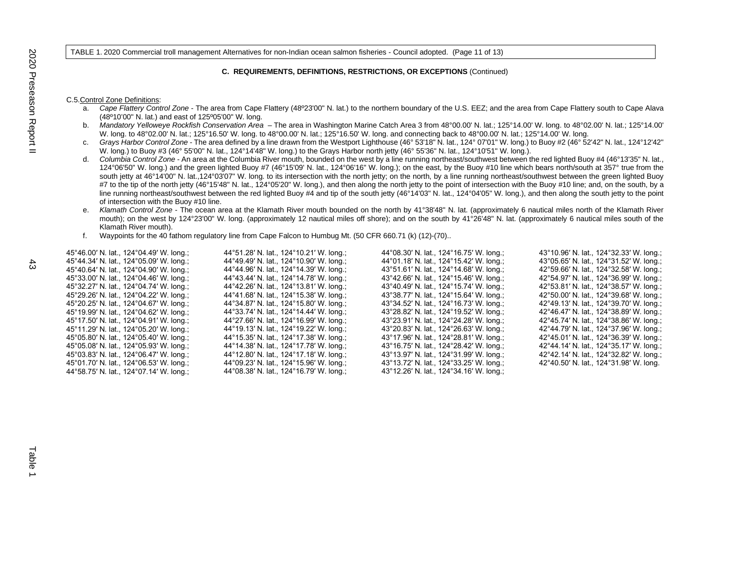TABLE 1. 2020 Commercial troll management Alternatives for non-Indian ocean salmon fisheries - Council adopted. (Page 11 of 13)

**C. REQUIREMENTS, DEFINITIONS, RESTRICTIONS, OR EXCEPTIONS** (Continued)

C.5. Control Zone Definitions:

a. *Cape Flattery Control Zone* - The area from Cape Flattery (48º23'00" N. lat.) to the northern boundary of the U.S. EEZ; and the area from Cape Flattery south to Cape Alava (48º10'00" N. lat.) and east of 125º05'00" W. long.

b. *Mandatory Yelloweye Rockfish Conservation Area* – The area in Washington Marine Catch Area 3 from 48°00.00' N. lat.; 125°14.00' W. long. to 48°02.00' N. lat.; 125°14.00' W. long. to 48°02.00' N. lat.; 125°16.50' W. long. to 48°00.00' N. lat.; 125°16.50' W. long. and connecting back to 48°00.00' N. lat.; 125°14.00' W. long.

c. *Grays Harbor Control Zone* - The area defined by a line drawn from the Westport Lighthouse (46° 53'18" N. lat., 124° 07'01" W. long.) to Buoy #2 (46° 52'42" N. lat., 124°12'42" W. long.) to Buoy #3 (46° 55'00" N. lat., 124°14'48" W. long.) to the Grays Harbor north jetty (46° 55'36" N. lat., 124°10'51" W. long.).

d. *Columbia Control Zone* - An area at the Columbia River mouth, bounded on the west by a line running northeast/southwest between the red lighted Buoy #4 (46°13'35" N. lat., 124°06'50" W. long.) and the green lighted Buoy #7 (46°15'09' N. lat., 124°06'16" W. long.); on the east, by the Buoy #10 line which bears north/south at 357° true from the south jetty at 46°14'00" N. lat.,124°03'07" W. long. to its intersection with the north jetty; on the north, by a line running northeast/southwest between the green lighted Buoy #7 to the tip of the north jetty (46°15'48" N. lat., 124°05'20" W. long.), and then along the north jetty to the point of intersection with the Buoy #10 line; and, on the south, by a line running northeast/southwest between the red lighted Buoy #4 and tip of the south jetty (46°14'03" N. lat., 124°04'05" W. long.), and then along the south jetty to the point of intersection with the Buoy #10 line.

e. *Klamath Control Zone* - The ocean area at the Klamath River mouth bounded on the north by 41°38'48" N. lat. (approximately 6 nautical miles north of the Klamath River mouth); on the west by 124°23'00" W. long. (approximately 12 nautical miles off shore); and on the south by 41°26'48" N. lat. (approximately 6 nautical miles south of the Klamath River mouth).

f. Waypoints for the 40 fathom regulatory line from Cape Falcon to Humbug Mt. (50 CFR 660.71 (k) (12)-(70)..

45°46.00′ N. lat., 124°04.49′ W. long.;
45°44.34′ N. lat., 124°05.09′ W. long.;
45°40.64′ N. lat., 124°04.90′ W. long.;
45°33.00′ N. lat., 124°04.46′ W. long.;
45°32.27′ N. lat., 124°04.74′ W. long.;
45°29.26′ N. lat., 124°04.22′ W. long.;
45°20.25′ N. lat., 124°04.67′ W. long.;
45°19.99′ N. lat., 124°04.62′ W. long.;
45°17.50′ N. lat., 124°04.91′ W. long.;
45°11.29′ N. lat., 124°05.20′ W. long.;
45°05.80′ N. lat., 124°05.40′ W. long.;
45°05.08′ N. lat., 124°05.93′ W. long.;
45°03.83′ N. lat., 124°06.47′ W. long.;
45°01.70′ N. lat., 124°06.53′ W. long.;
44°58.75′ N. lat., 124°07.14′ W. long.;
44°51.28′ N. lat., 124°10.21′ W. long.;
44°49.49′ N. lat., 124°10.90′ W. long.;
44°44.96′ N. lat., 124°14.39′ W. long.;
44°43.44′ N. lat., 124°14.78′ W. long.;
44°42.26′ N. lat., 124°13.81′ W. long.;
44°41.68′ N. lat., 124°15.38′ W. long.;
44°34.87′ N. lat., 124°15.80′ W. long.;
44°33.74′ N. lat., 124°14.44′ W. long.;
44°27.66′ N. lat., 124°16.99′ W. long.;
44°19.13′ N. lat., 124°19.22′ W. long.;
44°15.35′ N. lat., 124°17.38′ W. long.;
44°14.38′ N. lat., 124°17.78′ W. long.;
44°12.80′ N. lat., 124°17.18′ W. long.;
44°09.23′ N. lat., 124°15.96′ W. long.;
44°08.38′ N. lat., 124°16.79′ W. long.;
44°08.30′ N. lat., 124°16.75′ W. long.;
44°01.18′ N. lat., 124°15.42′ W. long.;
43°51.61′ N. lat., 124°14.68′ W. long.;
43°42.66′ N. lat., 124°15.46′ W. long.;
43°40.49′ N. lat., 124°15.74′ W. long.;
43°38.77′ N. lat., 124°15.64′ W. long.;
43°34.52′ N. lat., 124°16.73′ W. long.;
43°28.82′ N. lat., 124°19.52′ W. long.;
43°23.91′ N. lat., 124°24.28′ W. long.;
43°20.83′ N. lat., 124°26.63′ W. long.;
43°17.96′ N. lat., 124°28.81′ W. long.;
43°16.75′ N. lat., 124°28.42′ W. long.;
43°13.97′ N. lat., 124°31.99′ W. long.;
43°13.72′ N. lat., 124°33.25′ W. long.;
43°12.26′ N. lat., 124°34.16′ W. long.;
43°10.96′ N. lat., 124°32.33′ W. long.;
43°05.65′ N. lat., 124°31.52′ W. long.;
42°59.66′ N. lat., 124°32.58′ W. long.;
42°54.97′ N. lat., 124°36.99′ W. long.;
42°53.81′ N. lat., 124°38.57′ W. long.;
42°50.00′ N. lat., 124°39.68′ W. long.;
42°49.13′ N. lat., 124°39.70′ W. long.;
42°46.47′ N. lat., 124°38.89′ W. long.;
42°45.74′ N. lat., 124°38.86′ W. long.;
42°44.79′ N. lat., 124°37.96′ W. long.;
42°45.01′ N. lat., 124°36.39′ W. long.;
42°44.14′ N. lat., 124°35.17′ W. long.;
42°42.14′ N. lat., 124°32.82′ W. long.;
42°40.50′ N. lat., 124°31.98′ W. long.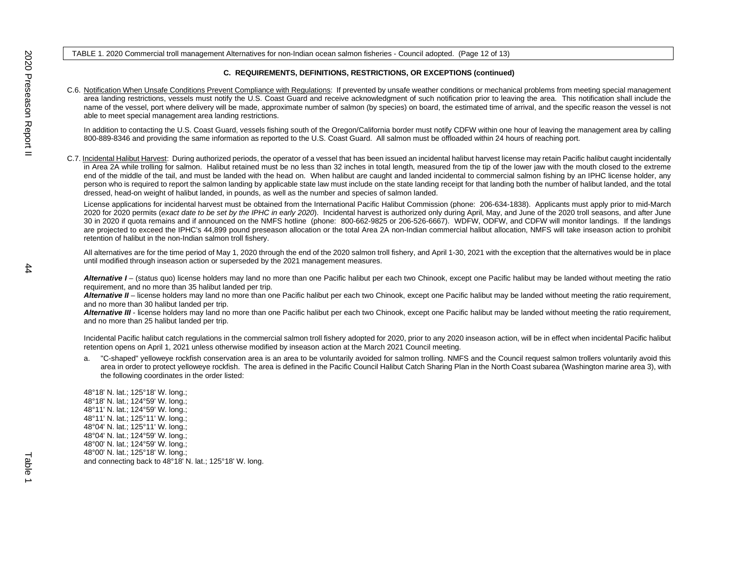TABLE 1. 2020 Commercial troll management Alternatives for non-Indian ocean salmon fisheries - Council adopted. (Page 12 of 13)

### C. REQUIREMENTS, DEFINITIONS, RESTRICTIONS, OR EXCEPTIONS (continued)

C.6. Notification When Unsafe Conditions Prevent Compliance with Regulations: If prevented by unsafe weather conditions or mechanical problems from meeting special management area landing restrictions, vessels must notify the U.S. Coast Guard and receive acknowledgment of such notification prior to leaving the area. This notification shall include the name of the vessel, port where delivery will be made, approximate number of salmon (by species) on board, the estimated time of arrival, and the specific reason the vessel is not able to meet special management area landing restrictions.

In addition to contacting the U.S. Coast Guard, vessels fishing south of the Oregon/California border must notify CDFW within one hour of leaving the management area by calling 800-889-8346 and providing the same information as reported to the U.S. Coast Guard. All salmon must be offloaded within 24 hours of reaching port.

C.7. Incidental Halibut Harvest: During authorized periods, the operator of a vessel that has been issued an incidental halibut harvest license may retain Pacific halibut caught incidentally in Area 2A while trolling for salmon. Halibut retained must be no less than 32 inches in total length, measured from the tip of the lower jaw with the mouth closed to the extreme end of the middle of the tail, and must be landed with the head on. When halibut are caught and landed incidental to commercial salmon fishing by an IPHC license holder, any person who is required to report the salmon landing by applicable state law must include on the state landing receipt for that landing both the number of halibut landed, and the total dressed, head-on weight of halibut landed, in pounds, as well as the number and species of salmon landed.

License applications for incidental harvest must be obtained from the International Pacific Halibut Commission (phone: 206-634-1838). Applicants must apply prior to mid-March 2020 for 2020 permits (*exact date to be set by the IPHC in early 2020*). Incidental harvest is authorized only during April, May, and June of the 2020 troll seasons, and after June 30 in 2020 if quota remains and if announced on the NMFS hotline (phone: 800-662-9825 or 206-526-6667). WDFW, ODFW, and CDFW will monitor landings. If the landings are projected to exceed the IPHC's 44,899 pound preseason allocation or the total Area 2A non-Indian commercial halibut allocation, NMFS will take inseason action to prohibit retention of halibut in the non-Indian salmon troll fishery.

All alternatives are for the time period of May 1, 2020 through the end of the 2020 salmon troll fishery, and April 1-30, 2021 with the exception that the alternatives would be in place until modified through inseason action or superseded by the 2021 management measures.

***Alternative I*** – (status quo) license holders may land no more than one Pacific halibut per each two Chinook, except one Pacific halibut may be landed without meeting the ratio requirement, and no more than 35 halibut landed per trip.
***Alternative II*** – license holders may land no more than one Pacific halibut per each two Chinook, except one Pacific halibut may be landed without meeting the ratio requirement, and no more than 30 halibut landed per trip.
***Alternative III*** - license holders may land no more than one Pacific halibut per each two Chinook, except one Pacific halibut may be landed without meeting the ratio requirement, and no more than 25 halibut landed per trip.

Incidental Pacific halibut catch regulations in the commercial salmon troll fishery adopted for 2020, prior to any 2020 inseason action, will be in effect when incidental Pacific halibut retention opens on April 1, 2021 unless otherwise modified by inseason action at the March 2021 Council meeting.

a. "C-shaped" yelloweye rockfish conservation area is an area to be voluntarily avoided for salmon trolling. NMFS and the Council request salmon trollers voluntarily avoid this area in order to protect yelloweye rockfish. The area is defined in the Pacific Council Halibut Catch Sharing Plan in the North Coast subarea (Washington marine area 3), with the following coordinates in the order listed:

48°18' N. lat.; 125°18' W. long.;
48°18' N. lat.; 124°59' W. long.;
48°11' N. lat.; 124°59' W. long.;
48°11' N. lat.; 125°11' W. long.;
48°04' N. lat.; 125°11' W. long.;
48°04' N. lat.; 124°59' W. long.;
48°00' N. lat.; 124°59' W. long.;
48°00' N. lat.; 125°18' W. long.;
and connecting back to 48°18' N. lat.; 125°18' W. long.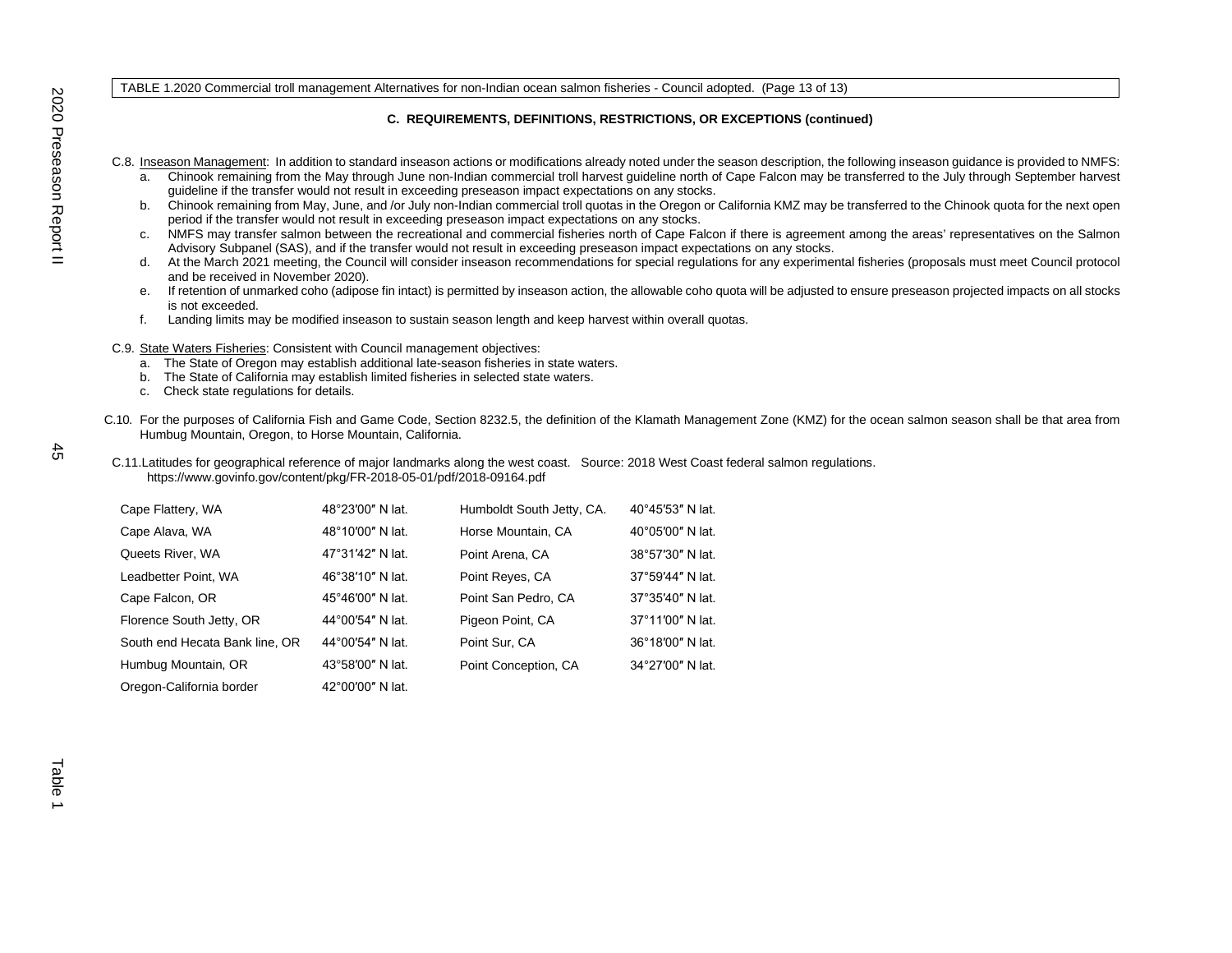TABLE 1.2020 Commercial troll management Alternatives for non-Indian ocean salmon fisheries - Council adopted. (Page 13 of 13)

**C. REQUIREMENTS, DEFINITIONS, RESTRICTIONS, OR EXCEPTIONS (continued)**

C.8. Inseason Management: In addition to standard inseason actions or modifications already noted under the season description, the following inseason guidance is provided to NMFS:

a. Chinook remaining from the May through June non-Indian commercial troll harvest guideline north of Cape Falcon may be transferred to the July through September harvest guideline if the transfer would not result in exceeding preseason impact expectations on any stocks.

b. Chinook remaining from May, June, and /or July non-Indian commercial troll quotas in the Oregon or California KMZ may be transferred to the Chinook quota for the next open period if the transfer would not result in exceeding preseason impact expectations on any stocks.

c. NMFS may transfer salmon between the recreational and commercial fisheries north of Cape Falcon if there is agreement among the areas' representatives on the Salmon Advisory Subpanel (SAS), and if the transfer would not result in exceeding preseason impact expectations on any stocks.

d. At the March 2021 meeting, the Council will consider inseason recommendations for special regulations for any experimental fisheries (proposals must meet Council protocol and be received in November 2020).

e. If retention of unmarked coho (adipose fin intact) is permitted by inseason action, the allowable coho quota will be adjusted to ensure preseason projected impacts on all stocks is not exceeded.

f. Landing limits may be modified inseason to sustain season length and keep harvest within overall quotas.

C.9. State Waters Fisheries: Consistent with Council management objectives:

a. The State of Oregon may establish additional late-season fisheries in state waters.

b. The State of California may establish limited fisheries in selected state waters.

c. Check state regulations for details.

C.10. For the purposes of California Fish and Game Code, Section 8232.5, the definition of the Klamath Management Zone (KMZ) for the ocean salmon season shall be that area from Humbug Mountain, Oregon, to Horse Mountain, California.

C.11. Latitudes for geographical reference of major landmarks along the west coast. Source: 2018 West Coast federal salmon regulations. https://www.govinfo.gov/content/pkg/FR-2018-05-01/pdf/2018-09164.pdf

| Landmark | Latitude | Landmark | Latitude |
|---|---|---|---|
| Cape Flattery, WA | 48°23′00″ N lat. | Humboldt South Jetty, CA. | 40°45′53″ N lat. |
| Cape Alava, WA | 48°10′00″ N lat. | Horse Mountain, CA | 40°05′00″ N lat. |
| Queets River, WA | 47°31′42″ N lat. | Point Arena, CA | 38°57′30″ N lat. |
| Leadbetter Point, WA | 46°38′10″ N lat. | Point Reyes, CA | 37°59′44″ N lat. |
| Cape Falcon, OR | 45°46′00″ N lat. | Point San Pedro, CA | 37°35′40″ N lat. |
| Florence South Jetty, OR | 44°00′54″ N lat. | Pigeon Point, CA | 37°11′00″ N lat. |
| South end Hecata Bank line, OR | 44°00′54″ N lat. | Point Sur, CA | 36°18′00″ N lat. |
| Humbug Mountain, OR | 43°58′00″ N lat. | Point Conception, CA | 34°27′00″ N lat. |
| Oregon-California border | 42°00′00″ N lat. | | |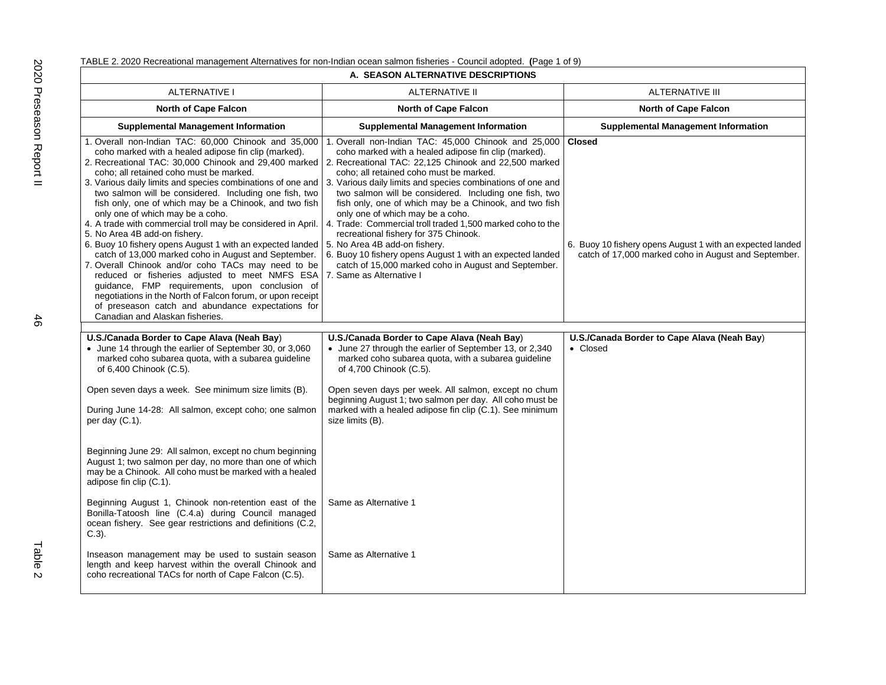TABLE 2. 2020 Recreational management Alternatives for non-Indian ocean salmon fisheries - Council adopted. **(**Page 1 of 9)

| A. SEASON ALTERNATIVE DESCRIPTIONS | | |
|---|---|---|
| ALTERNATIVE I | ALTERNATIVE II | ALTERNATIVE III |
| **North of Cape Falcon** | **North of Cape Falcon** | **North of Cape Falcon** |
| **Supplemental Management Information** | **Supplemental Management Information** | **Supplemental Management Information** |
| 1. Overall non-Indian TAC: 60,000 Chinook and 35,000 coho marked with a healed adipose fin clip (marked).<br>2. Recreational TAC: 30,000 Chinook and 29,400 marked coho; all retained coho must be marked.<br>3. Various daily limits and species combinations of one and two salmon will be considered. Including one fish, two fish only, one of which may be a Chinook, and two fish only one of which may be a coho.<br>4. A trade with commercial troll may be considered in April.<br>5. No Area 4B add-on fishery.<br>6. Buoy 10 fishery opens August 1 with an expected landed catch of 13,000 marked coho in August and September.<br>7. Overall Chinook and/or coho TACs may need to be reduced or fisheries adjusted to meet NMFS ESA guidance, FMP requirements, upon conclusion of negotiations in the North of Falcon forum, or upon receipt of preseason catch and abundance expectations for Canadian and Alaskan fisheries. | 1. Overall non-Indian TAC: 45,000 Chinook and 25,000 coho marked with a healed adipose fin clip (marked).<br>2. Recreational TAC: 22,125 Chinook and 22,500 marked coho; all retained coho must be marked.<br>3. Various daily limits and species combinations of one and two salmon will be considered. Including one fish, two fish only, one of which may be a Chinook, and two fish only one of which may be a coho.<br>4. Trade: Commercial troll traded 1,500 marked coho to the recreational fishery for 375 Chinook.<br>5. No Area 4B add-on fishery.<br>6. Buoy 10 fishery opens August 1 with an expected landed catch of 15,000 marked coho in August and September.<br>7. Same as Alternative I | **Closed**<br><br>6. Buoy 10 fishery opens August 1 with an expected landed catch of 17,000 marked coho in August and September. |
| **U.S./Canada Border to Cape Alava (Neah Bay)**<br>• June 14 through the earlier of September 30, or 3,060 marked coho subarea quota, with a subarea guideline of 6,400 Chinook (C.5).<br><br>Open seven days a week. See minimum size limits (B).<br><br>During June 14-28: All salmon, except coho; one salmon per day (C.1).<br><br>Beginning June 29: All salmon, except no chum beginning August 1; two salmon per day, no more than one of which may be a Chinook. All coho must be marked with a healed adipose fin clip (C.1).<br><br>Beginning August 1, Chinook non-retention east of the Bonilla-Tatoosh line (C.4.a) during Council managed ocean fishery. See gear restrictions and definitions (C.2, C.3).<br><br>Inseason management may be used to sustain season length and keep harvest within the overall Chinook and coho recreational TACs for north of Cape Falcon (C.5). | **U.S./Canada Border to Cape Alava (Neah Bay)**<br>• June 27 through the earlier of September 13, or 2,340 marked coho subarea quota, with a subarea guideline of 4,700 Chinook (C.5).<br><br>Open seven days per week. All salmon, except no chum beginning August 1; two salmon per day. All coho must be marked with a healed adipose fin clip (C.1). See minimum size limits (B).<br><br>Same as Alternative 1<br><br>Same as Alternative 1 | **U.S./Canada Border to Cape Alava (Neah Bay)**<br>• Closed |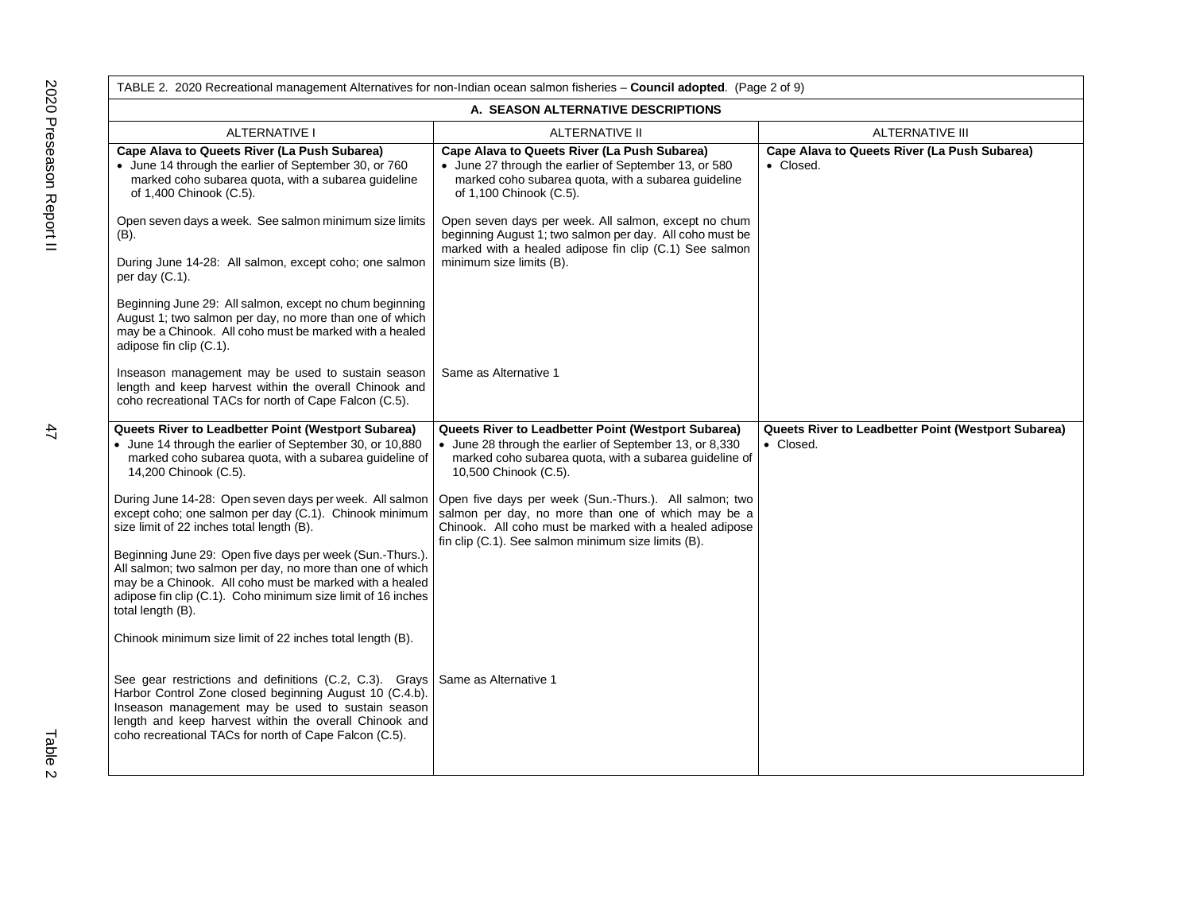TABLE 2. 2020 Recreational management Alternatives for non-Indian ocean salmon fisheries – **Council adopted**. (Page 2 of 9)

| A. SEASON ALTERNATIVE DESCRIPTIONS | | |
|---|---|---|
| ALTERNATIVE I | ALTERNATIVE II | ALTERNATIVE III |
| **Cape Alava to Queets River (La Push Subarea)**<br>• June 14 through the earlier of September 30, or 760 marked coho subarea quota, with a subarea guideline of 1,400 Chinook (C.5).<br><br>Open seven days a week. See salmon minimum size limits (B).<br><br>During June 14-28: All salmon, except coho; one salmon per day (C.1).<br><br>Beginning June 29: All salmon, except no chum beginning August 1; two salmon per day, no more than one of which may be a Chinook. All coho must be marked with a healed adipose fin clip (C.1).<br><br>Inseason management may be used to sustain season length and keep harvest within the overall Chinook and coho recreational TACs for north of Cape Falcon (C.5). | **Cape Alava to Queets River (La Push Subarea)**<br>• June 27 through the earlier of September 13, or 580 marked coho subarea quota, with a subarea guideline of 1,100 Chinook (C.5).<br><br>Open seven days per week. All salmon, except no chum beginning August 1; two salmon per day. All coho must be marked with a healed adipose fin clip (C.1) See salmon minimum size limits (B).<br><br>Same as Alternative 1 | **Cape Alava to Queets River (La Push Subarea)**<br>• Closed. |
| **Queets River to Leadbetter Point (Westport Subarea)**<br>• June 14 through the earlier of September 30, or 10,880 marked coho subarea quota, with a subarea guideline of 14,200 Chinook (C.5).<br><br>During June 14-28: Open seven days per week. All salmon except coho; one salmon per day (C.1). Chinook minimum size limit of 22 inches total length (B).<br><br>Beginning June 29: Open five days per week (Sun.-Thurs.). All salmon; two salmon per day, no more than one of which may be a Chinook. All coho must be marked with a healed adipose fin clip (C.1). Coho minimum size limit of 16 inches total length (B).<br><br>Chinook minimum size limit of 22 inches total length (B).<br><br>See gear restrictions and definitions (C.2, C.3). Grays Harbor Control Zone closed beginning August 10 (C.4.b). Inseason management may be used to sustain season length and keep harvest within the overall Chinook and coho recreational TACs for north of Cape Falcon (C.5). | **Queets River to Leadbetter Point (Westport Subarea)**<br>• June 28 through the earlier of September 13, or 8,330 marked coho subarea quota, with a subarea guideline of 10,500 Chinook (C.5).<br><br>Open five days per week (Sun.-Thurs.). All salmon; two salmon per day, no more than one of which may be a Chinook. All coho must be marked with a healed adipose fin clip (C.1). See salmon minimum size limits (B).<br><br>Same as Alternative 1 | **Queets River to Leadbetter Point (Westport Subarea)**<br>• Closed. |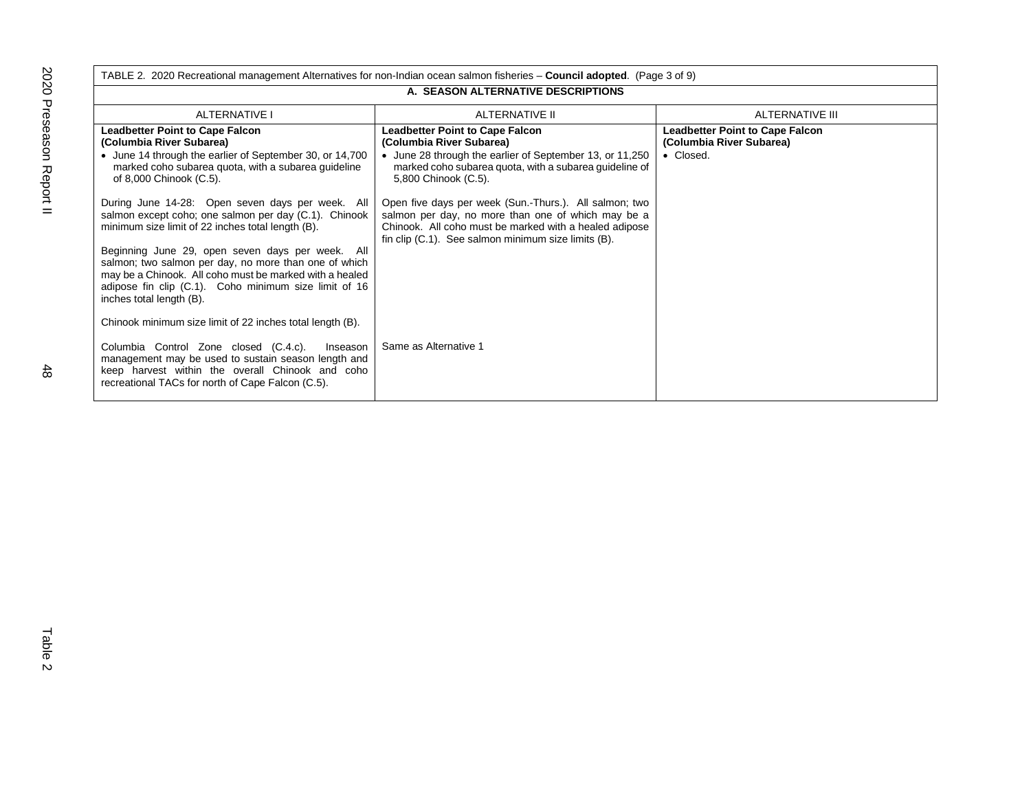| TABLE 2. 2020 Recreational management Alternatives for non-Indian ocean salmon fisheries – **Council adopted**. (Page 3 of 9) | | |
|---|---|---|
| **A. SEASON ALTERNATIVE DESCRIPTIONS** | | |
| ALTERNATIVE I | ALTERNATIVE II | ALTERNATIVE III |
| **Leadbetter Point to Cape Falcon (Columbia River Subarea)**<br>• June 14 through the earlier of September 30, or 14,700 marked coho subarea quota, with a subarea guideline of 8,000 Chinook (C.5).<br><br>During June 14-28: Open seven days per week. All salmon except coho; one salmon per day (C.1). Chinook minimum size limit of 22 inches total length (B).<br><br>Beginning June 29, open seven days per week. All salmon; two salmon per day, no more than one of which may be a Chinook. All coho must be marked with a healed adipose fin clip (C.1). Coho minimum size limit of 16 inches total length (B).<br><br>Chinook minimum size limit of 22 inches total length (B).<br><br>Columbia Control Zone closed (C.4.c). Inseason management may be used to sustain season length and keep harvest within the overall Chinook and coho recreational TACs for north of Cape Falcon (C.5). | **Leadbetter Point to Cape Falcon (Columbia River Subarea)**<br>• June 28 through the earlier of September 13, or 11,250 marked coho subarea quota, with a subarea guideline of 5,800 Chinook (C.5).<br><br>Open five days per week (Sun.-Thurs.). All salmon; two salmon per day, no more than one of which may be a Chinook. All coho must be marked with a healed adipose fin clip (C.1). See salmon minimum size limits (B).<br><br>Same as Alternative 1 | **Leadbetter Point to Cape Falcon (Columbia River Subarea)**<br>• Closed. |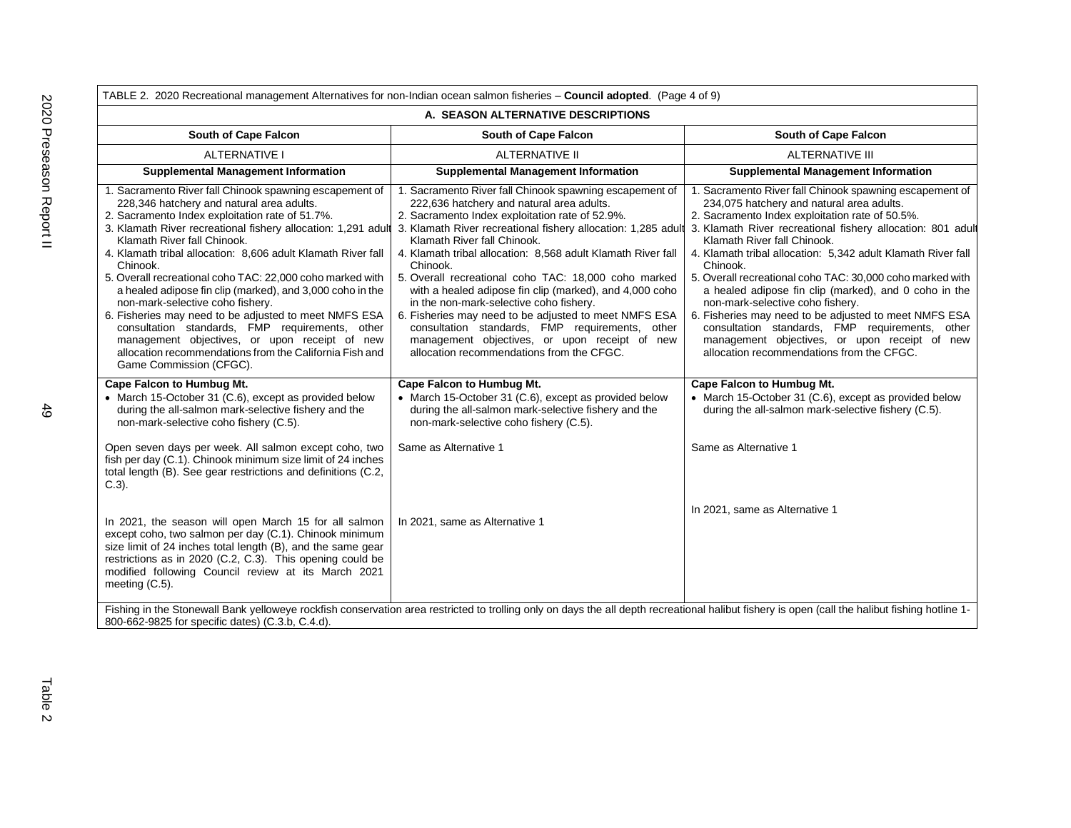TABLE 2. 2020 Recreational management Alternatives for non-Indian ocean salmon fisheries – **Council adopted**. (Page 4 of 9)

| A. SEASON ALTERNATIVE DESCRIPTIONS | | |
|---|---|---|
| **South of Cape Falcon** | **South of Cape Falcon** | **South of Cape Falcon** |
| ALTERNATIVE I | ALTERNATIVE II | ALTERNATIVE III |
| **Supplemental Management Information** | **Supplemental Management Information** | **Supplemental Management Information** |
| 1. Sacramento River fall Chinook spawning escapement of 228,346 hatchery and natural area adults.<br>2. Sacramento Index exploitation rate of 51.7%.<br>3. Klamath River recreational fishery allocation: 1,291 adult Klamath River fall Chinook.<br>4. Klamath tribal allocation: 8,606 adult Klamath River fall Chinook.<br>5. Overall recreational coho TAC: 22,000 coho marked with a healed adipose fin clip (marked), and 3,000 coho in the non-mark-selective coho fishery.<br>6. Fisheries may need to be adjusted to meet NMFS ESA consultation standards, FMP requirements, other management objectives, or upon receipt of new allocation recommendations from the California Fish and Game Commission (CFGC). | 1. Sacramento River fall Chinook spawning escapement of 222,636 hatchery and natural area adults.<br>2. Sacramento Index exploitation rate of 52.9%.<br>3. Klamath River recreational fishery allocation: 1,285 adult Klamath River fall Chinook.<br>4. Klamath tribal allocation: 8,568 adult Klamath River fall Chinook.<br>5. Overall recreational coho TAC: 18,000 coho marked with a healed adipose fin clip (marked), and 4,000 coho in the non-mark-selective coho fishery.<br>6. Fisheries may need to be adjusted to meet NMFS ESA consultation standards, FMP requirements, other management objectives, or upon receipt of new allocation recommendations from the CFGC. | 1. Sacramento River fall Chinook spawning escapement of 234,075 hatchery and natural area adults.<br>2. Sacramento Index exploitation rate of 50.5%.<br>3. Klamath River recreational fishery allocation: 801 adult Klamath River fall Chinook.<br>4. Klamath tribal allocation: 5,342 adult Klamath River fall Chinook.<br>5. Overall recreational coho TAC: 30,000 coho marked with a healed adipose fin clip (marked), and 0 coho in the non-mark-selective coho fishery.<br>6. Fisheries may need to be adjusted to meet NMFS ESA consultation standards, FMP requirements, other management objectives, or upon receipt of new allocation recommendations from the CFGC. |
| **Cape Falcon to Humbug Mt.**<br>• March 15-October 31 (C.6), except as provided below during the all-salmon mark-selective fishery and the non-mark-selective coho fishery (C.5).<br><br>Open seven days per week. All salmon except coho, two fish per day (C.1). Chinook minimum size limit of 24 inches total length (B). See gear restrictions and definitions (C.2, C.3).<br><br>In 2021, the season will open March 15 for all salmon except coho, two salmon per day (C.1). Chinook minimum size limit of 24 inches total length (B), and the same gear restrictions as in 2020 (C.2, C.3). This opening could be modified following Council review at its March 2021 meeting (C.5). | **Cape Falcon to Humbug Mt.**<br>• March 15-October 31 (C.6), except as provided below during the all-salmon mark-selective fishery and the non-mark-selective coho fishery (C.5).<br><br>Same as Alternative 1<br><br>In 2021, same as Alternative 1 | **Cape Falcon to Humbug Mt.**<br>• March 15-October 31 (C.6), except as provided below during the all-salmon mark-selective fishery (C.5).<br><br>Same as Alternative 1<br><br>In 2021, same as Alternative 1 |
| Fishing in the Stonewall Bank yelloweye rockfish conservation area restricted to trolling only on days the all depth recreational halibut fishery is open (call the halibut fishing hotline 1-800-662-9825 for specific dates) (C.3.b, C.4.d). | | |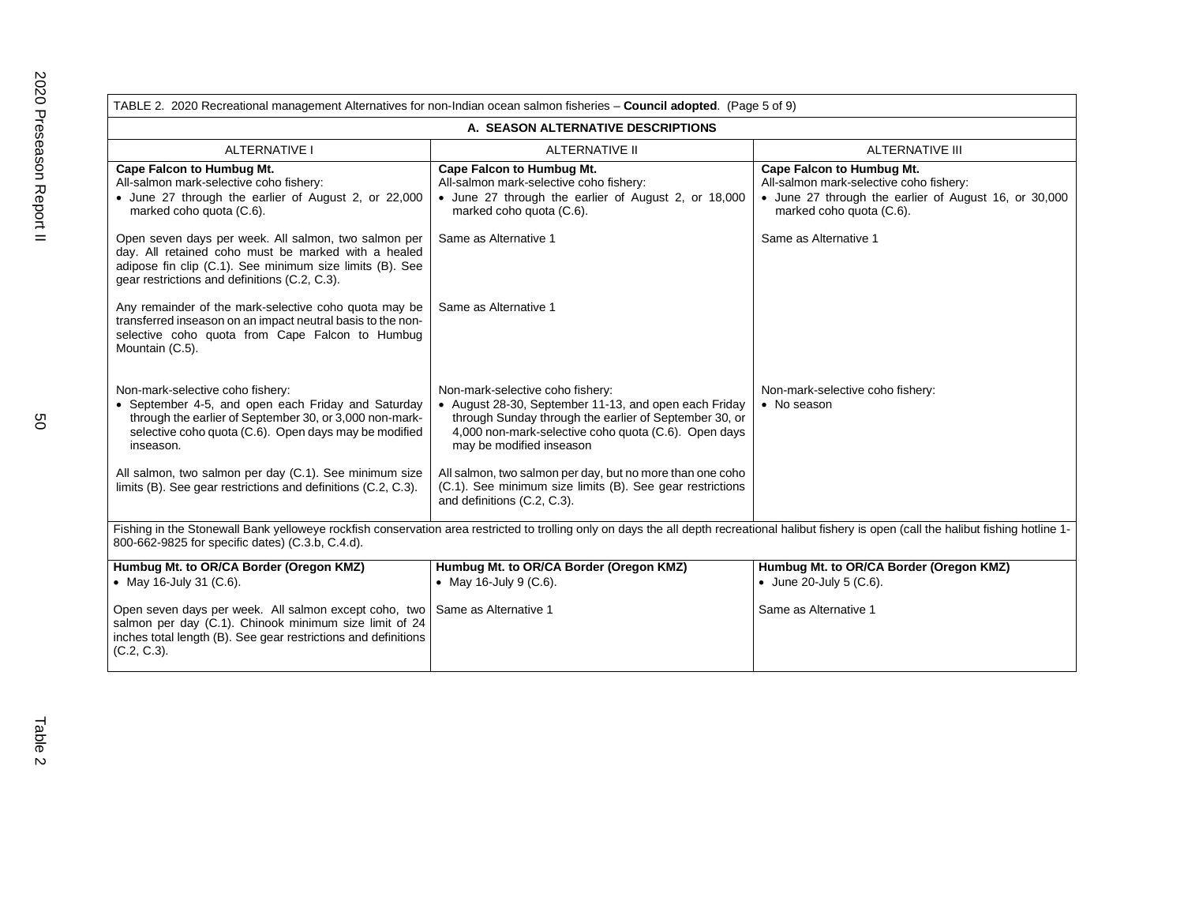TABLE 2. 2020 Recreational management Alternatives for non-Indian ocean salmon fisheries – **Council adopted**. (Page 5 of 9)

| A. SEASON ALTERNATIVE DESCRIPTIONS | | |
|---|---|---|
| ALTERNATIVE I | ALTERNATIVE II | ALTERNATIVE III |
| **Cape Falcon to Humbug Mt.**<br>All-salmon mark-selective coho fishery:<br>• June 27 through the earlier of August 2, or 22,000 marked coho quota (C.6). | **Cape Falcon to Humbug Mt.**<br>All-salmon mark-selective coho fishery:<br>• June 27 through the earlier of August 2, or 18,000 marked coho quota (C.6). | **Cape Falcon to Humbug Mt.**<br>All-salmon mark-selective coho fishery:<br>• June 27 through the earlier of August 16, or 30,000 marked coho quota (C.6). |
| Open seven days per week. All salmon, two salmon per day. All retained coho must be marked with a healed adipose fin clip (C.1). See minimum size limits (B). See gear restrictions and definitions (C.2, C.3). | Same as Alternative 1 | Same as Alternative 1 |
| Any remainder of the mark-selective coho quota may be transferred inseason on an impact neutral basis to the non-selective coho quota from Cape Falcon to Humbug Mountain (C.5). | Same as Alternative 1 | |
| Non-mark-selective coho fishery:<br>• September 4-5, and open each Friday and Saturday through the earlier of September 30, or 3,000 non-mark-selective coho quota (C.6). Open days may be modified inseason. | Non-mark-selective coho fishery:<br>• August 28-30, September 11-13, and open each Friday through Sunday through the earlier of September 30, or 4,000 non-mark-selective coho quota (C.6). Open days may be modified inseason | Non-mark-selective coho fishery:<br>• No season |
| All salmon, two salmon per day (C.1). See minimum size limits (B). See gear restrictions and definitions (C.2, C.3). | All salmon, two salmon per day, but no more than one coho (C.1). See minimum size limits (B). See gear restrictions and definitions (C.2, C.3). | |
| Fishing in the Stonewall Bank yelloweye rockfish conservation area restricted to trolling only on days the all depth recreational halibut fishery is open (call the halibut fishing hotline 1-800-662-9825 for specific dates) (C.3.b, C.4.d). | | |
| **Humbug Mt. to OR/CA Border (Oregon KMZ)**<br>• May 16-July 31 (C.6). | **Humbug Mt. to OR/CA Border (Oregon KMZ)**<br>• May 16-July 9 (C.6). | **Humbug Mt. to OR/CA Border (Oregon KMZ)**<br>• June 20-July 5 (C.6). |
| Open seven days per week. All salmon except coho, two salmon per day (C.1). Chinook minimum size limit of 24 inches total length (B). See gear restrictions and definitions (C.2, C.3). | Same as Alternative 1 | Same as Alternative 1 |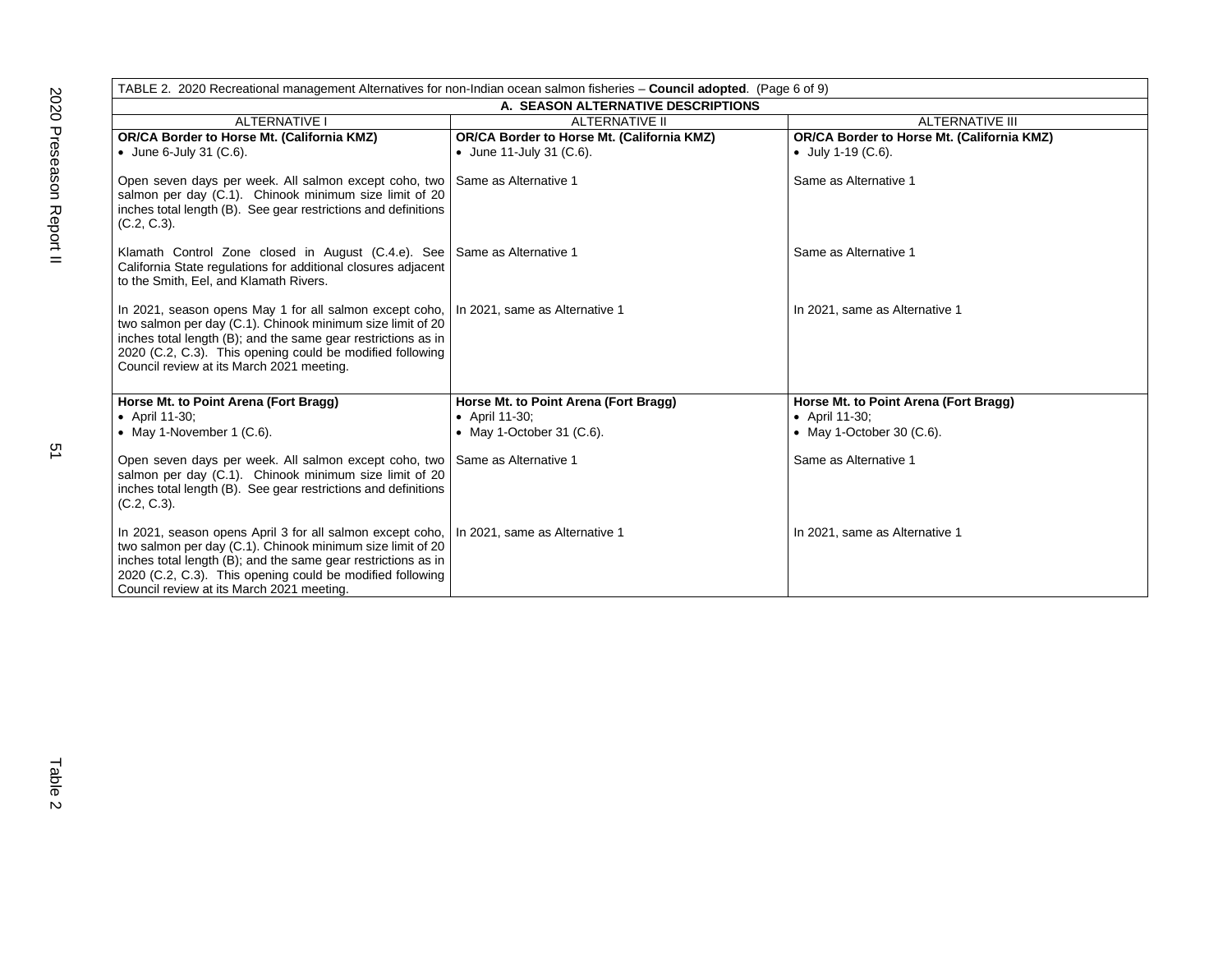| TABLE 2. 2020 Recreational management Alternatives for non-Indian ocean salmon fisheries – **Council adopted**. (Page 6 of 9) | | |
|---|---|---|
| **A. SEASON ALTERNATIVE DESCRIPTIONS** | | |
| ALTERNATIVE I | ALTERNATIVE II | ALTERNATIVE III |
| **OR/CA Border to Horse Mt. (California KMZ)**<br>• June 6-July 31 (C.6). | **OR/CA Border to Horse Mt. (California KMZ)**<br>• June 11-July 31 (C.6). | **OR/CA Border to Horse Mt. (California KMZ)**<br>• July 1-19 (C.6). |
| Open seven days per week. All salmon except coho, two salmon per day (C.1). Chinook minimum size limit of 20 inches total length (B). See gear restrictions and definitions (C.2, C.3). | Same as Alternative 1 | Same as Alternative 1 |
| Klamath Control Zone closed in August (C.4.e). See California State regulations for additional closures adjacent to the Smith, Eel, and Klamath Rivers. | Same as Alternative 1 | Same as Alternative 1 |
| In 2021, season opens May 1 for all salmon except coho, two salmon per day (C.1). Chinook minimum size limit of 20 inches total length (B); and the same gear restrictions as in 2020 (C.2, C.3). This opening could be modified following Council review at its March 2021 meeting. | In 2021, same as Alternative 1 | In 2021, same as Alternative 1 |
| **Horse Mt. to Point Arena (Fort Bragg)**<br>• April 11-30;<br>• May 1-November 1 (C.6). | **Horse Mt. to Point Arena (Fort Bragg)**<br>• April 11-30;<br>• May 1-October 31 (C.6). | **Horse Mt. to Point Arena (Fort Bragg)**<br>• April 11-30;<br>• May 1-October 30 (C.6). |
| Open seven days per week. All salmon except coho, two salmon per day (C.1). Chinook minimum size limit of 20 inches total length (B). See gear restrictions and definitions (C.2, C.3). | Same as Alternative 1 | Same as Alternative 1 |
| In 2021, season opens April 3 for all salmon except coho, two salmon per day (C.1). Chinook minimum size limit of 20 inches total length (B); and the same gear restrictions as in 2020 (C.2, C.3). This opening could be modified following Council review at its March 2021 meeting. | In 2021, same as Alternative 1 | In 2021, same as Alternative 1 |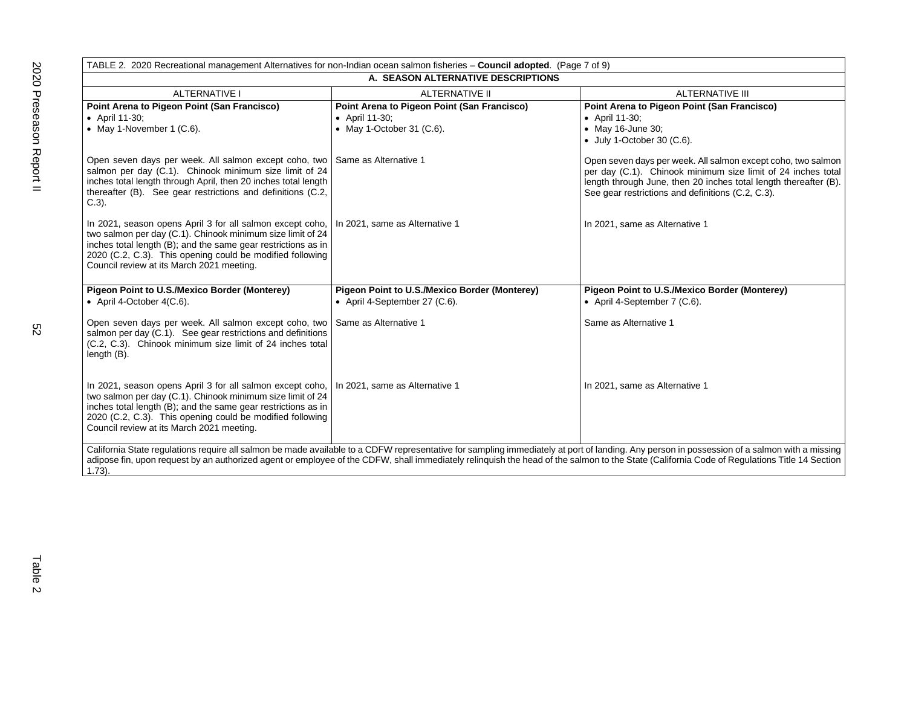TABLE 2. 2020 Recreational management Alternatives for non-Indian ocean salmon fisheries – **Council adopted**. (Page 7 of 9)

| A. SEASON ALTERNATIVE DESCRIPTIONS | | |
|---|---|---|
| ALTERNATIVE I | ALTERNATIVE II | ALTERNATIVE III |
| **Point Arena to Pigeon Point (San Francisco)**<br>• April 11-30;<br>• May 1-November 1 (C.6).<br><br>Open seven days per week. All salmon except coho, two salmon per day (C.1). Chinook minimum size limit of 24 inches total length through April, then 20 inches total length thereafter (B). See gear restrictions and definitions (C.2, C.3).<br><br>In 2021, season opens April 3 for all salmon except coho, two salmon per day (C.1). Chinook minimum size limit of 24 inches total length (B); and the same gear restrictions as in 2020 (C.2, C.3). This opening could be modified following Council review at its March 2021 meeting. | **Point Arena to Pigeon Point (San Francisco)**<br>• April 11-30;<br>• May 1-October 31 (C.6).<br><br>Same as Alternative 1<br><br>In 2021, same as Alternative 1 | **Point Arena to Pigeon Point (San Francisco)**<br>• April 11-30;<br>• May 16-June 30;<br>• July 1-October 30 (C.6).<br><br>Open seven days per week. All salmon except coho, two salmon per day (C.1). Chinook minimum size limit of 24 inches total length through June, then 20 inches total length thereafter (B). See gear restrictions and definitions (C.2, C.3).<br><br>In 2021, same as Alternative 1 |
| **Pigeon Point to U.S./Mexico Border (Monterey)**<br>• April 4-October 4(C.6).<br><br>Open seven days per week. All salmon except coho, two salmon per day (C.1). See gear restrictions and definitions (C.2, C.3). Chinook minimum size limit of 24 inches total length (B).<br><br>In 2021, season opens April 3 for all salmon except coho, two salmon per day (C.1). Chinook minimum size limit of 24 inches total length (B); and the same gear restrictions as in 2020 (C.2, C.3). This opening could be modified following Council review at its March 2021 meeting. | **Pigeon Point to U.S./Mexico Border (Monterey)**<br>• April 4-September 27 (C.6).<br><br>Same as Alternative 1<br><br>In 2021, same as Alternative 1 | **Pigeon Point to U.S./Mexico Border (Monterey)**<br>• April 4-September 7 (C.6).<br><br>Same as Alternative 1<br><br>In 2021, same as Alternative 1 |

California State regulations require all salmon be made available to a CDFW representative for sampling immediately at port of landing. Any person in possession of a salmon with a missing adipose fin, upon request by an authorized agent or employee of the CDFW, shall immediately relinquish the head of the salmon to the State (California Code of Regulations Title 14 Section 1.73).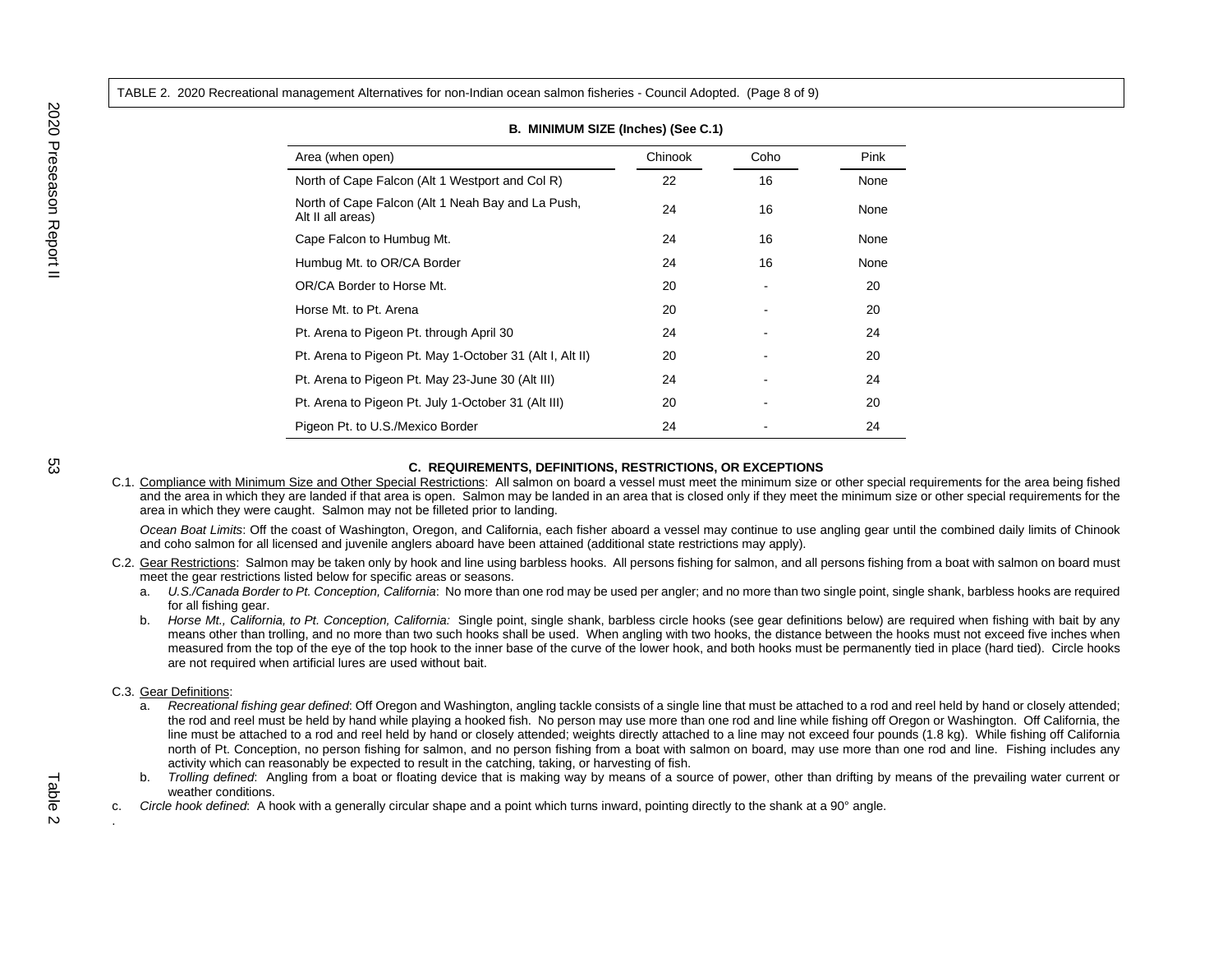TABLE 2. 2020 Recreational management Alternatives for non-Indian ocean salmon fisheries - Council Adopted. (Page 8 of 9)

**B. MINIMUM SIZE (Inches) (See C.1)**

| Area (when open) | Chinook | Coho | Pink |
|---|---|---|---|
| North of Cape Falcon (Alt 1 Westport and Col R) | 22 | 16 | None |
| North of Cape Falcon (Alt 1 Neah Bay and La Push, Alt II all areas) | 24 | 16 | None |
| Cape Falcon to Humbug Mt. | 24 | 16 | None |
| Humbug Mt. to OR/CA Border | 24 | 16 | None |
| OR/CA Border to Horse Mt. | 20 | - | 20 |
| Horse Mt. to Pt. Arena | 20 | - | 20 |
| Pt. Arena to Pigeon Pt. through April 30 | 24 | - | 24 |
| Pt. Arena to Pigeon Pt. May 1-October 31 (Alt I, Alt II) | 20 | - | 20 |
| Pt. Arena to Pigeon Pt. May 23-June 30 (Alt III) | 24 | - | 24 |
| Pt. Arena to Pigeon Pt. July 1-October 31 (Alt III) | 20 | - | 20 |
| Pigeon Pt. to U.S./Mexico Border | 24 | - | 24 |

**C. REQUIREMENTS, DEFINITIONS, RESTRICTIONS, OR EXCEPTIONS**

C.1. Compliance with Minimum Size and Other Special Restrictions: All salmon on board a vessel must meet the minimum size or other special requirements for the area being fished and the area in which they are landed if that area is open. Salmon may be landed in an area that is closed only if they meet the minimum size or other special requirements for the area in which they were caught. Salmon may not be filleted prior to landing.

*Ocean Boat Limits*: Off the coast of Washington, Oregon, and California, each fisher aboard a vessel may continue to use angling gear until the combined daily limits of Chinook and coho salmon for all licensed and juvenile anglers aboard have been attained (additional state restrictions may apply).

C.2. Gear Restrictions: Salmon may be taken only by hook and line using barbless hooks. All persons fishing for salmon, and all persons fishing from a boat with salmon on board must meet the gear restrictions listed below for specific areas or seasons.

a. *U.S./Canada Border to Pt. Conception, California*: No more than one rod may be used per angler; and no more than two single point, single shank, barbless hooks are required for all fishing gear.

b. *Horse Mt., California, to Pt. Conception, California:* Single point, single shank, barbless circle hooks (see gear definitions below) are required when fishing with bait by any means other than trolling, and no more than two such hooks shall be used. When angling with two hooks, the distance between the hooks must not exceed five inches when measured from the top of the eye of the top hook to the inner base of the curve of the lower hook, and both hooks must be permanently tied in place (hard tied). Circle hooks are not required when artificial lures are used without bait.

C.3. Gear Definitions:

a. *Recreational fishing gear defined*: Off Oregon and Washington, angling tackle consists of a single line that must be attached to a rod and reel held by hand or closely attended; the rod and reel must be held by hand while playing a hooked fish. No person may use more than one rod and line while fishing off Oregon or Washington. Off California, the line must be attached to a rod and reel held by hand or closely attended; weights directly attached to a line may not exceed four pounds (1.8 kg). While fishing off California north of Pt. Conception, no person fishing for salmon, and no person fishing from a boat with salmon on board, may use more than one rod and line. Fishing includes any activity which can reasonably be expected to result in the catching, taking, or harvesting of fish.

b. *Trolling defined*: Angling from a boat or floating device that is making way by means of a source of power, other than drifting by means of the prevailing water current or weather conditions.

c. *Circle hook defined*: A hook with a generally circular shape and a point which turns inward, pointing directly to the shank at a 90° angle.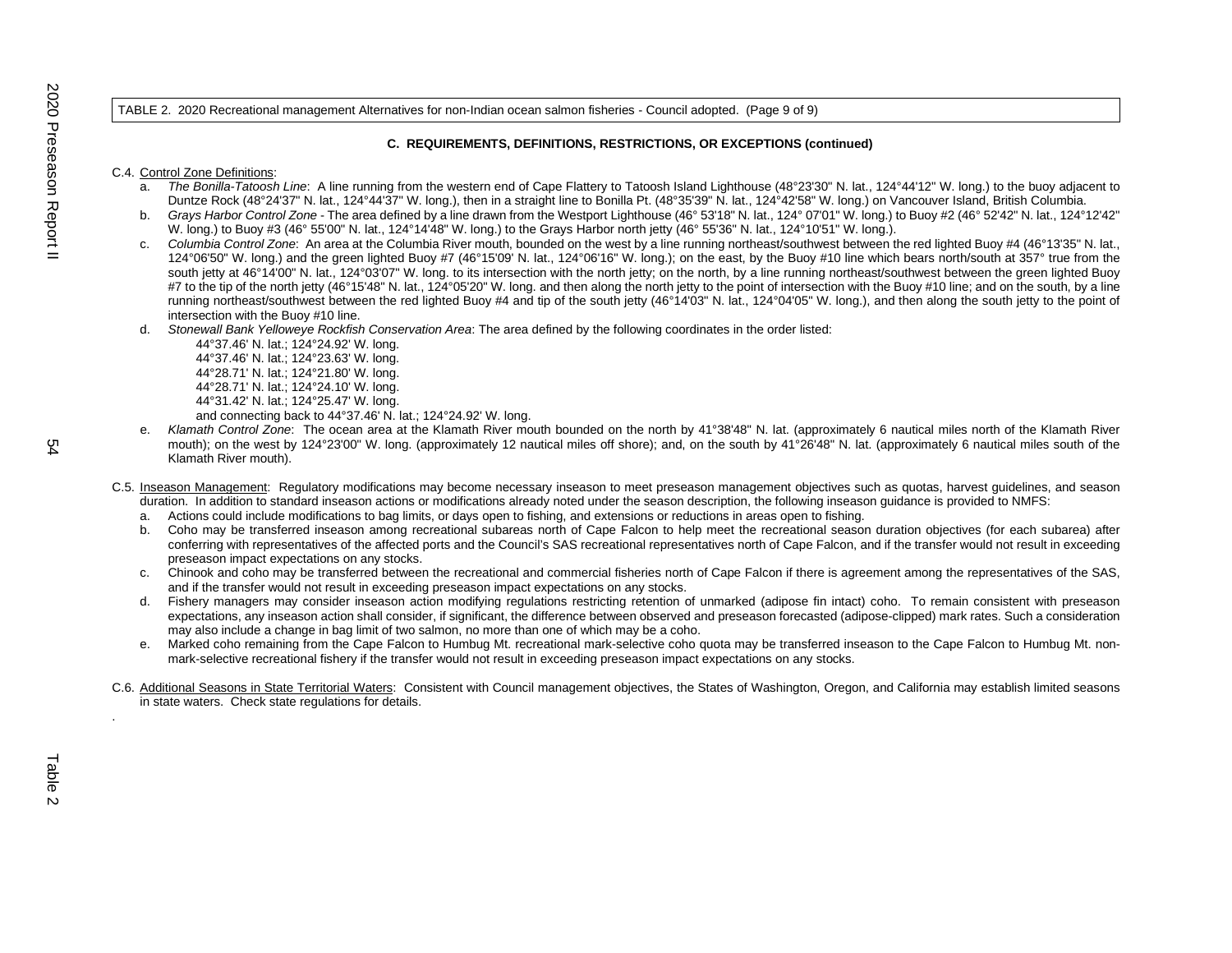TABLE 2. 2020 Recreational management Alternatives for non-Indian ocean salmon fisheries - Council adopted. (Page 9 of 9)

### C. REQUIREMENTS, DEFINITIONS, RESTRICTIONS, OR EXCEPTIONS (continued)

C.4. Control Zone Definitions:

a. *The Bonilla-Tatoosh Line*: A line running from the western end of Cape Flattery to Tatoosh Island Lighthouse (48°23'30" N. lat., 124°44'12" W. long.) to the buoy adjacent to Duntze Rock (48°24'37" N. lat., 124°44'37" W. long.), then in a straight line to Bonilla Pt. (48°35'39" N. lat., 124°42'58" W. long.) on Vancouver Island, British Columbia.

b. *Grays Harbor Control Zone* - The area defined by a line drawn from the Westport Lighthouse (46° 53'18" N. lat., 124° 07'01" W. long.) to Buoy #2 (46° 52'42" N. lat., 124°12'42" W. long.) to Buoy #3 (46° 55'00" N. lat., 124°14'48" W. long.) to the Grays Harbor north jetty (46° 55'36" N. lat., 124°10'51" W. long.).

c. *Columbia Control Zone*: An area at the Columbia River mouth, bounded on the west by a line running northeast/southwest between the red lighted Buoy #4 (46°13'35" N. lat., 124°06'50" W. long.) and the green lighted Buoy #7 (46°15'09' N. lat., 124°06'16" W. long.); on the east, by the Buoy #10 line which bears north/south at 357° true from the south jetty at 46°14'00" N. lat., 124°03'07" W. long. to its intersection with the north jetty; on the north, by a line running northeast/southwest between the green lighted Buoy #7 to the tip of the north jetty (46°15'48" N. lat., 124°05'20" W. long. and then along the north jetty to the point of intersection with the Buoy #10 line; and on the south, by a line running northeast/southwest between the red lighted Buoy #4 and tip of the south jetty (46°14'03" N. lat., 124°04'05" W. long.), and then along the south jetty to the point of intersection with the Buoy #10 line.

d. *Stonewall Bank Yelloweye Rockfish Conservation Area*: The area defined by the following coordinates in the order listed:

44°37.46' N. lat.; 124°24.92' W. long.
44°37.46' N. lat.; 124°23.63' W. long.
44°28.71' N. lat.; 124°21.80' W. long.
44°28.71' N. lat.; 124°24.10' W. long.
44°31.42' N. lat.; 124°25.47' W. long.
and connecting back to 44°37.46' N. lat.; 124°24.92' W. long.

e. *Klamath Control Zone*: The ocean area at the Klamath River mouth bounded on the north by 41°38'48" N. lat. (approximately 6 nautical miles north of the Klamath River mouth); on the west by 124°23'00" W. long. (approximately 12 nautical miles off shore); and, on the south by 41°26'48" N. lat. (approximately 6 nautical miles south of the Klamath River mouth).

C.5. Inseason Management: Regulatory modifications may become necessary inseason to meet preseason management objectives such as quotas, harvest guidelines, and season duration. In addition to standard inseason actions or modifications already noted under the season description, the following inseason guidance is provided to NMFS:

a. Actions could include modifications to bag limits, or days open to fishing, and extensions or reductions in areas open to fishing.

b. Coho may be transferred inseason among recreational subareas north of Cape Falcon to help meet the recreational season duration objectives (for each subarea) after conferring with representatives of the affected ports and the Council's SAS recreational representatives north of Cape Falcon, and if the transfer would not result in exceeding preseason impact expectations on any stocks.

c. Chinook and coho may be transferred between the recreational and commercial fisheries north of Cape Falcon if there is agreement among the representatives of the SAS, and if the transfer would not result in exceeding preseason impact expectations on any stocks.

d. Fishery managers may consider inseason action modifying regulations restricting retention of unmarked (adipose fin intact) coho. To remain consistent with preseason expectations, any inseason action shall consider, if significant, the difference between observed and preseason forecasted (adipose-clipped) mark rates. Such a consideration may also include a change in bag limit of two salmon, no more than one of which may be a coho.

e. Marked coho remaining from the Cape Falcon to Humbug Mt. recreational mark-selective coho quota may be transferred inseason to the Cape Falcon to Humbug Mt. non-mark-selective recreational fishery if the transfer would not result in exceeding preseason impact expectations on any stocks.

C.6. Additional Seasons in State Territorial Waters: Consistent with Council management objectives, the States of Washington, Oregon, and California may establish limited seasons in state waters. Check state regulations for details.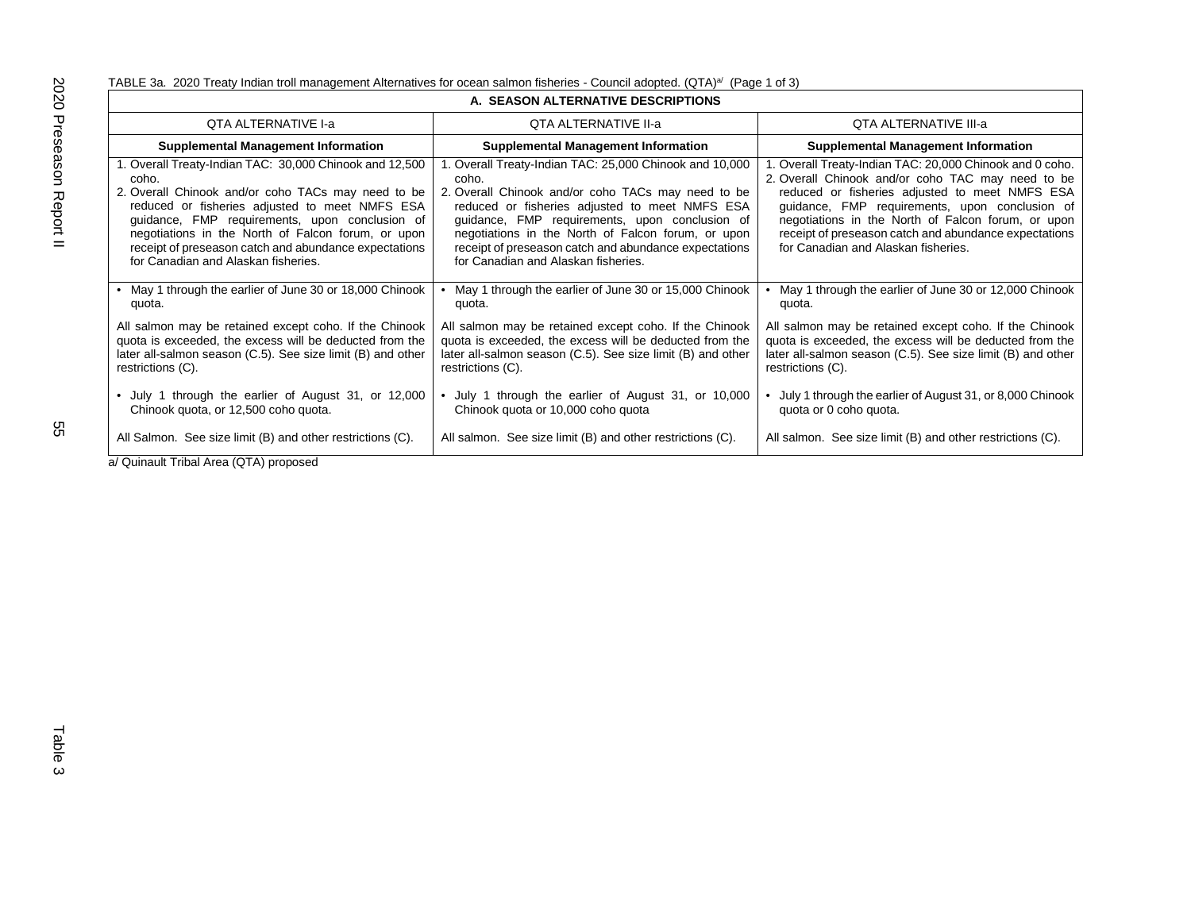TABLE 3a. 2020 Treaty Indian troll management Alternatives for ocean salmon fisheries - Council adopted. (QTA)[a/] (Page 1 of 3)

| A. SEASON ALTERNATIVE DESCRIPTIONS | | |
|---|---|---|
| QTA ALTERNATIVE I-a | QTA ALTERNATIVE II-a | QTA ALTERNATIVE III-a |
| **Supplemental Management Information** | **Supplemental Management Information** | **Supplemental Management Information** |
| 1. Overall Treaty-Indian TAC: 30,000 Chinook and 12,500 coho.<br>2. Overall Chinook and/or coho TACs may need to be reduced or fisheries adjusted to meet NMFS ESA guidance, FMP requirements, upon conclusion of negotiations in the North of Falcon forum, or upon receipt of preseason catch and abundance expectations for Canadian and Alaskan fisheries. | 1. Overall Treaty-Indian TAC: 25,000 Chinook and 10,000 coho.<br>2. Overall Chinook and/or coho TACs may need to be reduced or fisheries adjusted to meet NMFS ESA guidance, FMP requirements, upon conclusion of negotiations in the North of Falcon forum, or upon receipt of preseason catch and abundance expectations for Canadian and Alaskan fisheries. | 1. Overall Treaty-Indian TAC: 20,000 Chinook and 0 coho.<br>2. Overall Chinook and/or coho TAC may need to be reduced or fisheries adjusted to meet NMFS ESA guidance, FMP requirements, upon conclusion of negotiations in the North of Falcon forum, or upon receipt of preseason catch and abundance expectations for Canadian and Alaskan fisheries. |
| • May 1 through the earlier of June 30 or 18,000 Chinook quota.<br><br>All salmon may be retained except coho. If the Chinook quota is exceeded, the excess will be deducted from the later all-salmon season (C.5). See size limit (B) and other restrictions (C).<br><br>• July 1 through the earlier of August 31, or 12,000 Chinook quota, or 12,500 coho quota.<br><br>All Salmon. See size limit (B) and other restrictions (C). | • May 1 through the earlier of June 30 or 15,000 Chinook quota.<br><br>All salmon may be retained except coho. If the Chinook quota is exceeded, the excess will be deducted from the later all-salmon season (C.5). See size limit (B) and other restrictions (C).<br><br>• July 1 through the earlier of August 31, or 10,000 Chinook quota or 10,000 coho quota<br><br>All salmon. See size limit (B) and other restrictions (C). | • May 1 through the earlier of June 30 or 12,000 Chinook quota.<br><br>All salmon may be retained except coho. If the Chinook quota is exceeded, the excess will be deducted from the later all-salmon season (C.5). See size limit (B) and other restrictions (C).<br><br>• July 1 through the earlier of August 31, or 8,000 Chinook quota or 0 coho quota.<br><br>All salmon. See size limit (B) and other restrictions (C). |

a/ Quinault Tribal Area (QTA) proposed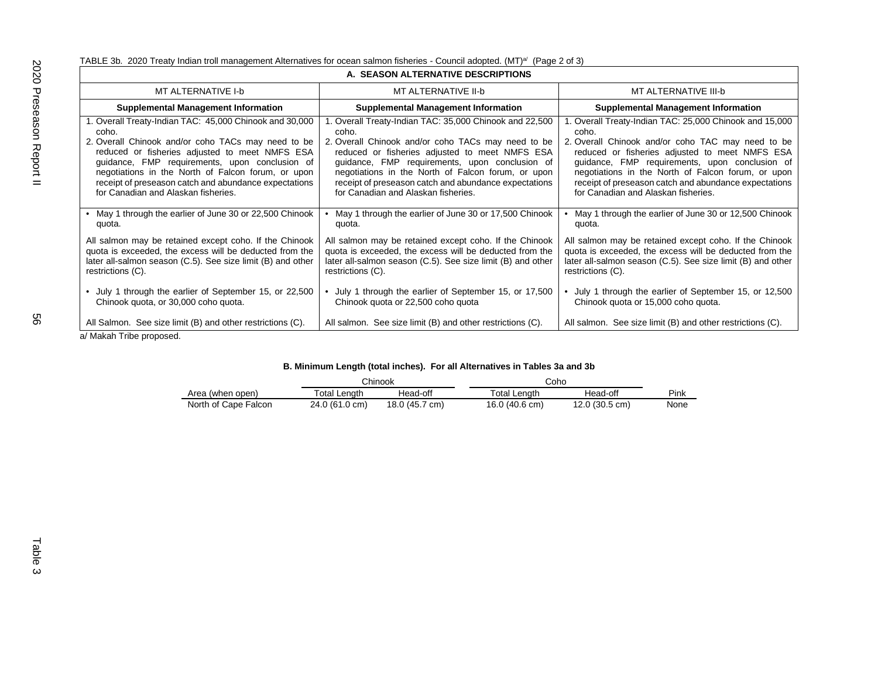TABLE 3b. 2020 Treaty Indian troll management Alternatives for ocean salmon fisheries - Council adopted. (MT)[a/] (Page 2 of 3)

| A. SEASON ALTERNATIVE DESCRIPTIONS | | |
|---|---|---|
| MT ALTERNATIVE I-b | MT ALTERNATIVE II-b | MT ALTERNATIVE III-b |
| **Supplemental Management Information** | **Supplemental Management Information** | **Supplemental Management Information** |
| 1. Overall Treaty-Indian TAC: 45,000 Chinook and 30,000 coho.<br>2. Overall Chinook and/or coho TACs may need to be reduced or fisheries adjusted to meet NMFS ESA guidance, FMP requirements, upon conclusion of negotiations in the North of Falcon forum, or upon receipt of preseason catch and abundance expectations for Canadian and Alaskan fisheries. | 1. Overall Treaty-Indian TAC: 35,000 Chinook and 22,500 coho.<br>2. Overall Chinook and/or coho TACs may need to be reduced or fisheries adjusted to meet NMFS ESA guidance, FMP requirements, upon conclusion of negotiations in the North of Falcon forum, or upon receipt of preseason catch and abundance expectations for Canadian and Alaskan fisheries. | 1. Overall Treaty-Indian TAC: 25,000 Chinook and 15,000 coho.<br>2. Overall Chinook and/or coho TAC may need to be reduced or fisheries adjusted to meet NMFS ESA guidance, FMP requirements, upon conclusion of negotiations in the North of Falcon forum, or upon receipt of preseason catch and abundance expectations for Canadian and Alaskan fisheries. |
| • May 1 through the earlier of June 30 or 22,500 Chinook quota.<br><br>All salmon may be retained except coho. If the Chinook quota is exceeded, the excess will be deducted from the later all-salmon season (C.5). See size limit (B) and other restrictions (C).<br><br>• July 1 through the earlier of September 15, or 22,500 Chinook quota, or 30,000 coho quota.<br><br>All Salmon. See size limit (B) and other restrictions (C). | • May 1 through the earlier of June 30 or 17,500 Chinook quota.<br><br>All salmon may be retained except coho. If the Chinook quota is exceeded, the excess will be deducted from the later all-salmon season (C.5). See size limit (B) and other restrictions (C).<br><br>• July 1 through the earlier of September 15, or 17,500 Chinook quota or 22,500 coho quota<br><br>All salmon. See size limit (B) and other restrictions (C). | • May 1 through the earlier of June 30 or 12,500 Chinook quota.<br><br>All salmon may be retained except coho. If the Chinook quota is exceeded, the excess will be deducted from the later all-salmon season (C.5). See size limit (B) and other restrictions (C).<br><br>• July 1 through the earlier of September 15, or 12,500 Chinook quota or 15,000 coho quota.<br><br>All salmon. See size limit (B) and other restrictions (C). |

a/ Makah Tribe proposed.

**B. Minimum Length (total inches). For all Alternatives in Tables 3a and 3b**

| | Chinook | | Coho | | |
|---|---|---|---|---|---|
| Area (when open) | Total Length | Head-off | Total Length | Head-off | Pink |
| North of Cape Falcon | 24.0 (61.0 cm) | 18.0 (45.7 cm) | 16.0 (40.6 cm) | 12.0 (30.5 cm) | None |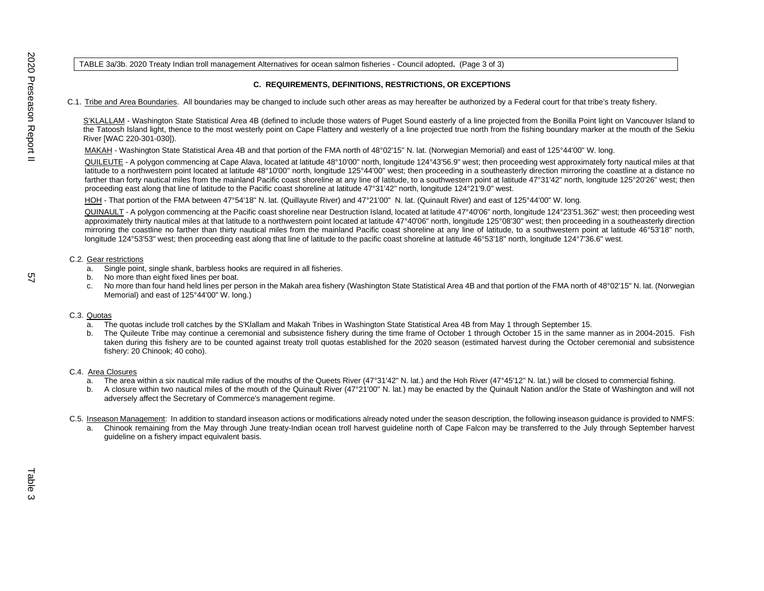TABLE 3a/3b. 2020 Treaty Indian troll management Alternatives for ocean salmon fisheries - Council adopted**.** (Page 3 of 3)

### C. REQUIREMENTS, DEFINITIONS, RESTRICTIONS, OR EXCEPTIONS

C.1. Tribe and Area Boundaries. All boundaries may be changed to include such other areas as may hereafter be authorized by a Federal court for that tribe's treaty fishery.

S'KLALLAM - Washington State Statistical Area 4B (defined to include those waters of Puget Sound easterly of a line projected from the Bonilla Point light on Vancouver Island to the Tatoosh Island light, thence to the most westerly point on Cape Flattery and westerly of a line projected true north from the fishing boundary marker at the mouth of the Sekiu River [WAC 220-301-030]).

MAKAH - Washington State Statistical Area 4B and that portion of the FMA north of 48°02'15" N. lat. (Norwegian Memorial) and east of 125°44'00" W. long.

QUILEUTE - A polygon commencing at Cape Alava, located at latitude 48°10'00" north, longitude 124°43'56.9" west; then proceeding west approximately forty nautical miles at that latitude to a northwestern point located at latitude 48°10'00" north, longitude 125°44'00" west; then proceeding in a southeasterly direction mirroring the coastline at a distance no farther than forty nautical miles from the mainland Pacific coast shoreline at any line of latitude, to a southwestern point at latitude 47°31'42" north, longitude 125°20'26" west; then proceeding east along that line of latitude to the Pacific coast shoreline at latitude 47°31'42" north, longitude 124°21'9.0" west.

HOH - That portion of the FMA between 47°54'18" N. lat. (Quillayute River) and 47°21'00" N. lat. (Quinault River) and east of 125°44'00" W. long.

QUINAULT - A polygon commencing at the Pacific coast shoreline near Destruction Island, located at latitude 47°40'06" north, longitude 124°23'51.362" west; then proceeding west approximately thirty nautical miles at that latitude to a northwestern point located at latitude 47°40'06" north, longitude 125°08'30" west; then proceeding in a southeasterly direction mirroring the coastline no farther than thirty nautical miles from the mainland Pacific coast shoreline at any line of latitude, to a southwestern point at latitude 46°53'18" north, longitude 124°53'53" west; then proceeding east along that line of latitude to the pacific coast shoreline at latitude 46°53'18" north, longitude 124°7'36.6" west.

C.2. Gear restrictions

a. Single point, single shank, barbless hooks are required in all fisheries.
b. No more than eight fixed lines per boat.
c. No more than four hand held lines per person in the Makah area fishery (Washington State Statistical Area 4B and that portion of the FMA north of 48°02'15" N. lat. (Norwegian Memorial) and east of 125°44'00" W. long.)

C.3. Quotas

a. The quotas include troll catches by the S'Klallam and Makah Tribes in Washington State Statistical Area 4B from May 1 through September 15.
b. The Quileute Tribe may continue a ceremonial and subsistence fishery during the time frame of October 1 through October 15 in the same manner as in 2004-2015. Fish taken during this fishery are to be counted against treaty troll quotas established for the 2020 season (estimated harvest during the October ceremonial and subsistence fishery: 20 Chinook; 40 coho).

C.4. Area Closures

a. The area within a six nautical mile radius of the mouths of the Queets River (47°31'42" N. lat.) and the Hoh River (47°45'12" N. lat.) will be closed to commercial fishing.
b. A closure within two nautical miles of the mouth of the Quinault River (47°21'00" N. lat.) may be enacted by the Quinault Nation and/or the State of Washington and will not adversely affect the Secretary of Commerce's management regime.

C.5. Inseason Management: In addition to standard inseason actions or modifications already noted under the season description, the following inseason guidance is provided to NMFS:

a. Chinook remaining from the May through June treaty-Indian ocean troll harvest guideline north of Cape Falcon may be transferred to the July through September harvest guideline on a fishery impact equivalent basis.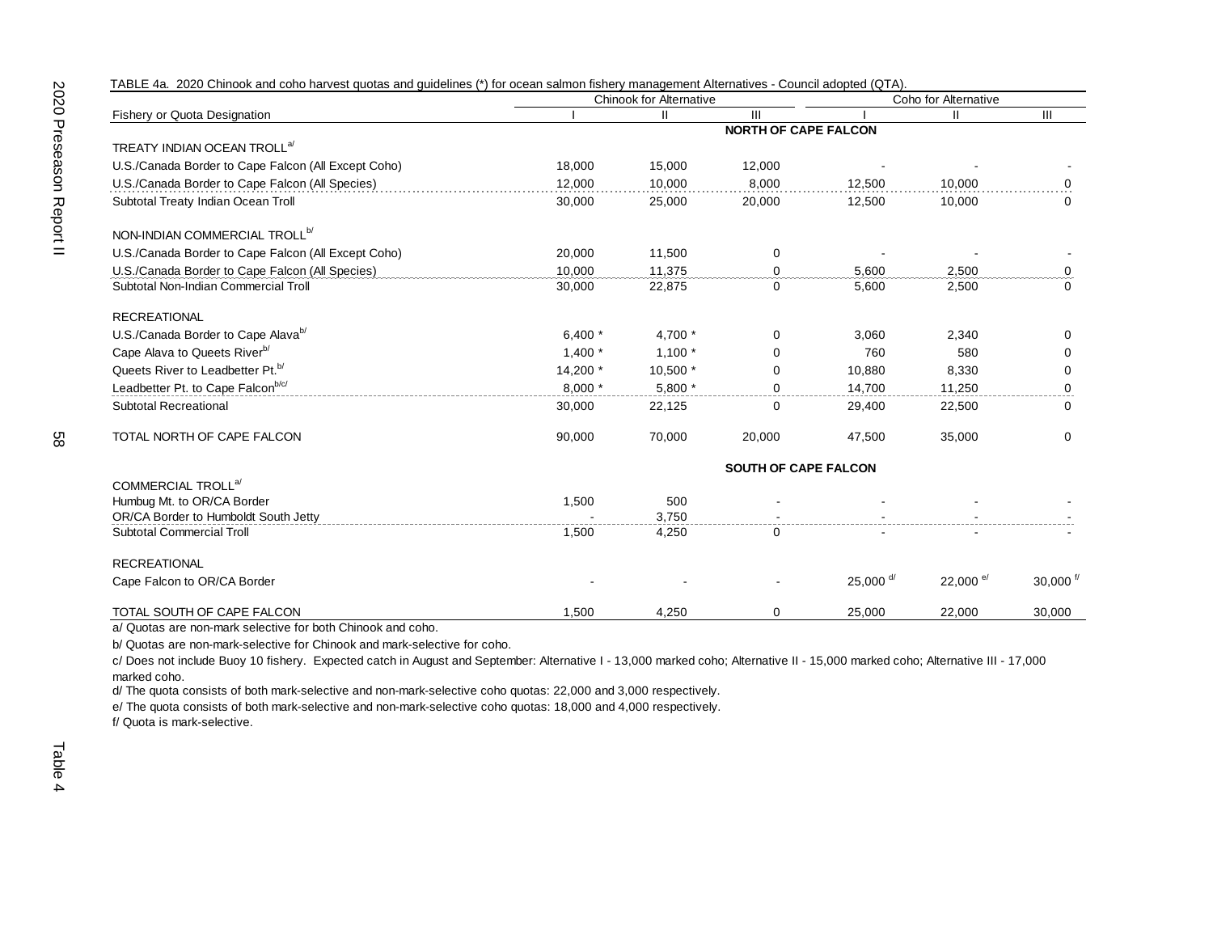TABLE 4a. 2020 Chinook and coho harvest quotas and guidelines (*) for ocean salmon fishery management Alternatives - Council adopted (QTA).

| Fishery or Quota Designation | Chinook for Alternative | | | Coho for Alternative | | |
|---|---|---|---|---|---|---|
| | I | II | III | I | II | III |
| **NORTH OF CAPE FALCON** | | | | | | |
| TREATY INDIAN OCEAN TROLL[a/] | | | | | | |
| U.S./Canada Border to Cape Falcon (All Except Coho) | 18,000 | 15,000 | 12,000 | - | - | - |
| U.S./Canada Border to Cape Falcon (All Species) | 12,000 | 10,000 | 8,000 | 12,500 | 10,000 | 0 |
| Subtotal Treaty Indian Ocean Troll | 30,000 | 25,000 | 20,000 | 12,500 | 10,000 | 0 |
| NON-INDIAN COMMERCIAL TROLL[b/] | | | | | | |
| U.S./Canada Border to Cape Falcon (All Except Coho) | 20,000 | 11,500 | 0 | - | - | - |
| U.S./Canada Border to Cape Falcon (All Species) | 10,000 | 11,375 | 0 | 5,600 | 2,500 | 0 |
| Subtotal Non-Indian Commercial Troll | 30,000 | 22,875 | 0 | 5,600 | 2,500 | 0 |
| RECREATIONAL | | | | | | |
| U.S./Canada Border to Cape Alava[b/] | 6,400 * | 4,700 * | 0 | 3,060 | 2,340 | 0 |
| Cape Alava to Queets River[b/] | 1,400 * | 1,100 * | 0 | 760 | 580 | 0 |
| Queets River to Leadbetter Pt.[b/] | 14,200 * | 10,500 * | 0 | 10,880 | 8,330 | 0 |
| Leadbetter Pt. to Cape Falcon[b/c/] | 8,000 * | 5,800 * | 0 | 14,700 | 11,250 | 0 |
| Subtotal Recreational | 30,000 | 22,125 | 0 | 29,400 | 22,500 | 0 |
| TOTAL NORTH OF CAPE FALCON | 90,000 | 70,000 | 20,000 | 47,500 | 35,000 | 0 |
| **SOUTH OF CAPE FALCON** | | | | | | |
| COMMERCIAL TROLL[a/] | | | | | | |
| Humbug Mt. to OR/CA Border | 1,500 | 500 | - | - | - | - |
| OR/CA Border to Humboldt South Jetty | - | 3,750 | - | - | - | - |
| Subtotal Commercial Troll | 1,500 | 4,250 | 0 | - | - | - |
| RECREATIONAL | | | | | | |
| Cape Falcon to OR/CA Border | - | - | - | 25,000 [d/] | 22,000 [e/] | 30,000 [f/] |
| TOTAL SOUTH OF CAPE FALCON | 1,500 | 4,250 | 0 | 25,000 | 22,000 | 30,000 |

a/ Quotas are non-mark selective for both Chinook and coho.

b/ Quotas are non-mark-selective for Chinook and mark-selective for coho.

c/ Does not include Buoy 10 fishery. Expected catch in August and September: Alternative I - 13,000 marked coho; Alternative II - 15,000 marked coho; Alternative III - 17,000 marked coho.

d/ The quota consists of both mark-selective and non-mark-selective coho quotas: 22,000 and 3,000 respectively.

e/ The quota consists of both mark-selective and non-mark-selective coho quotas: 18,000 and 4,000 respectively.

f/ Quota is mark-selective.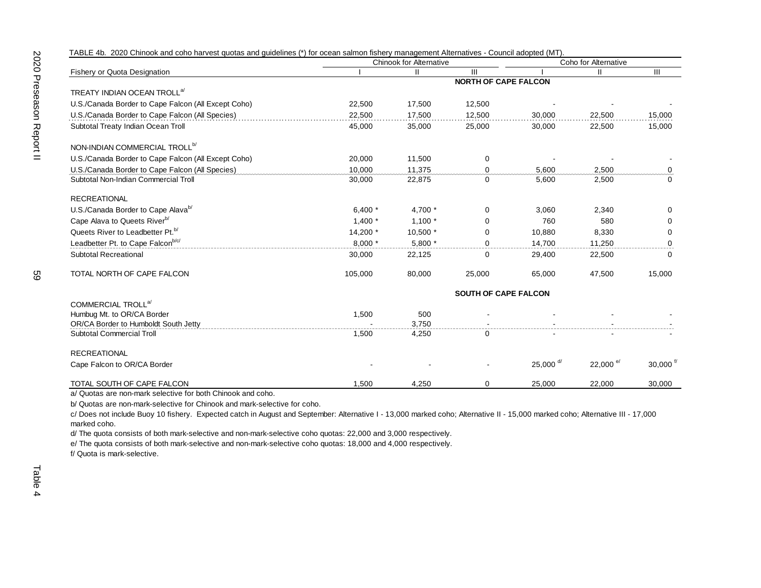TABLE 4b. 2020 Chinook and coho harvest quotas and guidelines (*) for ocean salmon fishery management Alternatives - Council adopted (MT).

| Fishery or Quota Designation | Chinook for Alternative | | | Coho for Alternative | | |
|---|---|---|---|---|---|---|
| | I | II | III | I | II | III |
| **NORTH OF CAPE FALCON** | | | | | | |
| TREATY INDIAN OCEAN TROLL[a/] | | | | | | |
| U.S./Canada Border to Cape Falcon (All Except Coho) | 22,500 | 17,500 | 12,500 | - | - | - |
| U.S./Canada Border to Cape Falcon (All Species) | 22,500 | 17,500 | 12,500 | 30,000 | 22,500 | 15,000 |
| Subtotal Treaty Indian Ocean Troll | 45,000 | 35,000 | 25,000 | 30,000 | 22,500 | 15,000 |
| NON-INDIAN COMMERCIAL TROLL[b/] | | | | | | |
| U.S./Canada Border to Cape Falcon (All Except Coho) | 20,000 | 11,500 | 0 | - | - | - |
| U.S./Canada Border to Cape Falcon (All Species) | 10,000 | 11,375 | 0 | 5,600 | 2,500 | 0 |
| Subtotal Non-Indian Commercial Troll | 30,000 | 22,875 | 0 | 5,600 | 2,500 | 0 |
| RECREATIONAL | | | | | | |
| U.S./Canada Border to Cape Alava[b/] | 6,400 * | 4,700 * | 0 | 3,060 | 2,340 | 0 |
| Cape Alava to Queets River[b/] | 1,400 * | 1,100 * | 0 | 760 | 580 | 0 |
| Queets River to Leadbetter Pt.[b/] | 14,200 * | 10,500 * | 0 | 10,880 | 8,330 | 0 |
| Leadbetter Pt. to Cape Falcon[b/c/] | 8,000 * | 5,800 * | 0 | 14,700 | 11,250 | 0 |
| Subtotal Recreational | 30,000 | 22,125 | 0 | 29,400 | 22,500 | 0 |
| TOTAL NORTH OF CAPE FALCON | 105,000 | 80,000 | 25,000 | 65,000 | 47,500 | 15,000 |
| **SOUTH OF CAPE FALCON** | | | | | | |
| COMMERCIAL TROLL[a/] | | | | | | |
| Humbug Mt. to OR/CA Border | 1,500 | 500 | - | - | - | - |
| OR/CA Border to Humboldt South Jetty | - | 3,750 | - | - | - | - |
| Subtotal Commercial Troll | 1,500 | 4,250 | 0 | - | - | - |
| RECREATIONAL | | | | | | |
| Cape Falcon to OR/CA Border | - | - | - | 25,000 [d/] | 22,000 [e/] | 30,000 [f/] |
| TOTAL SOUTH OF CAPE FALCON | 1,500 | 4,250 | 0 | 25,000 | 22,000 | 30,000 |

a/ Quotas are non-mark selective for both Chinook and coho.

b/ Quotas are non-mark-selective for Chinook and mark-selective for coho.

c/ Does not include Buoy 10 fishery. Expected catch in August and September: Alternative I - 13,000 marked coho; Alternative II - 15,000 marked coho; Alternative III - 17,000 marked coho.

d/ The quota consists of both mark-selective and non-mark-selective coho quotas: 22,000 and 3,000 respectively.

e/ The quota consists of both mark-selective and non-mark-selective coho quotas: 18,000 and 4,000 respectively.

f/ Quota is mark-selective.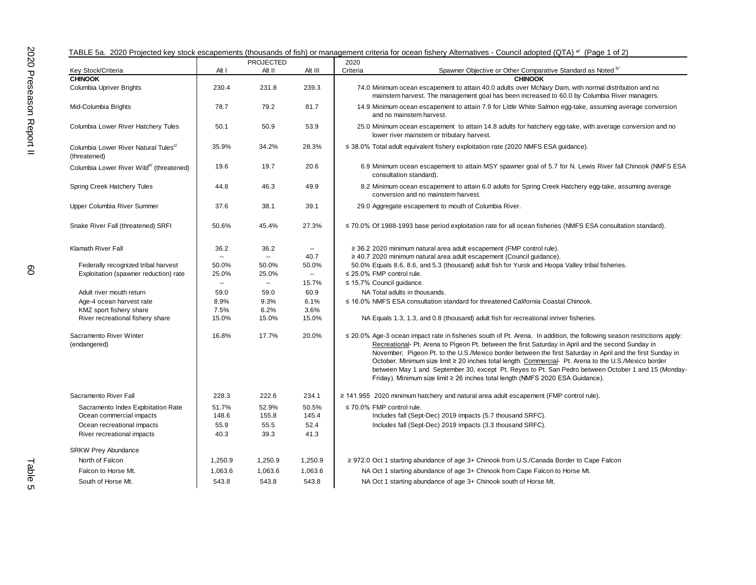TABLE 5a. 2020 Projected key stock escapements (thousands of fish) or management criteria for ocean fishery Alternatives - Council adopted (QTA) [a/] (Page 1 of 2)

| Key Stock/Criteria | PROJECTED Alt I | Alt II | Alt III | 2020 Criteria | Spawner Objective or Other Comparative Standard as Noted [b/] |
|---|---|---|---|---|---|
| **CHINOOK** | | | | | **CHINOOK** |
| Columbia Upriver Brights | 230.4 | 231.8 | 239.3 | 74.0 | Minimum ocean escapement to attain 40.0 adults over McNary Dam, with normal distribution and no mainstem harvest. The management goal has been increased to 60.0 by Columbia River managers. |
| Mid-Columbia Brights | 78.7 | 79.2 | 81.7 | 14.9 | Minimum ocean escapement to attain 7.9 for Little White Salmon egg-take, assuming average conversion and no mainstem harvest. |
| Columbia Lower River Hatchery Tules | 50.1 | 50.9 | 53.9 | 25.0 | Minimum ocean escapement to attain 14.8 adults for hatchery egg-take, with average conversion and no lower river mainstem or tributary harvest. |
| Columbia Lower River Natural Tules[c/] (threatened) | 35.9% | 34.2% | 28.3% | ≤ 38.0% | Total adult equivalent fishery exploitation rate (2020 NMFS ESA guidance). |
| Columbia Lower River Wild[e/] (threatened) | 19.6 | 19.7 | 20.6 | 6.9 | Minimum ocean escapement to attain MSY spawner goal of 5.7 for N. Lewis River fall Chinook (NMFS ESA consultation standard). |
| Spring Creek Hatchery Tules | 44.8 | 46.3 | 49.9 | 8.2 | Minimum ocean escapement to attain 6.0 adults for Spring Creek Hatchery egg-take, assuming average conversion and no mainstem harvest. |
| Upper Columbia River Summer | 37.6 | 38.1 | 39.1 | 29.0 | Aggregate escapement to mouth of Columbia River. |
| Snake River Fall (threatened) SRFI | 50.6% | 45.4% | 27.3% | ≤ 70.0% | Of 1988-1993 base period exploitation rate for all ocean fisheries (NMFS ESA consultation standard). |
| Klamath River Fall | 36.2 | 36.2 | -- | ≥ 36.2 | 2020 minimum natural area adult escapement (FMP control rule). |
| | -- | -- | 40.7 | ≥ 40.7 | 2020 minimum natural area adult escapement (Council guidance). |
| Federally recognized tribal harvest | 50.0% | 50.0% | 50.0% | 50.0% | Equals 8.6, 8.6, and 5.3 (thousand) adult fish for Yurok and Hoopa Valley tribal fisheries. |
| Exploitation (spawner reduction) rate | 25.0% | 25.0% | -- | ≤ 25.0% | FMP control rule. |
| | -- | -- | 15.7% | ≤ 15.7% | Council guidance. |
| Adult river mouth return | 59.0 | 59.0 | 60.9 | NA | Total adults in thousands. |
| Age-4 ocean harvest rate | 8.9% | 9.3% | 6.1% | ≤ 16.0% | NMFS ESA consultation standard for threatened California Coastal Chinook. |
| KMZ sport fishery share | 7.5% | 6.2% | 3.6% | | |
| River recreational fishery share | 15.0% | 15.0% | 15.0% | NA | Equals 1.3, 1.3, and 0.8 (thousand) adult fish for recreational inriver fisheries. |
| Sacramento River Winter (endangered) | 16.8% | 17.7% | 20.0% | ≤ 20.0% | Age-3 ocean impact rate in fisheries south of Pt. Arena. In addition, the following season restrictions apply: Recreational- Pt. Arena to Pigeon Pt. between the first Saturday in April and the second Sunday in November; Pigeon Pt. to the U.S./Mexico border between the first Saturday in April and the first Sunday in October. Minimum size limit ≥ 20 inches total length. Commercial- Pt. Arena to the U.S./Mexico border between May 1 and September 30, except Pt. Reyes to Pt. San Pedro between October 1 and 15 (Monday-Friday). Minimum size limit ≥ 26 inches total length (NMFS 2020 ESA Guidance). |
| Sacramento River Fall | 228.3 | 222.6 | 234.1 | ≥ 141.955 | 2020 minimum hatchery and natural area adult escapement (FMP control rule). |
| Sacramento Index Exploitation Rate | 51.7% | 52.9% | 50.5% | ≤ 70.0% | FMP control rule. |
| Ocean commercial impacts | 148.6 | 155.8 | 145.4 | | Includes fall (Sept-Dec) 2019 impacts (5.7 thousand SRFC). |
| Ocean recreational impacts | 55.9 | 55.5 | 52.4 | | Includes fall (Sept-Dec) 2019 impacts (3.3 thousand SRFC). |
| River recreational impacts | 40.3 | 39.3 | 41.3 | | |
| SRKW Prey Abundance | | | | | |
| North of Falcon | 1,250.9 | 1,250.9 | 1,250.9 | ≥ 972.0 | Oct 1 starting abundance of age 3+ Chinook from U.S./Canada Border to Cape Falcon |
| Falcon to Horse Mt. | 1,063.6 | 1,063.6 | 1,063.6 | NA | Oct 1 starting abundance of age 3+ Chinook from Cape Falcon to Horse Mt. |
| South of Horse Mt. | 543.8 | 543.8 | 543.8 | NA | Oct 1 starting abundance of age 3+ Chinook south of Horse Mt. |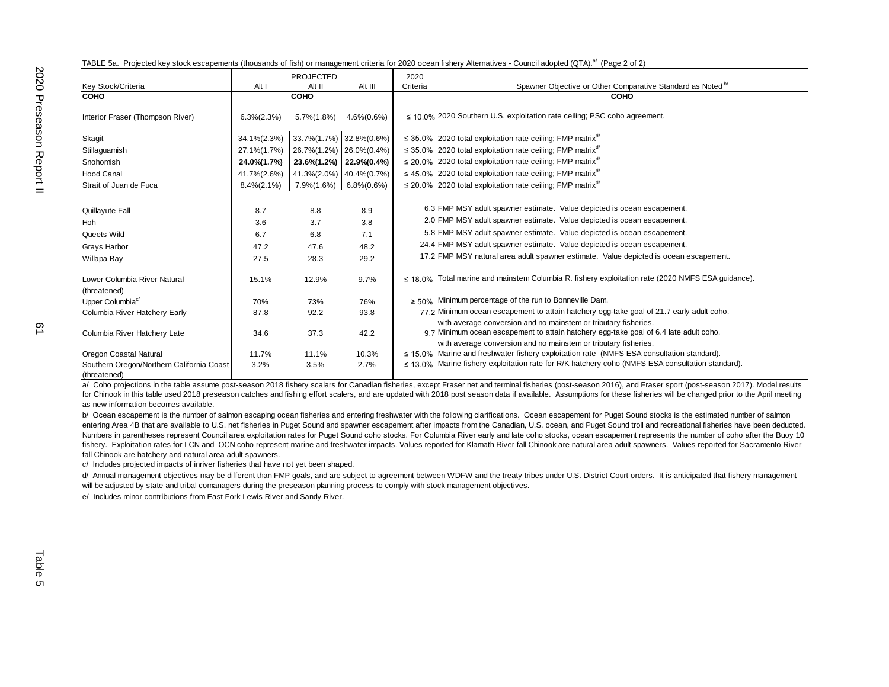TABLE 5a. Projected key stock escapements (thousands of fish) or management criteria for 2020 ocean fishery Alternatives - Council adopted (QTA).[a/] (Page 2 of 2)

| Key Stock/Criteria | PROJECTED Alt I | Alt II | Alt III | 2020 Criteria | Spawner Objective or Other Comparative Standard as Noted [b/] |
|---|---|---|---|---|---|
| **COHO** | | **COHO** | | | **COHO** |
| Interior Fraser (Thompson River) | 6.3%(2.3%) | 5.7%(1.8%) | 4.6%(0.6%) | ≤ 10.0% | 2020 Southern U.S. exploitation rate ceiling; PSC coho agreement. |
| Skagit | 34.1%(2.3%) | 33.7%(1.7%) | 32.8%(0.6%) | ≤ 35.0% | 2020 total exploitation rate ceiling; FMP matrix[d/] |
| Stillaguamish | 27.1%(1.7%) | 26.7%(1.2%) | 26.0%(0.4%) | ≤ 35.0% | 2020 total exploitation rate ceiling; FMP matrix[d/] |
| Snohomish | **24.0%(1.7%)** | **23.6%(1.2%)** | **22.9%(0.4%)** | ≤ 20.0% | 2020 total exploitation rate ceiling; FMP matrix[d/] |
| Hood Canal | 41.7%(2.6%) | 41.3%(2.0%) | 40.4%(0.7%) | ≤ 45.0% | 2020 total exploitation rate ceiling; FMP matrix[d/] |
| Strait of Juan de Fuca | 8.4%(2.1%) | 7.9%(1.6%) | 6.8%(0.6%) | ≤ 20.0% | 2020 total exploitation rate ceiling; FMP matrix[d/] |
| Quillayute Fall | 8.7 | 8.8 | 8.9 | 6.3 | FMP MSY adult spawner estimate. Value depicted is ocean escapement. |
| Hoh | 3.6 | 3.7 | 3.8 | 2.0 | FMP MSY adult spawner estimate. Value depicted is ocean escapement. |
| Queets Wild | 6.7 | 6.8 | 7.1 | 5.8 | FMP MSY adult spawner estimate. Value depicted is ocean escapement. |
| Grays Harbor | 47.2 | 47.6 | 48.2 | 24.4 | FMP MSY adult spawner estimate. Value depicted is ocean escapement. |
| Willapa Bay | 27.5 | 28.3 | 29.2 | 17.2 | FMP MSY natural area adult spawner estimate. Value depicted is ocean escapement. |
| Lower Columbia River Natural (threatened) | 15.1% | 12.9% | 9.7% | ≤ 18.0% | Total marine and mainstem Columbia R. fishery exploitation rate (2020 NMFS ESA guidance). |
| Upper Columbia[c/] | 70% | 73% | 76% | ≥ 50% | Minimum percentage of the run to Bonneville Dam. |
| Columbia River Hatchery Early | 87.8 | 92.2 | 93.8 | 77.2 | Minimum ocean escapement to attain hatchery egg-take goal of 21.7 early adult coho, with average conversion and no mainstem or tributary fisheries. |
| Columbia River Hatchery Late | 34.6 | 37.3 | 42.2 | 9.7 | Minimum ocean escapement to attain hatchery egg-take goal of 6.4 late adult coho, with average conversion and no mainstem or tributary fisheries. |
| Oregon Coastal Natural | 11.7% | 11.1% | 10.3% | ≤ 15.0% | Marine and freshwater fishery exploitation rate (NMFS ESA consultation standard). |
| Southern Oregon/Northern California Coast (threatened) | 3.2% | 3.5% | 2.7% | ≤ 13.0% | Marine fishery exploitation rate for R/K hatchery coho (NMFS ESA consultation standard). |

a/ Coho projections in the table assume post-season 2018 fishery scalars for Canadian fisheries, except Fraser net and terminal fisheries (post-season 2016), and Fraser sport (post-season 2017). Model results for Chinook in this table used 2018 preseason catches and fishing effort scalers, and are updated with 2018 post season data if available. Assumptions for these fisheries will be changed prior to the April meeting as new information becomes available.

b/ Ocean escapement is the number of salmon escaping ocean fisheries and entering freshwater with the following clarifications. Ocean escapement for Puget Sound stocks is the estimated number of salmon entering Area 4B that are available to U.S. net fisheries in Puget Sound and spawner escapement after impacts from the Canadian, U.S. ocean, and Puget Sound troll and recreational fisheries have been deducted. Numbers in parentheses represent Council area exploitation rates for Puget Sound coho stocks. For Columbia River early and late coho stocks, ocean escapement represents the number of coho after the Buoy 10 fishery. Exploitation rates for LCN and OCN coho represent marine and freshwater impacts. Values reported for Klamath River fall Chinook are natural area adult spawners. Values reported for Sacramento River fall Chinook are hatchery and natural area adult spawners.

c/ Includes projected impacts of inriver fisheries that have not yet been shaped.

d/ Annual management objectives may be different than FMP goals, and are subject to agreement between WDFW and the treaty tribes under U.S. District Court orders. It is anticipated that fishery management will be adjusted by state and tribal comanagers during the preseason planning process to comply with stock management objectives.

e/ Includes minor contributions from East Fork Lewis River and Sandy River.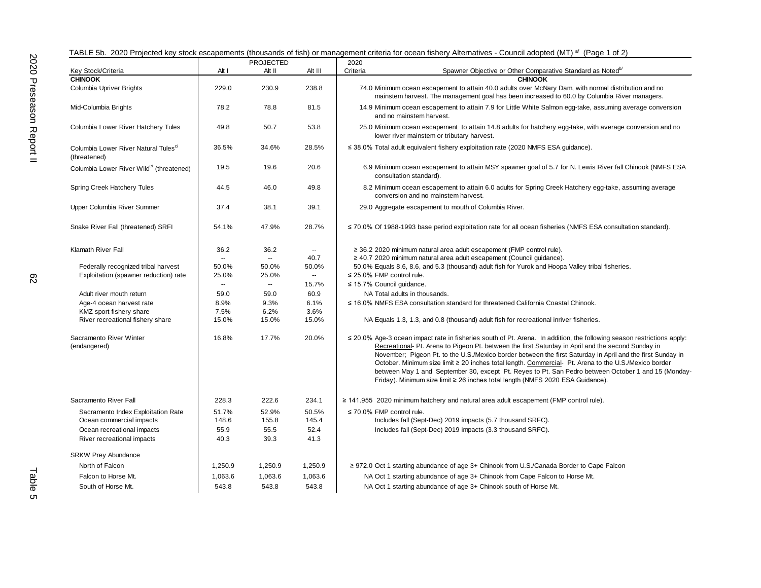TABLE 5b. 2020 Projected key stock escapements (thousands of fish) or management criteria for ocean fishery Alternatives - Council adopted (MT) [a/] (Page 1 of 2)

| Key Stock/Criteria | PROJECTED Alt I | Alt II | Alt III | 2020 Criteria | Spawner Objective or Other Comparative Standard as Noted[b/] |
|---|---|---|---|---|---|
| **CHINOOK** | | | | | **CHINOOK** |
| Columbia Upriver Brights | 229.0 | 230.9 | 238.8 | 74.0 | Minimum ocean escapement to attain 40.0 adults over McNary Dam, with normal distribution and no mainstem harvest. The management goal has been increased to 60.0 by Columbia River managers. |
| Mid-Columbia Brights | 78.2 | 78.8 | 81.5 | 14.9 | Minimum ocean escapement to attain 7.9 for Little White Salmon egg-take, assuming average conversion and no mainstem harvest. |
| Columbia Lower River Hatchery Tules | 49.8 | 50.7 | 53.8 | 25.0 | Minimum ocean escapement to attain 14.8 adults for hatchery egg-take, with average conversion and no lower river mainstem or tributary harvest. |
| Columbia Lower River Natural Tules[c/] (threatened) | 36.5% | 34.6% | 28.5% | ≤ 38.0% | Total adult equivalent fishery exploitation rate (2020 NMFS ESA guidance). |
| Columbia Lower River Wild[e/] (threatened) | 19.5 | 19.6 | 20.6 | 6.9 | Minimum ocean escapement to attain MSY spawner goal of 5.7 for N. Lewis River fall Chinook (NMFS ESA consultation standard). |
| Spring Creek Hatchery Tules | 44.5 | 46.0 | 49.8 | 8.2 | Minimum ocean escapement to attain 6.0 adults for Spring Creek Hatchery egg-take, assuming average conversion and no mainstem harvest. |
| Upper Columbia River Summer | 37.4 | 38.1 | 39.1 | 29.0 | Aggregate escapement to mouth of Columbia River. |
| Snake River Fall (threatened) SRFI | 54.1% | 47.9% | 28.7% | ≤ 70.0% | Of 1988-1993 base period exploitation rate for all ocean fisheries (NMFS ESA consultation standard). |
| Klamath River Fall | 36.2 | 36.2 | -- | ≥ 36.2 | 2020 minimum natural area adult escapement (FMP control rule). |
| | -- | -- | 40.7 | ≥ 40.7 | 2020 minimum natural area adult escapement (Council guidance). |
| Federally recognized tribal harvest | 50.0% | 50.0% | 50.0% | 50.0% | Equals 8.6, 8.6, and 5.3 (thousand) adult fish for Yurok and Hoopa Valley tribal fisheries. |
| Exploitation (spawner reduction) rate | 25.0% | 25.0% | -- | ≤ 25.0% | FMP control rule. |
| | -- | -- | 15.7% | ≤ 15.7% | Council guidance. |
| Adult river mouth return | 59.0 | 59.0 | 60.9 | NA | Total adults in thousands. |
| Age-4 ocean harvest rate | 8.9% | 9.3% | 6.1% | ≤ 16.0% | NMFS ESA consultation standard for threatened California Coastal Chinook. |
| KMZ sport fishery share | 7.5% | 6.2% | 3.6% | | |
| River recreational fishery share | 15.0% | 15.0% | 15.0% | NA | Equals 1.3, 1.3, and 0.8 (thousand) adult fish for recreational inriver fisheries. |
| Sacramento River Winter (endangered) | 16.8% | 17.7% | 20.0% | ≤ 20.0% | Age-3 ocean impact rate in fisheries south of Pt. Arena. In addition, the following season restrictions apply: Recreational- Pt. Arena to Pigeon Pt. between the first Saturday in April and the second Sunday in November; Pigeon Pt. to the U.S./Mexico border between the first Saturday in April and the first Sunday in October. Minimum size limit ≥ 20 inches total length. Commercial- Pt. Arena to the U.S./Mexico border between May 1 and September 30, except Pt. Reyes to Pt. San Pedro between October 1 and 15 (Monday-Friday). Minimum size limit ≥ 26 inches total length (NMFS 2020 ESA Guidance). |
| Sacramento River Fall | 228.3 | 222.6 | 234.1 | ≥ 141.955 | 2020 minimum hatchery and natural area adult escapement (FMP control rule). |
| Sacramento Index Exploitation Rate | 51.7% | 52.9% | 50.5% | ≤ 70.0% | FMP control rule. |
| Ocean commercial impacts | 148.6 | 155.8 | 145.4 | | Includes fall (Sept-Dec) 2019 impacts (5.7 thousand SRFC). |
| Ocean recreational impacts | 55.9 | 55.5 | 52.4 | | Includes fall (Sept-Dec) 2019 impacts (3.3 thousand SRFC). |
| River recreational impacts | 40.3 | 39.3 | 41.3 | | |
| SRKW Prey Abundance | | | | | |
| North of Falcon | 1,250.9 | 1,250.9 | 1,250.9 | ≥ 972.0 | Oct 1 starting abundance of age 3+ Chinook from U.S./Canada Border to Cape Falcon |
| Falcon to Horse Mt. | 1,063.6 | 1,063.6 | 1,063.6 | NA | Oct 1 starting abundance of age 3+ Chinook from Cape Falcon to Horse Mt. |
| South of Horse Mt. | 543.8 | 543.8 | 543.8 | NA | Oct 1 starting abundance of age 3+ Chinook south of Horse Mt. |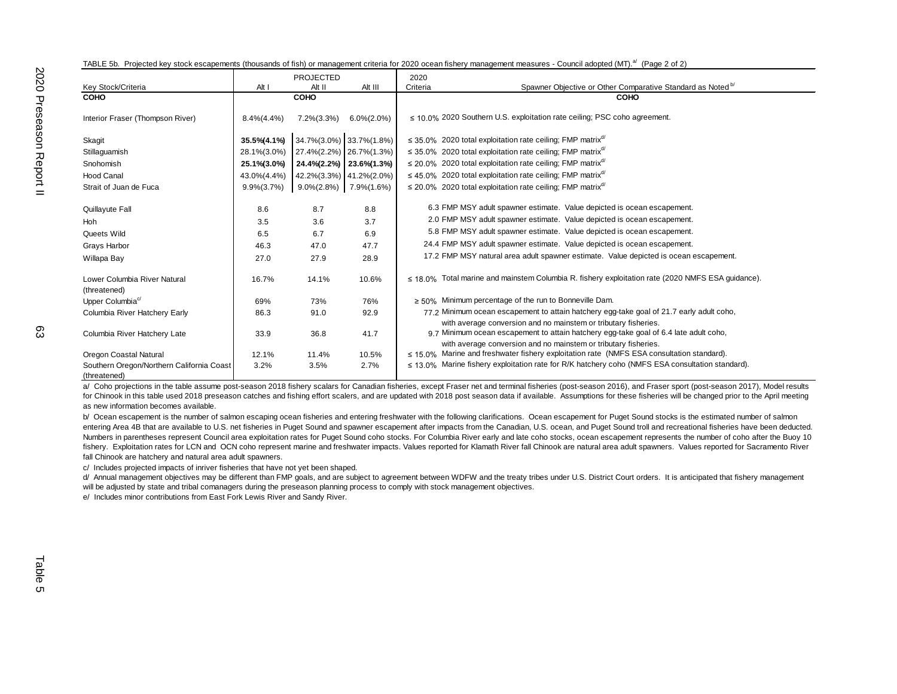TABLE 5b. Projected key stock escapements (thousands of fish) or management criteria for 2020 ocean fishery management measures - Council adopted (MT).[a/] (Page 2 of 2)

| Key Stock/Criteria | PROJECTED Alt I | Alt II | Alt III | 2020 Criteria | Spawner Objective or Other Comparative Standard as Noted [b/] |
|---|---|---|---|---|---|
| **COHO** | | **COHO** | | | **COHO** |
| Interior Fraser (Thompson River) | 8.4%(4.4%) | 7.2%(3.3%) | 6.0%(2.0%) | ≤ 10.0% | 2020 Southern U.S. exploitation rate ceiling; PSC coho agreement. |
| Skagit | **35.5%(4.1%)** | 34.7%(3.0%) | 33.7%(1.8%) | ≤ 35.0% | 2020 total exploitation rate ceiling; FMP matrix[d/] |
| Stillaguamish | 28.1%(3.0%) | 27.4%(2.2%) | 26.7%(1.3%) | ≤ 35.0% | 2020 total exploitation rate ceiling; FMP matrix[d/] |
| Snohomish | **25.1%(3.0%)** | **24.4%(2.2%)** | **23.6%(1.3%)** | ≤ 20.0% | 2020 total exploitation rate ceiling; FMP matrix[d/] |
| Hood Canal | 43.0%(4.4%) | 42.2%(3.3%) | 41.2%(2.0%) | ≤ 45.0% | 2020 total exploitation rate ceiling; FMP matrix[d/] |
| Strait of Juan de Fuca | 9.9%(3.7%) | 9.0%(2.8%) | 7.9%(1.6%) | ≤ 20.0% | 2020 total exploitation rate ceiling; FMP matrix[d/] |
| Quillayute Fall | 8.6 | 8.7 | 8.8 | 6.3 | FMP MSY adult spawner estimate. Value depicted is ocean escapement. |
| Hoh | 3.5 | 3.6 | 3.7 | 2.0 | FMP MSY adult spawner estimate. Value depicted is ocean escapement. |
| Queets Wild | 6.5 | 6.7 | 6.9 | 5.8 | FMP MSY adult spawner estimate. Value depicted is ocean escapement. |
| Grays Harbor | 46.3 | 47.0 | 47.7 | 24.4 | FMP MSY adult spawner estimate. Value depicted is ocean escapement. |
| Willapa Bay | 27.0 | 27.9 | 28.9 | 17.2 | FMP MSY natural area adult spawner estimate. Value depicted is ocean escapement. |
| Lower Columbia River Natural (threatened) | 16.7% | 14.1% | 10.6% | ≤ 18.0% | Total marine and mainstem Columbia R. fishery exploitation rate (2020 NMFS ESA guidance). |
| Upper Columbia[c/] | 69% | 73% | 76% | ≥ 50% | Minimum percentage of the run to Bonneville Dam. |
| Columbia River Hatchery Early | 86.3 | 91.0 | 92.9 | 77.2 | Minimum ocean escapement to attain hatchery egg-take goal of 21.7 early adult coho, with average conversion and no mainstem or tributary fisheries. |
| Columbia River Hatchery Late | 33.9 | 36.8 | 41.7 | 9.7 | Minimum ocean escapement to attain hatchery egg-take goal of 6.4 late adult coho, with average conversion and no mainstem or tributary fisheries. |
| Oregon Coastal Natural | 12.1% | 11.4% | 10.5% | ≤ 15.0% | Marine and freshwater fishery exploitation rate (NMFS ESA consultation standard). |
| Southern Oregon/Northern California Coast (threatened) | 3.2% | 3.5% | 2.7% | ≤ 13.0% | Marine fishery exploitation rate for R/K hatchery coho (NMFS ESA consultation standard). |

a/ Coho projections in the table assume post-season 2018 fishery scalars for Canadian fisheries, except Fraser net and terminal fisheries (post-season 2016), and Fraser sport (post-season 2017), Model results for Chinook in this table used 2018 preseason catches and fishing effort scalers, and are updated with 2018 post season data if available. Assumptions for these fisheries will be changed prior to the April meeting as new information becomes available.

b/ Ocean escapement is the number of salmon escaping ocean fisheries and entering freshwater with the following clarifications. Ocean escapement for Puget Sound stocks is the estimated number of salmon entering Area 4B that are available to U.S. net fisheries in Puget Sound and spawner escapement after impacts from the Canadian, U.S. ocean, and Puget Sound troll and recreational fisheries have been deducted. Numbers in parentheses represent Council area exploitation rates for Puget Sound coho stocks. For Columbia River early and late coho stocks, ocean escapement represents the number of coho after the Buoy 10 fishery. Exploitation rates for LCN and OCN coho represent marine and freshwater impacts. Values reported for Klamath River fall Chinook are natural area adult spawners. Values reported for Sacramento River fall Chinook are hatchery and natural area adult spawners.

c/ Includes projected impacts of inriver fisheries that have not yet been shaped.

d/ Annual management objectives may be different than FMP goals, and are subject to agreement between WDFW and the treaty tribes under U.S. District Court orders. It is anticipated that fishery management will be adjusted by state and tribal comanagers during the preseason planning process to comply with stock management objectives.

e/ Includes minor contributions from East Fork Lewis River and Sandy River.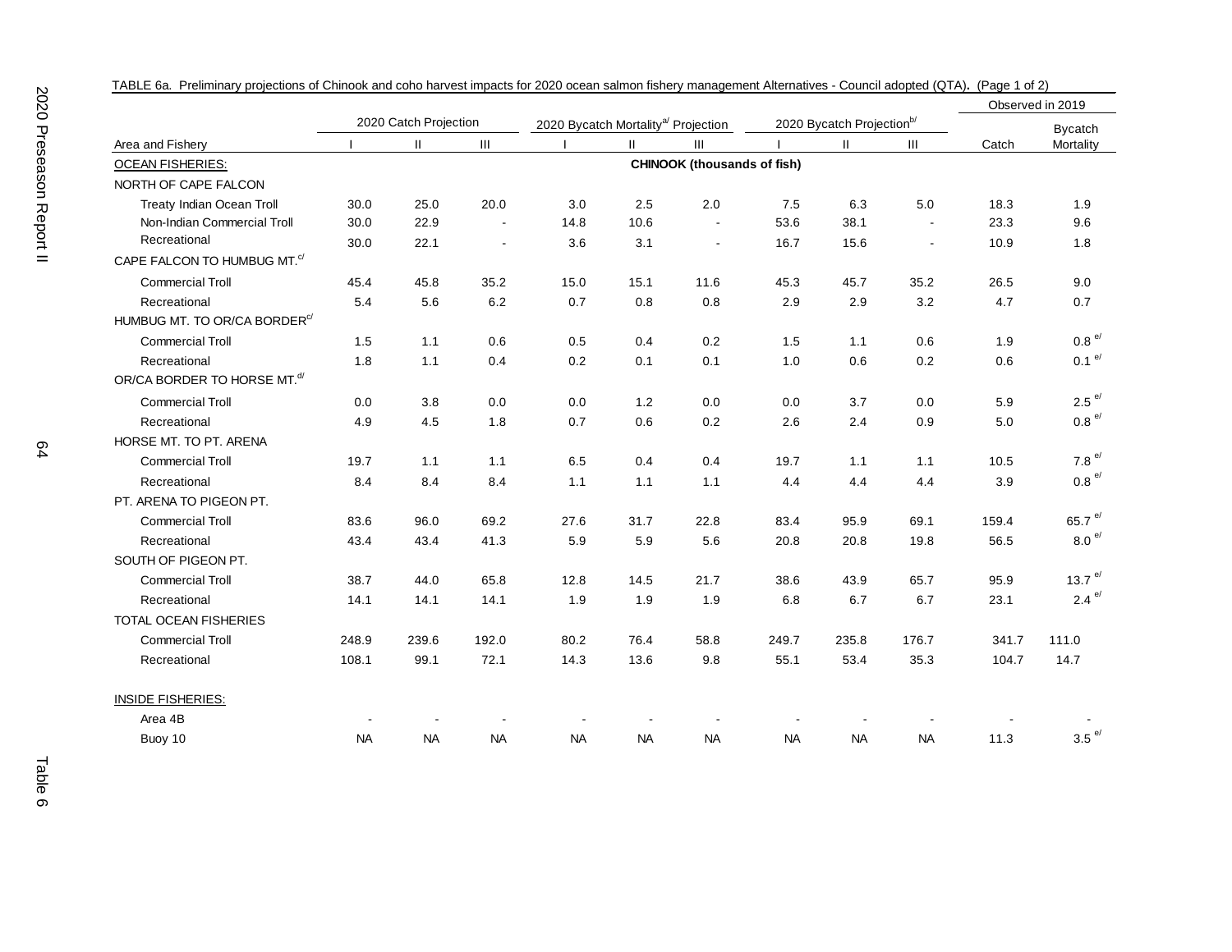TABLE 6a. Preliminary projections of Chinook and coho harvest impacts for 2020 ocean salmon fishery management Alternatives - Council adopted (QTA). (Page 1 of 2)

| Area and Fishery | 2020 Catch Projection I | II | III | 2020 Bycatch Mortality[a] Projection I | II | III | 2020 Bycatch Projection[b] I | II | III | Observed in 2019 Catch | Bycatch Mortality |
|---|---|---|---|---|---|---|---|---|---|---|---|
| OCEAN FISHERIES: | | | | | | CHINOOK (thousands of fish) | | | | | |
| NORTH OF CAPE FALCON | | | | | | | | | | | |
| Treaty Indian Ocean Troll | 30.0 | 25.0 | 20.0 | 3.0 | 2.5 | 2.0 | 7.5 | 6.3 | 5.0 | 18.3 | 1.9 |
| Non-Indian Commercial Troll | 30.0 | 22.9 | - | 14.8 | 10.6 | - | 53.6 | 38.1 | - | 23.3 | 9.6 |
| Recreational | 30.0 | 22.1 | - | 3.6 | 3.1 | - | 16.7 | 15.6 | - | 10.9 | 1.8 |
| CAPE FALCON TO HUMBUG MT.[c] | | | | | | | | | | | |
| Commercial Troll | 45.4 | 45.8 | 35.2 | 15.0 | 15.1 | 11.6 | 45.3 | 45.7 | 35.2 | 26.5 | 9.0 |
| Recreational | 5.4 | 5.6 | 6.2 | 0.7 | 0.8 | 0.8 | 2.9 | 2.9 | 3.2 | 4.7 | 0.7 |
| HUMBUG MT. TO OR/CA BORDER[c] | | | | | | | | | | | |
| Commercial Troll | 1.5 | 1.1 | 0.6 | 0.5 | 0.4 | 0.2 | 1.5 | 1.1 | 0.6 | 1.9 | 0.8 [e] |
| Recreational | 1.8 | 1.1 | 0.4 | 0.2 | 0.1 | 0.1 | 1.0 | 0.6 | 0.2 | 0.6 | 0.1 [e] |
| OR/CA BORDER TO HORSE MT.[d] | | | | | | | | | | | |
| Commercial Troll | 0.0 | 3.8 | 0.0 | 0.0 | 1.2 | 0.0 | 0.0 | 3.7 | 0.0 | 5.9 | 2.5 [e] |
| Recreational | 4.9 | 4.5 | 1.8 | 0.7 | 0.6 | 0.2 | 2.6 | 2.4 | 0.9 | 5.0 | 0.8 [e] |
| HORSE MT. TO PT. ARENA | | | | | | | | | | | |
| Commercial Troll | 19.7 | 1.1 | 1.1 | 6.5 | 0.4 | 0.4 | 19.7 | 1.1 | 1.1 | 10.5 | 7.8 [e] |
| Recreational | 8.4 | 8.4 | 8.4 | 1.1 | 1.1 | 1.1 | 4.4 | 4.4 | 4.4 | 3.9 | 0.8 [e] |
| PT. ARENA TO PIGEON PT. | | | | | | | | | | | |
| Commercial Troll | 83.6 | 96.0 | 69.2 | 27.6 | 31.7 | 22.8 | 83.4 | 95.9 | 69.1 | 159.4 | 65.7 [e] |
| Recreational | 43.4 | 43.4 | 41.3 | 5.9 | 5.9 | 5.6 | 20.8 | 20.8 | 19.8 | 56.5 | 8.0 [e] |
| SOUTH OF PIGEON PT. | | | | | | | | | | | |
| Commercial Troll | 38.7 | 44.0 | 65.8 | 12.8 | 14.5 | 21.7 | 38.6 | 43.9 | 65.7 | 95.9 | 13.7 [e] |
| Recreational | 14.1 | 14.1 | 14.1 | 1.9 | 1.9 | 1.9 | 6.8 | 6.7 | 6.7 | 23.1 | 2.4 [e] |
| TOTAL OCEAN FISHERIES | | | | | | | | | | | |
| Commercial Troll | 248.9 | 239.6 | 192.0 | 80.2 | 76.4 | 58.8 | 249.7 | 235.8 | 176.7 | 341.7 | 111.0 |
| Recreational | 108.1 | 99.1 | 72.1 | 14.3 | 13.6 | 9.8 | 55.1 | 53.4 | 35.3 | 104.7 | 14.7 |
| INSIDE FISHERIES: | | | | | | | | | | | |
| Area 4B | - | - | - | - | - | - | - | - | - | - | - |
| Buoy 10 | NA | NA | NA | NA | NA | NA | NA | NA | NA | 11.3 | 3.5 [e] |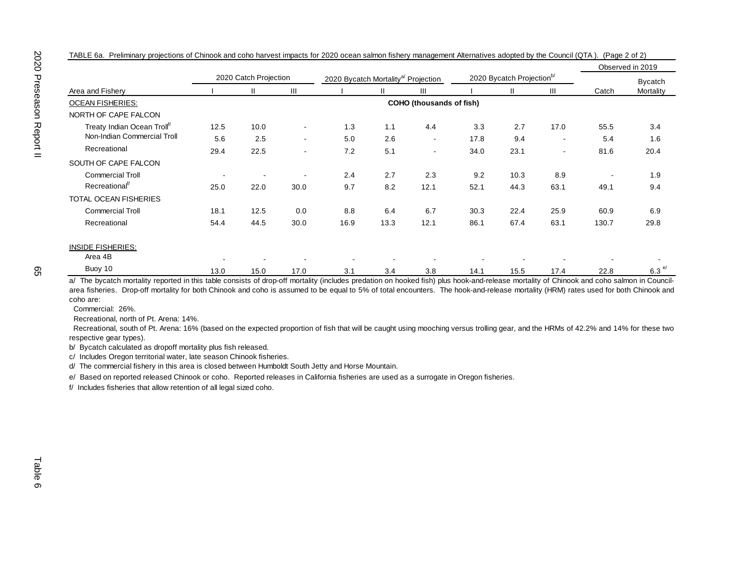TABLE 6a. Preliminary projections of Chinook and coho harvest impacts for 2020 ocean salmon fishery management Alternatives adopted by the Council (QTA ). (Page 2 of 2)

| | 2020 Catch Projection | | | 2020 Bycatch Mortality[a/] Projection | | | 2020 Bycatch Projection[b/] | | | Observed in 2019 | |
|---|---|---|---|---|---|---|---|---|---|---|---|
| Area and Fishery | I | II | III | I | II | III | I | II | III | Catch | Bycatch Mortality |
| OCEAN FISHERIES: | COHO (thousands of fish) | | | | | | | | | | |
| NORTH OF CAPE FALCON | | | | | | | | | | | |
| Treaty Indian Ocean Troll[f/] | 12.5 | 10.0 | - | 1.3 | 1.1 | 4.4 | 3.3 | 2.7 | 17.0 | 55.5 | 3.4 |
| Non-Indian Commercial Troll | 5.6 | 2.5 | - | 5.0 | 2.6 | - | 17.8 | 9.4 | - | 5.4 | 1.6 |
| Recreational | 29.4 | 22.5 | - | 7.2 | 5.1 | - | 34.0 | 23.1 | - | 81.6 | 20.4 |
| SOUTH OF CAPE FALCON | | | | | | | | | | | |
| Commercial Troll | - | - | - | 2.4 | 2.7 | 2.3 | 9.2 | 10.3 | 8.9 | - | 1.9 |
| Recreational[f/] | 25.0 | 22.0 | 30.0 | 9.7 | 8.2 | 12.1 | 52.1 | 44.3 | 63.1 | 49.1 | 9.4 |
| TOTAL OCEAN FISHERIES | | | | | | | | | | | |
| Commercial Troll | 18.1 | 12.5 | 0.0 | 8.8 | 6.4 | 6.7 | 30.3 | 22.4 | 25.9 | 60.9 | 6.9 |
| Recreational | 54.4 | 44.5 | 30.0 | 16.9 | 13.3 | 12.1 | 86.1 | 67.4 | 63.1 | 130.7 | 29.8 |
| INSIDE FISHERIES: | | | | | | | | | | | |
| Area 4B | - | - | - | - | - | - | - | - | - | - | - |
| Buoy 10 | 13.0 | 15.0 | 17.0 | 3.1 | 3.4 | 3.8 | 14.1 | 15.5 | 17.4 | 22.8 | 6.3 [e/] |

a/ The bycatch mortality reported in this table consists of drop-off mortality (includes predation on hooked fish) plus hook-and-release mortality of Chinook and coho salmon in Council-area fisheries. Drop-off mortality for both Chinook and coho is assumed to be equal to 5% of total encounters. The hook-and-release mortality (HRM) rates used for both Chinook and coho are:

Commercial: 26%.

Recreational, north of Pt. Arena: 14%.

Recreational, south of Pt. Arena: 16% (based on the expected proportion of fish that will be caught using mooching versus trolling gear, and the HRMs of 42.2% and 14% for these two respective gear types).

b/ Bycatch calculated as dropoff mortality plus fish released.

c/ Includes Oregon territorial water, late season Chinook fisheries.

d/ The commercial fishery in this area is closed between Humboldt South Jetty and Horse Mountain.

e/ Based on reported released Chinook or coho. Reported releases in California fisheries are used as a surrogate in Oregon fisheries.

f/ Includes fisheries that allow retention of all legal sized coho.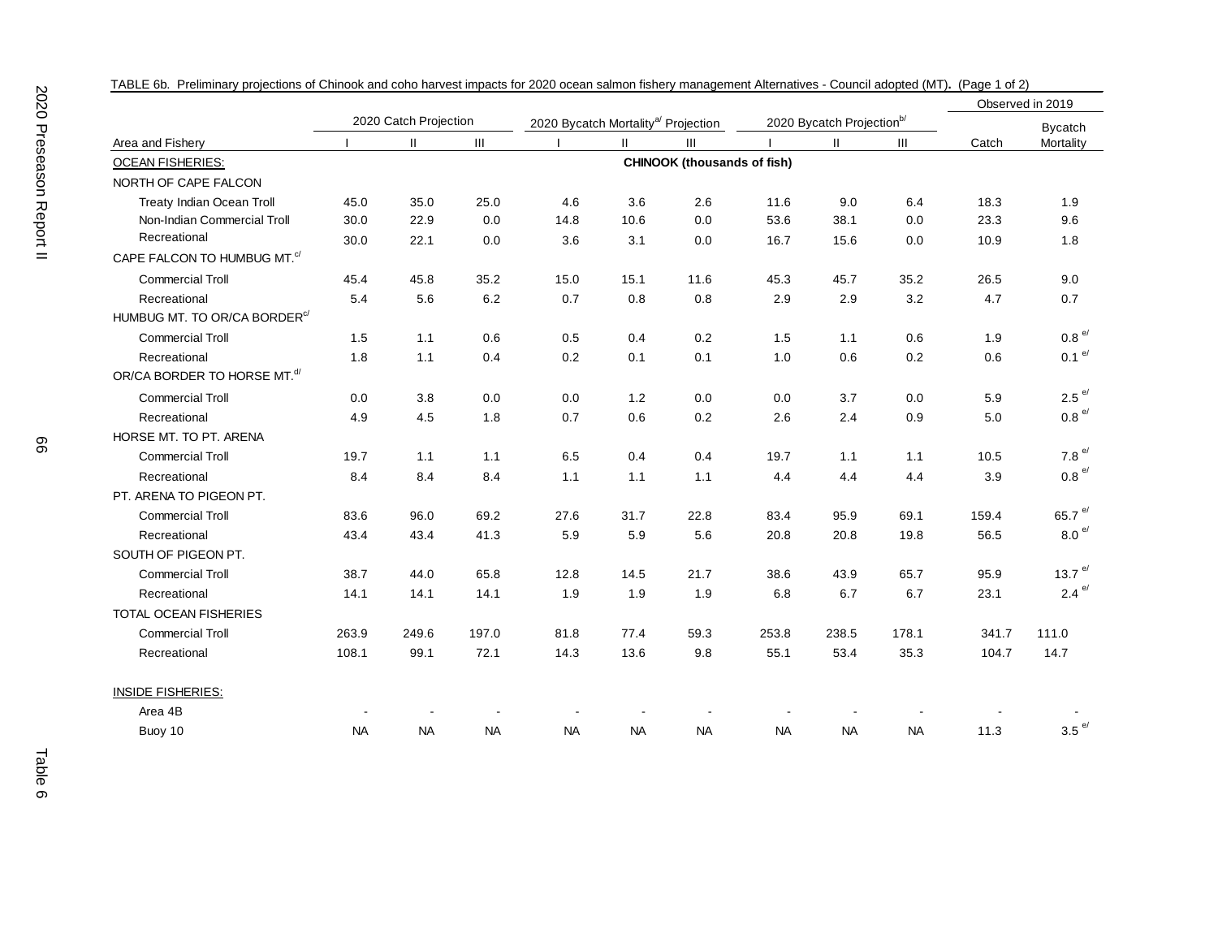TABLE 6b. Preliminary projections of Chinook and coho harvest impacts for 2020 ocean salmon fishery management Alternatives - Council adopted (MT). (Page 1 of 2)

| Area and Fishery | 2020 Catch Projection | | | 2020 Bycatch Mortality[a/] Projection | | | 2020 Bycatch Projection[b/] | | | Observed in 2019 | |
|---|---|---|---|---|---|---|---|---|---|---|---|
| | I | II | III | I | II | III | I | II | III | Catch | Bycatch Mortality |
| OCEAN FISHERIES: | | | | | | CHINOOK (thousands of fish) | | | | | |
| NORTH OF CAPE FALCON | | | | | | | | | | | |
| Treaty Indian Ocean Troll | 45.0 | 35.0 | 25.0 | 4.6 | 3.6 | 2.6 | 11.6 | 9.0 | 6.4 | 18.3 | 1.9 |
| Non-Indian Commercial Troll | 30.0 | 22.9 | 0.0 | 14.8 | 10.6 | 0.0 | 53.6 | 38.1 | 0.0 | 23.3 | 9.6 |
| Recreational | 30.0 | 22.1 | 0.0 | 3.6 | 3.1 | 0.0 | 16.7 | 15.6 | 0.0 | 10.9 | 1.8 |
| CAPE FALCON TO HUMBUG MT.[c/] | | | | | | | | | | | |
| Commercial Troll | 45.4 | 45.8 | 35.2 | 15.0 | 15.1 | 11.6 | 45.3 | 45.7 | 35.2 | 26.5 | 9.0 |
| Recreational | 5.4 | 5.6 | 6.2 | 0.7 | 0.8 | 0.8 | 2.9 | 2.9 | 3.2 | 4.7 | 0.7 |
| HUMBUG MT. TO OR/CA BORDER[c/] | | | | | | | | | | | |
| Commercial Troll | 1.5 | 1.1 | 0.6 | 0.5 | 0.4 | 0.2 | 1.5 | 1.1 | 0.6 | 1.9 | 0.8 [e/] |
| Recreational | 1.8 | 1.1 | 0.4 | 0.2 | 0.1 | 0.1 | 1.0 | 0.6 | 0.2 | 0.6 | 0.1 [e/] |
| OR/CA BORDER TO HORSE MT.[d/] | | | | | | | | | | | |
| Commercial Troll | 0.0 | 3.8 | 0.0 | 0.0 | 1.2 | 0.0 | 0.0 | 3.7 | 0.0 | 5.9 | 2.5 [e/] |
| Recreational | 4.9 | 4.5 | 1.8 | 0.7 | 0.6 | 0.2 | 2.6 | 2.4 | 0.9 | 5.0 | 0.8 [e/] |
| HORSE MT. TO PT. ARENA | | | | | | | | | | | |
| Commercial Troll | 19.7 | 1.1 | 1.1 | 6.5 | 0.4 | 0.4 | 19.7 | 1.1 | 1.1 | 10.5 | 7.8 [e/] |
| Recreational | 8.4 | 8.4 | 8.4 | 1.1 | 1.1 | 1.1 | 4.4 | 4.4 | 4.4 | 3.9 | 0.8 [e/] |
| PT. ARENA TO PIGEON PT. | | | | | | | | | | | |
| Commercial Troll | 83.6 | 96.0 | 69.2 | 27.6 | 31.7 | 22.8 | 83.4 | 95.9 | 69.1 | 159.4 | 65.7 [e/] |
| Recreational | 43.4 | 43.4 | 41.3 | 5.9 | 5.9 | 5.6 | 20.8 | 20.8 | 19.8 | 56.5 | 8.0 [e/] |
| SOUTH OF PIGEON PT. | | | | | | | | | | | |
| Commercial Troll | 38.7 | 44.0 | 65.8 | 12.8 | 14.5 | 21.7 | 38.6 | 43.9 | 65.7 | 95.9 | 13.7 [e/] |
| Recreational | 14.1 | 14.1 | 14.1 | 1.9 | 1.9 | 1.9 | 6.8 | 6.7 | 6.7 | 23.1 | 2.4 [e/] |
| TOTAL OCEAN FISHERIES | | | | | | | | | | | |
| Commercial Troll | 263.9 | 249.6 | 197.0 | 81.8 | 77.4 | 59.3 | 253.8 | 238.5 | 178.1 | 341.7 | 111.0 |
| Recreational | 108.1 | 99.1 | 72.1 | 14.3 | 13.6 | 9.8 | 55.1 | 53.4 | 35.3 | 104.7 | 14.7 |
| INSIDE FISHERIES: | | | | | | | | | | | |
| Area 4B | - | - | - | - | - | - | - | - | - | - | - |
| Buoy 10 | NA | NA | NA | NA | NA | NA | NA | NA | NA | 11.3 | 3.5 [e/] |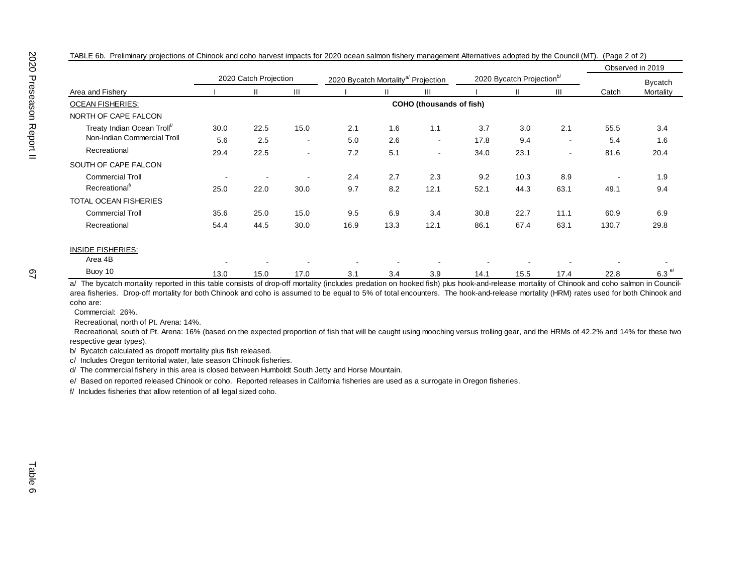TABLE 6b. Preliminary projections of Chinook and coho harvest impacts for 2020 ocean salmon fishery management Alternatives adopted by the Council (MT). (Page 2 of 2)

| Area and Fishery | 2020 Catch Projection | | | 2020 Bycatch Mortality[a] Projection | | | 2020 Bycatch Projection[b] | | | Observed in 2019 | |
|---|---|---|---|---|---|---|---|---|---|---|---|
| | I | II | III | I | II | III | I | II | III | Catch | Bycatch Mortality |
| OCEAN FISHERIES: | COHO (thousands of fish) | | | | | | | | | | |
| NORTH OF CAPE FALCON | | | | | | | | | | | |
| Treaty Indian Ocean Troll[f] | 30.0 | 22.5 | 15.0 | 2.1 | 1.6 | 1.1 | 3.7 | 3.0 | 2.1 | 55.5 | 3.4 |
| Non-Indian Commercial Troll | 5.6 | 2.5 | - | 5.0 | 2.6 | - | 17.8 | 9.4 | - | 5.4 | 1.6 |
| Recreational | 29.4 | 22.5 | - | 7.2 | 5.1 | - | 34.0 | 23.1 | - | 81.6 | 20.4 |
| SOUTH OF CAPE FALCON | | | | | | | | | | | |
| Commercial Troll | - | - | - | 2.4 | 2.7 | 2.3 | 9.2 | 10.3 | 8.9 | - | 1.9 |
| Recreational[f] | 25.0 | 22.0 | 30.0 | 9.7 | 8.2 | 12.1 | 52.1 | 44.3 | 63.1 | 49.1 | 9.4 |
| TOTAL OCEAN FISHERIES | | | | | | | | | | | |
| Commercial Troll | 35.6 | 25.0 | 15.0 | 9.5 | 6.9 | 3.4 | 30.8 | 22.7 | 11.1 | 60.9 | 6.9 |
| Recreational | 54.4 | 44.5 | 30.0 | 16.9 | 13.3 | 12.1 | 86.1 | 67.4 | 63.1 | 130.7 | 29.8 |
| INSIDE FISHERIES: | | | | | | | | | | | |
| Area 4B | - | - | - | - | - | - | - | - | - | - | - |
| Buoy 10 | 13.0 | 15.0 | 17.0 | 3.1 | 3.4 | 3.9 | 14.1 | 15.5 | 17.4 | 22.8 | 6.3[e] |

a/ The bycatch mortality reported in this table consists of drop-off mortality (includes predation on hooked fish) plus hook-and-release mortality of Chinook and coho salmon in Council-area fisheries. Drop-off mortality for both Chinook and coho is assumed to be equal to 5% of total encounters. The hook-and-release mortality (HRM) rates used for both Chinook and coho are:

Commercial: 26%.

Recreational, north of Pt. Arena: 14%.

Recreational, south of Pt. Arena: 16% (based on the expected proportion of fish that will be caught using mooching versus trolling gear, and the HRMs of 42.2% and 14% for these two respective gear types).

b/ Bycatch calculated as dropoff mortality plus fish released.

c/ Includes Oregon territorial water, late season Chinook fisheries.

d/ The commercial fishery in this area is closed between Humboldt South Jetty and Horse Mountain.

e/ Based on reported released Chinook or coho. Reported releases in California fisheries are used as a surrogate in Oregon fisheries.

f/ Includes fisheries that allow retention of all legal sized coho.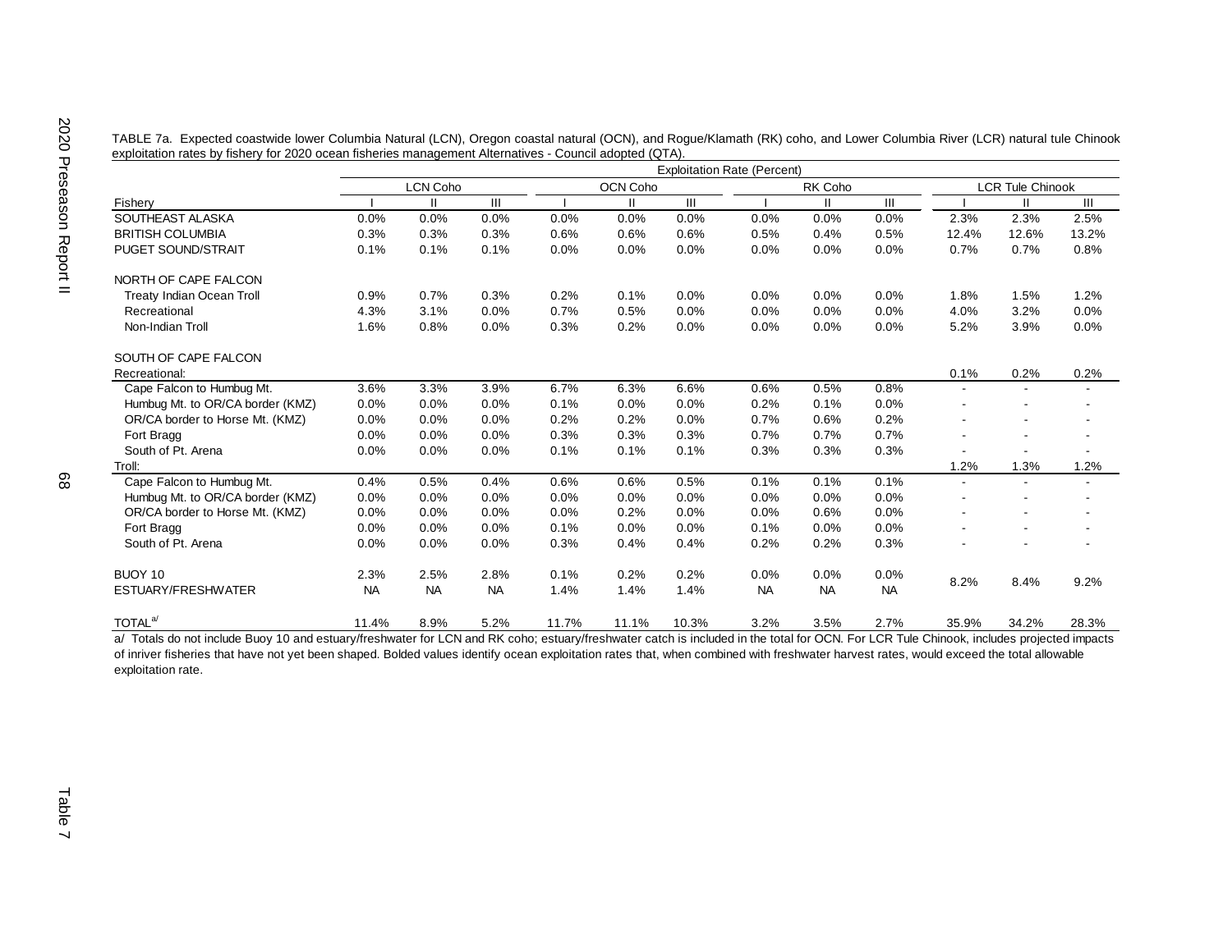TABLE 7a. Expected coastwide lower Columbia Natural (LCN), Oregon coastal natural (OCN), and Rogue/Klamath (RK) coho, and Lower Columbia River (LCR) natural tule Chinook exploitation rates by fishery for 2020 ocean fisheries management Alternatives - Council adopted (QTA).

| | Exploitation Rate (Percent) | | | | | | | | | | | |
|---|---|---|---|---|---|---|---|---|---|---|---|---|
| | LCN Coho | | | OCN Coho | | | RK Coho | | | LCR Tule Chinook | | |
| Fishery | I | II | III | I | II | III | I | II | III | I | II | III |
| SOUTHEAST ALASKA | 0.0% | 0.0% | 0.0% | 0.0% | 0.0% | 0.0% | 0.0% | 0.0% | 0.0% | 2.3% | 2.3% | 2.5% |
| BRITISH COLUMBIA | 0.3% | 0.3% | 0.3% | 0.6% | 0.6% | 0.6% | 0.5% | 0.4% | 0.5% | 12.4% | 12.6% | 13.2% |
| PUGET SOUND/STRAIT | 0.1% | 0.1% | 0.1% | 0.0% | 0.0% | 0.0% | 0.0% | 0.0% | 0.0% | 0.7% | 0.7% | 0.8% |
| NORTH OF CAPE FALCON | | | | | | | | | | | | |
| Treaty Indian Ocean Troll | 0.9% | 0.7% | 0.3% | 0.2% | 0.1% | 0.0% | 0.0% | 0.0% | 0.0% | 1.8% | 1.5% | 1.2% |
| Recreational | 4.3% | 3.1% | 0.0% | 0.7% | 0.5% | 0.0% | 0.0% | 0.0% | 0.0% | 4.0% | 3.2% | 0.0% |
| Non-Indian Troll | 1.6% | 0.8% | 0.0% | 0.3% | 0.2% | 0.0% | 0.0% | 0.0% | 0.0% | 5.2% | 3.9% | 0.0% |
| SOUTH OF CAPE FALCON | | | | | | | | | | | | |
| Recreational: | | | | | | | | | | 0.1% | 0.2% | 0.2% |
| Cape Falcon to Humbug Mt. | 3.6% | 3.3% | 3.9% | 6.7% | 6.3% | 6.6% | 0.6% | 0.5% | 0.8% | - | - | - |
| Humbug Mt. to OR/CA border (KMZ) | 0.0% | 0.0% | 0.0% | 0.1% | 0.0% | 0.0% | 0.2% | 0.1% | 0.0% | - | - | - |
| OR/CA border to Horse Mt. (KMZ) | 0.0% | 0.0% | 0.0% | 0.2% | 0.2% | 0.0% | 0.7% | 0.6% | 0.2% | - | - | - |
| Fort Bragg | 0.0% | 0.0% | 0.0% | 0.3% | 0.3% | 0.3% | 0.7% | 0.7% | 0.7% | - | - | - |
| South of Pt. Arena | 0.0% | 0.0% | 0.0% | 0.1% | 0.1% | 0.1% | 0.3% | 0.3% | 0.3% | - | - | - |
| Troll: | | | | | | | | | | 1.2% | 1.3% | 1.2% |
| Cape Falcon to Humbug Mt. | 0.4% | 0.5% | 0.4% | 0.6% | 0.6% | 0.5% | 0.1% | 0.1% | 0.1% | - | - | - |
| Humbug Mt. to OR/CA border (KMZ) | 0.0% | 0.0% | 0.0% | 0.0% | 0.0% | 0.0% | 0.0% | 0.0% | 0.0% | - | - | - |
| OR/CA border to Horse Mt. (KMZ) | 0.0% | 0.0% | 0.0% | 0.0% | 0.2% | 0.0% | 0.0% | 0.6% | 0.0% | - | - | - |
| Fort Bragg | 0.0% | 0.0% | 0.0% | 0.1% | 0.0% | 0.0% | 0.1% | 0.0% | 0.0% | - | - | - |
| South of Pt. Arena | 0.0% | 0.0% | 0.0% | 0.3% | 0.4% | 0.4% | 0.2% | 0.2% | 0.3% | - | - | - |
| BUOY 10 | 2.3% | 2.5% | 2.8% | 0.1% | 0.2% | 0.2% | 0.0% | 0.0% | 0.0% | 8.2% | 8.4% | 9.2% |
| ESTUARY/FRESHWATER | NA | NA | NA | 1.4% | 1.4% | 1.4% | NA | NA | NA | | | |
| TOTAL[a/] | 11.4% | 8.9% | 5.2% | 11.7% | 11.1% | 10.3% | 3.2% | 3.5% | 2.7% | 35.9% | 34.2% | 28.3% |

a/ Totals do not include Buoy 10 and estuary/freshwater for LCN and RK coho; estuary/freshwater catch is included in the total for OCN. For LCR Tule Chinook, includes projected impacts of inriver fisheries that have not yet been shaped. Bolded values identify ocean exploitation rates that, when combined with freshwater harvest rates, would exceed the total allowable exploitation rate.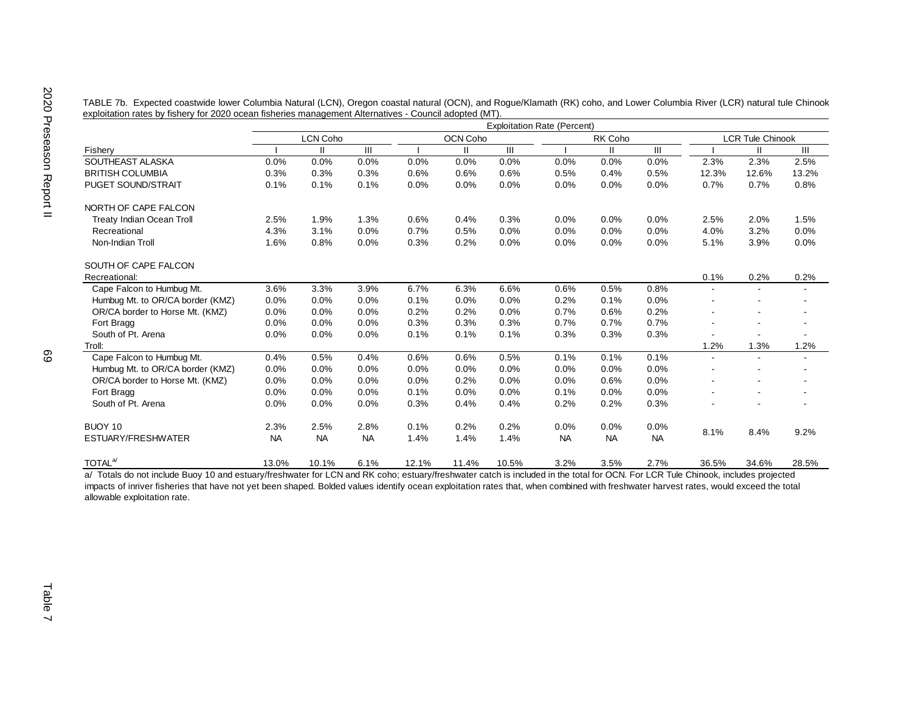TABLE 7b. Expected coastwide lower Columbia Natural (LCN), Oregon coastal natural (OCN), and Rogue/Klamath (RK) coho, and Lower Columbia River (LCR) natural tule Chinook exploitation rates by fishery for 2020 ocean fisheries management Alternatives - Council adopted (MT).

| | Exploitation Rate (Percent) | | | | | | | | | | | |
|---|---|---|---|---|---|---|---|---|---|---|---|---|
| | LCN Coho | | | OCN Coho | | | RK Coho | | | LCR Tule Chinook | | |
| Fishery | I | II | III | I | II | III | I | II | III | I | II | III |
| SOUTHEAST ALASKA | 0.0% | 0.0% | 0.0% | 0.0% | 0.0% | 0.0% | 0.0% | 0.0% | 0.0% | 2.3% | 2.3% | 2.5% |
| BRITISH COLUMBIA | 0.3% | 0.3% | 0.3% | 0.6% | 0.6% | 0.6% | 0.5% | 0.4% | 0.5% | 12.3% | 12.6% | 13.2% |
| PUGET SOUND/STRAIT | 0.1% | 0.1% | 0.1% | 0.0% | 0.0% | 0.0% | 0.0% | 0.0% | 0.0% | 0.7% | 0.7% | 0.8% |
| NORTH OF CAPE FALCON | | | | | | | | | | | | |
| Treaty Indian Ocean Troll | 2.5% | 1.9% | 1.3% | 0.6% | 0.4% | 0.3% | 0.0% | 0.0% | 0.0% | 2.5% | 2.0% | 1.5% |
| Recreational | 4.3% | 3.1% | 0.0% | 0.7% | 0.5% | 0.0% | 0.0% | 0.0% | 0.0% | 4.0% | 3.2% | 0.0% |
| Non-Indian Troll | 1.6% | 0.8% | 0.0% | 0.3% | 0.2% | 0.0% | 0.0% | 0.0% | 0.0% | 5.1% | 3.9% | 0.0% |
| SOUTH OF CAPE FALCON | | | | | | | | | | | | |
| Recreational: | | | | | | | | | | 0.1% | 0.2% | 0.2% |
| Cape Falcon to Humbug Mt. | 3.6% | 3.3% | 3.9% | 6.7% | 6.3% | 6.6% | 0.6% | 0.5% | 0.8% | - | - | - |
| Humbug Mt. to OR/CA border (KMZ) | 0.0% | 0.0% | 0.0% | 0.1% | 0.0% | 0.0% | 0.2% | 0.1% | 0.0% | - | - | - |
| OR/CA border to Horse Mt. (KMZ) | 0.0% | 0.0% | 0.0% | 0.2% | 0.2% | 0.0% | 0.7% | 0.6% | 0.2% | - | - | - |
| Fort Bragg | 0.0% | 0.0% | 0.0% | 0.3% | 0.3% | 0.3% | 0.7% | 0.7% | 0.7% | - | - | - |
| South of Pt. Arena | 0.0% | 0.0% | 0.0% | 0.1% | 0.1% | 0.1% | 0.3% | 0.3% | 0.3% | - | - | - |
| Troll: | | | | | | | | | | 1.2% | 1.3% | 1.2% |
| Cape Falcon to Humbug Mt. | 0.4% | 0.5% | 0.4% | 0.6% | 0.6% | 0.5% | 0.1% | 0.1% | 0.1% | - | - | - |
| Humbug Mt. to OR/CA border (KMZ) | 0.0% | 0.0% | 0.0% | 0.0% | 0.0% | 0.0% | 0.0% | 0.0% | 0.0% | - | - | - |
| OR/CA border to Horse Mt. (KMZ) | 0.0% | 0.0% | 0.0% | 0.0% | 0.2% | 0.0% | 0.0% | 0.6% | 0.0% | - | - | - |
| Fort Bragg | 0.0% | 0.0% | 0.0% | 0.1% | 0.0% | 0.0% | 0.1% | 0.0% | 0.0% | - | - | - |
| South of Pt. Arena | 0.0% | 0.0% | 0.0% | 0.3% | 0.4% | 0.4% | 0.2% | 0.2% | 0.3% | - | - | - |
| BUOY 10 | 2.3% | 2.5% | 2.8% | 0.1% | 0.2% | 0.2% | 0.0% | 0.0% | 0.0% | 8.1% | 8.4% | 9.2% |
| ESTUARY/FRESHWATER | NA | NA | NA | 1.4% | 1.4% | 1.4% | NA | NA | NA | | | |
| TOTAL[a/] | 13.0% | 10.1% | 6.1% | 12.1% | 11.4% | 10.5% | 3.2% | 3.5% | 2.7% | 36.5% | 34.6% | 28.5% |

a/ Totals do not include Buoy 10 and estuary/freshwater for LCN and RK coho; estuary/freshwater catch is included in the total for OCN. For LCR Tule Chinook, includes projected impacts of inriver fisheries that have not yet been shaped. Bolded values identify ocean exploitation rates that, when combined with freshwater harvest rates, would exceed the total allowable exploitation rate.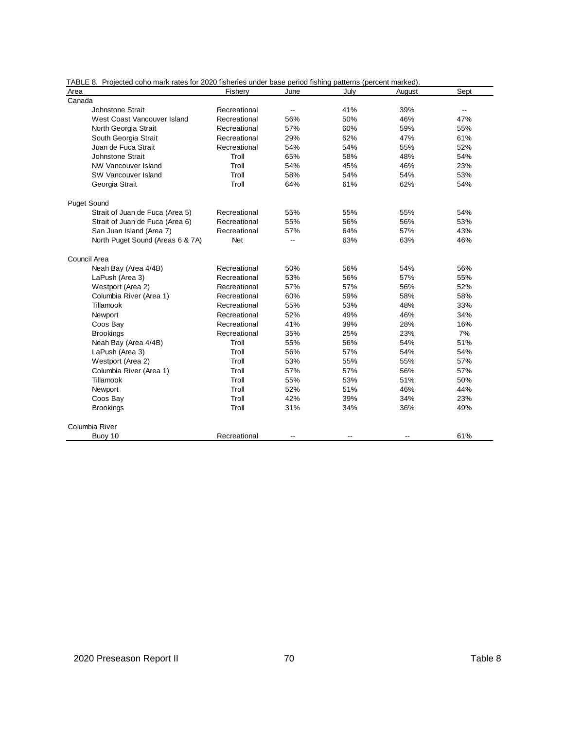TABLE 8. Projected coho mark rates for 2020 fisheries under base period fishing patterns (percent marked).

| Area | Fishery | June | July | August | Sept |
|---|---|---|---|---|---|
| Canada | | | | | |
| Johnstone Strait | Recreational | -- | 41% | 39% | -- |
| West Coast Vancouver Island | Recreational | 56% | 50% | 46% | 47% |
| North Georgia Strait | Recreational | 57% | 60% | 59% | 55% |
| South Georgia Strait | Recreational | 29% | 62% | 47% | 61% |
| Juan de Fuca Strait | Recreational | 54% | 54% | 55% | 52% |
| Johnstone Strait | Troll | 65% | 58% | 48% | 54% |
| NW Vancouver Island | Troll | 54% | 45% | 46% | 23% |
| SW Vancouver Island | Troll | 58% | 54% | 54% | 53% |
| Georgia Strait | Troll | 64% | 61% | 62% | 54% |
| Puget Sound | | | | | |
| Strait of Juan de Fuca (Area 5) | Recreational | 55% | 55% | 55% | 54% |
| Strait of Juan de Fuca (Area 6) | Recreational | 55% | 56% | 56% | 53% |
| San Juan Island (Area 7) | Recreational | 57% | 64% | 57% | 43% |
| North Puget Sound (Areas 6 & 7A) | Net | -- | 63% | 63% | 46% |
| Council Area | | | | | |
| Neah Bay (Area 4/4B) | Recreational | 50% | 56% | 54% | 56% |
| LaPush (Area 3) | Recreational | 53% | 56% | 57% | 55% |
| Westport (Area 2) | Recreational | 57% | 57% | 56% | 52% |
| Columbia River (Area 1) | Recreational | 60% | 59% | 58% | 58% |
| Tillamook | Recreational | 55% | 53% | 48% | 33% |
| Newport | Recreational | 52% | 49% | 46% | 34% |
| Coos Bay | Recreational | 41% | 39% | 28% | 16% |
| Brookings | Recreational | 35% | 25% | 23% | 7% |
| Neah Bay (Area 4/4B) | Troll | 55% | 56% | 54% | 51% |
| LaPush (Area 3) | Troll | 56% | 57% | 54% | 54% |
| Westport (Area 2) | Troll | 53% | 55% | 55% | 57% |
| Columbia River (Area 1) | Troll | 57% | 57% | 56% | 57% |
| Tillamook | Troll | 55% | 53% | 51% | 50% |
| Newport | Troll | 52% | 51% | 46% | 44% |
| Coos Bay | Troll | 42% | 39% | 34% | 23% |
| Brookings | Troll | 31% | 34% | 36% | 49% |
| Columbia River | | | | | |
| Buoy 10 | Recreational | -- | -- | -- | 61% |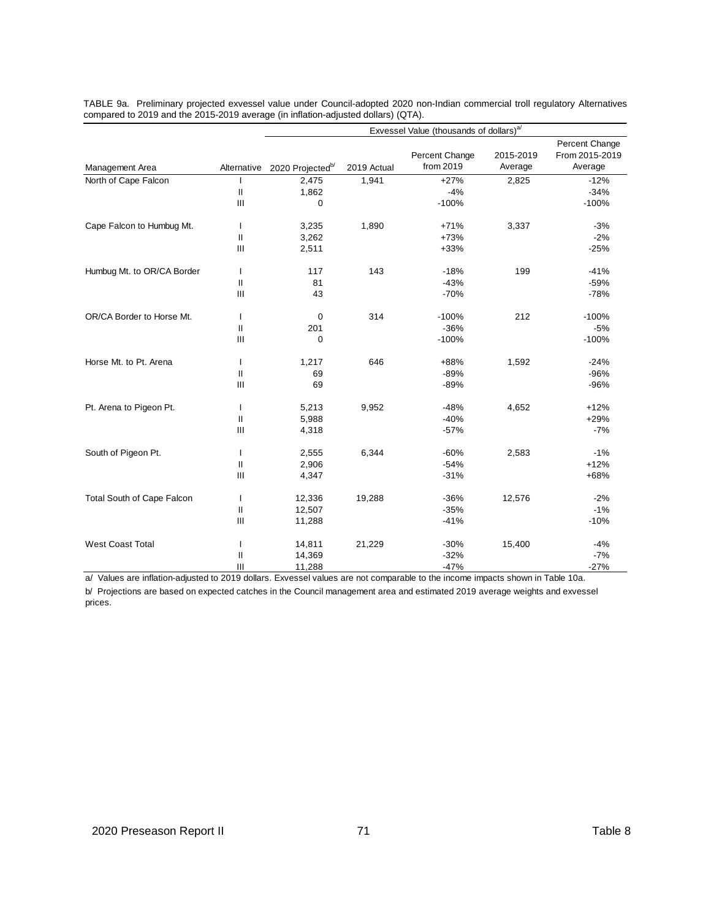TABLE 9a. Preliminary projected exvessel value under Council-adopted 2020 non-Indian commercial troll regulatory Alternatives compared to 2019 and the 2015-2019 average (in inflation-adjusted dollars) (QTA).

| | | Exvessel Value (thousands of dollars)[a/] | | | | |
|---|---|---|---|---|---|---|
| Management Area | Alternative | 2020 Projected[b/] | 2019 Actual | Percent Change from 2019 | 2015-2019 Average | Percent Change From 2015-2019 Average |
| North of Cape Falcon | I | 2,475 | 1,941 | +27% | 2,825 | -12% |
| | II | 1,862 | | -4% | | -34% |
| | III | 0 | | -100% | | -100% |
| Cape Falcon to Humbug Mt. | I | 3,235 | 1,890 | +71% | 3,337 | -3% |
| | II | 3,262 | | +73% | | -2% |
| | III | 2,511 | | +33% | | -25% |
| Humbug Mt. to OR/CA Border | I | 117 | 143 | -18% | 199 | -41% |
| | II | 81 | | -43% | | -59% |
| | III | 43 | | -70% | | -78% |
| OR/CA Border to Horse Mt. | I | 0 | 314 | -100% | 212 | -100% |
| | II | 201 | | -36% | | -5% |
| | III | 0 | | -100% | | -100% |
| Horse Mt. to Pt. Arena | I | 1,217 | 646 | +88% | 1,592 | -24% |
| | II | 69 | | -89% | | -96% |
| | III | 69 | | -89% | | -96% |
| Pt. Arena to Pigeon Pt. | I | 5,213 | 9,952 | -48% | 4,652 | +12% |
| | II | 5,988 | | -40% | | +29% |
| | III | 4,318 | | -57% | | -7% |
| South of Pigeon Pt. | I | 2,555 | 6,344 | -60% | 2,583 | -1% |
| | II | 2,906 | | -54% | | +12% |
| | III | 4,347 | | -31% | | +68% |
| Total South of Cape Falcon | I | 12,336 | 19,288 | -36% | 12,576 | -2% |
| | II | 12,507 | | -35% | | -1% |
| | III | 11,288 | | -41% | | -10% |
| West Coast Total | I | 14,811 | 21,229 | -30% | 15,400 | -4% |
| | II | 14,369 | | -32% | | -7% |
| | III | 11,288 | | -47% | | -27% |

a/ Values are inflation-adjusted to 2019 dollars. Exvessel values are not comparable to the income impacts shown in Table 10a.

b/ Projections are based on expected catches in the Council management area and estimated 2019 average weights and exvessel prices.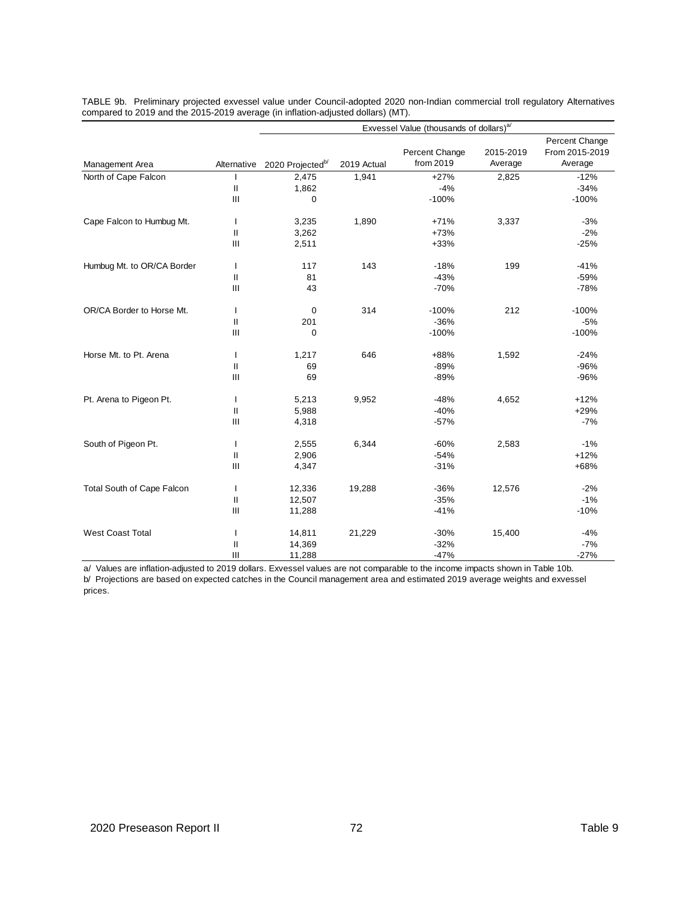TABLE 9b. Preliminary projected exvessel value under Council-adopted 2020 non-Indian commercial troll regulatory Alternatives compared to 2019 and the 2015-2019 average (in inflation-adjusted dollars) (MT).

| | | Exvessel Value (thousands of dollars)[a/] | | | | |
|---|---|---|---|---|---|---|
| Management Area | Alternative | 2020 Projected[b/] | 2019 Actual | Percent Change from 2019 | 2015-2019 Average | Percent Change From 2015-2019 Average |
| North of Cape Falcon | I | 2,475 | 1,941 | +27% | 2,825 | -12% |
| | II | 1,862 | | -4% | | -34% |
| | III | 0 | | -100% | | -100% |
| Cape Falcon to Humbug Mt. | I | 3,235 | 1,890 | +71% | 3,337 | -3% |
| | II | 3,262 | | +73% | | -2% |
| | III | 2,511 | | +33% | | -25% |
| Humbug Mt. to OR/CA Border | I | 117 | 143 | -18% | 199 | -41% |
| | II | 81 | | -43% | | -59% |
| | III | 43 | | -70% | | -78% |
| OR/CA Border to Horse Mt. | I | 0 | 314 | -100% | 212 | -100% |
| | II | 201 | | -36% | | -5% |
| | III | 0 | | -100% | | -100% |
| Horse Mt. to Pt. Arena | I | 1,217 | 646 | +88% | 1,592 | -24% |
| | II | 69 | | -89% | | -96% |
| | III | 69 | | -89% | | -96% |
| Pt. Arena to Pigeon Pt. | I | 5,213 | 9,952 | -48% | 4,652 | +12% |
| | II | 5,988 | | -40% | | +29% |
| | III | 4,318 | | -57% | | -7% |
| South of Pigeon Pt. | I | 2,555 | 6,344 | -60% | 2,583 | -1% |
| | II | 2,906 | | -54% | | +12% |
| | III | 4,347 | | -31% | | +68% |
| Total South of Cape Falcon | I | 12,336 | 19,288 | -36% | 12,576 | -2% |
| | II | 12,507 | | -35% | | -1% |
| | III | 11,288 | | -41% | | -10% |
| West Coast Total | I | 14,811 | 21,229 | -30% | 15,400 | -4% |
| | II | 14,369 | | -32% | | -7% |
| | III | 11,288 | | -47% | | -27% |

a/ Values are inflation-adjusted to 2019 dollars. Exvessel values are not comparable to the income impacts shown in Table 10b.

b/ Projections are based on expected catches in the Council management area and estimated 2019 average weights and exvessel prices.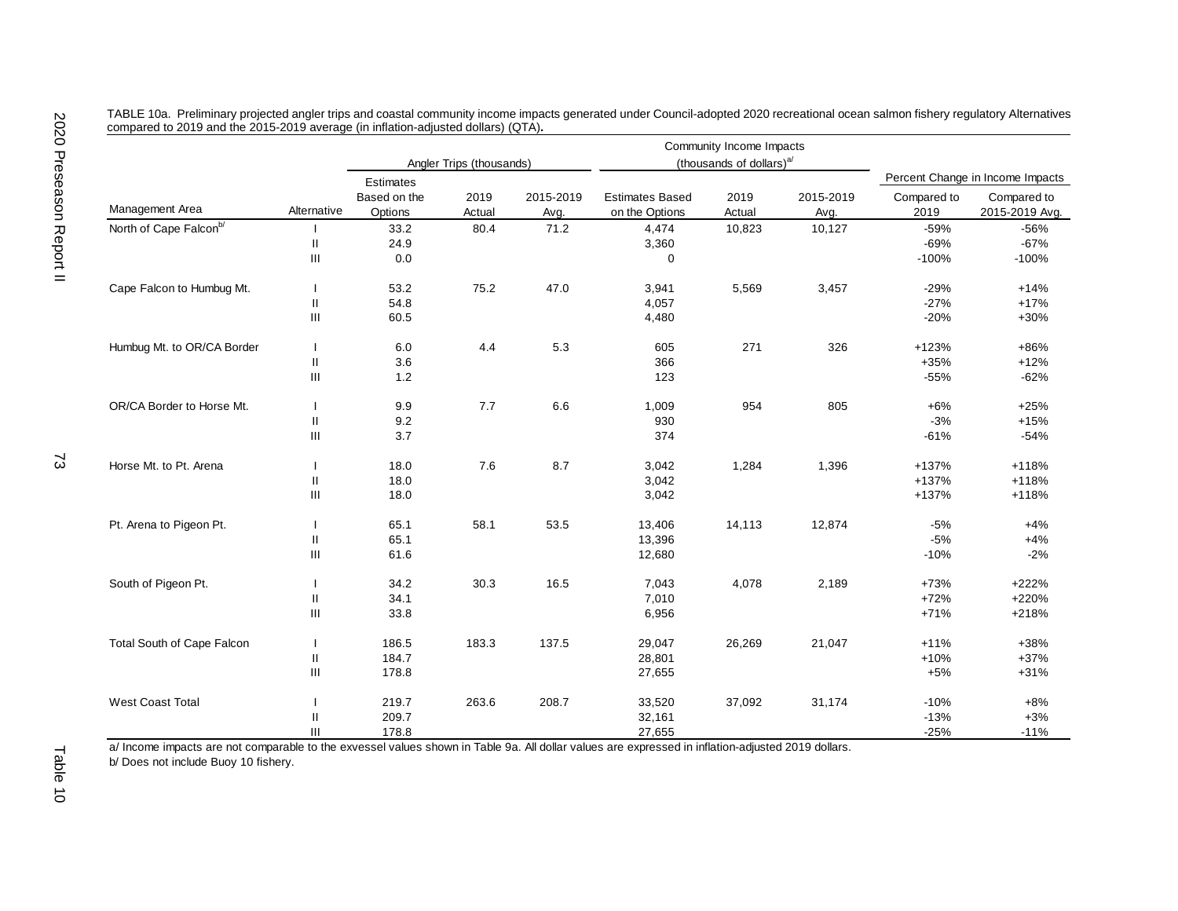TABLE 10a. Preliminary projected angler trips and coastal community income impacts generated under Council-adopted 2020 recreational ocean salmon fishery regulatory Alternatives compared to 2019 and the 2015-2019 average (in inflation-adjusted dollars) (QTA).

| | | Angler Trips (thousands) | | | Community Income Impacts (thousands of dollars)[a/] | | | Percent Change in Income Impacts | |
|---|---|---|---|---|---|---|---|---|---|
| Management Area | Alternative | Estimates Based on the Options | 2019 Actual | 2015-2019 Avg. | Estimates Based on the Options | 2019 Actual | 2015-2019 Avg. | Compared to 2019 | Compared to 2015-2019 Avg. |
| North of Cape Falcon[b/] | I | 33.2 | 80.4 | 71.2 | 4,474 | 10,823 | 10,127 | -59% | -56% |
| | II | 24.9 | | | 3,360 | | | -69% | -67% |
| | III | 0.0 | | | 0 | | | -100% | -100% |
| Cape Falcon to Humbug Mt. | I | 53.2 | 75.2 | 47.0 | 3,941 | 5,569 | 3,457 | -29% | +14% |
| | II | 54.8 | | | 4,057 | | | -27% | +17% |
| | III | 60.5 | | | 4,480 | | | -20% | +30% |
| Humbug Mt. to OR/CA Border | I | 6.0 | 4.4 | 5.3 | 605 | 271 | 326 | +123% | +86% |
| | II | 3.6 | | | 366 | | | +35% | +12% |
| | III | 1.2 | | | 123 | | | -55% | -62% |
| OR/CA Border to Horse Mt. | I | 9.9 | 7.7 | 6.6 | 1,009 | 954 | 805 | +6% | +25% |
| | II | 9.2 | | | 930 | | | -3% | +15% |
| | III | 3.7 | | | 374 | | | -61% | -54% |
| Horse Mt. to Pt. Arena | I | 18.0 | 7.6 | 8.7 | 3,042 | 1,284 | 1,396 | +137% | +118% |
| | II | 18.0 | | | 3,042 | | | +137% | +118% |
| | III | 18.0 | | | 3,042 | | | +137% | +118% |
| Pt. Arena to Pigeon Pt. | I | 65.1 | 58.1 | 53.5 | 13,406 | 14,113 | 12,874 | -5% | +4% |
| | II | 65.1 | | | 13,396 | | | -5% | +4% |
| | III | 61.6 | | | 12,680 | | | -10% | -2% |
| South of Pigeon Pt. | I | 34.2 | 30.3 | 16.5 | 7,043 | 4,078 | 2,189 | +73% | +222% |
| | II | 34.1 | | | 7,010 | | | +72% | +220% |
| | III | 33.8 | | | 6,956 | | | +71% | +218% |
| Total South of Cape Falcon | I | 186.5 | 183.3 | 137.5 | 29,047 | 26,269 | 21,047 | +11% | +38% |
| | II | 184.7 | | | 28,801 | | | +10% | +37% |
| | III | 178.8 | | | 27,655 | | | +5% | +31% |
| West Coast Total | I | 219.7 | 263.6 | 208.7 | 33,520 | 37,092 | 31,174 | -10% | +8% |
| | II | 209.7 | | | 32,161 | | | -13% | +3% |
| | III | 178.8 | | | 27,655 | | | -25% | -11% |

a/ Income impacts are not comparable to the exvessel values shown in Table 9a. All dollar values are expressed in inflation-adjusted 2019 dollars.

b/ Does not include Buoy 10 fishery.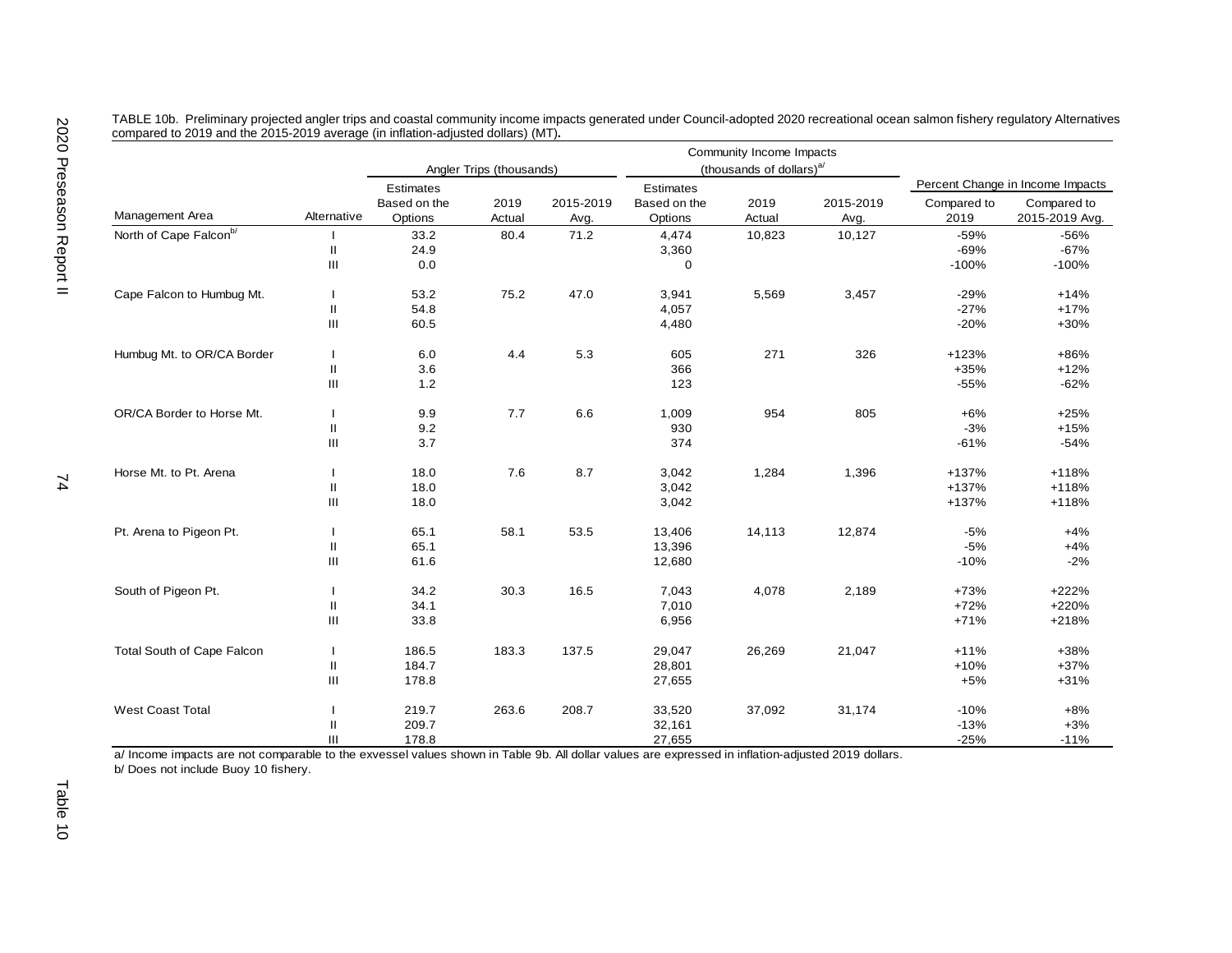TABLE 10b. Preliminary projected angler trips and coastal community income impacts generated under Council-adopted 2020 recreational ocean salmon fishery regulatory Alternatives compared to 2019 and the 2015-2019 average (in inflation-adjusted dollars) (MT).

| | | Angler Trips (thousands) | | | Community Income Impacts (thousands of dollars)[a/] | | | Percent Change in Income Impacts | |
|---|---|---|---|---|---|---|---|---|---|
| Management Area | Alternative | Estimates Based on the Options | 2019 Actual | 2015-2019 Avg. | Estimates Based on the Options | 2019 Actual | 2015-2019 Avg. | Compared to 2019 | Compared to 2015-2019 Avg. |
| North of Cape Falcon[b/] | I | 33.2 | 80.4 | 71.2 | 4,474 | 10,823 | 10,127 | -59% | -56% |
| | II | 24.9 | | | 3,360 | | | -69% | -67% |
| | III | 0.0 | | | 0 | | | -100% | -100% |
| Cape Falcon to Humbug Mt. | I | 53.2 | 75.2 | 47.0 | 3,941 | 5,569 | 3,457 | -29% | +14% |
| | II | 54.8 | | | 4,057 | | | -27% | +17% |
| | III | 60.5 | | | 4,480 | | | -20% | +30% |
| Humbug Mt. to OR/CA Border | I | 6.0 | 4.4 | 5.3 | 605 | 271 | 326 | +123% | +86% |
| | II | 3.6 | | | 366 | | | +35% | +12% |
| | III | 1.2 | | | 123 | | | -55% | -62% |
| OR/CA Border to Horse Mt. | I | 9.9 | 7.7 | 6.6 | 1,009 | 954 | 805 | +6% | +25% |
| | II | 9.2 | | | 930 | | | -3% | +15% |
| | III | 3.7 | | | 374 | | | -61% | -54% |
| Horse Mt. to Pt. Arena | I | 18.0 | 7.6 | 8.7 | 3,042 | 1,284 | 1,396 | +137% | +118% |
| | II | 18.0 | | | 3,042 | | | +137% | +118% |
| | III | 18.0 | | | 3,042 | | | +137% | +118% |
| Pt. Arena to Pigeon Pt. | I | 65.1 | 58.1 | 53.5 | 13,406 | 14,113 | 12,874 | -5% | +4% |
| | II | 65.1 | | | 13,396 | | | -5% | +4% |
| | III | 61.6 | | | 12,680 | | | -10% | -2% |
| South of Pigeon Pt. | I | 34.2 | 30.3 | 16.5 | 7,043 | 4,078 | 2,189 | +73% | +222% |
| | II | 34.1 | | | 7,010 | | | +72% | +220% |
| | III | 33.8 | | | 6,956 | | | +71% | +218% |
| Total South of Cape Falcon | I | 186.5 | 183.3 | 137.5 | 29,047 | 26,269 | 21,047 | +11% | +38% |
| | II | 184.7 | | | 28,801 | | | +10% | +37% |
| | III | 178.8 | | | 27,655 | | | +5% | +31% |
| West Coast Total | I | 219.7 | 263.6 | 208.7 | 33,520 | 37,092 | 31,174 | -10% | +8% |
| | II | 209.7 | | | 32,161 | | | -13% | +3% |
| | III | 178.8 | | | 27,655 | | | -25% | -11% |

a/ Income impacts are not comparable to the exvessel values shown in Table 9b. All dollar values are expressed in inflation-adjusted 2019 dollars.

b/ Does not include Buoy 10 fishery.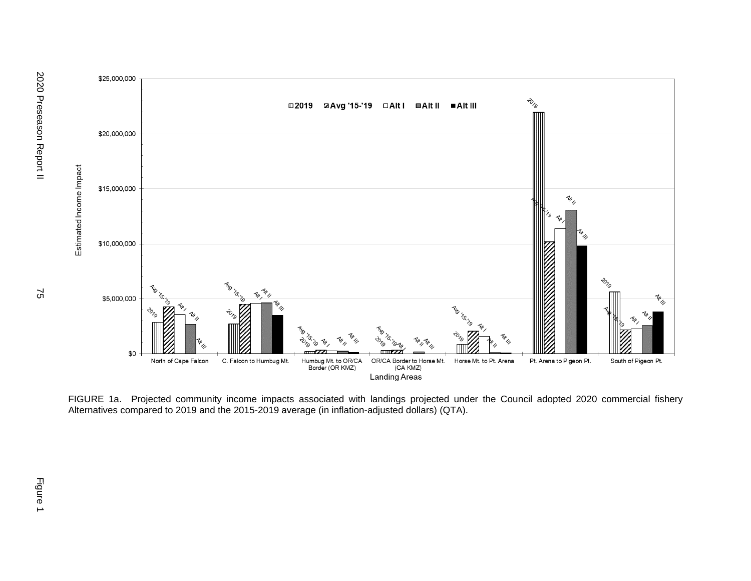FIGURE 1a. Projected community income impacts associated with landings projected under the Council adopted 2020 commercial fishery Alternatives compared to 2019 and the 2015-2019 average (in inflation-adjusted dollars) (QTA).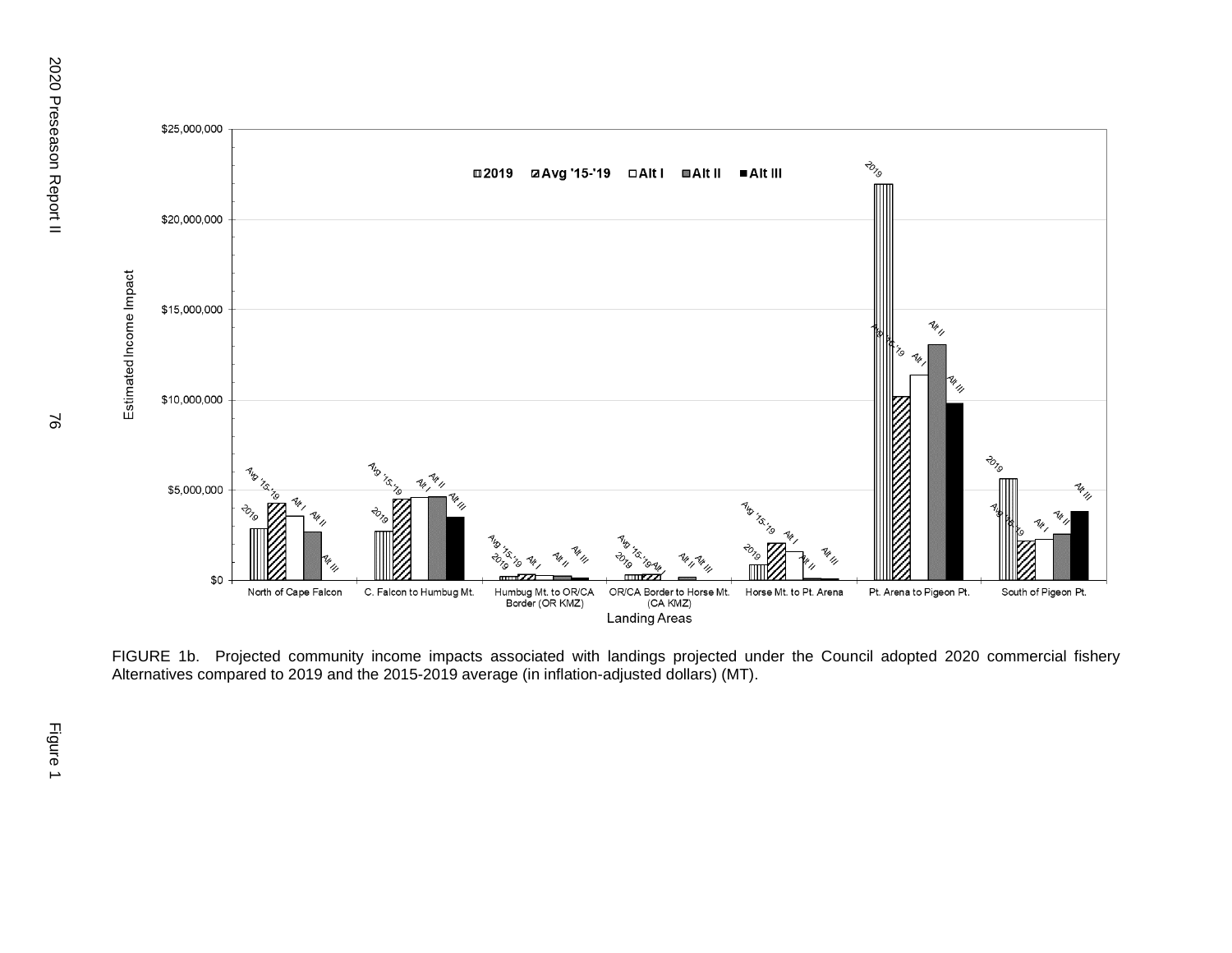FIGURE 1b. Projected community income impacts associated with landings projected under the Council adopted 2020 commercial fishery Alternatives compared to 2019 and the 2015-2019 average (in inflation-adjusted dollars) (MT).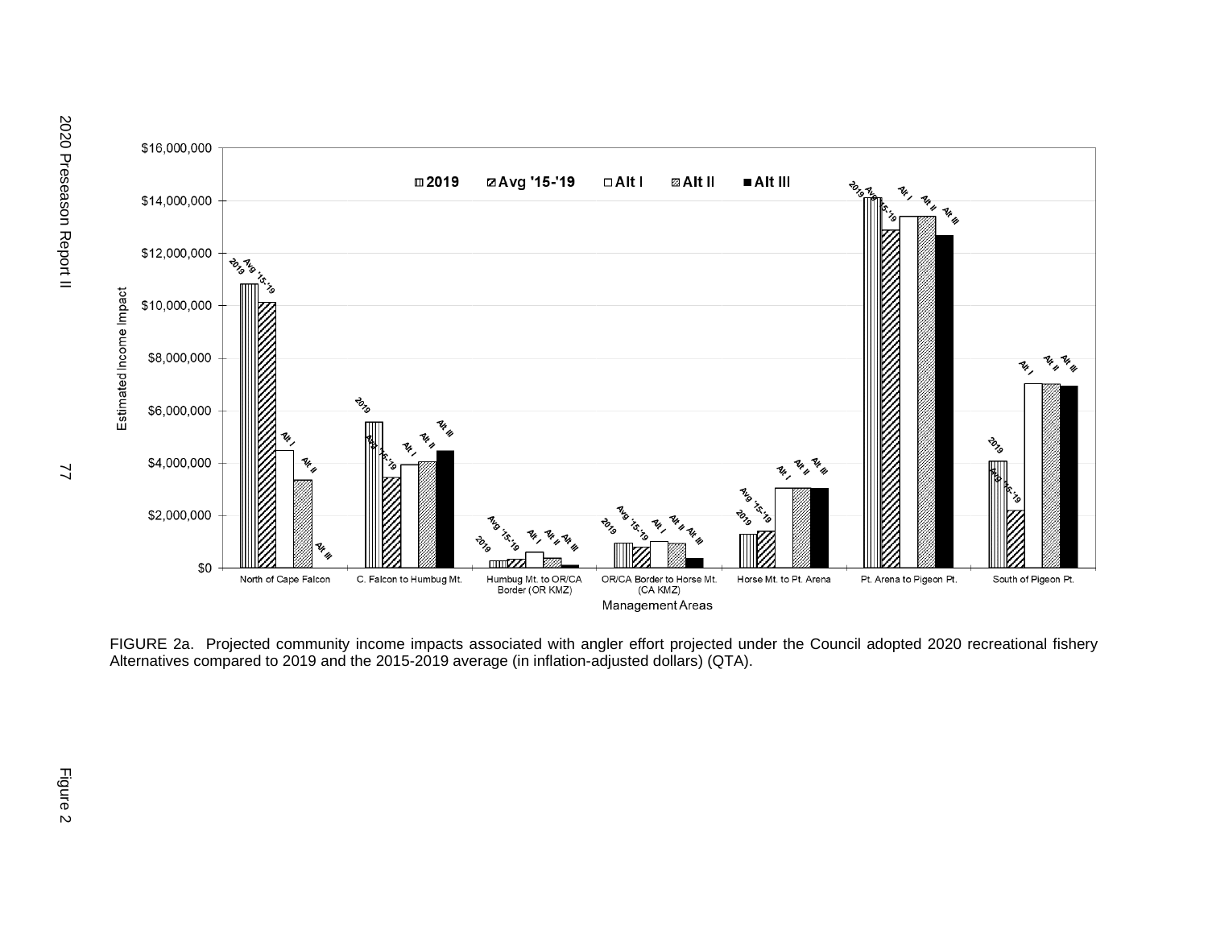FIGURE 2a. Projected community income impacts associated with angler effort projected under the Council adopted 2020 recreational fishery Alternatives compared to 2019 and the 2015-2019 average (in inflation-adjusted dollars) (QTA).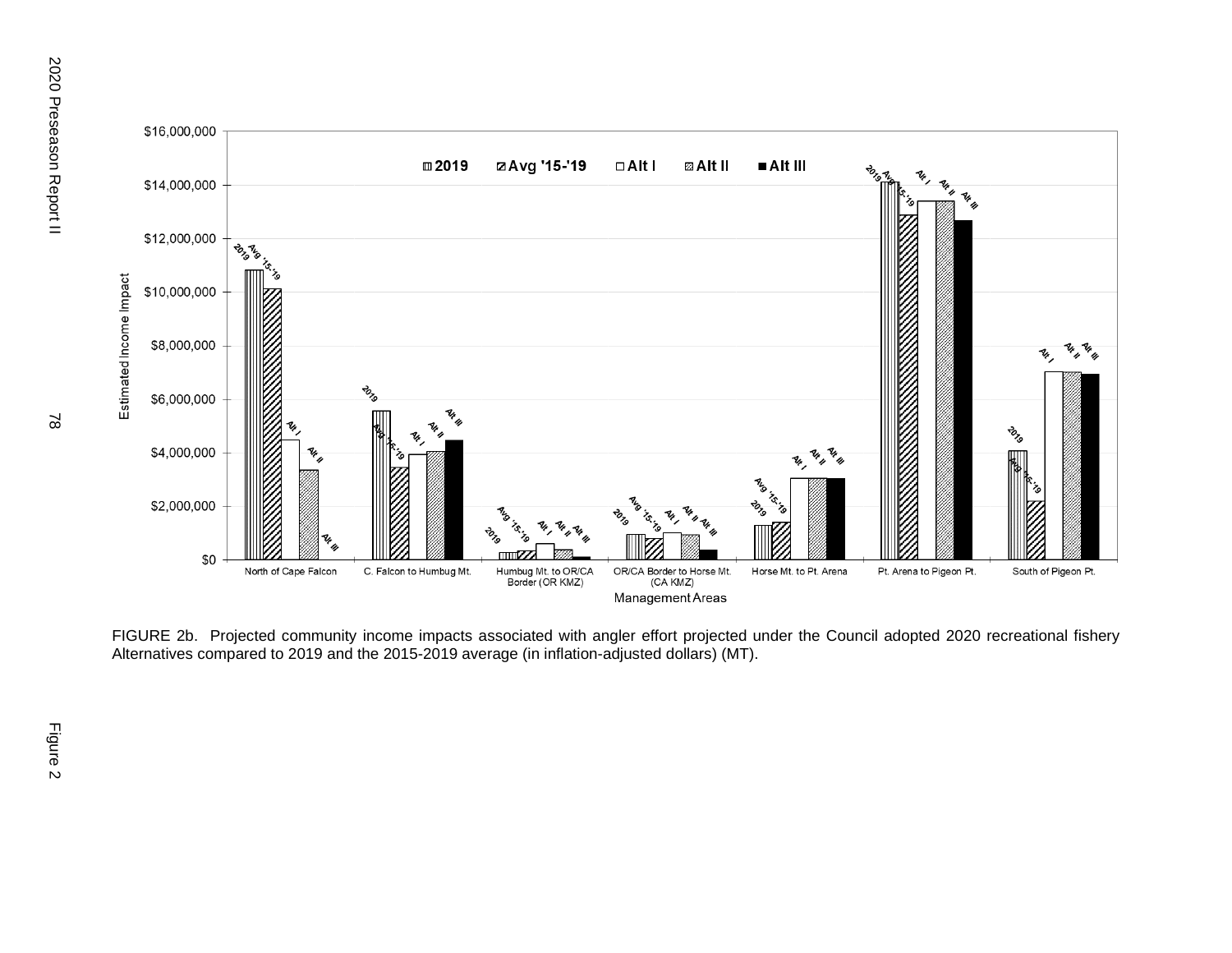FIGURE 2b. Projected community income impacts associated with angler effort projected under the Council adopted 2020 recreational fishery Alternatives compared to 2019 and the 2015-2019 average (in inflation-adjusted dollars) (MT).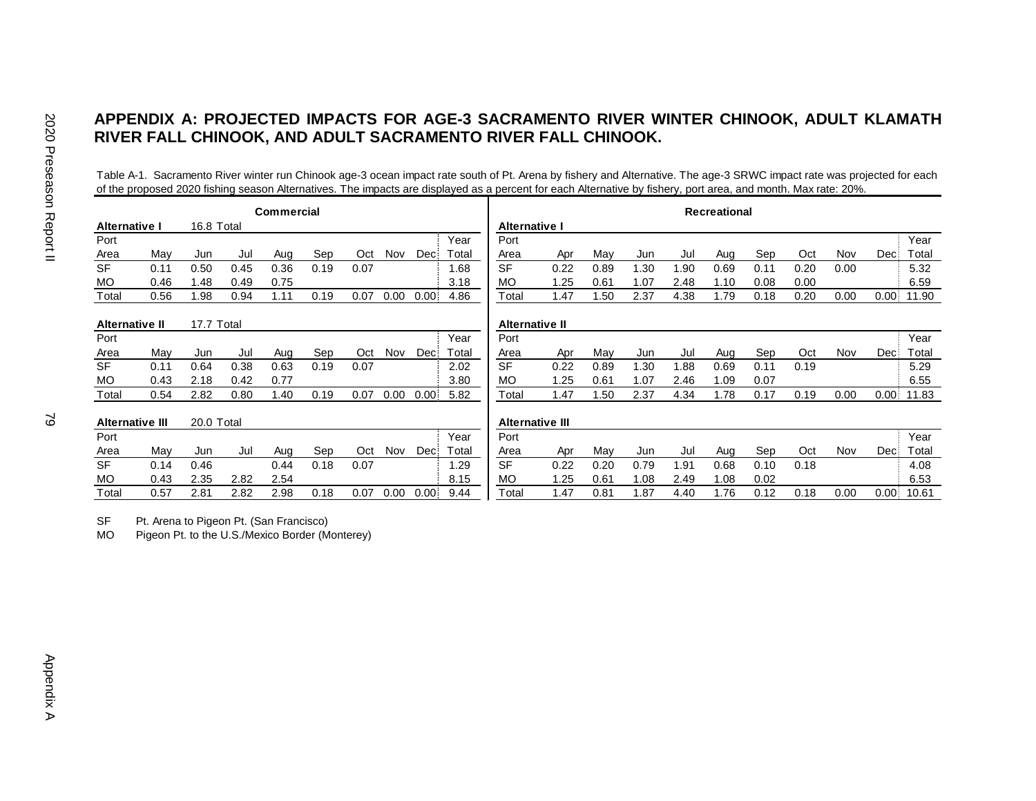# APPENDIX A: PROJECTED IMPACTS FOR AGE-3 SACRAMENTO RIVER WINTER CHINOOK, ADULT KLAMATH RIVER FALL CHINOOK, AND ADULT SACRAMENTO RIVER FALL CHINOOK.

Table A-1. Sacramento River winter run Chinook age-3 ocean impact rate south of Pt. Arena by fishery and Alternative. The age-3 SRWC impact rate was projected for each of the proposed 2020 fishing season Alternatives. The impacts are displayed as a percent for each Alternative by fishery, port area, and month. Max rate: 20%.

## Commercial

**Alternative I** 16.8 Total

| Port Area | May | Jun | Jul | Aug | Sep | Oct | Nov | Dec | Year Total |
|---|---|---|---|---|---|---|---|---|---|
| SF | 0.11 | 0.50 | 0.45 | 0.36 | 0.19 | 0.07 | | | 1.68 |
| MO | 0.46 | 1.48 | 0.49 | 0.75 | | | | | 3.18 |
| Total | 0.56 | 1.98 | 0.94 | 1.11 | 0.19 | 0.07 | 0.00 | 0.00 | 4.86 |

**Alternative II** 17.7 Total

| Port Area | May | Jun | Jul | Aug | Sep | Oct | Nov | Dec | Year Total |
|---|---|---|---|---|---|---|---|---|---|
| SF | 0.11 | 0.64 | 0.38 | 0.63 | 0.19 | 0.07 | | | 2.02 |
| MO | 0.43 | 2.18 | 0.42 | 0.77 | | | | | 3.80 |
| Total | 0.54 | 2.82 | 0.80 | 1.40 | 0.19 | 0.07 | 0.00 | 0.00 | 5.82 |

**Alternative III** 20.0 Total

| Port Area | May | Jun | Jul | Aug | Sep | Oct | Nov | Dec | Year Total |
|---|---|---|---|---|---|---|---|---|---|
| SF | 0.14 | 0.46 | | 0.44 | 0.18 | 0.07 | | | 1.29 |
| MO | 0.43 | 2.35 | 2.82 | 2.54 | | | | | 8.15 |
| Total | 0.57 | 2.81 | 2.82 | 2.98 | 0.18 | 0.07 | 0.00 | 0.00 | 9.44 |

## Recreational

**Alternative I**

| Port Area | Apr | May | Jun | Jul | Aug | Sep | Oct | Nov | Dec | Year Total |
|---|---|---|---|---|---|---|---|---|---|---|
| SF | 0.22 | 0.89 | 1.30 | 1.90 | 0.69 | 0.11 | 0.20 | 0.00 | | 5.32 |
| MO | 1.25 | 0.61 | 1.07 | 2.48 | 1.10 | 0.08 | 0.00 | | | 6.59 |
| Total | 1.47 | 1.50 | 2.37 | 4.38 | 1.79 | 0.18 | 0.20 | 0.00 | 0.00 | 11.90 |

**Alternative II**

| Port Area | Apr | May | Jun | Jul | Aug | Sep | Oct | Nov | Dec | Year Total |
|---|---|---|---|---|---|---|---|---|---|---|
| SF | 0.22 | 0.89 | 1.30 | 1.88 | 0.69 | 0.11 | 0.19 | | | 5.29 |
| MO | 1.25 | 0.61 | 1.07 | 2.46 | 1.09 | 0.07 | | | | 6.55 |
| Total | 1.47 | 1.50 | 2.37 | 4.34 | 1.78 | 0.17 | 0.19 | 0.00 | 0.00 | 11.83 |

**Alternative III**

| Port Area | Apr | May | Jun | Jul | Aug | Sep | Oct | Nov | Dec | Year Total |
|---|---|---|---|---|---|---|---|---|---|---|
| SF | 0.22 | 0.20 | 0.79 | 1.91 | 0.68 | 0.10 | 0.18 | | | 4.08 |
| MO | 1.25 | 0.61 | 1.08 | 2.49 | 1.08 | 0.02 | | | | 6.53 |
| Total | 1.47 | 0.81 | 1.87 | 4.40 | 1.76 | 0.12 | 0.18 | 0.00 | 0.00 | 10.61 |

SF Pt. Arena to Pigeon Pt. (San Francisco)
MO Pigeon Pt. to the U.S./Mexico Border (Monterey)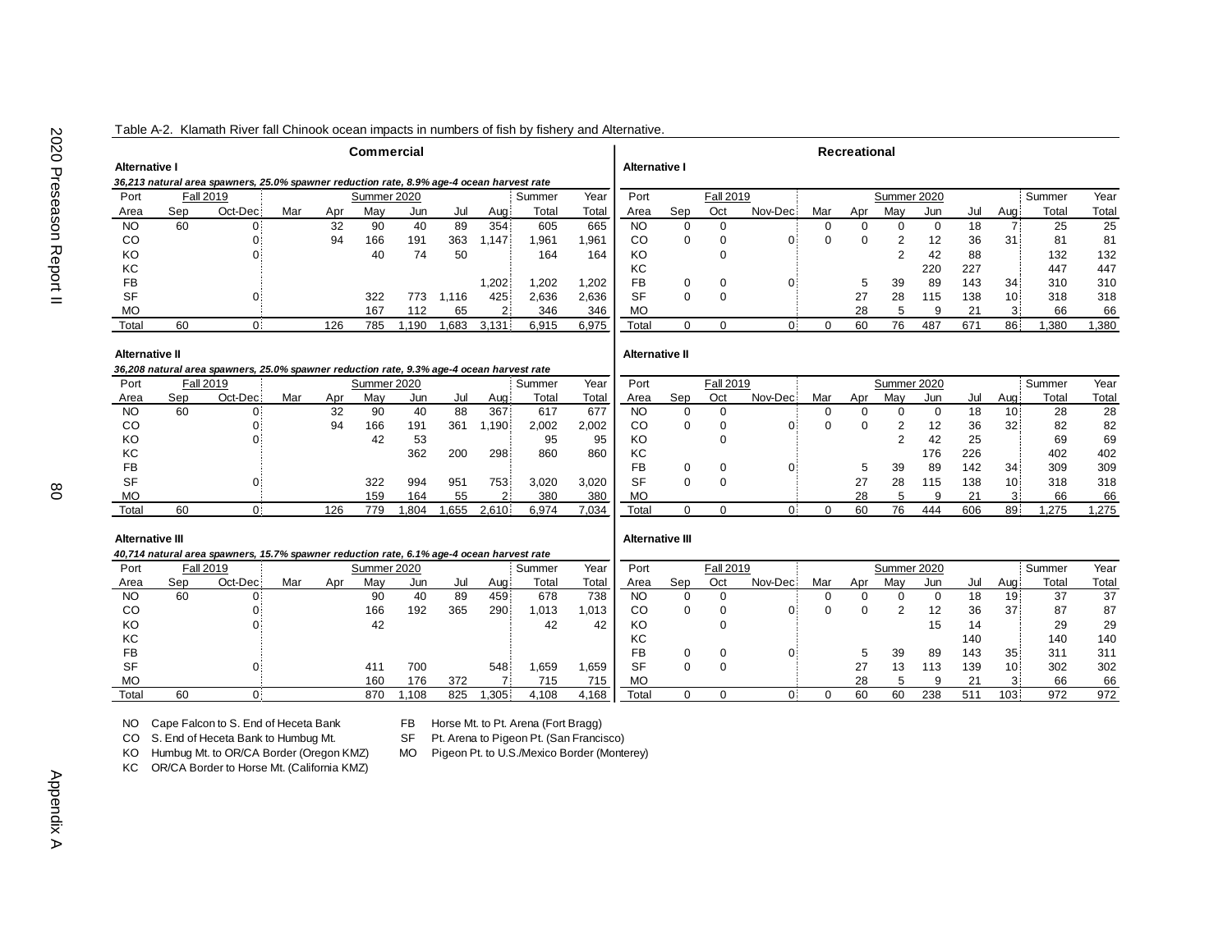Table A-2. Klamath River fall Chinook ocean impacts in numbers of fish by fishery and Alternative.

## Commercial

**Alternative I**

*36,213 natural area spawners, 25.0% spawner reduction rate, 8.9% age-4 ocean harvest rate*

| Port | Fall 2019 | | Summer 2020 | | | | | | Summer | Year |
|---|---|---|---|---|---|---|---|---|---|---|
| Area | Sep | Oct-Dec | Mar | Apr | May | Jun | Jul | Aug | Total | Total |
| NO | 60 | 0 | | 32 | 90 | 40 | 89 | 354 | 605 | 665 |
| CO | | 0 | | 94 | 166 | 191 | 363 | 1,147 | 1,961 | 1,961 |
| KO | | 0 | | | 40 | 74 | 50 | | 164 | 164 |
| KC | | | | | | | | | | |
| FB | | | | | | | | 1,202 | 1,202 | 1,202 |
| SF | | 0 | | | 322 | 773 | 1,116 | 425 | 2,636 | 2,636 |
| MO | | | | | 167 | 112 | 65 | 2 | 346 | 346 |
| Total | 60 | 0 | | 126 | 785 | 1,190 | 1,683 | 3,131 | 6,915 | 6,975 |

**Alternative II**

*36,208 natural area spawners, 25.0% spawner reduction rate, 9.3% age-4 ocean harvest rate*

| Port | Fall 2019 | | Summer 2020 | | | | | | Summer | Year |
|---|---|---|---|---|---|---|---|---|---|---|
| Area | Sep | Oct-Dec | Mar | Apr | May | Jun | Jul | Aug | Total | Total |
| NO | 60 | 0 | | 32 | 90 | 40 | 88 | 367 | 617 | 677 |
| CO | | 0 | | 94 | 166 | 191 | 361 | 1,190 | 2,002 | 2,002 |
| KO | | 0 | | | 42 | 53 | | | 95 | 95 |
| KC | | | | | | 362 | 200 | 298 | 860 | 860 |
| FB | | | | | | | | | | |
| SF | | 0 | | | 322 | 994 | 951 | 753 | 3,020 | 3,020 |
| MO | | | | | 159 | 164 | 55 | 2 | 380 | 380 |
| Total | 60 | 0 | | 126 | 779 | 1,804 | 1,655 | 2,610 | 6,974 | 7,034 |

**Alternative III**

*40,714 natural area spawners, 15.7% spawner reduction rate, 6.1% age-4 ocean harvest rate*

| Port | Fall 2019 | | Summer 2020 | | | | | | Summer | Year |
|---|---|---|---|---|---|---|---|---|---|---|
| Area | Sep | Oct-Dec | Mar | Apr | May | Jun | Jul | Aug | Total | Total |
| NO | 60 | 0 | | | 90 | 40 | 89 | 459 | 678 | 738 |
| CO | | 0 | | | 166 | 192 | 365 | 290 | 1,013 | 1,013 |
| KO | | 0 | | | 42 | | | | 42 | 42 |
| KC | | | | | | | | | | |
| FB | | | | | | | | | | |
| SF | | 0 | | | 411 | 700 | | 548 | 1,659 | 1,659 |
| MO | | | | | 160 | 176 | 372 | 7 | 715 | 715 |
| Total | 60 | 0 | | | 870 | 1,108 | 825 | 1,305 | 4,108 | 4,168 |

## Recreational

**Alternative I**

| Port | Fall 2019 | | | Summer 2020 | | | | | | Summer | Year |
|---|---|---|---|---|---|---|---|---|---|---|---|
| Area | Sep | Oct | Nov-Dec | Mar | Apr | May | Jun | Jul | Aug | Total | Total |
| NO | 0 | 0 | | 0 | 0 | 0 | 0 | 18 | 7 | 25 | 25 |
| CO | 0 | 0 | 0 | 0 | 0 | 2 | 12 | 36 | 31 | 81 | 81 |
| KO | | 0 | | | | 2 | 42 | 88 | | 132 | 132 |
| KC | | | | | | | 220 | 227 | | 447 | 447 |
| FB | 0 | 0 | 0 | | 5 | 39 | 89 | 143 | 34 | 310 | 310 |
| SF | 0 | 0 | | | 27 | 28 | 115 | 138 | 10 | 318 | 318 |
| MO | | | | | 28 | 5 | 9 | 21 | 3 | 66 | 66 |
| Total | 0 | 0 | 0 | 0 | 60 | 76 | 487 | 671 | 86 | 1,380 | 1,380 |

**Alternative II**

| Port | Fall 2019 | | | Summer 2020 | | | | | | Summer | Year |
|---|---|---|---|---|---|---|---|---|---|---|---|
| Area | Sep | Oct | Nov-Dec | Mar | Apr | May | Jun | Jul | Aug | Total | Total |
| NO | 0 | 0 | | 0 | 0 | 0 | 0 | 18 | 10 | 28 | 28 |
| CO | 0 | 0 | 0 | 0 | 0 | 2 | 12 | 36 | 32 | 82 | 82 |
| KO | | 0 | | | | 2 | 42 | 25 | | 69 | 69 |
| KC | | | | | | | 176 | 226 | | 402 | 402 |
| FB | 0 | 0 | 0 | | 5 | 39 | 89 | 142 | 34 | 309 | 309 |
| SF | 0 | 0 | | | 27 | 28 | 115 | 138 | 10 | 318 | 318 |
| MO | | | | | 28 | 5 | 9 | 21 | 3 | 66 | 66 |
| Total | 0 | 0 | 0 | 0 | 60 | 76 | 444 | 606 | 89 | 1,275 | 1,275 |

**Alternative III**

| Port | Fall 2019 | | | Summer 2020 | | | | | | Summer | Year |
|---|---|---|---|---|---|---|---|---|---|---|---|
| Area | Sep | Oct | Nov-Dec | Mar | Apr | May | Jun | Jul | Aug | Total | Total |
| NO | 0 | 0 | | 0 | 0 | 0 | 0 | 18 | 19 | 37 | 37 |
| CO | 0 | 0 | 0 | 0 | 0 | 2 | 12 | 36 | 37 | 87 | 87 |
| KO | | 0 | | | | | 15 | 14 | | 29 | 29 |
| KC | | | | | | | | 140 | | 140 | 140 |
| FB | 0 | 0 | 0 | | 5 | 39 | 89 | 143 | 35 | 311 | 311 |
| SF | 0 | 0 | | | 27 | 13 | 113 | 139 | 10 | 302 | 302 |
| MO | | | | | 28 | 5 | 9 | 21 | 3 | 66 | 66 |
| Total | 0 | 0 | 0 | 0 | 60 | 60 | 238 | 511 | 103 | 972 | 972 |

NO Cape Falcon to S. End of Heceta Bank
CO S. End of Heceta Bank to Humbug Mt.
KO Humbug Mt. to OR/CA Border (Oregon KMZ)
KC OR/CA Border to Horse Mt. (California KMZ)
FB Horse Mt. to Pt. Arena (Fort Bragg)
SF Pt. Arena to Pigeon Pt. (San Francisco)
MO Pigeon Pt. to U.S./Mexico Border (Monterey)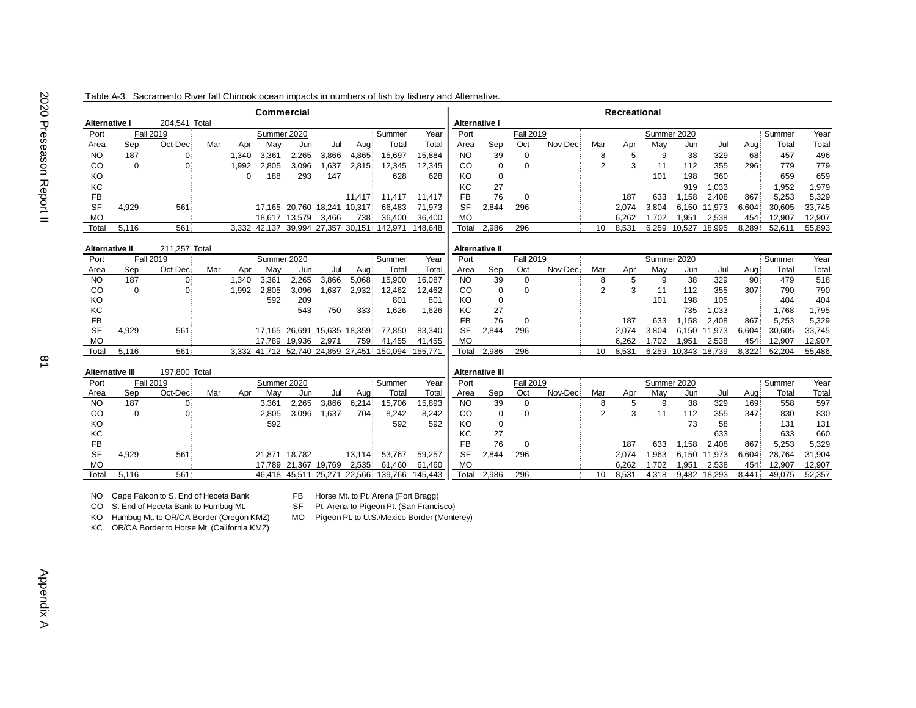Table A-3. Sacramento River fall Chinook ocean impacts in numbers of fish by fishery and Alternative.

## Commercial

**Alternative I** 204,541 Total

| Port | Fall 2019 | | | | Summer 2020 | | | | Summer | Year |
|---|---|---|---|---|---|---|---|---|---|---|
| Area | Sep | Oct-Dec | Mar | Apr | May | Jun | Jul | Aug | Total | Total |
| NO | 187 | 0 | | 1,340 | 3,361 | 2,265 | 3,866 | 4,865 | 15,697 | 15,884 |
| CO | 0 | 0 | | 1,992 | 2,805 | 3,096 | 1,637 | 2,815 | 12,345 | 12,345 |
| KO | | | | 0 | 188 | 293 | 147 | | 628 | 628 |
| KC | | | | | | | | | | |
| FB | | | | | | | | 11,417 | 11,417 | 11,417 |
| SF | 4,929 | 561 | | | 17,165 | 20,760 | 18,241 | 10,317 | 66,483 | 71,973 |
| MO | | | | | 18,617 | 13,579 | 3,466 | 738 | 36,400 | 36,400 |
| Total | 5,116 | 561 | | 3,332 | 42,137 | 39,994 | 27,357 | 30,151 | 142,971 | 148,648 |

**Alternative II** 211,257 Total

| Port | Fall 2019 | | | | Summer 2020 | | | | Summer | Year |
|---|---|---|---|---|---|---|---|---|---|---|
| Area | Sep | Oct-Dec | Mar | Apr | May | Jun | Jul | Aug | Total | Total |
| NO | 187 | 0 | | 1,340 | 3,361 | 2,265 | 3,866 | 5,068 | 15,900 | 16,087 |
| CO | 0 | 0 | | 1,992 | 2,805 | 3,096 | 1,637 | 2,932 | 12,462 | 12,462 |
| KO | | | | | 592 | 209 | | | 801 | 801 |
| KC | | | | | | 543 | 750 | 333 | 1,626 | 1,626 |
| FB | | | | | | | | | | |
| SF | 4,929 | 561 | | | 17,165 | 26,691 | 15,635 | 18,359 | 77,850 | 83,340 |
| MO | | | | | 17,789 | 19,936 | 2,971 | 759 | 41,455 | 41,455 |
| Total | 5,116 | 561 | | 3,332 | 41,712 | 52,740 | 24,859 | 27,451 | 150,094 | 155,771 |

**Alternative III** 197,800 Total

| Port | Fall 2019 | | | | Summer 2020 | | | | Summer | Year |
|---|---|---|---|---|---|---|---|---|---|---|
| Area | Sep | Oct-Dec | Mar | Apr | May | Jun | Jul | Aug | Total | Total |
| NO | 187 | 0 | | | 3,361 | 2,265 | 3,866 | 6,214 | 15,706 | 15,893 |
| CO | 0 | 0 | | | 2,805 | 3,096 | 1,637 | 704 | 8,242 | 8,242 |
| KO | | | | | 592 | | | | 592 | 592 |
| KC | | | | | | | | | | |
| FB | | | | | | | | | | |
| SF | 4,929 | 561 | | | 21,871 | 18,782 | | 13,114 | 53,767 | 59,257 |
| MO | | | | | 17,789 | 21,367 | 19,769 | 2,535 | 61,460 | 61,460 |
| Total | 5,116 | 561 | | | 46,418 | 45,511 | 25,271 | 22,566 | 139,766 | 145,443 |

## Recreational

**Alternative I**

| Port | | Fall 2019 | | | | Summer 2020 | | | | Summer | Year |
|---|---|---|---|---|---|---|---|---|---|---|---|
| Area | Sep | Oct | Nov-Dec | Mar | Apr | May | Jun | Jul | Aug | Total | Total |
| NO | 39 | 0 | | 8 | 5 | 9 | 38 | 329 | 68 | 457 | 496 |
| CO | 0 | 0 | | 2 | 3 | 11 | 112 | 355 | 296 | 779 | 779 |
| KO | 0 | | | | | 101 | 198 | 360 | | 659 | 659 |
| KC | 27 | | | | | | 919 | 1,033 | | 1,952 | 1,979 |
| FB | 76 | 0 | | | 187 | 633 | 1,158 | 2,408 | 867 | 5,253 | 5,329 |
| SF | 2,844 | 296 | | | 2,074 | 3,804 | 6,150 | 11,973 | 6,604 | 30,605 | 33,745 |
| MO | | | | | 6,262 | 1,702 | 1,951 | 2,538 | 454 | 12,907 | 12,907 |
| Total | 2,986 | 296 | | 10 | 8,531 | 6,259 | 10,527 | 18,995 | 8,289 | 52,611 | 55,893 |

**Alternative II**

| Port | | Fall 2019 | | | | Summer 2020 | | | | Summer | Year |
|---|---|---|---|---|---|---|---|---|---|---|---|
| Area | Sep | Oct | Nov-Dec | Mar | Apr | May | Jun | Jul | Aug | Total | Total |
| NO | 39 | 0 | | 8 | 5 | 9 | 38 | 329 | 90 | 479 | 518 |
| CO | 0 | 0 | | 2 | 3 | 11 | 112 | 355 | 307 | 790 | 790 |
| KO | 0 | | | | | 101 | 198 | 105 | | 404 | 404 |
| KC | 27 | | | | | | 735 | 1,033 | | 1,768 | 1,795 |
| FB | 76 | 0 | | | 187 | 633 | 1,158 | 2,408 | 867 | 5,253 | 5,329 |
| SF | 2,844 | 296 | | | 2,074 | 3,804 | 6,150 | 11,973 | 6,604 | 30,605 | 33,745 |
| MO | | | | | 6,262 | 1,702 | 1,951 | 2,538 | 454 | 12,907 | 12,907 |
| Total | 2,986 | 296 | | 10 | 8,531 | 6,259 | 10,343 | 18,739 | 8,322 | 52,204 | 55,486 |

**Alternative III**

| Port | | Fall 2019 | | | | Summer 2020 | | | | Summer | Year |
|---|---|---|---|---|---|---|---|---|---|---|---|
| Area | Sep | Oct | Nov-Dec | Mar | Apr | May | Jun | Jul | Aug | Total | Total |
| NO | 39 | 0 | | 8 | 5 | 9 | 38 | 329 | 169 | 558 | 597 |
| CO | 0 | 0 | | 2 | 3 | 11 | 112 | 355 | 347 | 830 | 830 |
| KO | 0 | | | | | | 73 | 58 | | 131 | 131 |
| KC | 27 | | | | | | | 633 | | 633 | 660 |
| FB | 76 | 0 | | | 187 | 633 | 1,158 | 2,408 | 867 | 5,253 | 5,329 |
| SF | 2,844 | 296 | | | 2,074 | 1,963 | 6,150 | 11,973 | 6,604 | 28,764 | 31,904 |
| MO | | | | | 6,262 | 1,702 | 1,951 | 2,538 | 454 | 12,907 | 12,907 |
| Total | 2,986 | 296 | | 10 | 8,531 | 4,318 | 9,482 | 18,293 | 8,441 | 49,075 | 52,357 |

NO Cape Falcon to S. End of Heceta Bank
CO S. End of Heceta Bank to Humbug Mt.
KO Humbug Mt. to OR/CA Border (Oregon KMZ)
KC OR/CA Border to Horse Mt. (California KMZ)
FB Horse Mt. to Pt. Arena (Fort Bragg)
SF Pt. Arena to Pigeon Pt. (San Francisco)
MO Pigeon Pt. to U.S./Mexico Border (Monterey)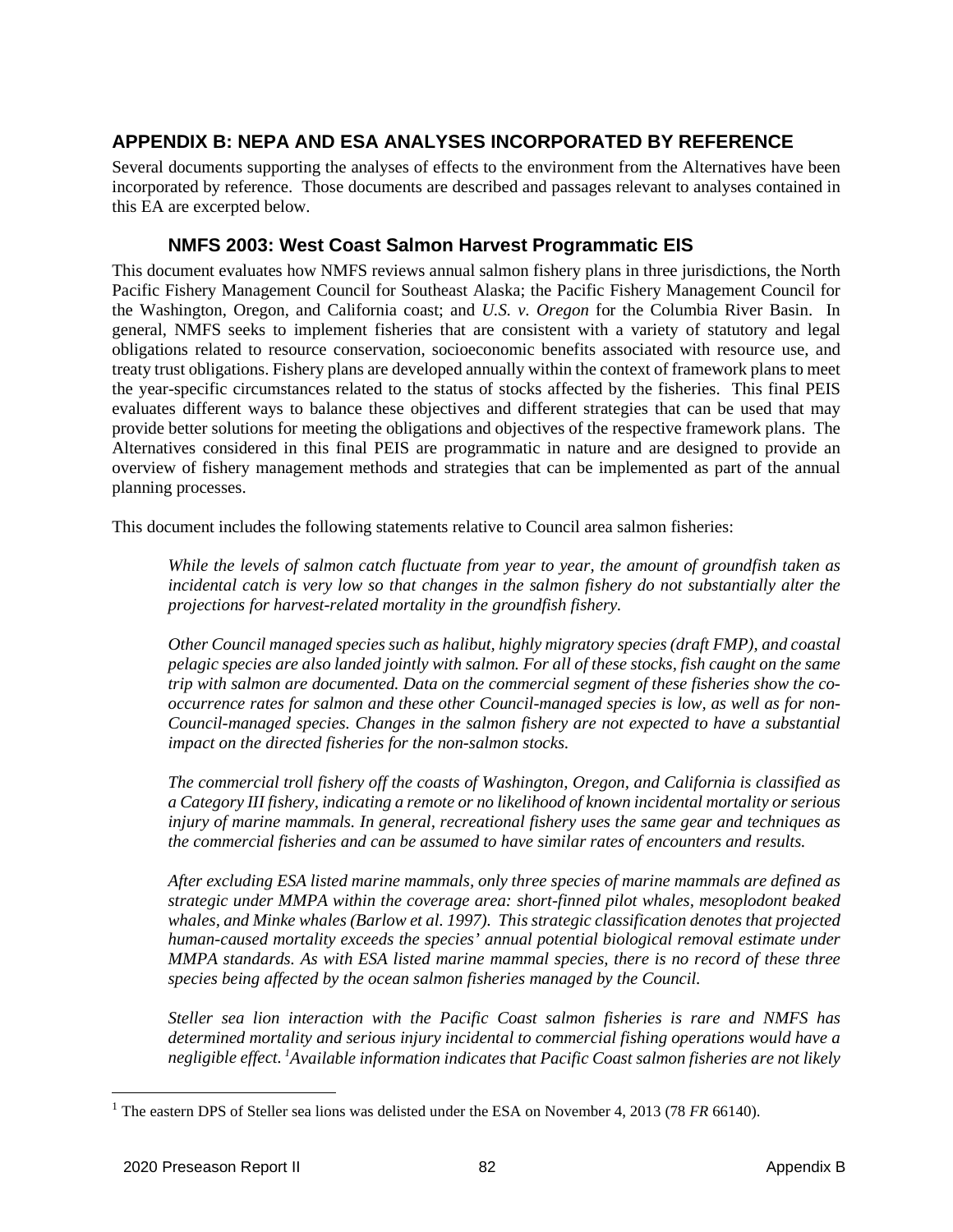## APPENDIX B: NEPA AND ESA ANALYSES INCORPORATED BY REFERENCE

Several documents supporting the analyses of effects to the environment from the Alternatives have been incorporated by reference. Those documents are described and passages relevant to analyses contained in this EA are excerpted below.

### NMFS 2003: West Coast Salmon Harvest Programmatic EIS

This document evaluates how NMFS reviews annual salmon fishery plans in three jurisdictions, the North Pacific Fishery Management Council for Southeast Alaska; the Pacific Fishery Management Council for the Washington, Oregon, and California coast; and *U.S. v. Oregon* for the Columbia River Basin. In general, NMFS seeks to implement fisheries that are consistent with a variety of statutory and legal obligations related to resource conservation, socioeconomic benefits associated with resource use, and treaty trust obligations. Fishery plans are developed annually within the context of framework plans to meet the year-specific circumstances related to the status of stocks affected by the fisheries. This final PEIS evaluates different ways to balance these objectives and different strategies that can be used that may provide better solutions for meeting the obligations and objectives of the respective framework plans. The Alternatives considered in this final PEIS are programmatic in nature and are designed to provide an overview of fishery management methods and strategies that can be implemented as part of the annual planning processes.

This document includes the following statements relative to Council area salmon fisheries:

> *While the levels of salmon catch fluctuate from year to year, the amount of groundfish taken as incidental catch is very low so that changes in the salmon fishery do not substantially alter the projections for harvest-related mortality in the groundfish fishery.*
>
> *Other Council managed species such as halibut, highly migratory species (draft FMP), and coastal pelagic species are also landed jointly with salmon. For all of these stocks, fish caught on the same trip with salmon are documented. Data on the commercial segment of these fisheries show the co-occurrence rates for salmon and these other Council-managed species is low, as well as for non-Council-managed species. Changes in the salmon fishery are not expected to have a substantial impact on the directed fisheries for the non-salmon stocks.*
>
> *The commercial troll fishery off the coasts of Washington, Oregon, and California is classified as a Category III fishery, indicating a remote or no likelihood of known incidental mortality or serious injury of marine mammals. In general, recreational fishery uses the same gear and techniques as the commercial fisheries and can be assumed to have similar rates of encounters and results.*
>
> *After excluding ESA listed marine mammals, only three species of marine mammals are defined as strategic under MMPA within the coverage area: short-finned pilot whales, mesoplodont beaked whales, and Minke whales (Barlow et al. 1997). This strategic classification denotes that projected human-caused mortality exceeds the species' annual potential biological removal estimate under MMPA standards. As with ESA listed marine mammal species, there is no record of these three species being affected by the ocean salmon fisheries managed by the Council.*
>
> *Steller sea lion interaction with the Pacific Coast salmon fisheries is rare and NMFS has determined mortality and serious injury incidental to commercial fishing operations would have a negligible effect.* [1] *Available information indicates that Pacific Coast salmon fisheries are not likely*

[1] The eastern DPS of Steller sea lions was delisted under the ESA on November 4, 2013 (78 *FR* 66140).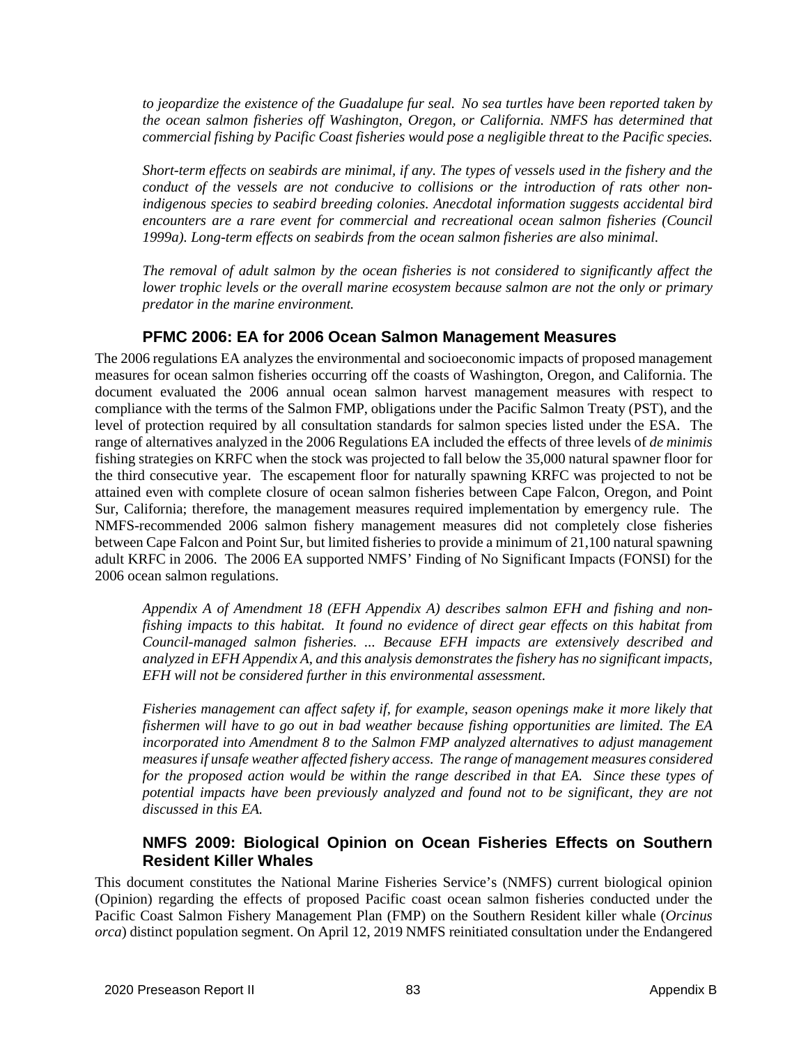*to jeopardize the existence of the Guadalupe fur seal. No sea turtles have been reported taken by the ocean salmon fisheries off Washington, Oregon, or California. NMFS has determined that commercial fishing by Pacific Coast fisheries would pose a negligible threat to the Pacific species.*

*Short-term effects on seabirds are minimal, if any. The types of vessels used in the fishery and the conduct of the vessels are not conducive to collisions or the introduction of rats other non-indigenous species to seabird breeding colonies. Anecdotal information suggests accidental bird encounters are a rare event for commercial and recreational ocean salmon fisheries (Council 1999a). Long-term effects on seabirds from the ocean salmon fisheries are also minimal.*

*The removal of adult salmon by the ocean fisheries is not considered to significantly affect the lower trophic levels or the overall marine ecosystem because salmon are not the only or primary predator in the marine environment.*

### PFMC 2006: EA for 2006 Ocean Salmon Management Measures

The 2006 regulations EA analyzes the environmental and socioeconomic impacts of proposed management measures for ocean salmon fisheries occurring off the coasts of Washington, Oregon, and California. The document evaluated the 2006 annual ocean salmon harvest management measures with respect to compliance with the terms of the Salmon FMP, obligations under the Pacific Salmon Treaty (PST), and the level of protection required by all consultation standards for salmon species listed under the ESA. The range of alternatives analyzed in the 2006 Regulations EA included the effects of three levels of *de minimis* fishing strategies on KRFC when the stock was projected to fall below the 35,000 natural spawner floor for the third consecutive year. The escapement floor for naturally spawning KRFC was projected to not be attained even with complete closure of ocean salmon fisheries between Cape Falcon, Oregon, and Point Sur, California; therefore, the management measures required implementation by emergency rule. The NMFS-recommended 2006 salmon fishery management measures did not completely close fisheries between Cape Falcon and Point Sur, but limited fisheries to provide a minimum of 21,100 natural spawning adult KRFC in 2006. The 2006 EA supported NMFS' Finding of No Significant Impacts (FONSI) for the 2006 ocean salmon regulations.

*Appendix A of Amendment 18 (EFH Appendix A) describes salmon EFH and fishing and non-fishing impacts to this habitat. It found no evidence of direct gear effects on this habitat from Council-managed salmon fisheries. ... Because EFH impacts are extensively described and analyzed in EFH Appendix A, and this analysis demonstrates the fishery has no significant impacts, EFH will not be considered further in this environmental assessment.*

*Fisheries management can affect safety if, for example, season openings make it more likely that fishermen will have to go out in bad weather because fishing opportunities are limited. The EA incorporated into Amendment 8 to the Salmon FMP analyzed alternatives to adjust management measures if unsafe weather affected fishery access. The range of management measures considered for the proposed action would be within the range described in that EA. Since these types of potential impacts have been previously analyzed and found not to be significant, they are not discussed in this EA.*

### NMFS 2009: Biological Opinion on Ocean Fisheries Effects on Southern Resident Killer Whales

This document constitutes the National Marine Fisheries Service's (NMFS) current biological opinion (Opinion) regarding the effects of proposed Pacific coast ocean salmon fisheries conducted under the Pacific Coast Salmon Fishery Management Plan (FMP) on the Southern Resident killer whale (*Orcinus orca*) distinct population segment. On April 12, 2019 NMFS reinitiated consultation under the Endangered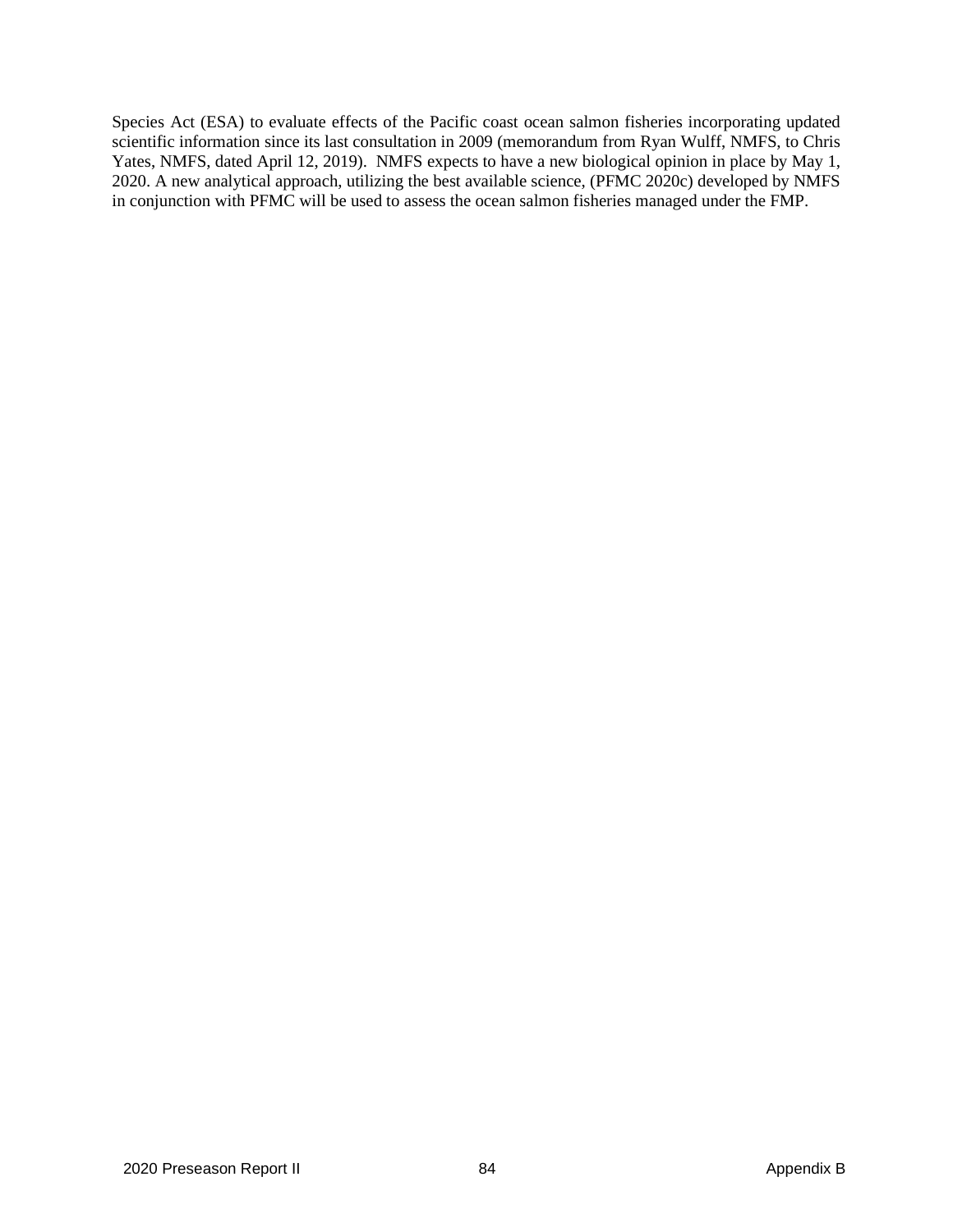Species Act (ESA) to evaluate effects of the Pacific coast ocean salmon fisheries incorporating updated scientific information since its last consultation in 2009 (memorandum from Ryan Wulff, NMFS, to Chris Yates, NMFS, dated April 12, 2019). NMFS expects to have a new biological opinion in place by May 1, 2020. A new analytical approach, utilizing the best available science, (PFMC 2020c) developed by NMFS in conjunction with PFMC will be used to assess the ocean salmon fisheries managed under the FMP.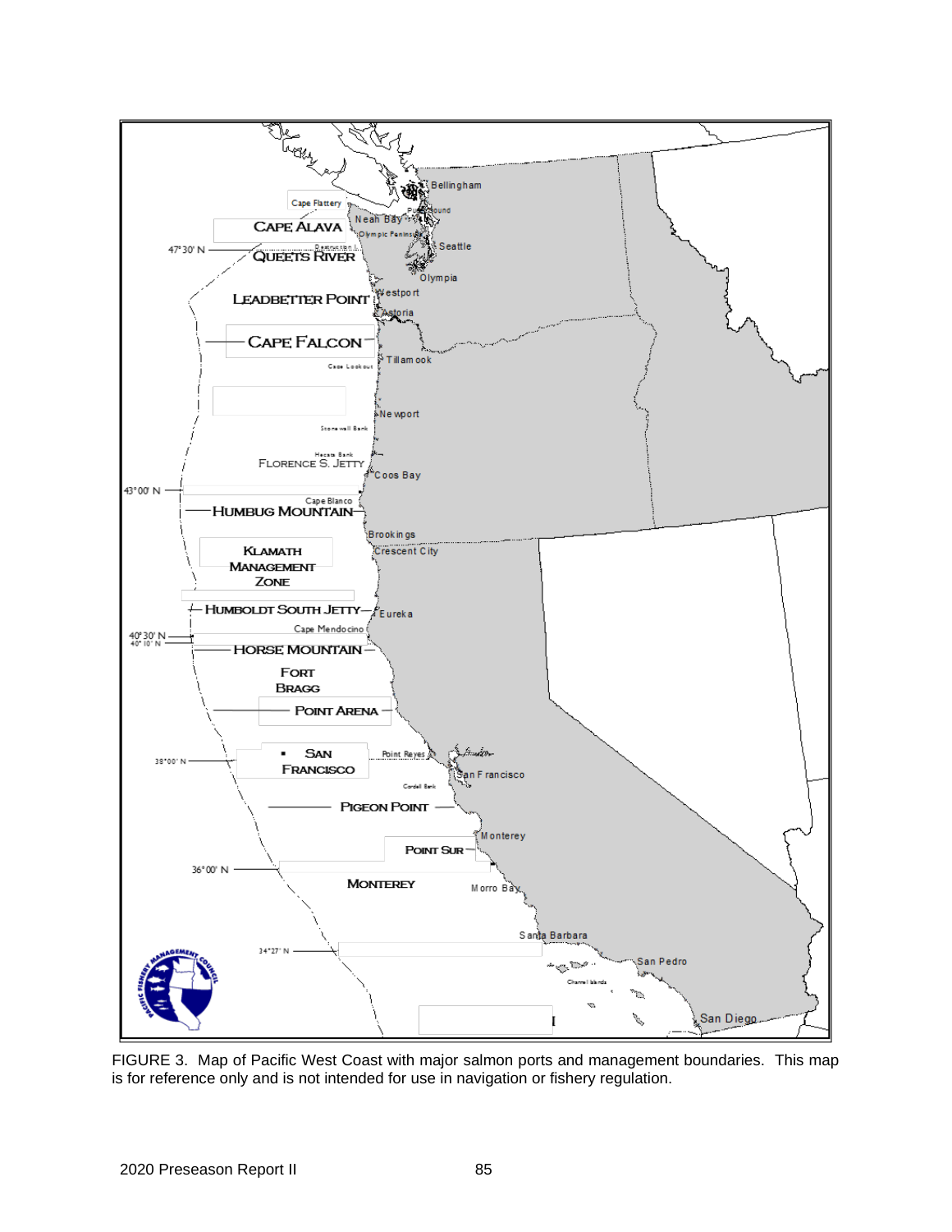Bellingham
Cape Flattery
Neah Bay
Puget Sound
CAPE ALAVA
Olympic Peninsula
Seattle
47°30' N
Destruction I.
QUEETS RIVER
Olympia
Westport
LEADBETTER POINT
Astoria
CAPE FALCON
Tillamook
Cape Lookout
Newport
Stonewall Bank
Heceta Bank
FLORENCE S. JETTY
Coos Bay
43°00' N
Cape Blanco
HUMBUG MOUNTAIN
Brookings
Crescent City
KLAMATH MANAGEMENT ZONE
HUMBOLDT SOUTH JETTY
Eureka
Cape Mendocino
40°30' N
40°10' N
HORSE MOUNTAIN
FORT BRAGG
POINT ARENA
38°00' N
SAN FRANCISCO
Point Reyes
San Francisco
Cordell Bank
PIGEON POINT
Monterey
POINT SUR
36°00' N
MONTEREY
Morro Bay
Santa Barbara
34°27' N
San Pedro
Channel Islands
San Diego
PACIFIC FISHERY MANAGEMENT COUNCIL

FIGURE 3. Map of Pacific West Coast with major salmon ports and management boundaries. This map is for reference only and is not intended for use in navigation or fishery regulation.